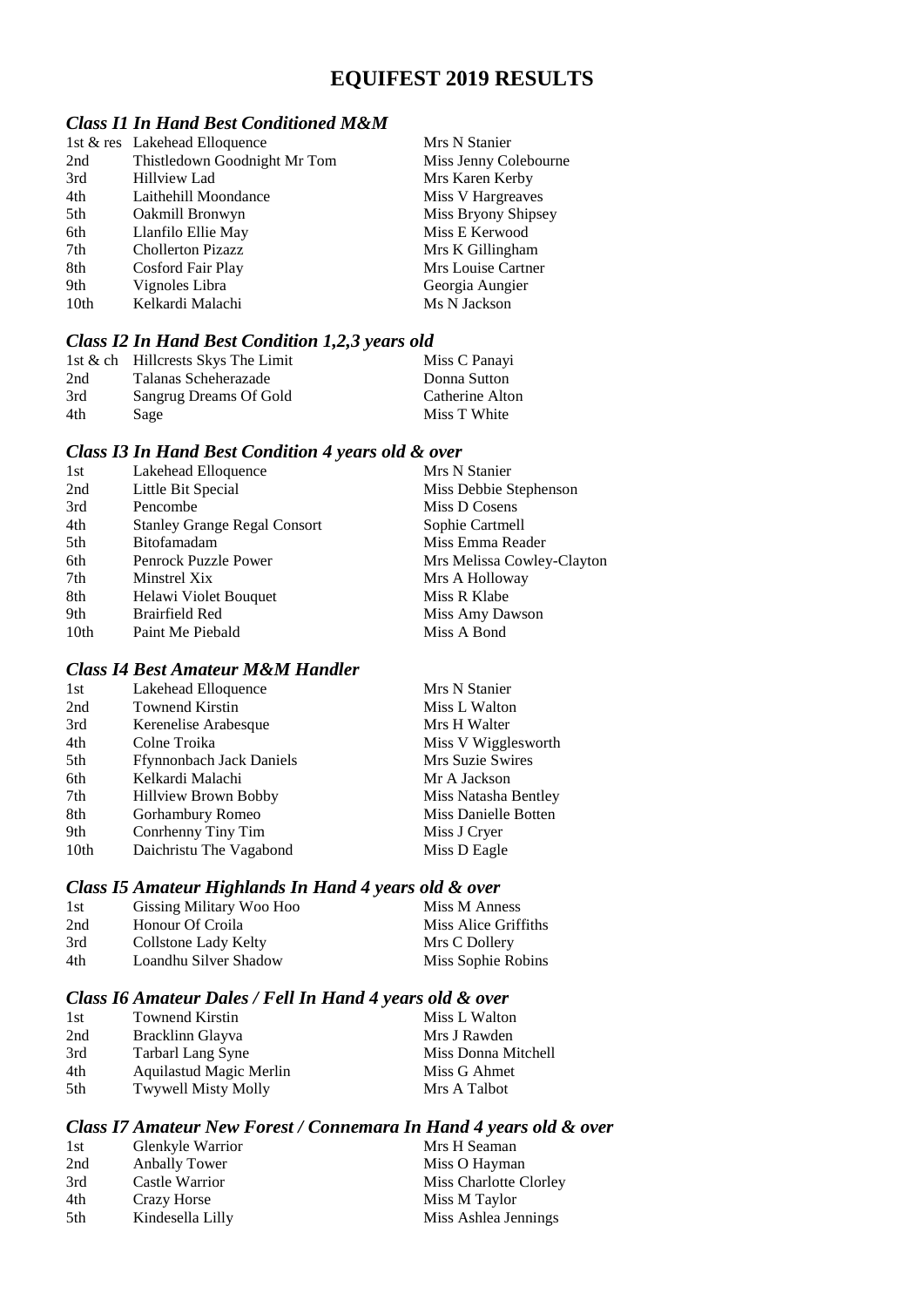# EQUIFEST 2019 RESULTS

### *Class I1 In Hand Best Conditioned M&M*

| | | |
|---|---|---|
| 1st & res | Lakehead Elloquence | Mrs N Stanier |
| 2nd | Thistledown Goodnight Mr Tom | Miss Jenny Colebourne |
| 3rd | Hillview Lad | Mrs Karen Kerby |
| 4th | Laithehill Moondance | Miss V Hargreaves |
| 5th | Oakmill Bronwyn | Miss Bryony Shipsey |
| 6th | Llanfilo Ellie May | Miss E Kerwood |
| 7th | Chollerton Pizazz | Mrs K Gillingham |
| 8th | Cosford Fair Play | Mrs Louise Cartner |
| 9th | Vignoles Libra | Georgia Aungier |
| 10th | Kelkardi Malachi | Ms N Jackson |

### *Class I2 In Hand Best Condition 1,2,3 years old*

| | | |
|---|---|---|
| 1st & ch | Hillcrests Skys The Limit | Miss C Panayi |
| 2nd | Talanas Scheherazade | Donna Sutton |
| 3rd | Sangrug Dreams Of Gold | Catherine Alton |
| 4th | Sage | Miss T White |

### *Class I3 In Hand Best Condition 4 years old & over*

| | | |
|---|---|---|
| 1st | Lakehead Elloquence | Mrs N Stanier |
| 2nd | Little Bit Special | Miss Debbie Stephenson |
| 3rd | Pencombe | Miss D Cosens |
| 4th | Stanley Grange Regal Consort | Sophie Cartmell |
| 5th | Bitofamadam | Miss Emma Reader |
| 6th | Penrock Puzzle Power | Mrs Melissa Cowley-Clayton |
| 7th | Minstrel Xix | Mrs A Holloway |
| 8th | Helawi Violet Bouquet | Miss R Klabe |
| 9th | Brairfield Red | Miss Amy Dawson |
| 10th | Paint Me Piebald | Miss A Bond |

### *Class I4 Best Amateur M&M Handler*

| | | |
|---|---|---|
| 1st | Lakehead Elloquence | Mrs N Stanier |
| 2nd | Townend Kirstin | Miss L Walton |
| 3rd | Kerenelise Arabesque | Mrs H Walter |
| 4th | Colne Troika | Miss V Wigglesworth |
| 5th | Ffynnonbach Jack Daniels | Mrs Suzie Swires |
| 6th | Kelkardi Malachi | Mr A Jackson |
| 7th | Hillview Brown Bobby | Miss Natasha Bentley |
| 8th | Gorhambury Romeo | Miss Danielle Botten |
| 9th | Conrhenny Tiny Tim | Miss J Cryer |
| 10th | Daichristu The Vagabond | Miss D Eagle |

### *Class I5 Amateur Highlands In Hand 4 years old & over*

| | | |
|---|---|---|
| 1st | Gissing Military Woo Hoo | Miss M Anness |
| 2nd | Honour Of Croila | Miss Alice Griffiths |
| 3rd | Collstone Lady Kelty | Mrs C Dollery |
| 4th | Loandhu Silver Shadow | Miss Sophie Robins |

### *Class I6 Amateur Dales / Fell In Hand 4 years old & over*

| | | |
|---|---|---|
| 1st | Townend Kirstin | Miss L Walton |
| 2nd | Bracklinn Glayva | Mrs J Rawden |
| 3rd | Tarbarl Lang Syne | Miss Donna Mitchell |
| 4th | Aquilastud Magic Merlin | Miss G Ahmet |
| 5th | Twywell Misty Molly | Mrs A Talbot |

### *Class I7 Amateur New Forest / Connemara In Hand 4 years old & over*

| | | |
|---|---|---|
| 1st | Glenkyle Warrior | Mrs H Seaman |
| 2nd | Anbally Tower | Miss O Hayman |
| 3rd | Castle Warrior | Miss Charlotte Clorley |
| 4th | Crazy Horse | Miss M Taylor |
| 5th | Kindesella Lilly | Miss Ashlea Jennings |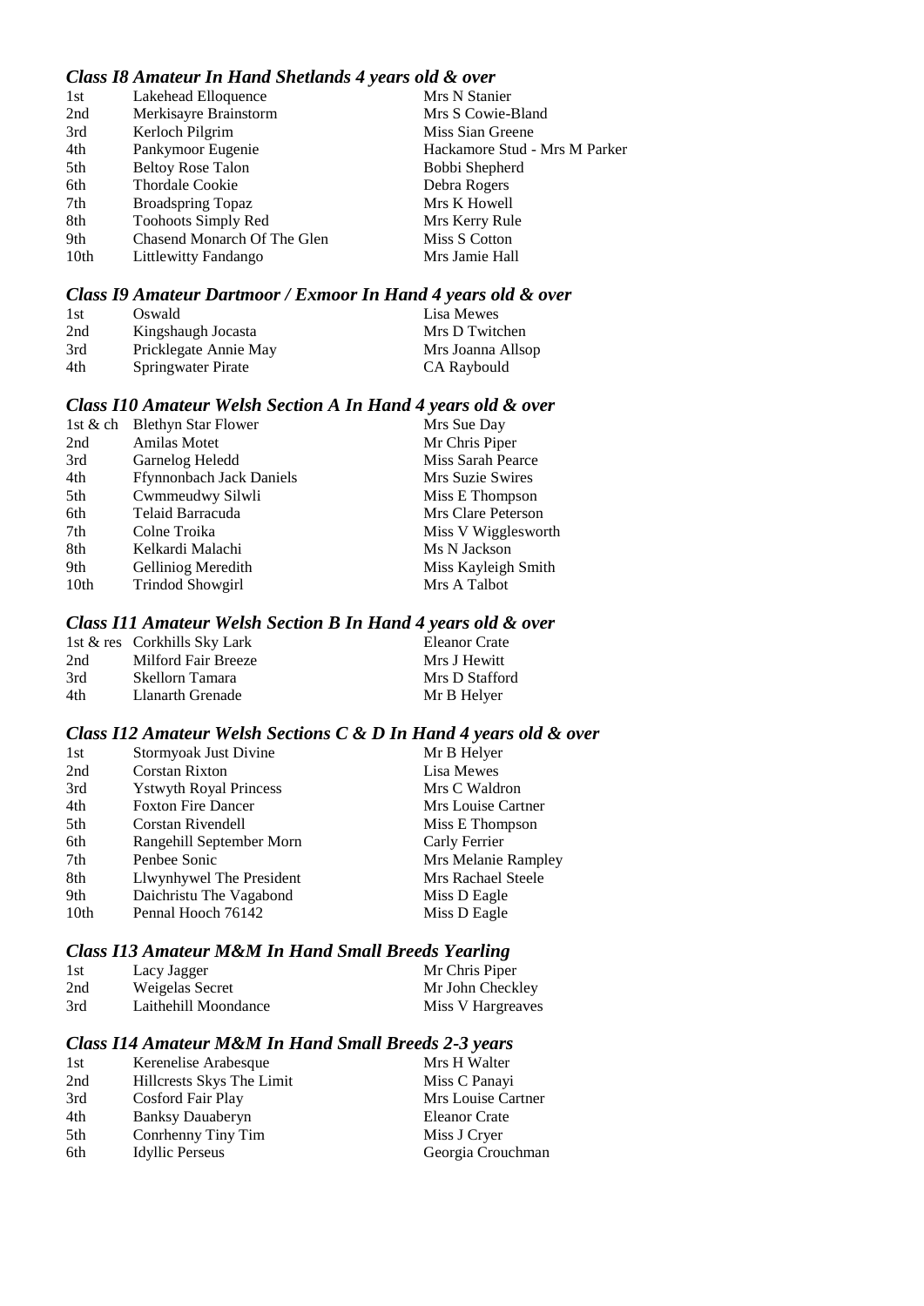### *Class I8 Amateur In Hand Shetlands 4 years old & over*

| | | |
|---|---|---|
| 1st | Lakehead Elloquence | Mrs N Stanier |
| 2nd | Merkisayre Brainstorm | Mrs S Cowie-Bland |
| 3rd | Kerloch Pilgrim | Miss Sian Greene |
| 4th | Pankymoor Eugenie | Hackamore Stud - Mrs M Parker |
| 5th | Beltoy Rose Talon | Bobbi Shepherd |
| 6th | Thordale Cookie | Debra Rogers |
| 7th | Broadspring Topaz | Mrs K Howell |
| 8th | Toohoots Simply Red | Mrs Kerry Rule |
| 9th | Chasend Monarch Of The Glen | Miss S Cotton |
| 10th | Littlewitty Fandango | Mrs Jamie Hall |

### *Class I9 Amateur Dartmoor / Exmoor In Hand 4 years old & over*

| | | |
|---|---|---|
| 1st | Oswald | Lisa Mewes |
| 2nd | Kingshaugh Jocasta | Mrs D Twitchen |
| 3rd | Pricklegate Annie May | Mrs Joanna Allsop |
| 4th | Springwater Pirate | CA Raybould |

### *Class I10 Amateur Welsh Section A In Hand 4 years old & over*

| | | |
|---|---|---|
| 1st & ch | Blethyn Star Flower | Mrs Sue Day |
| 2nd | Amilas Motet | Mr Chris Piper |
| 3rd | Garnelog Heledd | Miss Sarah Pearce |
| 4th | Ffynnonbach Jack Daniels | Mrs Suzie Swires |
| 5th | Cwmmeudwy Silwli | Miss E Thompson |
| 6th | Telaid Barracuda | Mrs Clare Peterson |
| 7th | Colne Troika | Miss V Wigglesworth |
| 8th | Kelkardi Malachi | Ms N Jackson |
| 9th | Gelliniog Meredith | Miss Kayleigh Smith |
| 10th | Trindod Showgirl | Mrs A Talbot |

### *Class I11 Amateur Welsh Section B In Hand 4 years old & over*

| | | |
|---|---|---|
| 1st & res | Corkhills Sky Lark | Eleanor Crate |
| 2nd | Milford Fair Breeze | Mrs J Hewitt |
| 3rd | Skellorn Tamara | Mrs D Stafford |
| 4th | Llanarth Grenade | Mr B Helyer |

### *Class I12 Amateur Welsh Sections C & D In Hand 4 years old & over*

| | | |
|---|---|---|
| 1st | Stormyoak Just Divine | Mr B Helyer |
| 2nd | Corstan Rixton | Lisa Mewes |
| 3rd | Ystwyth Royal Princess | Mrs C Waldron |
| 4th | Foxton Fire Dancer | Mrs Louise Cartner |
| 5th | Corstan Rivendell | Miss E Thompson |
| 6th | Rangehill September Morn | Carly Ferrier |
| 7th | Penbee Sonic | Mrs Melanie Rampley |
| 8th | Llwynhywel The President | Mrs Rachael Steele |
| 9th | Daichristu The Vagabond | Miss D Eagle |
| 10th | Pennal Hooch 76142 | Miss D Eagle |

### *Class I13 Amateur M&M In Hand Small Breeds Yearling*

| | | |
|---|---|---|
| 1st | Lacy Jagger | Mr Chris Piper |
| 2nd | Weigelas Secret | Mr John Checkley |
| 3rd | Laithehill Moondance | Miss V Hargreaves |

### *Class I14 Amateur M&M In Hand Small Breeds 2-3 years*

| | | |
|---|---|---|
| 1st | Kerenelise Arabesque | Mrs H Walter |
| 2nd | Hillcrests Skys The Limit | Miss C Panayi |
| 3rd | Cosford Fair Play | Mrs Louise Cartner |
| 4th | Banksy Dauaberyn | Eleanor Crate |
| 5th | Conrhenny Tiny Tim | Miss J Cryer |
| 6th | Idyllic Perseus | Georgia Crouchman |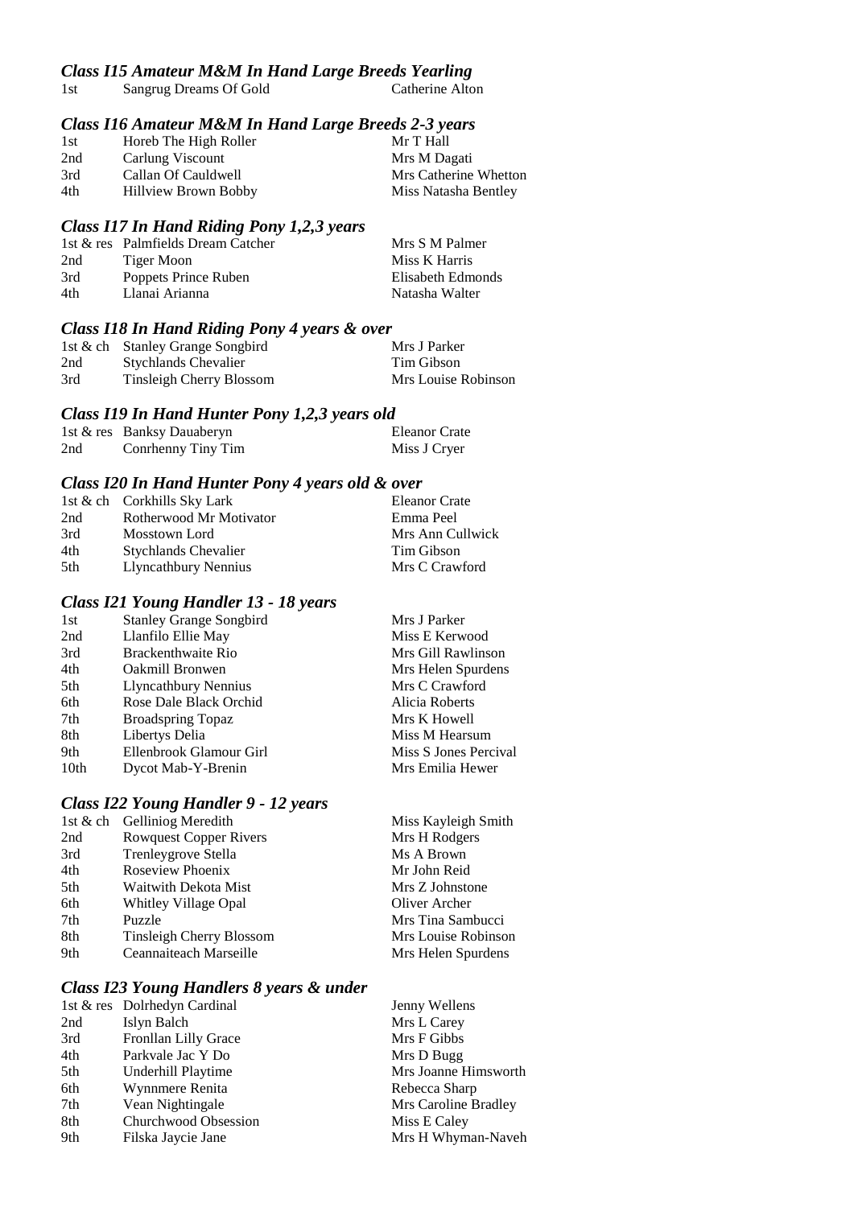### *Class I15 Amateur M&M In Hand Large Breeds Yearling*

| | | |
|---|---|---|
| 1st | Sangrug Dreams Of Gold | Catherine Alton |

### *Class I16 Amateur M&M In Hand Large Breeds 2-3 years*

| | | |
|---|---|---|
| 1st | Horeb The High Roller | Mr T Hall |
| 2nd | Carlung Viscount | Mrs M Dagati |
| 3rd | Callan Of Cauldwell | Mrs Catherine Whetton |
| 4th | Hillview Brown Bobby | Miss Natasha Bentley |

### *Class I17 In Hand Riding Pony 1,2,3 years*

| | | |
|---|---|---|
| 1st & res | Palmfields Dream Catcher | Mrs S M Palmer |
| 2nd | Tiger Moon | Miss K Harris |
| 3rd | Poppets Prince Ruben | Elisabeth Edmonds |
| 4th | Llanai Arianna | Natasha Walter |

### *Class I18 In Hand Riding Pony 4 years & over*

| | | |
|---|---|---|
| 1st & ch | Stanley Grange Songbird | Mrs J Parker |
| 2nd | Stychlands Chevalier | Tim Gibson |
| 3rd | Tinsleigh Cherry Blossom | Mrs Louise Robinson |

### *Class I19 In Hand Hunter Pony 1,2,3 years old*

| | | |
|---|---|---|
| 1st & res | Banksy Dauaberyn | Eleanor Crate |
| 2nd | Conrhenny Tiny Tim | Miss J Cryer |

### *Class I20 In Hand Hunter Pony 4 years old & over*

| | | |
|---|---|---|
| 1st & ch | Corkhills Sky Lark | Eleanor Crate |
| 2nd | Rotherwood Mr Motivator | Emma Peel |
| 3rd | Mosstown Lord | Mrs Ann Cullwick |
| 4th | Stychlands Chevalier | Tim Gibson |
| 5th | Llyncathbury Nennius | Mrs C Crawford |

### *Class I21 Young Handler 13 - 18 years*

| | | |
|---|---|---|
| 1st | Stanley Grange Songbird | Mrs J Parker |
| 2nd | Llanfilo Ellie May | Miss E Kerwood |
| 3rd | Brackenthwaite Rio | Mrs Gill Rawlinson |
| 4th | Oakmill Bronwen | Mrs Helen Spurdens |
| 5th | Llyncathbury Nennius | Mrs C Crawford |
| 6th | Rose Dale Black Orchid | Alicia Roberts |
| 7th | Broadspring Topaz | Mrs K Howell |
| 8th | Libertys Delia | Miss M Hearsum |
| 9th | Ellenbrook Glamour Girl | Miss S Jones Percival |
| 10th | Dycot Mab-Y-Brenin | Mrs Emilia Hewer |

### *Class I22 Young Handler 9 - 12 years*

| | | |
|---|---|---|
| 1st & ch | Gelliniog Meredith | Miss Kayleigh Smith |
| 2nd | Rowquest Copper Rivers | Mrs H Rodgers |
| 3rd | Trenleygrove Stella | Ms A Brown |
| 4th | Roseview Phoenix | Mr John Reid |
| 5th | Waitwith Dekota Mist | Mrs Z Johnstone |
| 6th | Whitley Village Opal | Oliver Archer |
| 7th | Puzzle | Mrs Tina Sambucci |
| 8th | Tinsleigh Cherry Blossom | Mrs Louise Robinson |
| 9th | Ceannaiteach Marseille | Mrs Helen Spurdens |

### *Class I23 Young Handlers 8 years & under*

| | | |
|---|---|---|
| 1st & res | Dolrhedyn Cardinal | Jenny Wellens |
| 2nd | Islyn Balch | Mrs L Carey |
| 3rd | Fronllan Lilly Grace | Mrs F Gibbs |
| 4th | Parkvale Jac Y Do | Mrs D Bugg |
| 5th | Underhill Playtime | Mrs Joanne Himsworth |
| 6th | Wynnmere Renita | Rebecca Sharp |
| 7th | Vean Nightingale | Mrs Caroline Bradley |
| 8th | Churchwood Obsession | Miss E Caley |
| 9th | Filska Jaycie Jane | Mrs H Whyman-Naveh |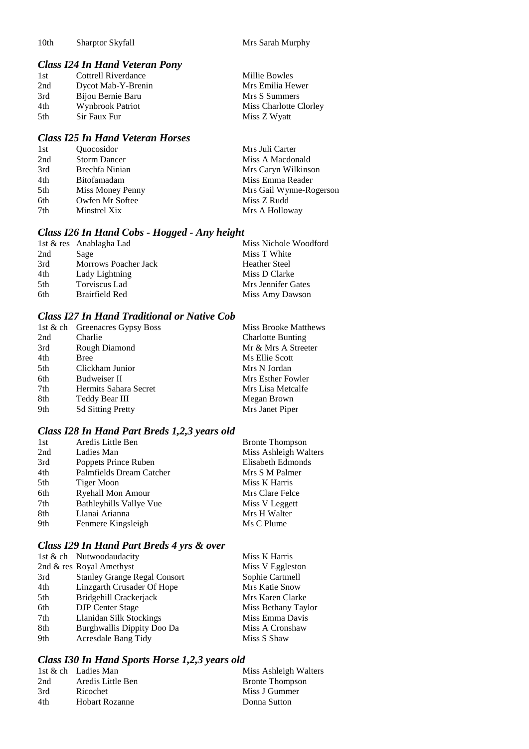| | | |
|---|---|---|
| 10th | Sharptor Skyfall | Mrs Sarah Murphy |

### *Class I24 In Hand Veteran Pony*

| | | |
|---|---|---|
| 1st | Cottrell Riverdance | Millie Bowles |
| 2nd | Dycot Mab-Y-Brenin | Mrs Emilia Hewer |
| 3rd | Bijou Bernie Baru | Mrs S Summers |
| 4th | Wynbrook Patriot | Miss Charlotte Clorley |
| 5th | Sir Faux Fur | Miss Z Wyatt |

### *Class I25 In Hand Veteran Horses*

| | | |
|---|---|---|
| 1st | Quocosidor | Mrs Juli Carter |
| 2nd | Storm Dancer | Miss A Macdonald |
| 3rd | Brechfa Ninian | Mrs Caryn Wilkinson |
| 4th | Bitofamadam | Miss Emma Reader |
| 5th | Miss Money Penny | Mrs Gail Wynne-Rogerson |
| 6th | Owfen Mr Softee | Miss Z Rudd |
| 7th | Minstrel Xix | Mrs A Holloway |

### *Class I26 In Hand Cobs - Hogged - Any height*

| | | |
|---|---|---|
| 1st & res | Anablagha Lad | Miss Nichole Woodford |
| 2nd | Sage | Miss T White |
| 3rd | Morrows Poacher Jack | Heather Steel |
| 4th | Lady Lightning | Miss D Clarke |
| 5th | Torviscus Lad | Mrs Jennifer Gates |
| 6th | Brairfield Red | Miss Amy Dawson |

### *Class I27 In Hand Traditional or Native Cob*

| | | |
|---|---|---|
| 1st & ch | Greenacres Gypsy Boss | Miss Brooke Matthews |
| 2nd | Charlie | Charlotte Bunting |
| 3rd | Rough Diamond | Mr & Mrs A Streeter |
| 4th | Bree | Ms Ellie Scott |
| 5th | Clickham Junior | Mrs N Jordan |
| 6th | Budweiser II | Mrs Esther Fowler |
| 7th | Hermits Sahara Secret | Mrs Lisa Metcalfe |
| 8th | Teddy Bear III | Megan Brown |
| 9th | Sd Sitting Pretty | Mrs Janet Piper |

### *Class I28 In Hand Part Breds 1,2,3 years old*

| | | |
|---|---|---|
| 1st | Aredis Little Ben | Bronte Thompson |
| 2nd | Ladies Man | Miss Ashleigh Walters |
| 3rd | Poppets Prince Ruben | Elisabeth Edmonds |
| 4th | Palmfields Dream Catcher | Mrs S M Palmer |
| 5th | Tiger Moon | Miss K Harris |
| 6th | Ryehall Mon Amour | Mrs Clare Felce |
| 7th | Bathleyhills Vallye Vue | Miss V Leggett |
| 8th | Llanai Arianna | Mrs H Walter |
| 9th | Fenmere Kingsleigh | Ms C Plume |

### *Class I29 In Hand Part Breds 4 yrs & over*

| | | |
|---|---|---|
| 1st & ch | Nutwoodaudacity | Miss K Harris |
| 2nd & res | Royal Amethyst | Miss V Eggleston |
| 3rd | Stanley Grange Regal Consort | Sophie Cartmell |
| 4th | Linzgarth Crusader Of Hope | Mrs Katie Snow |
| 5th | Bridgehill Crackerjack | Mrs Karen Clarke |
| 6th | DJP Center Stage | Miss Bethany Taylor |
| 7th | Llanidan Silk Stockings | Miss Emma Davis |
| 8th | Burghwallis Dippity Doo Da | Miss A Cronshaw |
| 9th | Acresdale Bang Tidy | Miss S Shaw |

### *Class I30 In Hand Sports Horse 1,2,3 years old*

| | | |
|---|---|---|
| 1st & ch | Ladies Man | Miss Ashleigh Walters |
| 2nd | Aredis Little Ben | Bronte Thompson |
| 3rd | Ricochet | Miss J Gummer |
| 4th | Hobart Rozanne | Donna Sutton |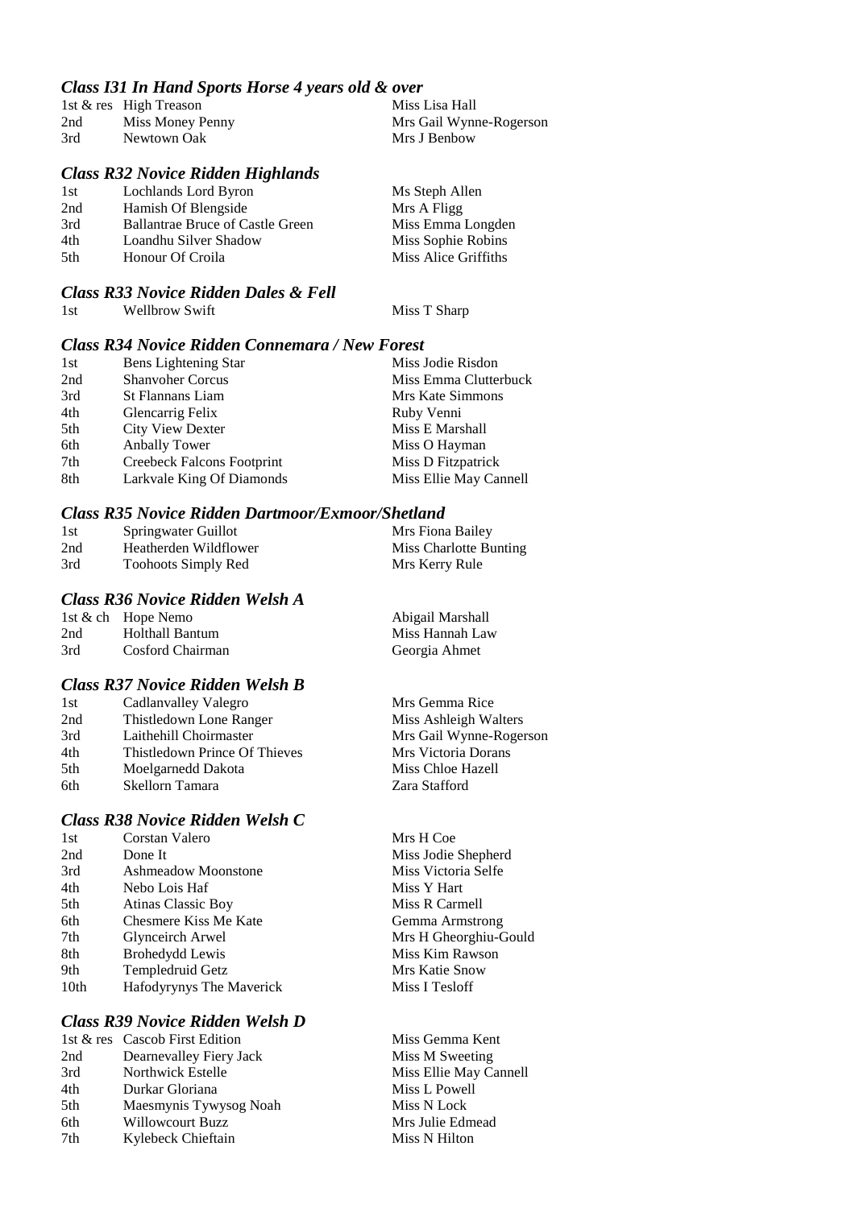### *Class I31 In Hand Sports Horse 4 years old & over*

| | | |
|---|---|---|
| 1st & res | High Treason | Miss Lisa Hall |
| 2nd | Miss Money Penny | Mrs Gail Wynne-Rogerson |
| 3rd | Newtown Oak | Mrs J Benbow |

### *Class R32 Novice Ridden Highlands*

| | | |
|---|---|---|
| 1st | Lochlands Lord Byron | Ms Steph Allen |
| 2nd | Hamish Of Blengside | Mrs A Fligg |
| 3rd | Ballantrae Bruce of Castle Green | Miss Emma Longden |
| 4th | Loandhu Silver Shadow | Miss Sophie Robins |
| 5th | Honour Of Croila | Miss Alice Griffiths |

### *Class R33 Novice Ridden Dales & Fell*

| | | |
|---|---|---|
| 1st | Wellbrow Swift | Miss T Sharp |

### *Class R34 Novice Ridden Connemara / New Forest*

| | | |
|---|---|---|
| 1st | Bens Lightening Star | Miss Jodie Risdon |
| 2nd | Shanvoher Corcus | Miss Emma Clutterbuck |
| 3rd | St Flannans Liam | Mrs Kate Simmons |
| 4th | Glencarrig Felix | Ruby Venni |
| 5th | City View Dexter | Miss E Marshall |
| 6th | Anbally Tower | Miss O Hayman |
| 7th | Creebeck Falcons Footprint | Miss D Fitzpatrick |
| 8th | Larkvale King Of Diamonds | Miss Ellie May Cannell |

### *Class R35 Novice Ridden Dartmoor/Exmoor/Shetland*

| | | |
|---|---|---|
| 1st | Springwater Guillot | Mrs Fiona Bailey |
| 2nd | Heatherden Wildflower | Miss Charlotte Bunting |
| 3rd | Toohoots Simply Red | Mrs Kerry Rule |

### *Class R36 Novice Ridden Welsh A*

| | | |
|---|---|---|
| 1st & ch | Hope Nemo | Abigail Marshall |
| 2nd | Holthall Bantum | Miss Hannah Law |
| 3rd | Cosford Chairman | Georgia Ahmet |

### *Class R37 Novice Ridden Welsh B*

| | | |
|---|---|---|
| 1st | Cadlanvalley Valegro | Mrs Gemma Rice |
| 2nd | Thistledown Lone Ranger | Miss Ashleigh Walters |
| 3rd | Laithehill Choirmaster | Mrs Gail Wynne-Rogerson |
| 4th | Thistledown Prince Of Thieves | Mrs Victoria Dorans |
| 5th | Moelgarnedd Dakota | Miss Chloe Hazell |
| 6th | Skellorn Tamara | Zara Stafford |

### *Class R38 Novice Ridden Welsh C*

| | | |
|---|---|---|
| 1st | Corstan Valero | Mrs H Coe |
| 2nd | Done It | Miss Jodie Shepherd |
| 3rd | Ashmeadow Moonstone | Miss Victoria Selfe |
| 4th | Nebo Lois Haf | Miss Y Hart |
| 5th | Atinas Classic Boy | Miss R Carmell |
| 6th | Chesmere Kiss Me Kate | Gemma Armstrong |
| 7th | Glynceirch Arwel | Mrs H Gheorghiu-Gould |
| 8th | Brohedydd Lewis | Miss Kim Rawson |
| 9th | Templedruid Getz | Mrs Katie Snow |
| 10th | Hafodyrynys The Maverick | Miss I Tesloff |

### *Class R39 Novice Ridden Welsh D*

| | | |
|---|---|---|
| 1st & res | Cascob First Edition | Miss Gemma Kent |
| 2nd | Dearnevalley Fiery Jack | Miss M Sweeting |
| 3rd | Northwick Estelle | Miss Ellie May Cannell |
| 4th | Durkar Gloriana | Miss L Powell |
| 5th | Maesmynis Tywysog Noah | Miss N Lock |
| 6th | Willowcourt Buzz | Mrs Julie Edmead |
| 7th | Kylebeck Chieftain | Miss N Hilton |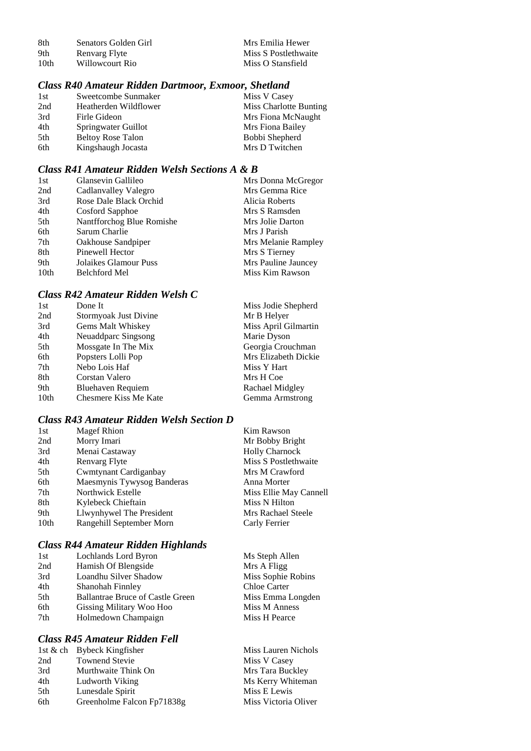| | | |
|---|---|---|
| 8th | Senators Golden Girl | Mrs Emilia Hewer |
| 9th | Renvarg Flyte | Miss S Postlethwaite |
| 10th | Willowcourt Rio | Miss O Stansfield |

### *Class R40 Amateur Ridden Dartmoor, Exmoor, Shetland*

| | | |
|---|---|---|
| 1st | Sweetcombe Sunmaker | Miss V Casey |
| 2nd | Heatherden Wildflower | Miss Charlotte Bunting |
| 3rd | Firle Gideon | Mrs Fiona McNaught |
| 4th | Springwater Guillot | Mrs Fiona Bailey |
| 5th | Beltoy Rose Talon | Bobbi Shepherd |
| 6th | Kingshaugh Jocasta | Mrs D Twitchen |

### *Class R41 Amateur Ridden Welsh Sections A & B*

| | | |
|---|---|---|
| 1st | Glansevin Gallileo | Mrs Donna McGregor |
| 2nd | Cadlanvalley Valegro | Mrs Gemma Rice |
| 3rd | Rose Dale Black Orchid | Alicia Roberts |
| 4th | Cosford Sapphoe | Mrs S Ramsden |
| 5th | Nantfforchog Blue Romishe | Mrs Jolie Darton |
| 6th | Sarum Charlie | Mrs J Parish |
| 7th | Oakhouse Sandpiper | Mrs Melanie Rampley |
| 8th | Pinewell Hector | Mrs S Tierney |
| 9th | Jolaikes Glamour Puss | Mrs Pauline Jauncey |
| 10th | Belchford Mel | Miss Kim Rawson |

### *Class R42 Amateur Ridden Welsh C*

| | | |
|---|---|---|
| 1st | Done It | Miss Jodie Shepherd |
| 2nd | Stormyoak Just Divine | Mr B Helyer |
| 3rd | Gems Malt Whiskey | Miss April Gilmartin |
| 4th | Neuaddparc Singsong | Marie Dyson |
| 5th | Mossgate In The Mix | Georgia Crouchman |
| 6th | Popsters Lolli Pop | Mrs Elizabeth Dickie |
| 7th | Nebo Lois Haf | Miss Y Hart |
| 8th | Corstan Valero | Mrs H Coe |
| 9th | Bluehaven Requiem | Rachael Midgley |
| 10th | Chesmere Kiss Me Kate | Gemma Armstrong |

### *Class R43 Amateur Ridden Welsh Section D*

| | | |
|---|---|---|
| 1st | Magef Rhion | Kim Rawson |
| 2nd | Morry Imari | Mr Bobby Bright |
| 3rd | Menai Castaway | Holly Charnock |
| 4th | Renvarg Flyte | Miss S Postlethwaite |
| 5th | Cwmtynant Cardiganbay | Mrs M Crawford |
| 6th | Maesmynis Tywysog Banderas | Anna Morter |
| 7th | Northwick Estelle | Miss Ellie May Cannell |
| 8th | Kylebeck Chieftain | Miss N Hilton |
| 9th | Llwynhywel The President | Mrs Rachael Steele |
| 10th | Rangehill September Morn | Carly Ferrier |

### *Class R44 Amateur Ridden Highlands*

| | | |
|---|---|---|
| 1st | Lochlands Lord Byron | Ms Steph Allen |
| 2nd | Hamish Of Blengside | Mrs A Fligg |
| 3rd | Loandhu Silver Shadow | Miss Sophie Robins |
| 4th | Shanohah Finnley | Chloe Carter |
| 5th | Ballantrae Bruce of Castle Green | Miss Emma Longden |
| 6th | Gissing Military Woo Hoo | Miss M Anness |
| 7th | Holmedown Champaign | Miss H Pearce |

### *Class R45 Amateur Ridden Fell*

| | | |
|---|---|---|
| 1st & ch | Bybeck Kingfisher | Miss Lauren Nichols |
| 2nd | Townend Stevie | Miss V Casey |
| 3rd | Murthwaite Think On | Mrs Tara Buckley |
| 4th | Ludworth Viking | Ms Kerry Whiteman |
| 5th | Lunesdale Spirit | Miss E Lewis |
| 6th | Greenholme Falcon Fp71838g | Miss Victoria Oliver |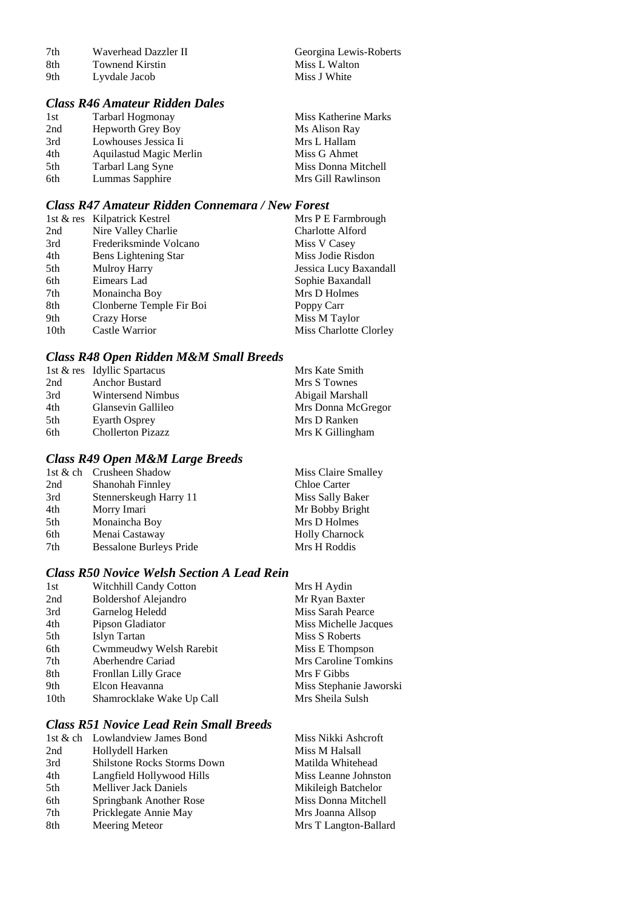| | | |
|---|---|---|
| 7th | Waverhead Dazzler II | Georgina Lewis-Roberts |
| 8th | Townend Kirstin | Miss L Walton |
| 9th | Lyvdale Jacob | Miss J White |

### *Class R46 Amateur Ridden Dales*

| | | |
|---|---|---|
| 1st | Tarbarl Hogmonay | Miss Katherine Marks |
| 2nd | Hepworth Grey Boy | Ms Alison Ray |
| 3rd | Lowhouses Jessica Ii | Mrs L Hallam |
| 4th | Aquilastud Magic Merlin | Miss G Ahmet |
| 5th | Tarbarl Lang Syne | Miss Donna Mitchell |
| 6th | Lummas Sapphire | Mrs Gill Rawlinson |

### *Class R47 Amateur Ridden Connemara / New Forest*

| | | |
|---|---|---|
| 1st & res | Kilpatrick Kestrel | Mrs P E Farmbrough |
| 2nd | Nire Valley Charlie | Charlotte Alford |
| 3rd | Frederiksminde Volcano | Miss V Casey |
| 4th | Bens Lightening Star | Miss Jodie Risdon |
| 5th | Mulroy Harry | Jessica Lucy Baxandall |
| 6th | Eimears Lad | Sophie Baxandall |
| 7th | Monaincha Boy | Mrs D Holmes |
| 8th | Clonberne Temple Fir Boi | Poppy Carr |
| 9th | Crazy Horse | Miss M Taylor |
| 10th | Castle Warrior | Miss Charlotte Clorley |

### *Class R48 Open Ridden M&M Small Breeds*

| | | |
|---|---|---|
| 1st & res | Idyllic Spartacus | Mrs Kate Smith |
| 2nd | Anchor Bustard | Mrs S Townes |
| 3rd | Wintersend Nimbus | Abigail Marshall |
| 4th | Glansevin Gallileo | Mrs Donna McGregor |
| 5th | Eyarth Osprey | Mrs D Ranken |
| 6th | Chollerton Pizazz | Mrs K Gillingham |

### *Class R49 Open M&M Large Breeds*

| | | |
|---|---|---|
| 1st & ch | Crusheen Shadow | Miss Claire Smalley |
| 2nd | Shanohah Finnley | Chloe Carter |
| 3rd | Stennerskeugh Harry 11 | Miss Sally Baker |
| 4th | Morry Imari | Mr Bobby Bright |
| 5th | Monaincha Boy | Mrs D Holmes |
| 6th | Menai Castaway | Holly Charnock |
| 7th | Bessalone Burleys Pride | Mrs H Roddis |

### *Class R50 Novice Welsh Section A Lead Rein*

| | | |
|---|---|---|
| 1st | Witchhill Candy Cotton | Mrs H Aydin |
| 2nd | Boldershof Alejandro | Mr Ryan Baxter |
| 3rd | Garnelog Heledd | Miss Sarah Pearce |
| 4th | Pipson Gladiator | Miss Michelle Jacques |
| 5th | Islyn Tartan | Miss S Roberts |
| 6th | Cwmmeudwy Welsh Rarebit | Miss E Thompson |
| 7th | Aberhendre Cariad | Mrs Caroline Tomkins |
| 8th | Fronllan Lilly Grace | Mrs F Gibbs |
| 9th | Elcon Heavanna | Miss Stephanie Jaworski |
| 10th | Shamrocklake Wake Up Call | Mrs Sheila Sulsh |

### *Class R51 Novice Lead Rein Small Breeds*

| | | |
|---|---|---|
| 1st & ch | Lowlandview James Bond | Miss Nikki Ashcroft |
| 2nd | Hollydell Harken | Miss M Halsall |
| 3rd | Shilstone Rocks Storms Down | Matilda Whitehead |
| 4th | Langfield Hollywood Hills | Miss Leanne Johnston |
| 5th | Melliver Jack Daniels | Mikileigh Batchelor |
| 6th | Springbank Another Rose | Miss Donna Mitchell |
| 7th | Pricklegate Annie May | Mrs Joanna Allsop |
| 8th | Meering Meteor | Mrs T Langton-Ballard |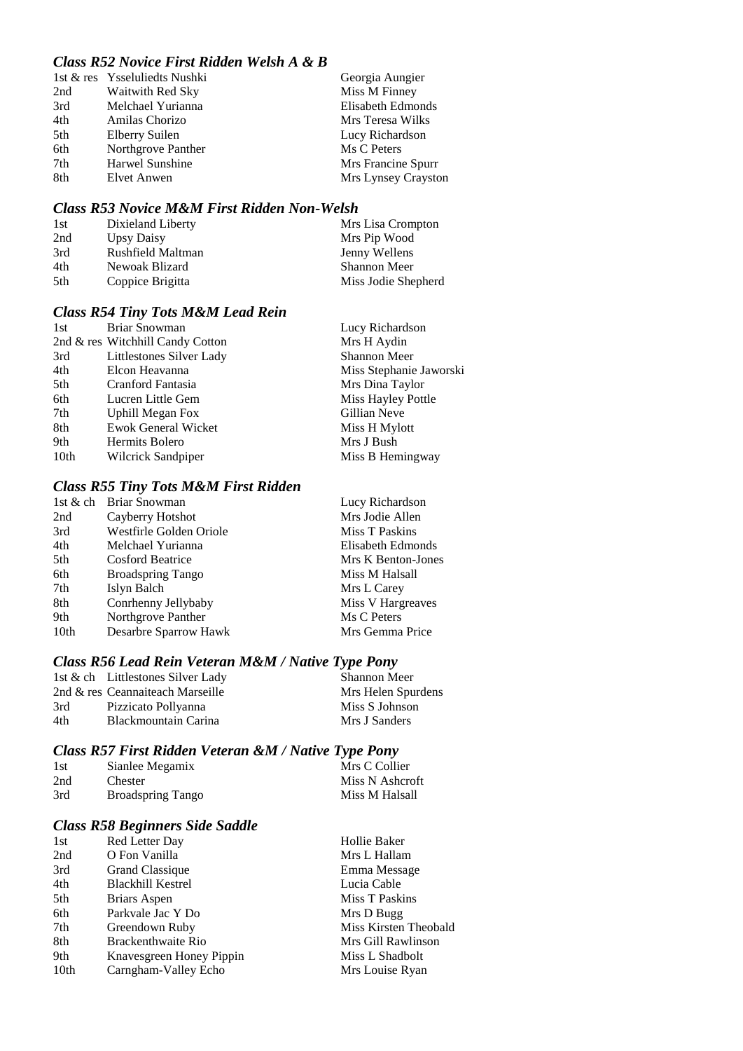### *Class R52 Novice First Ridden Welsh A & B*

| | | |
|---|---|---|
| 1st & res | Ysseluliedts Nushki | Georgia Aungier |
| 2nd | Waitwith Red Sky | Miss M Finney |
| 3rd | Melchael Yurianna | Elisabeth Edmonds |
| 4th | Amilas Chorizo | Mrs Teresa Wilks |
| 5th | Elberry Suilen | Lucy Richardson |
| 6th | Northgrove Panther | Ms C Peters |
| 7th | Harwel Sunshine | Mrs Francine Spurr |
| 8th | Elvet Anwen | Mrs Lynsey Crayston |

### *Class R53 Novice M&M First Ridden Non-Welsh*

| | | |
|---|---|---|
| 1st | Dixieland Liberty | Mrs Lisa Crompton |
| 2nd | Upsy Daisy | Mrs Pip Wood |
| 3rd | Rushfield Maltman | Jenny Wellens |
| 4th | Newoak Blizard | Shannon Meer |
| 5th | Coppice Brigitta | Miss Jodie Shepherd |

### *Class R54 Tiny Tots M&M Lead Rein*

| | | |
|---|---|---|
| 1st | Briar Snowman | Lucy Richardson |
| 2nd & res | Witchhill Candy Cotton | Mrs H Aydin |
| 3rd | Littlestones Silver Lady | Shannon Meer |
| 4th | Elcon Heavanna | Miss Stephanie Jaworski |
| 5th | Cranford Fantasia | Mrs Dina Taylor |
| 6th | Lucren Little Gem | Miss Hayley Pottle |
| 7th | Uphill Megan Fox | Gillian Neve |
| 8th | Ewok General Wicket | Miss H Mylott |
| 9th | Hermits Bolero | Mrs J Bush |
| 10th | Wilcrick Sandpiper | Miss B Hemingway |

### *Class R55 Tiny Tots M&M First Ridden*

| | | |
|---|---|---|
| 1st & ch | Briar Snowman | Lucy Richardson |
| 2nd | Cayberry Hotshot | Mrs Jodie Allen |
| 3rd | Westfirle Golden Oriole | Miss T Paskins |
| 4th | Melchael Yurianna | Elisabeth Edmonds |
| 5th | Cosford Beatrice | Mrs K Benton-Jones |
| 6th | Broadspring Tango | Miss M Halsall |
| 7th | Islyn Balch | Mrs L Carey |
| 8th | Conrhenny Jellybaby | Miss V Hargreaves |
| 9th | Northgrove Panther | Ms C Peters |
| 10th | Desarbre Sparrow Hawk | Mrs Gemma Price |

### *Class R56 Lead Rein Veteran M&M / Native Type Pony*

| | | |
|---|---|---|
| 1st & ch | Littlestones Silver Lady | Shannon Meer |
| 2nd & res | Ceannaiteach Marseille | Mrs Helen Spurdens |
| 3rd | Pizzicato Pollyanna | Miss S Johnson |
| 4th | Blackmountain Carina | Mrs J Sanders |

### *Class R57 First Ridden Veteran &M / Native Type Pony*

| | | |
|---|---|---|
| 1st | Sianlee Megamix | Mrs C Collier |
| 2nd | Chester | Miss N Ashcroft |
| 3rd | Broadspring Tango | Miss M Halsall |

### *Class R58 Beginners Side Saddle*

| | | |
|---|---|---|
| 1st | Red Letter Day | Hollie Baker |
| 2nd | O Fon Vanilla | Mrs L Hallam |
| 3rd | Grand Classique | Emma Message |
| 4th | Blackhill Kestrel | Lucia Cable |
| 5th | Briars Aspen | Miss T Paskins |
| 6th | Parkvale Jac Y Do | Mrs D Bugg |
| 7th | Greendown Ruby | Miss Kirsten Theobald |
| 8th | Brackenthwaite Rio | Mrs Gill Rawlinson |
| 9th | Knavesgreen Honey Pippin | Miss L Shadbolt |
| 10th | Carngham-Valley Echo | Mrs Louise Ryan |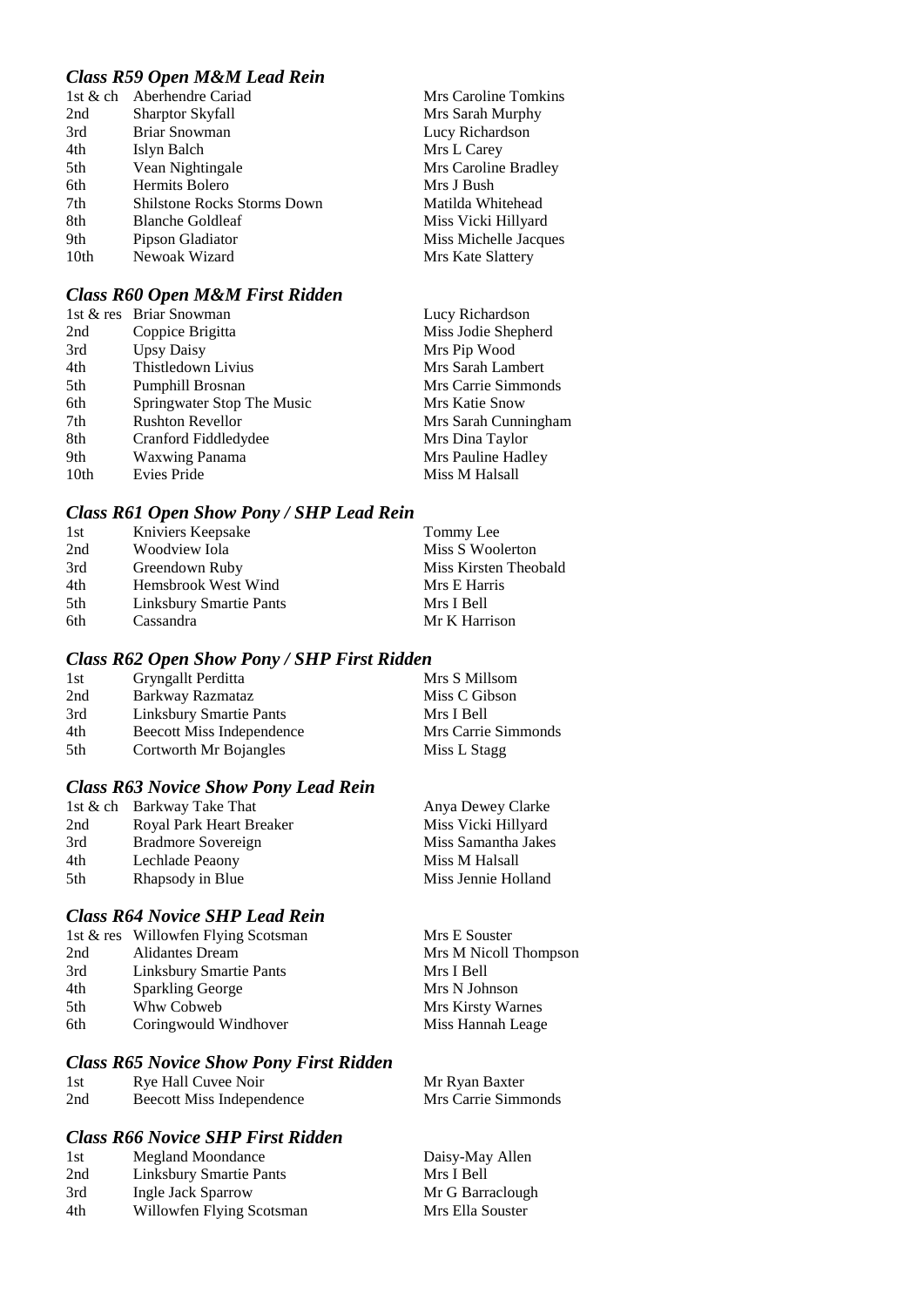### *Class R59 Open M&M Lead Rein*

| | | |
|---|---|---|
| 1st & ch | Aberhendre Cariad | Mrs Caroline Tomkins |
| 2nd | Sharptor Skyfall | Mrs Sarah Murphy |
| 3rd | Briar Snowman | Lucy Richardson |
| 4th | Islyn Balch | Mrs L Carey |
| 5th | Vean Nightingale | Mrs Caroline Bradley |
| 6th | Hermits Bolero | Mrs J Bush |
| 7th | Shilstone Rocks Storms Down | Matilda Whitehead |
| 8th | Blanche Goldleaf | Miss Vicki Hillyard |
| 9th | Pipson Gladiator | Miss Michelle Jacques |
| 10th | Newoak Wizard | Mrs Kate Slattery |

### *Class R60 Open M&M First Ridden*

| | | |
|---|---|---|
| 1st & res | Briar Snowman | Lucy Richardson |
| 2nd | Coppice Brigitta | Miss Jodie Shepherd |
| 3rd | Upsy Daisy | Mrs Pip Wood |
| 4th | Thistledown Livius | Mrs Sarah Lambert |
| 5th | Pumphill Brosnan | Mrs Carrie Simmonds |
| 6th | Springwater Stop The Music | Mrs Katie Snow |
| 7th | Rushton Revellor | Mrs Sarah Cunningham |
| 8th | Cranford Fiddledydee | Mrs Dina Taylor |
| 9th | Waxwing Panama | Mrs Pauline Hadley |
| 10th | Evies Pride | Miss M Halsall |

### *Class R61 Open Show Pony / SHP Lead Rein*

| | | |
|---|---|---|
| 1st | Kniviers Keepsake | Tommy Lee |
| 2nd | Woodview Iola | Miss S Woolerton |
| 3rd | Greendown Ruby | Miss Kirsten Theobald |
| 4th | Hemsbrook West Wind | Mrs E Harris |
| 5th | Linksbury Smartie Pants | Mrs I Bell |
| 6th | Cassandra | Mr K Harrison |

### *Class R62 Open Show Pony / SHP First Ridden*

| | | |
|---|---|---|
| 1st | Gryngallt Perditta | Mrs S Millsom |
| 2nd | Barkway Razmataz | Miss C Gibson |
| 3rd | Linksbury Smartie Pants | Mrs I Bell |
| 4th | Beecott Miss Independence | Mrs Carrie Simmonds |
| 5th | Cortworth Mr Bojangles | Miss L Stagg |

### *Class R63 Novice Show Pony Lead Rein*

| | | |
|---|---|---|
| 1st & ch | Barkway Take That | Anya Dewey Clarke |
| 2nd | Royal Park Heart Breaker | Miss Vicki Hillyard |
| 3rd | Bradmore Sovereign | Miss Samantha Jakes |
| 4th | Lechlade Peaony | Miss M Halsall |
| 5th | Rhapsody in Blue | Miss Jennie Holland |

### *Class R64 Novice SHP Lead Rein*

| | | |
|---|---|---|
| 1st & res | Willowfen Flying Scotsman | Mrs E Souster |
| 2nd | Alidantes Dream | Mrs M Nicoll Thompson |
| 3rd | Linksbury Smartie Pants | Mrs I Bell |
| 4th | Sparkling George | Mrs N Johnson |
| 5th | Whw Cobweb | Mrs Kirsty Warnes |
| 6th | Coringwould Windhover | Miss Hannah Leage |

### *Class R65 Novice Show Pony First Ridden*

| | | |
|---|---|---|
| 1st | Rye Hall Cuvee Noir | Mr Ryan Baxter |
| 2nd | Beecott Miss Independence | Mrs Carrie Simmonds |

### *Class R66 Novice SHP First Ridden*

| | | |
|---|---|---|
| 1st | Megland Moondance | Daisy-May Allen |
| 2nd | Linksbury Smartie Pants | Mrs I Bell |
| 3rd | Ingle Jack Sparrow | Mr G Barraclough |
| 4th | Willowfen Flying Scotsman | Mrs Ella Souster |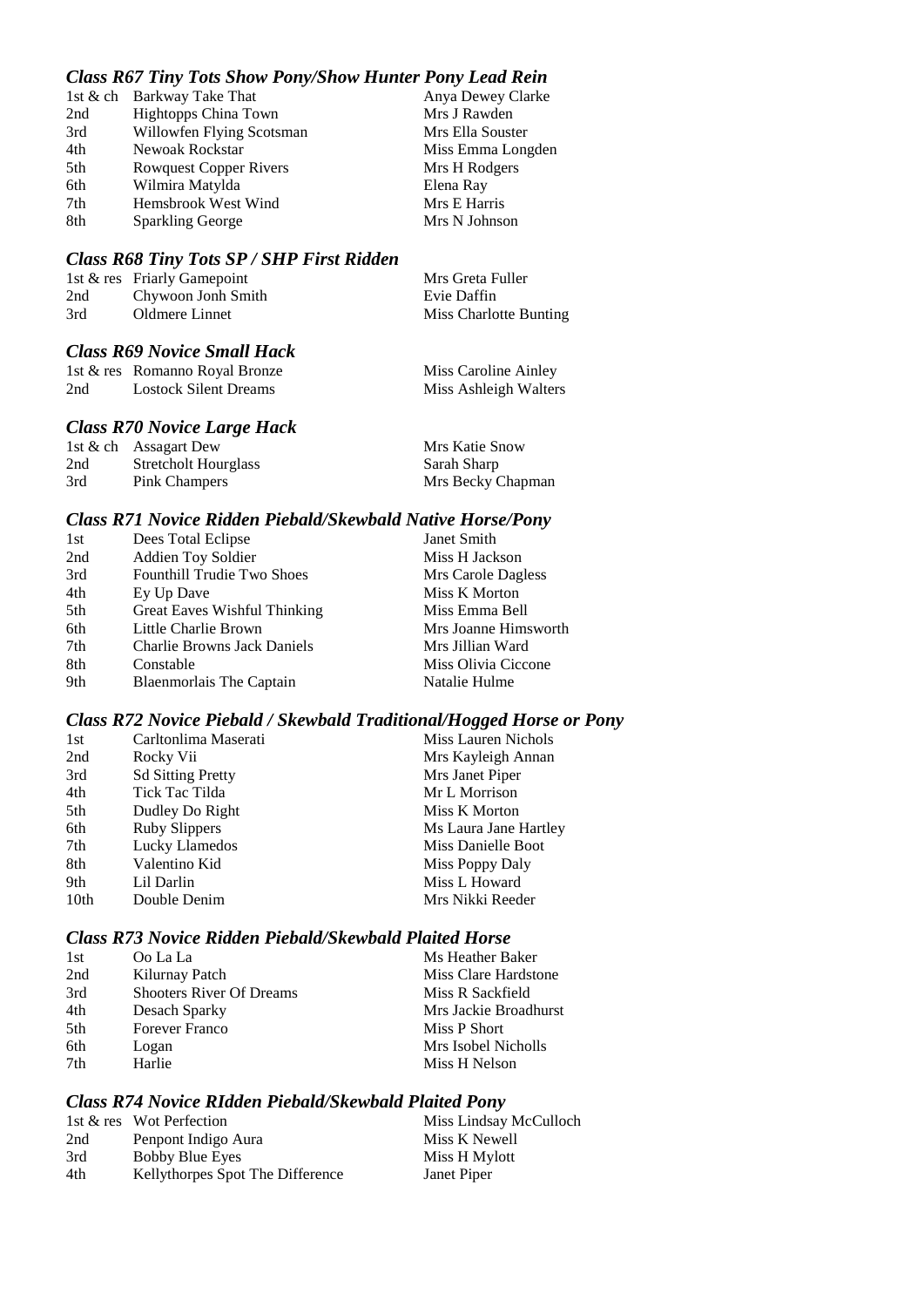### *Class R67 Tiny Tots Show Pony/Show Hunter Pony Lead Rein*

| | | |
|---|---|---|
| 1st & ch | Barkway Take That | Anya Dewey Clarke |
| 2nd | Hightopps China Town | Mrs J Rawden |
| 3rd | Willowfen Flying Scotsman | Mrs Ella Souster |
| 4th | Newoak Rockstar | Miss Emma Longden |
| 5th | Rowquest Copper Rivers | Mrs H Rodgers |
| 6th | Wilmira Matylda | Elena Ray |
| 7th | Hemsbrook West Wind | Mrs E Harris |
| 8th | Sparkling George | Mrs N Johnson |

### *Class R68 Tiny Tots SP / SHP First Ridden*

| | | |
|---|---|---|
| 1st & res | Friarly Gamepoint | Mrs Greta Fuller |
| 2nd | Chywoon Jonh Smith | Evie Daffin |
| 3rd | Oldmere Linnet | Miss Charlotte Bunting |

### *Class R69 Novice Small Hack*

| | | |
|---|---|---|
| 1st & res | Romanno Royal Bronze | Miss Caroline Ainley |
| 2nd | Lostock Silent Dreams | Miss Ashleigh Walters |

### *Class R70 Novice Large Hack*

| | | |
|---|---|---|
| 1st & ch | Assagart Dew | Mrs Katie Snow |
| 2nd | Stretcholt Hourglass | Sarah Sharp |
| 3rd | Pink Champers | Mrs Becky Chapman |

### *Class R71 Novice Ridden Piebald/Skewbald Native Horse/Pony*

| | | |
|---|---|---|
| 1st | Dees Total Eclipse | Janet Smith |
| 2nd | Addien Toy Soldier | Miss H Jackson |
| 3rd | Founthill Trudie Two Shoes | Mrs Carole Dagless |
| 4th | Ey Up Dave | Miss K Morton |
| 5th | Great Eaves Wishful Thinking | Miss Emma Bell |
| 6th | Little Charlie Brown | Mrs Joanne Himsworth |
| 7th | Charlie Browns Jack Daniels | Mrs Jillian Ward |
| 8th | Constable | Miss Olivia Ciccone |
| 9th | Blaenmorlais The Captain | Natalie Hulme |

### *Class R72 Novice Piebald / Skewbald Traditional/Hogged Horse or Pony*

| | | |
|---|---|---|
| 1st | Carltonlima Maserati | Miss Lauren Nichols |
| 2nd | Rocky Vii | Mrs Kayleigh Annan |
| 3rd | Sd Sitting Pretty | Mrs Janet Piper |
| 4th | Tick Tac Tilda | Mr L Morrison |
| 5th | Dudley Do Right | Miss K Morton |
| 6th | Ruby Slippers | Ms Laura Jane Hartley |
| 7th | Lucky Llamedos | Miss Danielle Boot |
| 8th | Valentino Kid | Miss Poppy Daly |
| 9th | Lil Darlin | Miss L Howard |
| 10th | Double Denim | Mrs Nikki Reeder |

### *Class R73 Novice Ridden Piebald/Skewbald Plaited Horse*

| | | |
|---|---|---|
| 1st | Oo La La | Ms Heather Baker |
| 2nd | Kilurnay Patch | Miss Clare Hardstone |
| 3rd | Shooters River Of Dreams | Miss R Sackfield |
| 4th | Desach Sparky | Mrs Jackie Broadhurst |
| 5th | Forever Franco | Miss P Short |
| 6th | Logan | Mrs Isobel Nicholls |
| 7th | Harlie | Miss H Nelson |

### *Class R74 Novice RIdden Piebald/Skewbald Plaited Pony*

| | | |
|---|---|---|
| 1st & res | Wot Perfection | Miss Lindsay McCulloch |
| 2nd | Penpont Indigo Aura | Miss K Newell |
| 3rd | Bobby Blue Eyes | Miss H Mylott |
| 4th | Kellythorpes Spot The Difference | Janet Piper |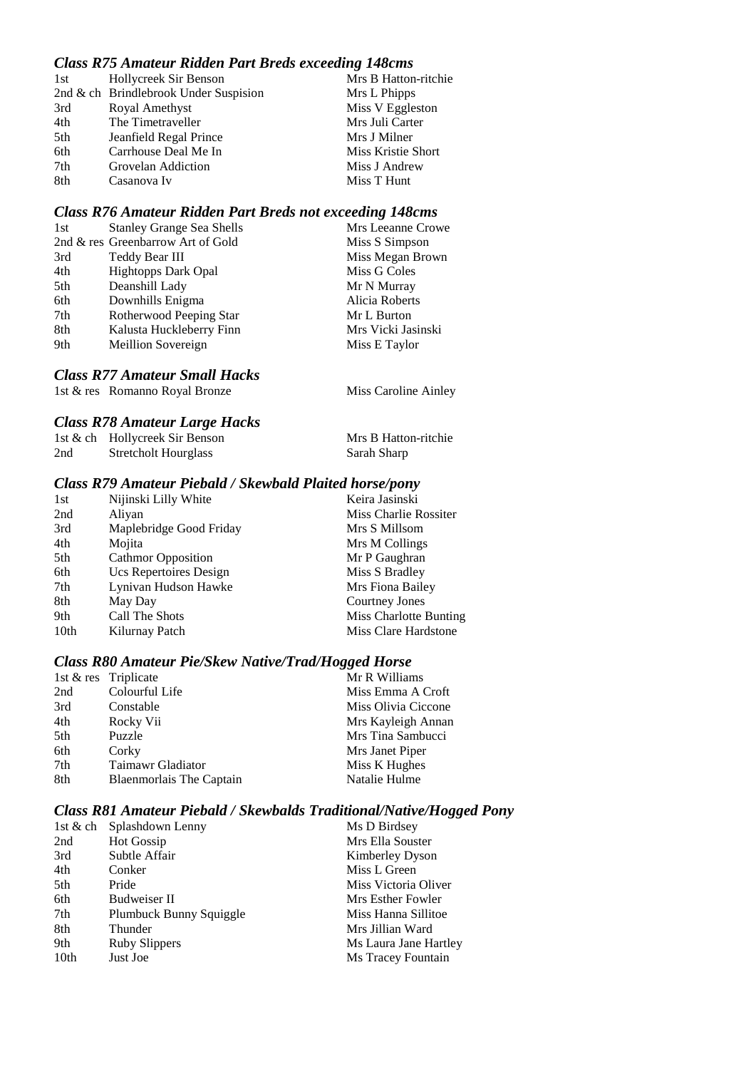### *Class R75 Amateur Ridden Part Breds exceeding 148cms*

| | | |
|---|---|---|
| 1st | Hollycreek Sir Benson | Mrs B Hatton-ritchie |
| 2nd & ch | Brindlebrook Under Suspision | Mrs L Phipps |
| 3rd | Royal Amethyst | Miss V Eggleston |
| 4th | The Timetraveller | Mrs Juli Carter |
| 5th | Jeanfield Regal Prince | Mrs J Milner |
| 6th | Carrhouse Deal Me In | Miss Kristie Short |
| 7th | Grovelan Addiction | Miss J Andrew |
| 8th | Casanova Iv | Miss T Hunt |

### *Class R76 Amateur Ridden Part Breds not exceeding 148cms*

| | | |
|---|---|---|
| 1st | Stanley Grange Sea Shells | Mrs Leeanne Crowe |
| 2nd & res | Greenbarrow Art of Gold | Miss S Simpson |
| 3rd | Teddy Bear III | Miss Megan Brown |
| 4th | Hightopps Dark Opal | Miss G Coles |
| 5th | Deanshill Lady | Mr N Murray |
| 6th | Downhills Enigma | Alicia Roberts |
| 7th | Rotherwood Peeping Star | Mr L Burton |
| 8th | Kalusta Huckleberry Finn | Mrs Vicki Jasinski |
| 9th | Meillion Sovereign | Miss E Taylor |

### *Class R77 Amateur Small Hacks*

| | | |
|---|---|---|
| 1st & res | Romanno Royal Bronze | Miss Caroline Ainley |

### *Class R78 Amateur Large Hacks*

| | | |
|---|---|---|
| 1st & ch | Hollycreek Sir Benson | Mrs B Hatton-ritchie |
| 2nd | Stretcholt Hourglass | Sarah Sharp |

### *Class R79 Amateur Piebald / Skewbald Plaited horse/pony*

| | | |
|---|---|---|
| 1st | Nijinski Lilly White | Keira Jasinski |
| 2nd | Aliyan | Miss Charlie Rossiter |
| 3rd | Maplebridge Good Friday | Mrs S Millsom |
| 4th | Mojita | Mrs M Collings |
| 5th | Cathmor Opposition | Mr P Gaughran |
| 6th | Ucs Repertoires Design | Miss S Bradley |
| 7th | Lynivan Hudson Hawke | Mrs Fiona Bailey |
| 8th | May Day | Courtney Jones |
| 9th | Call The Shots | Miss Charlotte Bunting |
| 10th | Kilurnay Patch | Miss Clare Hardstone |

### *Class R80 Amateur Pie/Skew Native/Trad/Hogged Horse*

| | | |
|---|---|---|
| 1st & res | Triplicate | Mr R Williams |
| 2nd | Colourful Life | Miss Emma A Croft |
| 3rd | Constable | Miss Olivia Ciccone |
| 4th | Rocky Vii | Mrs Kayleigh Annan |
| 5th | Puzzle | Mrs Tina Sambucci |
| 6th | Corky | Mrs Janet Piper |
| 7th | Taimawr Gladiator | Miss K Hughes |
| 8th | Blaenmorlais The Captain | Natalie Hulme |

### *Class R81 Amateur Piebald / Skewbalds Traditional/Native/Hogged Pony*

| | | |
|---|---|---|
| 1st & ch | Splashdown Lenny | Ms D Birdsey |
| 2nd | Hot Gossip | Mrs Ella Souster |
| 3rd | Subtle Affair | Kimberley Dyson |
| 4th | Conker | Miss L Green |
| 5th | Pride | Miss Victoria Oliver |
| 6th | Budweiser II | Mrs Esther Fowler |
| 7th | Plumbuck Bunny Squiggle | Miss Hanna Sillitoe |
| 8th | Thunder | Mrs Jillian Ward |
| 9th | Ruby Slippers | Ms Laura Jane Hartley |
| 10th | Just Joe | Ms Tracey Fountain |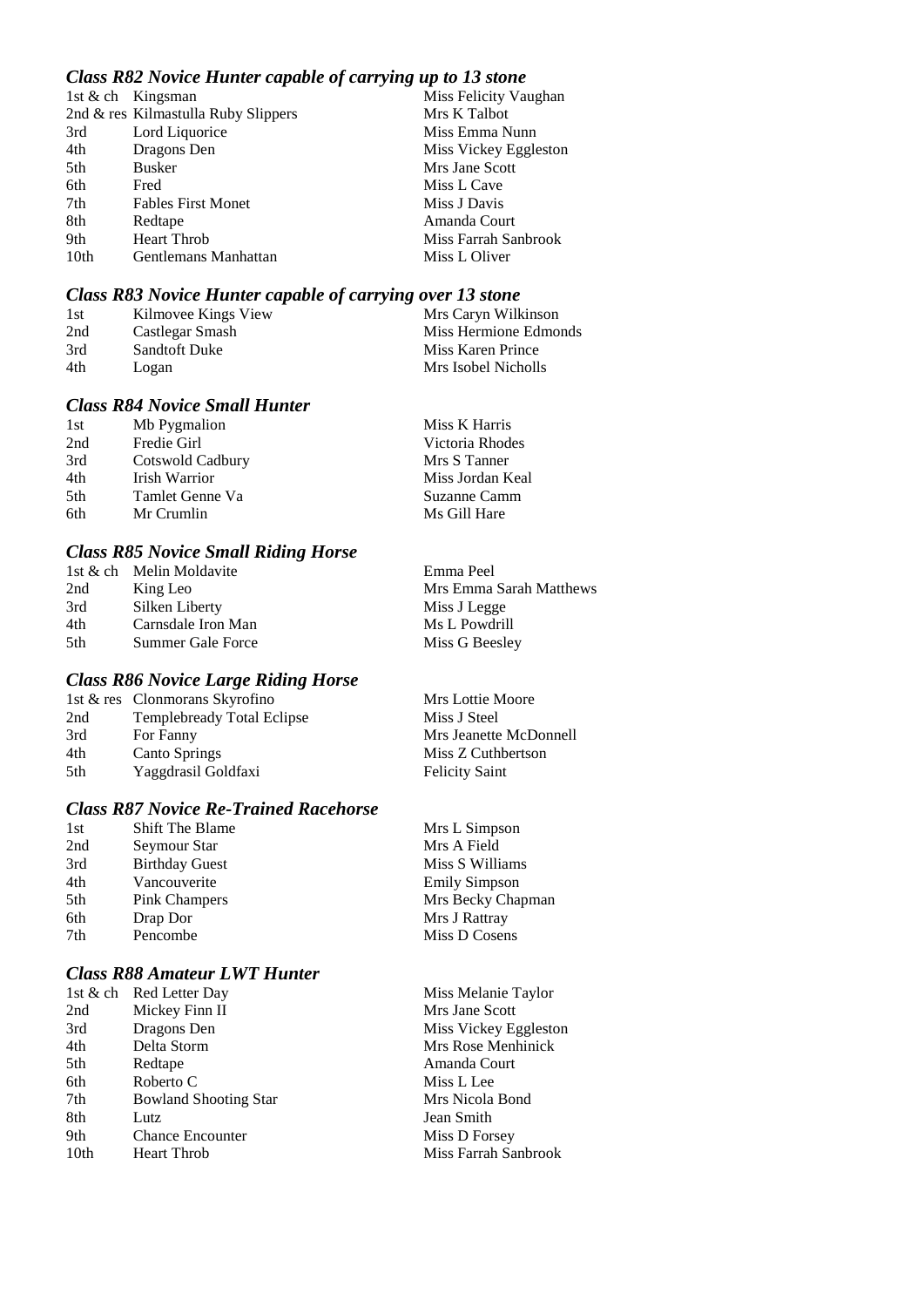### *Class R82 Novice Hunter capable of carrying up to 13 stone*

| | | |
|---|---|---|
| 1st & ch | Kingsman | Miss Felicity Vaughan |
| 2nd & res | Kilmastulla Ruby Slippers | Mrs K Talbot |
| 3rd | Lord Liquorice | Miss Emma Nunn |
| 4th | Dragons Den | Miss Vickey Eggleston |
| 5th | Busker | Mrs Jane Scott |
| 6th | Fred | Miss L Cave |
| 7th | Fables First Monet | Miss J Davis |
| 8th | Redtape | Amanda Court |
| 9th | Heart Throb | Miss Farrah Sanbrook |
| 10th | Gentlemans Manhattan | Miss L Oliver |

### *Class R83 Novice Hunter capable of carrying over 13 stone*

| | | |
|---|---|---|
| 1st | Kilmovee Kings View | Mrs Caryn Wilkinson |
| 2nd | Castlegar Smash | Miss Hermione Edmonds |
| 3rd | Sandtoft Duke | Miss Karen Prince |
| 4th | Logan | Mrs Isobel Nicholls |

### *Class R84 Novice Small Hunter*

| | | |
|---|---|---|
| 1st | Mb Pygmalion | Miss K Harris |
| 2nd | Fredie Girl | Victoria Rhodes |
| 3rd | Cotswold Cadbury | Mrs S Tanner |
| 4th | Irish Warrior | Miss Jordan Keal |
| 5th | Tamlet Genne Va | Suzanne Camm |
| 6th | Mr Crumlin | Ms Gill Hare |

### *Class R85 Novice Small Riding Horse*

| | | |
|---|---|---|
| 1st & ch | Melin Moldavite | Emma Peel |
| 2nd | King Leo | Mrs Emma Sarah Matthews |
| 3rd | Silken Liberty | Miss J Legge |
| 4th | Carnsdale Iron Man | Ms L Powdrill |
| 5th | Summer Gale Force | Miss G Beesley |

### *Class R86 Novice Large Riding Horse*

| | | |
|---|---|---|
| 1st & res | Clonmorans Skyrofino | Mrs Lottie Moore |
| 2nd | Templebready Total Eclipse | Miss J Steel |
| 3rd | For Fanny | Mrs Jeanette McDonnell |
| 4th | Canto Springs | Miss Z Cuthbertson |
| 5th | Yaggdrasil Goldfaxi | Felicity Saint |

### *Class R87 Novice Re-Trained Racehorse*

| | | |
|---|---|---|
| 1st | Shift The Blame | Mrs L Simpson |
| 2nd | Seymour Star | Mrs A Field |
| 3rd | Birthday Guest | Miss S Williams |
| 4th | Vancouverite | Emily Simpson |
| 5th | Pink Champers | Mrs Becky Chapman |
| 6th | Drap Dor | Mrs J Rattray |
| 7th | Pencombe | Miss D Cosens |

### *Class R88 Amateur LWT Hunter*

| | | |
|---|---|---|
| 1st & ch | Red Letter Day | Miss Melanie Taylor |
| 2nd | Mickey Finn II | Mrs Jane Scott |
| 3rd | Dragons Den | Miss Vickey Eggleston |
| 4th | Delta Storm | Mrs Rose Menhinick |
| 5th | Redtape | Amanda Court |
| 6th | Roberto C | Miss L Lee |
| 7th | Bowland Shooting Star | Mrs Nicola Bond |
| 8th | Lutz | Jean Smith |
| 9th | Chance Encounter | Miss D Forsey |
| 10th | Heart Throb | Miss Farrah Sanbrook |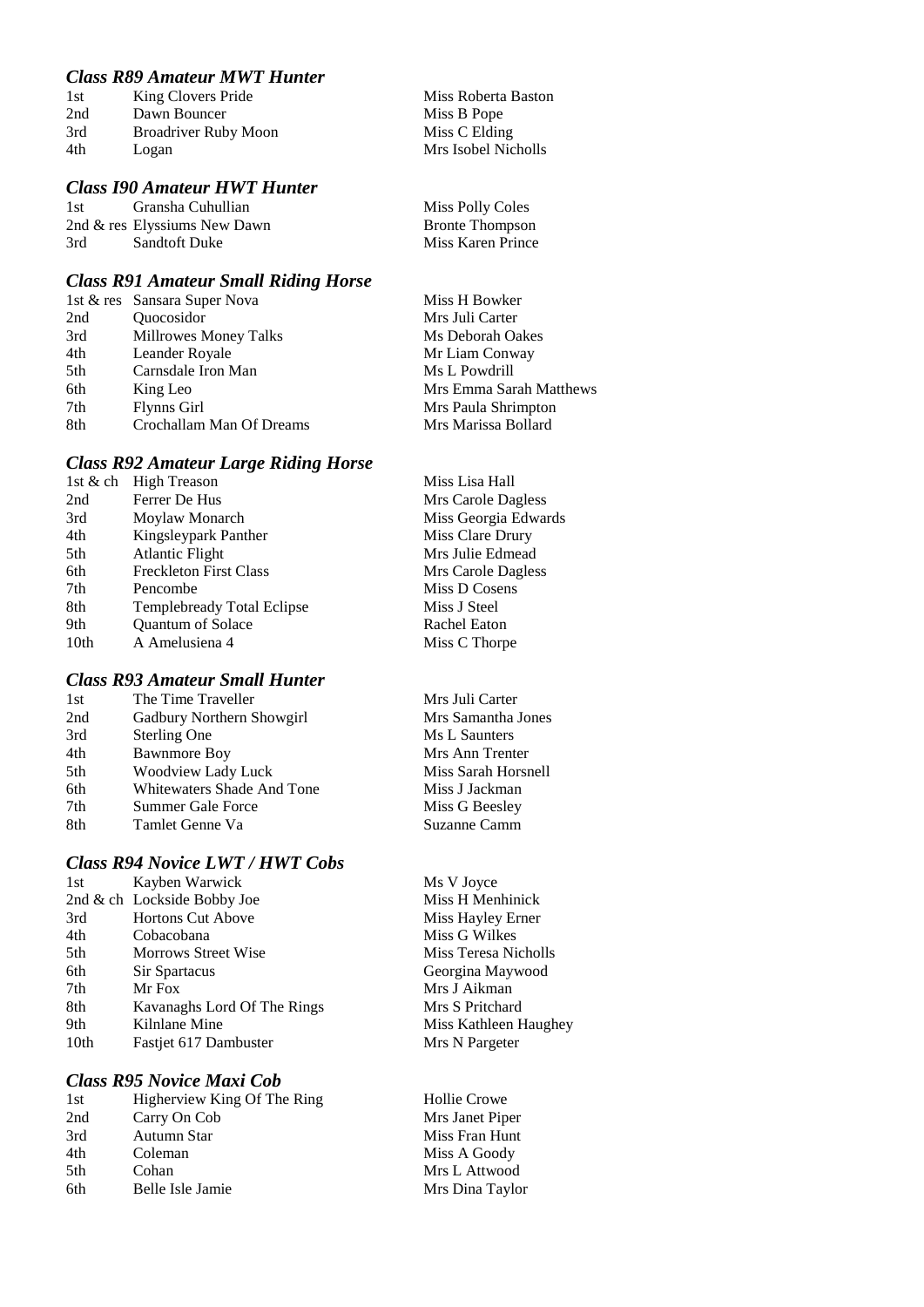### *Class R89 Amateur MWT Hunter*

| | | |
|---|---|---|
| 1st | King Clovers Pride | Miss Roberta Baston |
| 2nd | Dawn Bouncer | Miss B Pope |
| 3rd | Broadriver Ruby Moon | Miss C Elding |
| 4th | Logan | Mrs Isobel Nicholls |

### *Class I90 Amateur HWT Hunter*

| | | |
|---|---|---|
| 1st | Gransha Cuhullian | Miss Polly Coles |
| 2nd & res | Elyssiums New Dawn | Bronte Thompson |
| 3rd | Sandtoft Duke | Miss Karen Prince |

### *Class R91 Amateur Small Riding Horse*

| | | |
|---|---|---|
| 1st & res | Sansara Super Nova | Miss H Bowker |
| 2nd | Quocosidor | Mrs Juli Carter |
| 3rd | Millrowes Money Talks | Ms Deborah Oakes |
| 4th | Leander Royale | Mr Liam Conway |
| 5th | Carnsdale Iron Man | Ms L Powdrill |
| 6th | King Leo | Mrs Emma Sarah Matthews |
| 7th | Flynns Girl | Mrs Paula Shrimpton |
| 8th | Crochallam Man Of Dreams | Mrs Marissa Bollard |

### *Class R92 Amateur Large Riding Horse*

| | | |
|---|---|---|
| 1st & ch | High Treason | Miss Lisa Hall |
| 2nd | Ferrer De Hus | Mrs Carole Dagless |
| 3rd | Moylaw Monarch | Miss Georgia Edwards |
| 4th | Kingsleypark Panther | Miss Clare Drury |
| 5th | Atlantic Flight | Mrs Julie Edmead |
| 6th | Freckleton First Class | Mrs Carole Dagless |
| 7th | Pencombe | Miss D Cosens |
| 8th | Templebready Total Eclipse | Miss J Steel |
| 9th | Quantum of Solace | Rachel Eaton |
| 10th | A Amelusiena 4 | Miss C Thorpe |

### *Class R93 Amateur Small Hunter*

| | | |
|---|---|---|
| 1st | The Time Traveller | Mrs Juli Carter |
| 2nd | Gadbury Northern Showgirl | Mrs Samantha Jones |
| 3rd | Sterling One | Ms L Saunters |
| 4th | Bawnmore Boy | Mrs Ann Trenter |
| 5th | Woodview Lady Luck | Miss Sarah Horsnell |
| 6th | Whitewaters Shade And Tone | Miss J Jackman |
| 7th | Summer Gale Force | Miss G Beesley |
| 8th | Tamlet Genne Va | Suzanne Camm |

### *Class R94 Novice LWT / HWT Cobs*

| | | |
|---|---|---|
| 1st | Kayben Warwick | Ms V Joyce |
| 2nd & ch | Lockside Bobby Joe | Miss H Menhinick |
| 3rd | Hortons Cut Above | Miss Hayley Erner |
| 4th | Cobacobana | Miss G Wilkes |
| 5th | Morrows Street Wise | Miss Teresa Nicholls |
| 6th | Sir Spartacus | Georgina Maywood |
| 7th | Mr Fox | Mrs J Aikman |
| 8th | Kavanaghs Lord Of The Rings | Mrs S Pritchard |
| 9th | Kilnlane Mine | Miss Kathleen Haughey |
| 10th | Fastjet 617 Dambuster | Mrs N Pargeter |

### *Class R95 Novice Maxi Cob*

| | | |
|---|---|---|
| 1st | Higherview King Of The Ring | Hollie Crowe |
| 2nd | Carry On Cob | Mrs Janet Piper |
| 3rd | Autumn Star | Miss Fran Hunt |
| 4th | Coleman | Miss A Goody |
| 5th | Cohan | Mrs L Attwood |
| 6th | Belle Isle Jamie | Mrs Dina Taylor |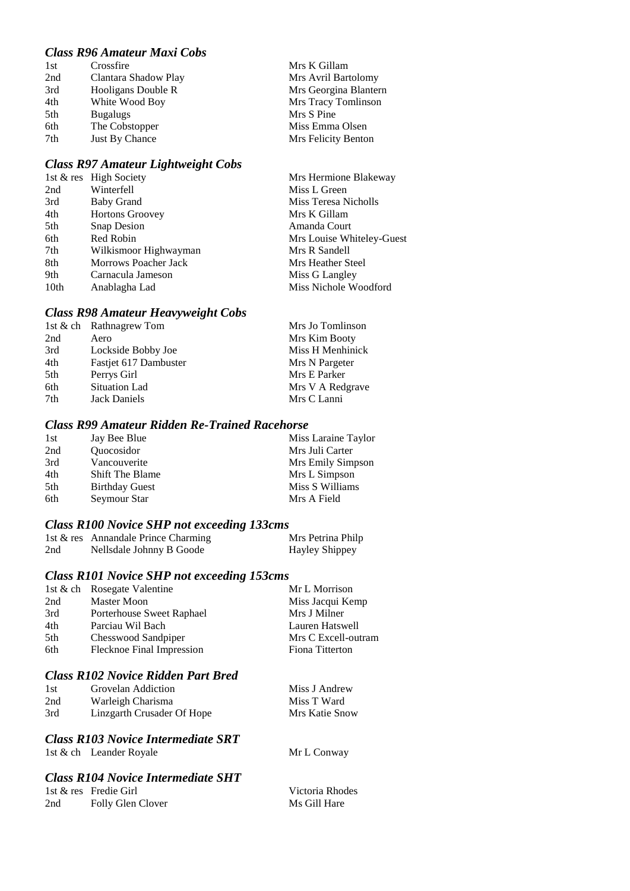### *Class R96 Amateur Maxi Cobs*

| | | |
|---|---|---|
| 1st | Crossfire | Mrs K Gillam |
| 2nd | Clantara Shadow Play | Mrs Avril Bartolomy |
| 3rd | Hooligans Double R | Mrs Georgina Blantern |
| 4th | White Wood Boy | Mrs Tracy Tomlinson |
| 5th | Bugalugs | Mrs S Pine |
| 6th | The Cobstopper | Miss Emma Olsen |
| 7th | Just By Chance | Mrs Felicity Benton |

### *Class R97 Amateur Lightweight Cobs*

| | | |
|---|---|---|
| 1st & res | High Society | Mrs Hermione Blakeway |
| 2nd | Winterfell | Miss L Green |
| 3rd | Baby Grand | Miss Teresa Nicholls |
| 4th | Hortons Groovey | Mrs K Gillam |
| 5th | Snap Desion | Amanda Court |
| 6th | Red Robin | Mrs Louise Whiteley-Guest |
| 7th | Wilkismoor Highwayman | Mrs R Sandell |
| 8th | Morrows Poacher Jack | Mrs Heather Steel |
| 9th | Carnacula Jameson | Miss G Langley |
| 10th | Anablagha Lad | Miss Nichole Woodford |

### *Class R98 Amateur Heavyweight Cobs*

| | | |
|---|---|---|
| 1st & ch | Rathnagrew Tom | Mrs Jo Tomlinson |
| 2nd | Aero | Mrs Kim Booty |
| 3rd | Lockside Bobby Joe | Miss H Menhinick |
| 4th | Fastjet 617 Dambuster | Mrs N Pargeter |
| 5th | Perrys Girl | Mrs E Parker |
| 6th | Situation Lad | Mrs V A Redgrave |
| 7th | Jack Daniels | Mrs C Lanni |

### *Class R99 Amateur Ridden Re-Trained Racehorse*

| | | |
|---|---|---|
| 1st | Jay Bee Blue | Miss Laraine Taylor |
| 2nd | Quocosidor | Mrs Juli Carter |
| 3rd | Vancouverite | Mrs Emily Simpson |
| 4th | Shift The Blame | Mrs L Simpson |
| 5th | Birthday Guest | Miss S Williams |
| 6th | Seymour Star | Mrs A Field |

### *Class R100 Novice SHP not exceeding 133cms*

| | | |
|---|---|---|
| 1st & res | Annandale Prince Charming | Mrs Petrina Philp |
| 2nd | Nellsdale Johnny B Goode | Hayley Shippey |

### *Class R101 Novice SHP not exceeding 153cms*

| | | |
|---|---|---|
| 1st & ch | Rosegate Valentine | Mr L Morrison |
| 2nd | Master Moon | Miss Jacqui Kemp |
| 3rd | Porterhouse Sweet Raphael | Mrs J Milner |
| 4th | Parciau Wil Bach | Lauren Hatswell |
| 5th | Chesswood Sandpiper | Mrs C Excell-outram |
| 6th | Flecknoe Final Impression | Fiona Titterton |

### *Class R102 Novice Ridden Part Bred*

| | | |
|---|---|---|
| 1st | Grovelan Addiction | Miss J Andrew |
| 2nd | Warleigh Charisma | Miss T Ward |
| 3rd | Linzgarth Crusader Of Hope | Mrs Katie Snow |

### *Class R103 Novice Intermediate SRT*

| | | |
|---|---|---|
| 1st & ch | Leander Royale | Mr L Conway |

### *Class R104 Novice Intermediate SHT*

| | | |
|---|---|---|
| 1st & res | Fredie Girl | Victoria Rhodes |
| 2nd | Folly Glen Clover | Ms Gill Hare |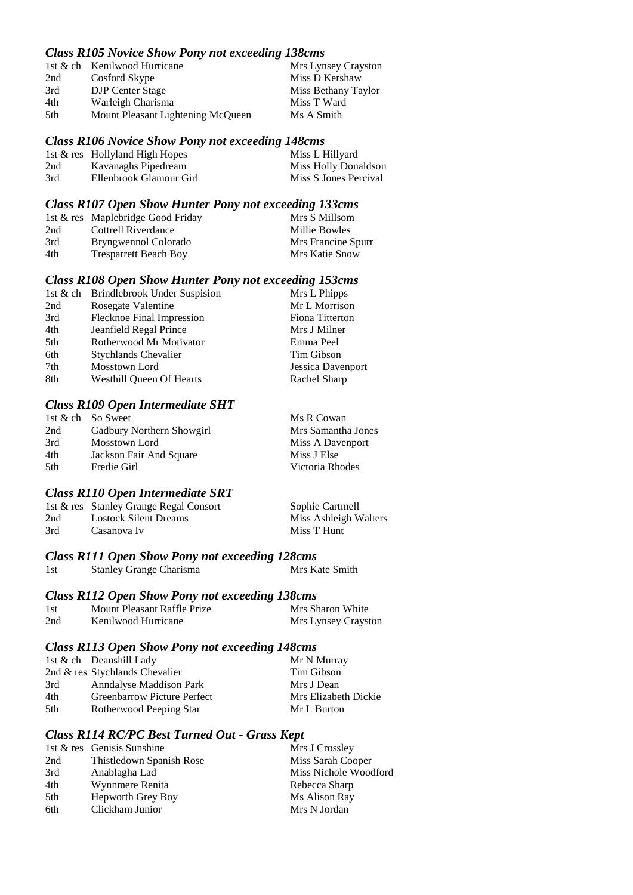### *Class R105 Novice Show Pony not exceeding 138cms*

| | | |
|---|---|---|
| 1st & ch | Kenilwood Hurricane | Mrs Lynsey Crayston |
| 2nd | Cosford Skype | Miss D Kershaw |
| 3rd | DJP Center Stage | Miss Bethany Taylor |
| 4th | Warleigh Charisma | Miss T Ward |
| 5th | Mount Pleasant Lightening McQueen | Ms A Smith |

### *Class R106 Novice Show Pony not exceeding 148cms*

| | | |
|---|---|---|
| 1st & res | Hollyland High Hopes | Miss L Hillyard |
| 2nd | Kavanaghs Pipedream | Miss Holly Donaldson |
| 3rd | Ellenbrook Glamour Girl | Miss S Jones Percival |

### *Class R107 Open Show Hunter Pony not exceeding 133cms*

| | | |
|---|---|---|
| 1st & res | Maplebridge Good Friday | Mrs S Millsom |
| 2nd | Cottrell Riverdance | Millie Bowles |
| 3rd | Bryngwennol Colorado | Mrs Francine Spurr |
| 4th | Tresparrett Beach Boy | Mrs Katie Snow |

### *Class R108 Open Show Hunter Pony not exceeding 153cms*

| | | |
|---|---|---|
| 1st & ch | Brindlebrook Under Suspision | Mrs L Phipps |
| 2nd | Rosegate Valentine | Mr L Morrison |
| 3rd | Flecknoe Final Impression | Fiona Titterton |
| 4th | Jeanfield Regal Prince | Mrs J Milner |
| 5th | Rotherwood Mr Motivator | Emma Peel |
| 6th | Stychlands Chevalier | Tim Gibson |
| 7th | Mosstown Lord | Jessica Davenport |
| 8th | Westhill Queen Of Hearts | Rachel Sharp |

### *Class R109 Open Intermediate SHT*

| | | |
|---|---|---|
| 1st & ch | So Sweet | Ms R Cowan |
| 2nd | Gadbury Northern Showgirl | Mrs Samantha Jones |
| 3rd | Mosstown Lord | Miss A Davenport |
| 4th | Jackson Fair And Square | Miss J Else |
| 5th | Fredie Girl | Victoria Rhodes |

### *Class R110 Open Intermediate SRT*

| | | |
|---|---|---|
| 1st & res | Stanley Grange Regal Consort | Sophie Cartmell |
| 2nd | Lostock Silent Dreams | Miss Ashleigh Walters |
| 3rd | Casanova Iv | Miss T Hunt |

### *Class R111 Open Show Pony not exceeding 128cms*

| | | |
|---|---|---|
| 1st | Stanley Grange Charisma | Mrs Kate Smith |

### *Class R112 Open Show Pony not exceeding 138cms*

| | | |
|---|---|---|
| 1st | Mount Pleasant Raffle Prize | Mrs Sharon White |
| 2nd | Kenilwood Hurricane | Mrs Lynsey Crayston |

### *Class R113 Open Show Pony not exceeding 148cms*

| | | |
|---|---|---|
| 1st & ch | Deanshill Lady | Mr N Murray |
| 2nd & res | Stychlands Chevalier | Tim Gibson |
| 3rd | Anndalyse Maddison Park | Mrs J Dean |
| 4th | Greenbarrow Picture Perfect | Mrs Elizabeth Dickie |
| 5th | Rotherwood Peeping Star | Mr L Burton |

### *Class R114 RC/PC Best Turned Out - Grass Kept*

| | | |
|---|---|---|
| 1st & res | Genisis Sunshine | Mrs J Crossley |
| 2nd | Thistledown Spanish Rose | Miss Sarah Cooper |
| 3rd | Anablagha Lad | Miss Nichole Woodford |
| 4th | Wynnmere Renita | Rebecca Sharp |
| 5th | Hepworth Grey Boy | Ms Alison Ray |
| 6th | Clickham Junior | Mrs N Jordan |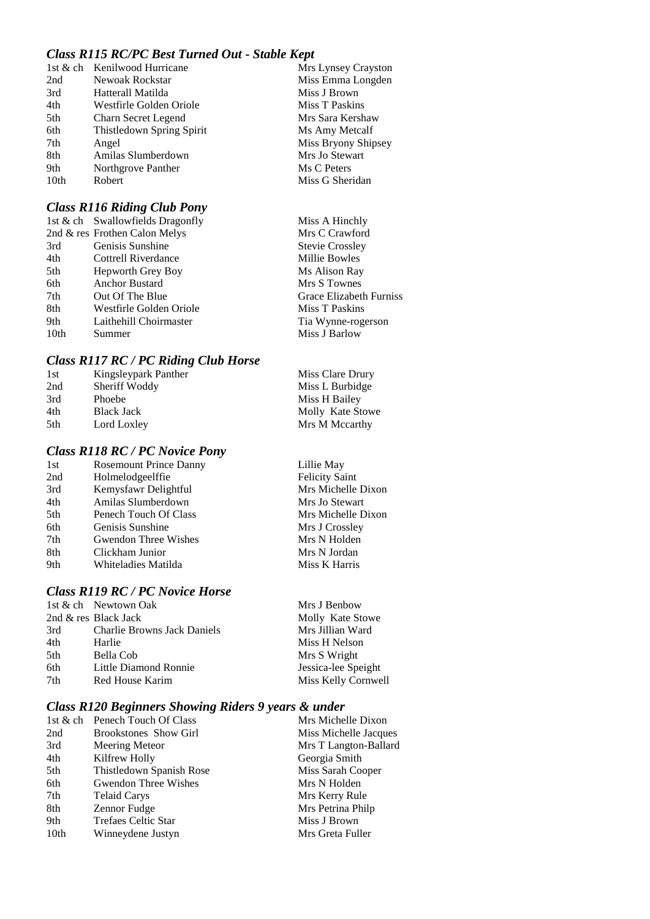### *Class R115 RC/PC Best Turned Out - Stable Kept*

| | | |
|---|---|---|
| 1st & ch | Kenilwood Hurricane | Mrs Lynsey Crayston |
| 2nd | Newoak Rockstar | Miss Emma Longden |
| 3rd | Hatterall Matilda | Miss J Brown |
| 4th | Westfirle Golden Oriole | Miss T Paskins |
| 5th | Charn Secret Legend | Mrs Sara Kershaw |
| 6th | Thistledown Spring Spirit | Ms Amy Metcalf |
| 7th | Angel | Miss Bryony Shipsey |
| 8th | Amilas Slumberdown | Mrs Jo Stewart |
| 9th | Northgrove Panther | Ms C Peters |
| 10th | Robert | Miss G Sheridan |

### *Class R116 Riding Club Pony*

| | | |
|---|---|---|
| 1st & ch | Swallowfields Dragonfly | Miss A Hinchly |
| 2nd & res | Frothen Calon Melys | Mrs C Crawford |
| 3rd | Genisis Sunshine | Stevie Crossley |
| 4th | Cottrell Riverdance | Millie Bowles |
| 5th | Hepworth Grey Boy | Ms Alison Ray |
| 6th | Anchor Bustard | Mrs S Townes |
| 7th | Out Of The Blue | Grace Elizabeth Furniss |
| 8th | Westfirle Golden Oriole | Miss T Paskins |
| 9th | Laithehill Choirmaster | Tia Wynne-rogerson |
| 10th | Summer | Miss J Barlow |

### *Class R117 RC / PC Riding Club Horse*

| | | |
|---|---|---|
| 1st | Kingsleypark Panther | Miss Clare Drury |
| 2nd | Sheriff Woddy | Miss L Burbidge |
| 3rd | Phoebe | Miss H Bailey |
| 4th | Black Jack | Molly Kate Stowe |
| 5th | Lord Loxley | Mrs M Mccarthy |

### *Class R118 RC / PC Novice Pony*

| | | |
|---|---|---|
| 1st | Rosemount Prince Danny | Lillie May |
| 2nd | Holmelodgeelffie | Felicity Saint |
| 3rd | Kemysfawr Delightful | Mrs Michelle Dixon |
| 4th | Amilas Slumberdown | Mrs Jo Stewart |
| 5th | Penech Touch Of Class | Mrs Michelle Dixon |
| 6th | Genisis Sunshine | Mrs J Crossley |
| 7th | Gwendon Three Wishes | Mrs N Holden |
| 8th | Clickham Junior | Mrs N Jordan |
| 9th | Whiteladies Matilda | Miss K Harris |

### *Class R119 RC / PC Novice Horse*

| | | |
|---|---|---|
| 1st & ch | Newtown Oak | Mrs J Benbow |
| 2nd & res | Black Jack | Molly Kate Stowe |
| 3rd | Charlie Browns Jack Daniels | Mrs Jillian Ward |
| 4th | Harlie | Miss H Nelson |
| 5th | Bella Cob | Mrs S Wright |
| 6th | Little Diamond Ronnie | Jessica-lee Speight |
| 7th | Red House Karim | Miss Kelly Cornwell |

### *Class R120 Beginners Showing Riders 9 years & under*

| | | |
|---|---|---|
| 1st & ch | Penech Touch Of Class | Mrs Michelle Dixon |
| 2nd | Brookstones Show Girl | Miss Michelle Jacques |
| 3rd | Meering Meteor | Mrs T Langton-Ballard |
| 4th | Kilfrew Holly | Georgia Smith |
| 5th | Thistledown Spanish Rose | Miss Sarah Cooper |
| 6th | Gwendon Three Wishes | Mrs N Holden |
| 7th | Telaid Carys | Mrs Kerry Rule |
| 8th | Zennor Fudge | Mrs Petrina Philp |
| 9th | Trefaes Celtic Star | Miss J Brown |
| 10th | Winneydene Justyn | Mrs Greta Fuller |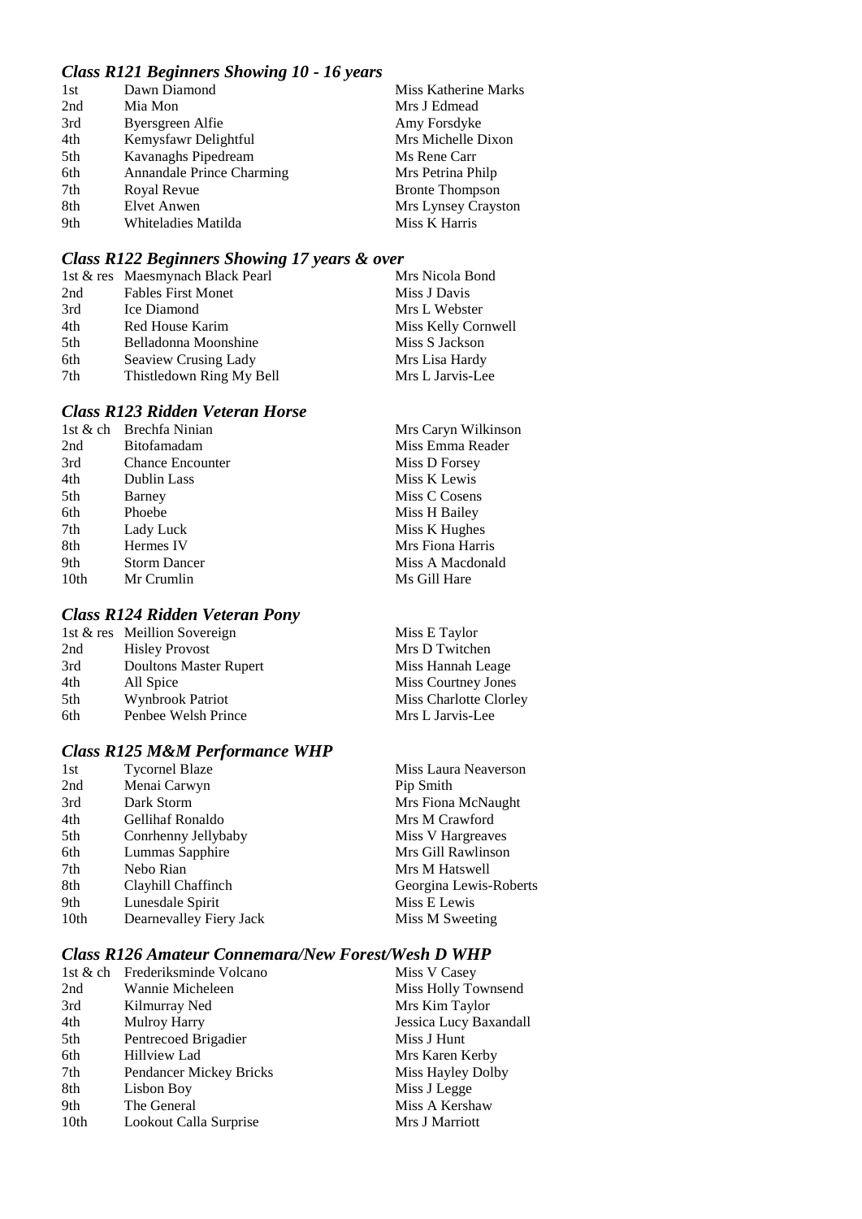### *Class R121 Beginners Showing 10 - 16 years*

| | | |
|---|---|---|
| 1st | Dawn Diamond | Miss Katherine Marks |
| 2nd | Mia Mon | Mrs J Edmead |
| 3rd | Byersgreen Alfie | Amy Forsdyke |
| 4th | Kemysfawr Delightful | Mrs Michelle Dixon |
| 5th | Kavanaghs Pipedream | Ms Rene Carr |
| 6th | Annandale Prince Charming | Mrs Petrina Philp |
| 7th | Royal Revue | Bronte Thompson |
| 8th | Elvet Anwen | Mrs Lynsey Crayston |
| 9th | Whiteladies Matilda | Miss K Harris |

### *Class R122 Beginners Showing 17 years & over*

| | | |
|---|---|---|
| 1st & res | Maesmynach Black Pearl | Mrs Nicola Bond |
| 2nd | Fables First Monet | Miss J Davis |
| 3rd | Ice Diamond | Mrs L Webster |
| 4th | Red House Karim | Miss Kelly Cornwell |
| 5th | Belladonna Moonshine | Miss S Jackson |
| 6th | Seaview Crusing Lady | Mrs Lisa Hardy |
| 7th | Thistledown Ring My Bell | Mrs L Jarvis-Lee |

### *Class R123 Ridden Veteran Horse*

| | | |
|---|---|---|
| 1st & ch | Brechfa Ninian | Mrs Caryn Wilkinson |
| 2nd | Bitofamadam | Miss Emma Reader |
| 3rd | Chance Encounter | Miss D Forsey |
| 4th | Dublin Lass | Miss K Lewis |
| 5th | Barney | Miss C Cosens |
| 6th | Phoebe | Miss H Bailey |
| 7th | Lady Luck | Miss K Hughes |
| 8th | Hermes IV | Mrs Fiona Harris |
| 9th | Storm Dancer | Miss A Macdonald |
| 10th | Mr Crumlin | Ms Gill Hare |

### *Class R124 Ridden Veteran Pony*

| | | |
|---|---|---|
| 1st & res | Meillion Sovereign | Miss E Taylor |
| 2nd | Hisley Provost | Mrs D Twitchen |
| 3rd | Doultons Master Rupert | Miss Hannah Leage |
| 4th | All Spice | Miss Courtney Jones |
| 5th | Wynbrook Patriot | Miss Charlotte Clorley |
| 6th | Penbee Welsh Prince | Mrs L Jarvis-Lee |

### *Class R125 M&M Performance WHP*

| | | |
|---|---|---|
| 1st | Tycornel Blaze | Miss Laura Neaverson |
| 2nd | Menai Carwyn | Pip Smith |
| 3rd | Dark Storm | Mrs Fiona McNaught |
| 4th | Gellihaf Ronaldo | Mrs M Crawford |
| 5th | Conrhenny Jellybaby | Miss V Hargreaves |
| 6th | Lummas Sapphire | Mrs Gill Rawlinson |
| 7th | Nebo Rian | Mrs M Hatswell |
| 8th | Clayhill Chaffinch | Georgina Lewis-Roberts |
| 9th | Lunesdale Spirit | Miss E Lewis |
| 10th | Dearnevalley Fiery Jack | Miss M Sweeting |

### *Class R126 Amateur Connemara/New Forest/Wesh D WHP*

| | | |
|---|---|---|
| 1st & ch | Frederiksminde Volcano | Miss V Casey |
| 2nd | Wannie Micheleen | Miss Holly Townsend |
| 3rd | Kilmurray Ned | Mrs Kim Taylor |
| 4th | Mulroy Harry | Jessica Lucy Baxandall |
| 5th | Pentrecoed Brigadier | Miss J Hunt |
| 6th | Hillview Lad | Mrs Karen Kerby |
| 7th | Pendancer Mickey Bricks | Miss Hayley Dolby |
| 8th | Lisbon Boy | Miss J Legge |
| 9th | The General | Miss A Kershaw |
| 10th | Lookout Calla Surprise | Mrs J Marriott |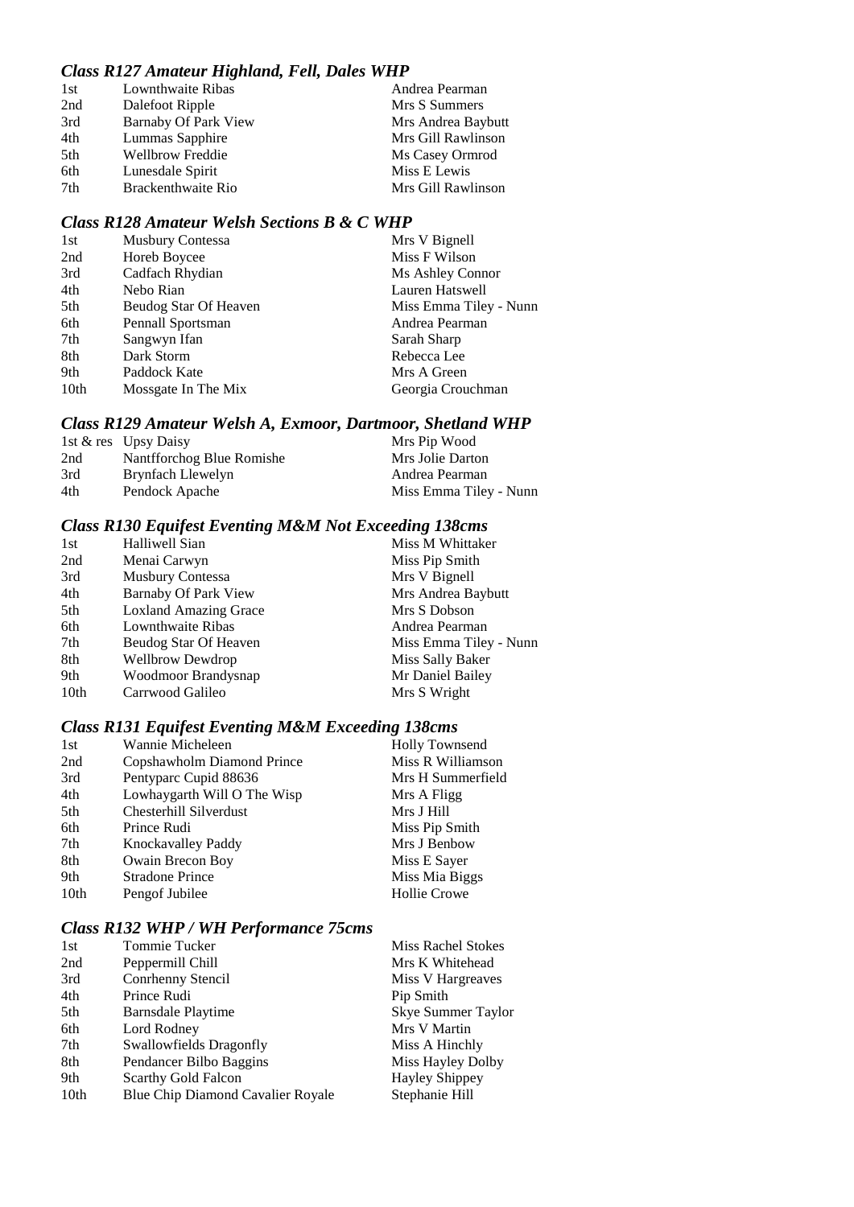### *Class R127 Amateur Highland, Fell, Dales WHP*

| | | |
|---|---|---|
| 1st | Lownthwaite Ribas | Andrea Pearman |
| 2nd | Dalefoot Ripple | Mrs S Summers |
| 3rd | Barnaby Of Park View | Mrs Andrea Baybutt |
| 4th | Lummas Sapphire | Mrs Gill Rawlinson |
| 5th | Wellbrow Freddie | Ms Casey Ormrod |
| 6th | Lunesdale Spirit | Miss E Lewis |
| 7th | Brackenthwaite Rio | Mrs Gill Rawlinson |

### *Class R128 Amateur Welsh Sections B & C WHP*

| | | |
|---|---|---|
| 1st | Musbury Contessa | Mrs V Bignell |
| 2nd | Horeb Boycee | Miss F Wilson |
| 3rd | Cadfach Rhydian | Ms Ashley Connor |
| 4th | Nebo Rian | Lauren Hatswell |
| 5th | Beudog Star Of Heaven | Miss Emma Tiley - Nunn |
| 6th | Pennall Sportsman | Andrea Pearman |
| 7th | Sangwyn Ifan | Sarah Sharp |
| 8th | Dark Storm | Rebecca Lee |
| 9th | Paddock Kate | Mrs A Green |
| 10th | Mossgate In The Mix | Georgia Crouchman |

### *Class R129 Amateur Welsh A, Exmoor, Dartmoor, Shetland WHP*

| | | |
|---|---|---|
| 1st & res | Upsy Daisy | Mrs Pip Wood |
| 2nd | Nantfforchog Blue Romishe | Mrs Jolie Darton |
| 3rd | Brynfach Llewelyn | Andrea Pearman |
| 4th | Pendock Apache | Miss Emma Tiley - Nunn |

### *Class R130 Equifest Eventing M&M Not Exceeding 138cms*

| | | |
|---|---|---|
| 1st | Halliwell Sian | Miss M Whittaker |
| 2nd | Menai Carwyn | Miss Pip Smith |
| 3rd | Musbury Contessa | Mrs V Bignell |
| 4th | Barnaby Of Park View | Mrs Andrea Baybutt |
| 5th | Loxland Amazing Grace | Mrs S Dobson |
| 6th | Lownthwaite Ribas | Andrea Pearman |
| 7th | Beudog Star Of Heaven | Miss Emma Tiley - Nunn |
| 8th | Wellbrow Dewdrop | Miss Sally Baker |
| 9th | Woodmoor Brandysnap | Mr Daniel Bailey |
| 10th | Carrwood Galileo | Mrs S Wright |

### *Class R131 Equifest Eventing M&M Exceeding 138cms*

| | | |
|---|---|---|
| 1st | Wannie Micheleen | Holly Townsend |
| 2nd | Copshawholm Diamond Prince | Miss R Williamson |
| 3rd | Pentyparc Cupid 88636 | Mrs H Summerfield |
| 4th | Lowhaygarth Will O The Wisp | Mrs A Fligg |
| 5th | Chesterhill Silverdust | Mrs J Hill |
| 6th | Prince Rudi | Miss Pip Smith |
| 7th | Knockavalley Paddy | Mrs J Benbow |
| 8th | Owain Brecon Boy | Miss E Sayer |
| 9th | Stradone Prince | Miss Mia Biggs |
| 10th | Pengof Jubilee | Hollie Crowe |

### *Class R132 WHP / WH Performance 75cms*

| | | |
|---|---|---|
| 1st | Tommie Tucker | Miss Rachel Stokes |
| 2nd | Peppermill Chill | Mrs K Whitehead |
| 3rd | Conrhenny Stencil | Miss V Hargreaves |
| 4th | Prince Rudi | Pip Smith |
| 5th | Barnsdale Playtime | Skye Summer Taylor |
| 6th | Lord Rodney | Mrs V Martin |
| 7th | Swallowfields Dragonfly | Miss A Hinchly |
| 8th | Pendancer Bilbo Baggins | Miss Hayley Dolby |
| 9th | Scarthy Gold Falcon | Hayley Shippey |
| 10th | Blue Chip Diamond Cavalier Royale | Stephanie Hill |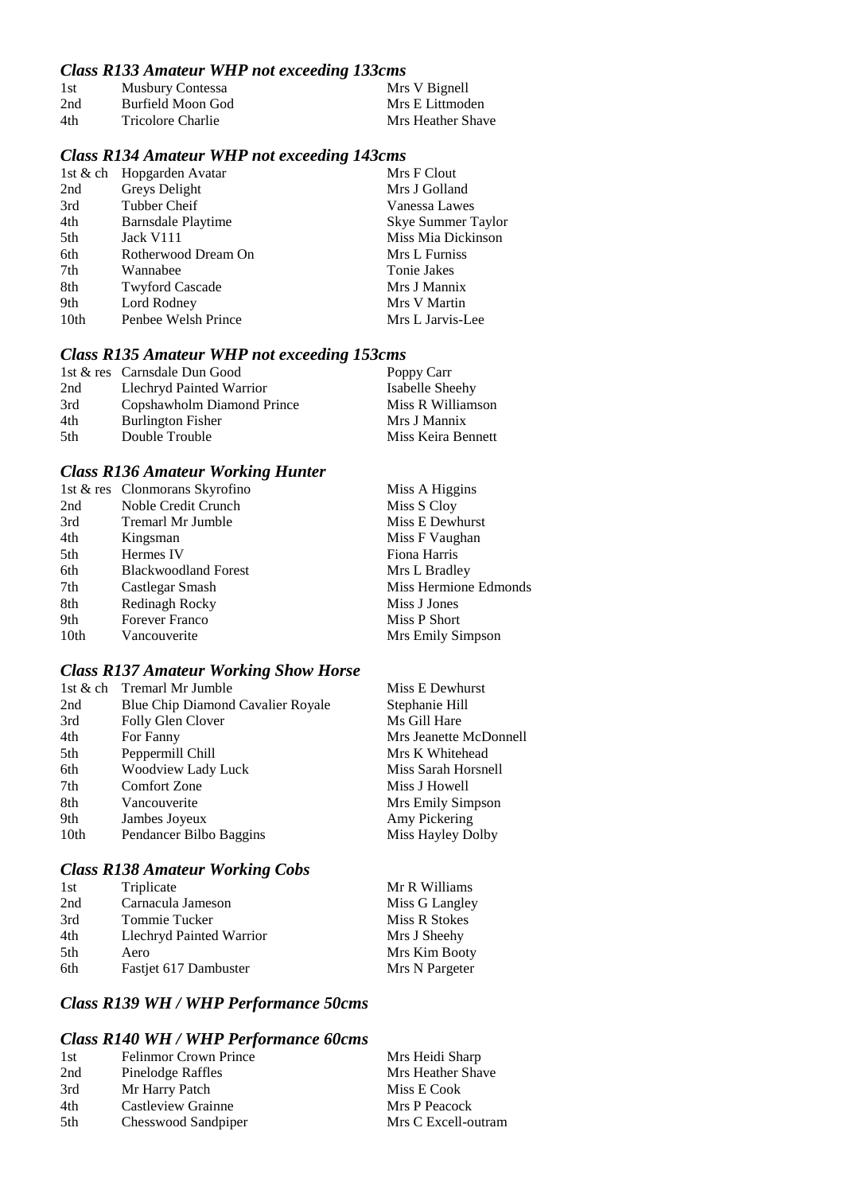### *Class R133 Amateur WHP not exceeding 133cms*

| | | |
|---|---|---|
| 1st | Musbury Contessa | Mrs V Bignell |
| 2nd | Burfield Moon God | Mrs E Littmoden |
| 4th | Tricolore Charlie | Mrs Heather Shave |

### *Class R134 Amateur WHP not exceeding 143cms*

| | | |
|---|---|---|
| 1st & ch | Hopgarden Avatar | Mrs F Clout |
| 2nd | Greys Delight | Mrs J Golland |
| 3rd | Tubber Cheif | Vanessa Lawes |
| 4th | Barnsdale Playtime | Skye Summer Taylor |
| 5th | Jack V111 | Miss Mia Dickinson |
| 6th | Rotherwood Dream On | Mrs L Furniss |
| 7th | Wannabee | Tonie Jakes |
| 8th | Twyford Cascade | Mrs J Mannix |
| 9th | Lord Rodney | Mrs V Martin |
| 10th | Penbee Welsh Prince | Mrs L Jarvis-Lee |

### *Class R135 Amateur WHP not exceeding 153cms*

| | | |
|---|---|---|
| 1st & res | Carnsdale Dun Good | Poppy Carr |
| 2nd | Llechryd Painted Warrior | Isabelle Sheehy |
| 3rd | Copshawholm Diamond Prince | Miss R Williamson |
| 4th | Burlington Fisher | Mrs J Mannix |
| 5th | Double Trouble | Miss Keira Bennett |

### *Class R136 Amateur Working Hunter*

| | | |
|---|---|---|
| 1st & res | Clonmorans Skyrofino | Miss A Higgins |
| 2nd | Noble Credit Crunch | Miss S Cloy |
| 3rd | Tremarl Mr Jumble | Miss E Dewhurst |
| 4th | Kingsman | Miss F Vaughan |
| 5th | Hermes IV | Fiona Harris |
| 6th | Blackwoodland Forest | Mrs L Bradley |
| 7th | Castlegar Smash | Miss Hermione Edmonds |
| 8th | Redinagh Rocky | Miss J Jones |
| 9th | Forever Franco | Miss P Short |
| 10th | Vancouverite | Mrs Emily Simpson |

### *Class R137 Amateur Working Show Horse*

| | | |
|---|---|---|
| 1st & ch | Tremarl Mr Jumble | Miss E Dewhurst |
| 2nd | Blue Chip Diamond Cavalier Royale | Stephanie Hill |
| 3rd | Folly Glen Clover | Ms Gill Hare |
| 4th | For Fanny | Mrs Jeanette McDonnell |
| 5th | Peppermill Chill | Mrs K Whitehead |
| 6th | Woodview Lady Luck | Miss Sarah Horsnell |
| 7th | Comfort Zone | Miss J Howell |
| 8th | Vancouverite | Mrs Emily Simpson |
| 9th | Jambes Joyeux | Amy Pickering |
| 10th | Pendancer Bilbo Baggins | Miss Hayley Dolby |

### *Class R138 Amateur Working Cobs*

| | | |
|---|---|---|
| 1st | Triplicate | Mr R Williams |
| 2nd | Carnacula Jameson | Miss G Langley |
| 3rd | Tommie Tucker | Miss R Stokes |
| 4th | Llechryd Painted Warrior | Mrs J Sheehy |
| 5th | Aero | Mrs Kim Booty |
| 6th | Fastjet 617 Dambuster | Mrs N Pargeter |

### *Class R139 WH / WHP Performance 50cms*

### *Class R140 WH / WHP Performance 60cms*

| | | |
|---|---|---|
| 1st | Felinmor Crown Prince | Mrs Heidi Sharp |
| 2nd | Pinelodge Raffles | Mrs Heather Shave |
| 3rd | Mr Harry Patch | Miss E Cook |
| 4th | Castleview Grainne | Mrs P Peacock |
| 5th | Chesswood Sandpiper | Mrs C Excell-outram |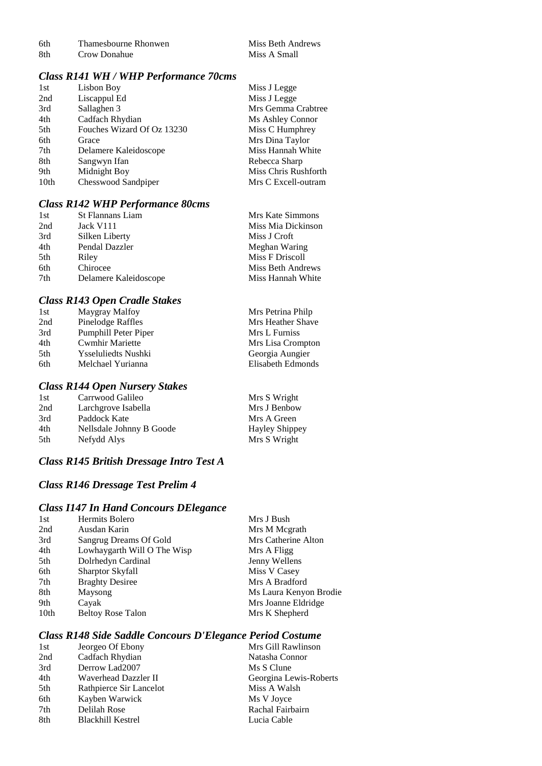| | | |
|---|---|---|
| 6th | Thamesbourne Rhonwen | Miss Beth Andrews |
| 8th | Crow Donahue | Miss A Small |

### *Class R141 WH / WHP Performance 70cms*

| | | |
|---|---|---|
| 1st | Lisbon Boy | Miss J Legge |
| 2nd | Liscappul Ed | Miss J Legge |
| 3rd | Sallaghen 3 | Mrs Gemma Crabtree |
| 4th | Cadfach Rhydian | Ms Ashley Connor |
| 5th | Fouches Wizard Of Oz 13230 | Miss C Humphrey |
| 6th | Grace | Mrs Dina Taylor |
| 7th | Delamere Kaleidoscope | Miss Hannah White |
| 8th | Sangwyn Ifan | Rebecca Sharp |
| 9th | Midnight Boy | Miss Chris Rushforth |
| 10th | Chesswood Sandpiper | Mrs C Excell-outram |

### *Class R142 WHP Performance 80cms*

| | | |
|---|---|---|
| 1st | St Flannans Liam | Mrs Kate Simmons |
| 2nd | Jack V111 | Miss Mia Dickinson |
| 3rd | Silken Liberty | Miss J Croft |
| 4th | Pendal Dazzler | Meghan Waring |
| 5th | Riley | Miss F Driscoll |
| 6th | Chirocee | Miss Beth Andrews |
| 7th | Delamere Kaleidoscope | Miss Hannah White |

### *Class R143 Open Cradle Stakes*

| | | |
|---|---|---|
| 1st | Maygray Malfoy | Mrs Petrina Philp |
| 2nd | Pinelodge Raffles | Mrs Heather Shave |
| 3rd | Pumphill Peter Piper | Mrs L Furniss |
| 4th | Cwmhir Mariette | Mrs Lisa Crompton |
| 5th | Ysseluliedts Nushki | Georgia Aungier |
| 6th | Melchael Yurianna | Elisabeth Edmonds |

### *Class R144 Open Nursery Stakes*

| | | |
|---|---|---|
| 1st | Carrwood Galileo | Mrs S Wright |
| 2nd | Larchgrove Isabella | Mrs J Benbow |
| 3rd | Paddock Kate | Mrs A Green |
| 4th | Nellsdale Johnny B Goode | Hayley Shippey |
| 5th | Nefydd Alys | Mrs S Wright |

### *Class R145 British Dressage Intro Test A*

### *Class R146 Dressage Test Prelim 4*

### *Class I147 In Hand Concours DElegance*

| | | |
|---|---|---|
| 1st | Hermits Bolero | Mrs J Bush |
| 2nd | Ausdan Karin | Mrs M Mcgrath |
| 3rd | Sangrug Dreams Of Gold | Mrs Catherine Alton |
| 4th | Lowhaygarth Will O The Wisp | Mrs A Fligg |
| 5th | Dolrhedyn Cardinal | Jenny Wellens |
| 6th | Sharptor Skyfall | Miss V Casey |
| 7th | Braghty Desiree | Mrs A Bradford |
| 8th | Maysong | Ms Laura Kenyon Brodie |
| 9th | Cayak | Mrs Joanne Eldridge |
| 10th | Beltoy Rose Talon | Mrs K Shepherd |

### *Class R148 Side Saddle Concours D'Elegance Period Costume*

| | | |
|---|---|---|
| 1st | Jeorgeo Of Ebony | Mrs Gill Rawlinson |
| 2nd | Cadfach Rhydian | Natasha Connor |
| 3rd | Derrow Lad2007 | Ms S Clune |
| 4th | Waverhead Dazzler II | Georgina Lewis-Roberts |
| 5th | Rathpierce Sir Lancelot | Miss A Walsh |
| 6th | Kayben Warwick | Ms V Joyce |
| 7th | Delilah Rose | Rachal Fairbairn |
| 8th | Blackhill Kestrel | Lucia Cable |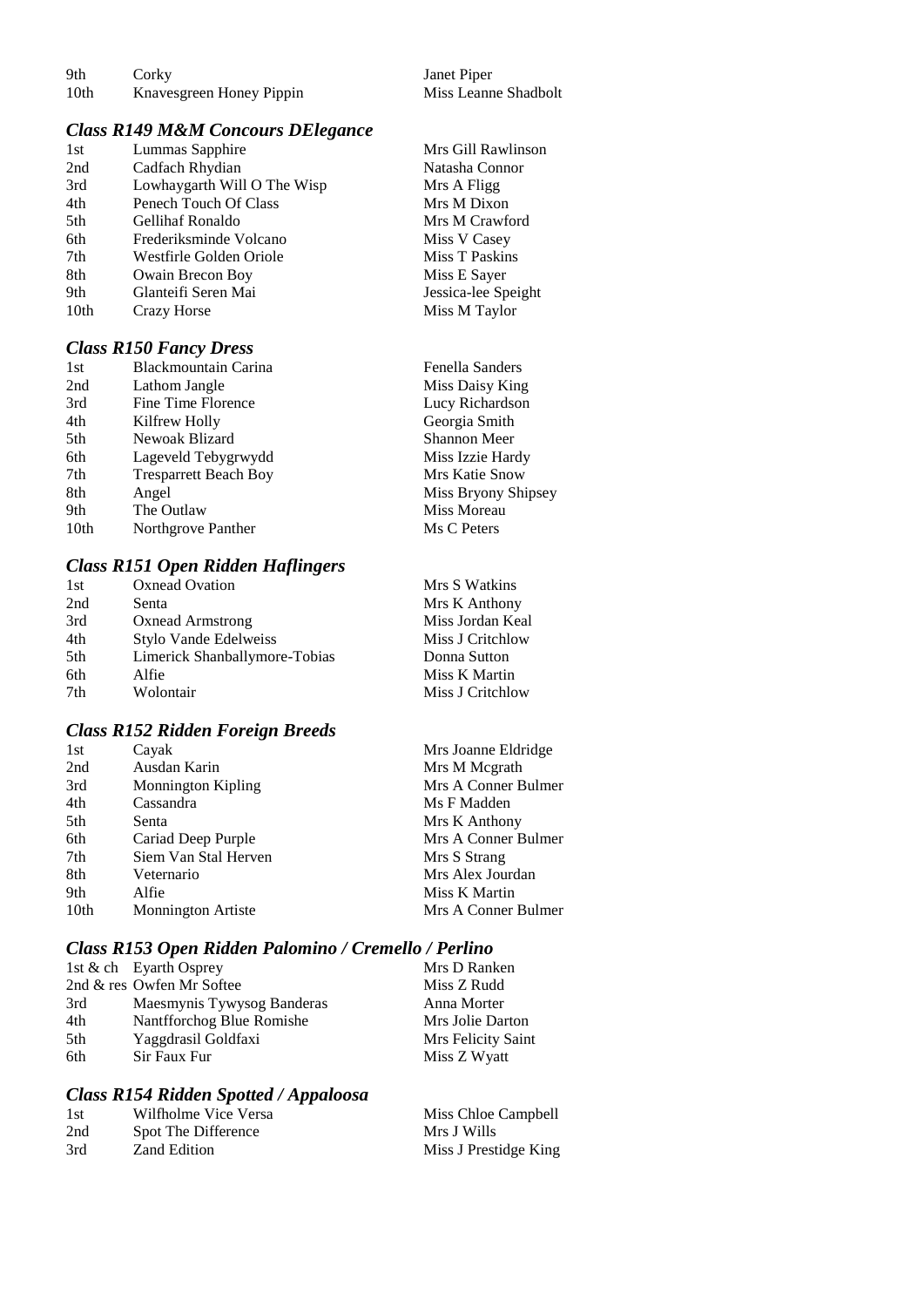| | | |
|---|---|---|
| 9th | Corky | Janet Piper |
| 10th | Knavesgreen Honey Pippin | Miss Leanne Shadbolt |

### *Class R149 M&M Concours DElegance*

| | | |
|---|---|---|
| 1st | Lummas Sapphire | Mrs Gill Rawlinson |
| 2nd | Cadfach Rhydian | Natasha Connor |
| 3rd | Lowhaygarth Will O The Wisp | Mrs A Fligg |
| 4th | Penech Touch Of Class | Mrs M Dixon |
| 5th | Gellihaf Ronaldo | Mrs M Crawford |
| 6th | Frederiksminde Volcano | Miss V Casey |
| 7th | Westfirle Golden Oriole | Miss T Paskins |
| 8th | Owain Brecon Boy | Miss E Sayer |
| 9th | Glanteifi Seren Mai | Jessica-lee Speight |
| 10th | Crazy Horse | Miss M Taylor |

### *Class R150 Fancy Dress*

| | | |
|---|---|---|
| 1st | Blackmountain Carina | Fenella Sanders |
| 2nd | Lathom Jangle | Miss Daisy King |
| 3rd | Fine Time Florence | Lucy Richardson |
| 4th | Kilfrew Holly | Georgia Smith |
| 5th | Newoak Blizard | Shannon Meer |
| 6th | Lageveld Tebygrwydd | Miss Izzie Hardy |
| 7th | Tresparrett Beach Boy | Mrs Katie Snow |
| 8th | Angel | Miss Bryony Shipsey |
| 9th | The Outlaw | Miss Moreau |
| 10th | Northgrove Panther | Ms C Peters |

### *Class R151 Open Ridden Haflingers*

| | | |
|---|---|---|
| 1st | Oxnead Ovation | Mrs S Watkins |
| 2nd | Senta | Mrs K Anthony |
| 3rd | Oxnead Armstrong | Miss Jordan Keal |
| 4th | Stylo Vande Edelweiss | Miss J Critchlow |
| 5th | Limerick Shanballymore-Tobias | Donna Sutton |
| 6th | Alfie | Miss K Martin |
| 7th | Wolontair | Miss J Critchlow |

### *Class R152 Ridden Foreign Breeds*

| | | |
|---|---|---|
| 1st | Cayak | Mrs Joanne Eldridge |
| 2nd | Ausdan Karin | Mrs M Mcgrath |
| 3rd | Monnington Kipling | Mrs A Conner Bulmer |
| 4th | Cassandra | Ms F Madden |
| 5th | Senta | Mrs K Anthony |
| 6th | Cariad Deep Purple | Mrs A Conner Bulmer |
| 7th | Siem Van Stal Herven | Mrs S Strang |
| 8th | Veternario | Mrs Alex Jourdan |
| 9th | Alfie | Miss K Martin |
| 10th | Monnington Artiste | Mrs A Conner Bulmer |

### *Class R153 Open Ridden Palomino / Cremello / Perlino*

| | | |
|---|---|---|
| 1st & ch | Eyarth Osprey | Mrs D Ranken |
| 2nd & res | Owfen Mr Softee | Miss Z Rudd |
| 3rd | Maesmynis Tywysog Banderas | Anna Morter |
| 4th | Nantfforchog Blue Romishe | Mrs Jolie Darton |
| 5th | Yaggdrasil Goldfaxi | Mrs Felicity Saint |
| 6th | Sir Faux Fur | Miss Z Wyatt |

### *Class R154 Ridden Spotted / Appaloosa*

| | | |
|---|---|---|
| 1st | Wilfholme Vice Versa | Miss Chloe Campbell |
| 2nd | Spot The Difference | Mrs J Wills |
| 3rd | Zand Edition | Miss J Prestidge King |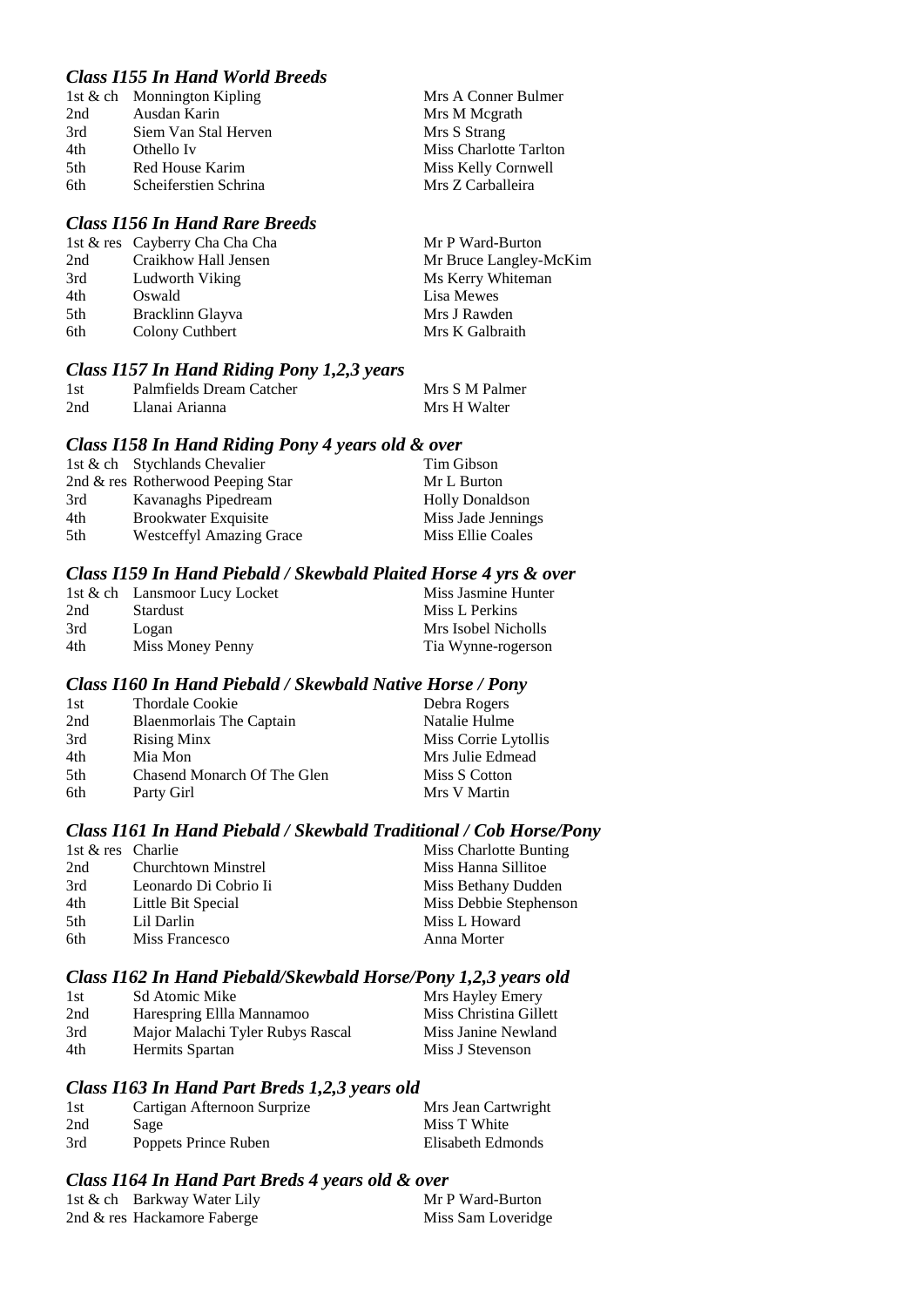### *Class I155 In Hand World Breeds*

| | | |
|---|---|---|
| 1st & ch | Monnington Kipling | Mrs A Conner Bulmer |
| 2nd | Ausdan Karin | Mrs M Mcgrath |
| 3rd | Siem Van Stal Herven | Mrs S Strang |
| 4th | Othello Iv | Miss Charlotte Tarlton |
| 5th | Red House Karim | Miss Kelly Cornwell |
| 6th | Scheiferstien Schrina | Mrs Z Carballeira |

### *Class I156 In Hand Rare Breeds*

| | | |
|---|---|---|
| 1st & res | Cayberry Cha Cha Cha | Mr P Ward-Burton |
| 2nd | Craikhow Hall Jensen | Mr Bruce Langley-McKim |
| 3rd | Ludworth Viking | Ms Kerry Whiteman |
| 4th | Oswald | Lisa Mewes |
| 5th | Bracklinn Glayva | Mrs J Rawden |
| 6th | Colony Cuthbert | Mrs K Galbraith |

### *Class I157 In Hand Riding Pony 1,2,3 years*

| | | |
|---|---|---|
| 1st | Palmfields Dream Catcher | Mrs S M Palmer |
| 2nd | Llanai Arianna | Mrs H Walter |

### *Class I158 In Hand Riding Pony 4 years old & over*

| | | |
|---|---|---|
| 1st & ch | Stychlands Chevalier | Tim Gibson |
| 2nd & res | Rotherwood Peeping Star | Mr L Burton |
| 3rd | Kavanaghs Pipedream | Holly Donaldson |
| 4th | Brookwater Exquisite | Miss Jade Jennings |
| 5th | Westceffyl Amazing Grace | Miss Ellie Coales |

### *Class I159 In Hand Piebald / Skewbald Plaited Horse 4 yrs & over*

| | | |
|---|---|---|
| 1st & ch | Lansmoor Lucy Locket | Miss Jasmine Hunter |
| 2nd | Stardust | Miss L Perkins |
| 3rd | Logan | Mrs Isobel Nicholls |
| 4th | Miss Money Penny | Tia Wynne-rogerson |

### *Class I160 In Hand Piebald / Skewbald Native Horse / Pony*

| | | |
|---|---|---|
| 1st | Thordale Cookie | Debra Rogers |
| 2nd | Blaenmorlais The Captain | Natalie Hulme |
| 3rd | Rising Minx | Miss Corrie Lytollis |
| 4th | Mia Mon | Mrs Julie Edmead |
| 5th | Chasend Monarch Of The Glen | Miss S Cotton |
| 6th | Party Girl | Mrs V Martin |

### *Class I161 In Hand Piebald / Skewbald Traditional / Cob Horse/Pony*

| | | |
|---|---|---|
| 1st & res | Charlie | Miss Charlotte Bunting |
| 2nd | Churchtown Minstrel | Miss Hanna Sillitoe |
| 3rd | Leonardo Di Cobrio Ii | Miss Bethany Dudden |
| 4th | Little Bit Special | Miss Debbie Stephenson |
| 5th | Lil Darlin | Miss L Howard |
| 6th | Miss Francesco | Anna Morter |

### *Class I162 In Hand Piebald/Skewbald Horse/Pony 1,2,3 years old*

| | | |
|---|---|---|
| 1st | Sd Atomic Mike | Mrs Hayley Emery |
| 2nd | Harespring Ellla Mannamoo | Miss Christina Gillett |
| 3rd | Major Malachi Tyler Rubys Rascal | Miss Janine Newland |
| 4th | Hermits Spartan | Miss J Stevenson |

### *Class I163 In Hand Part Breds 1,2,3 years old*

| | | |
|---|---|---|
| 1st | Cartigan Afternoon Surprize | Mrs Jean Cartwright |
| 2nd | Sage | Miss T White |
| 3rd | Poppets Prince Ruben | Elisabeth Edmonds |

### *Class I164 In Hand Part Breds 4 years old & over*

| | | |
|---|---|---|
| 1st & ch | Barkway Water Lily | Mr P Ward-Burton |
| 2nd & res | Hackamore Faberge | Miss Sam Loveridge |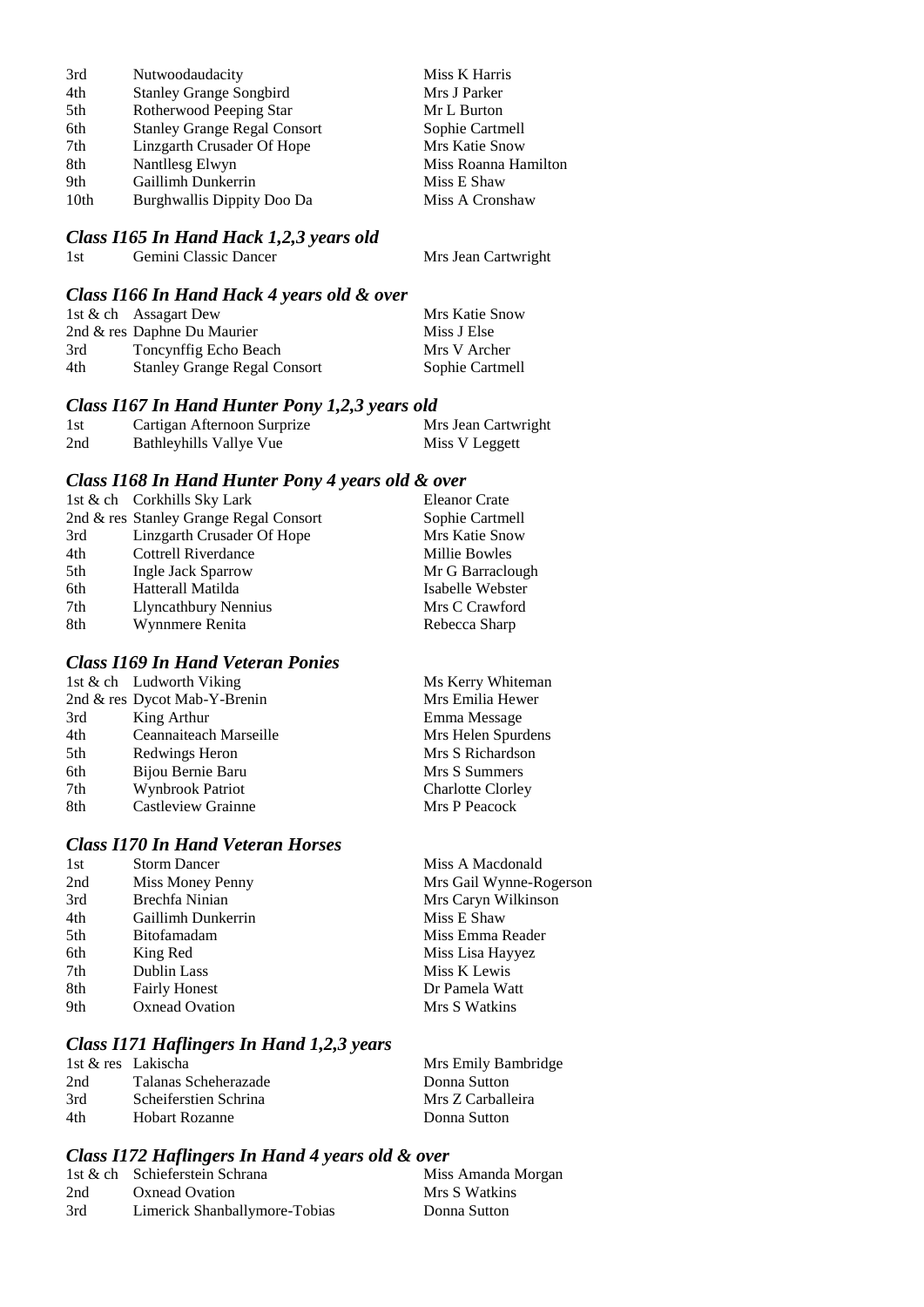| | | |
|---|---|---|
| 3rd | Nutwoodaudacity | Miss K Harris |
| 4th | Stanley Grange Songbird | Mrs J Parker |
| 5th | Rotherwood Peeping Star | Mr L Burton |
| 6th | Stanley Grange Regal Consort | Sophie Cartmell |
| 7th | Linzgarth Crusader Of Hope | Mrs Katie Snow |
| 8th | Nantllesg Elwyn | Miss Roanna Hamilton |
| 9th | Gaillimh Dunkerrin | Miss E Shaw |
| 10th | Burghwallis Dippity Doo Da | Miss A Cronshaw |

### *Class I165 In Hand Hack 1,2,3 years old*

| | | |
|---|---|---|
| 1st | Gemini Classic Dancer | Mrs Jean Cartwright |

### *Class I166 In Hand Hack 4 years old & over*

| | | |
|---|---|---|
| 1st & ch | Assagart Dew | Mrs Katie Snow |
| 2nd & res | Daphne Du Maurier | Miss J Else |
| 3rd | Toncynffig Echo Beach | Mrs V Archer |
| 4th | Stanley Grange Regal Consort | Sophie Cartmell |

### *Class I167 In Hand Hunter Pony 1,2,3 years old*

| | | |
|---|---|---|
| 1st | Cartigan Afternoon Surprize | Mrs Jean Cartwright |
| 2nd | Bathleyhills Vallye Vue | Miss V Leggett |

### *Class I168 In Hand Hunter Pony 4 years old & over*

| | | |
|---|---|---|
| 1st & ch | Corkhills Sky Lark | Eleanor Crate |
| 2nd & res | Stanley Grange Regal Consort | Sophie Cartmell |
| 3rd | Linzgarth Crusader Of Hope | Mrs Katie Snow |
| 4th | Cottrell Riverdance | Millie Bowles |
| 5th | Ingle Jack Sparrow | Mr G Barraclough |
| 6th | Hatterall Matilda | Isabelle Webster |
| 7th | Llyncathbury Nennius | Mrs C Crawford |
| 8th | Wynnmere Renita | Rebecca Sharp |

### *Class I169 In Hand Veteran Ponies*

| | | |
|---|---|---|
| 1st & ch | Ludworth Viking | Ms Kerry Whiteman |
| 2nd & res | Dycot Mab-Y-Brenin | Mrs Emilia Hewer |
| 3rd | King Arthur | Emma Message |
| 4th | Ceannaiteach Marseille | Mrs Helen Spurdens |
| 5th | Redwings Heron | Mrs S Richardson |
| 6th | Bijou Bernie Baru | Mrs S Summers |
| 7th | Wynbrook Patriot | Charlotte Clorley |
| 8th | Castleview Grainne | Mrs P Peacock |

### *Class I170 In Hand Veteran Horses*

| | | |
|---|---|---|
| 1st | Storm Dancer | Miss A Macdonald |
| 2nd | Miss Money Penny | Mrs Gail Wynne-Rogerson |
| 3rd | Brechfa Ninian | Mrs Caryn Wilkinson |
| 4th | Gaillimh Dunkerrin | Miss E Shaw |
| 5th | Bitofamadam | Miss Emma Reader |
| 6th | King Red | Miss Lisa Hayyez |
| 7th | Dublin Lass | Miss K Lewis |
| 8th | Fairly Honest | Dr Pamela Watt |
| 9th | Oxnead Ovation | Mrs S Watkins |

### *Class I171 Haflingers In Hand 1,2,3 years*

| | | |
|---|---|---|
| 1st & res | Lakischa | Mrs Emily Bambridge |
| 2nd | Talanas Scheherazade | Donna Sutton |
| 3rd | Scheiferstien Schrina | Mrs Z Carballeira |
| 4th | Hobart Rozanne | Donna Sutton |

### *Class I172 Haflingers In Hand 4 years old & over*

| | | |
|---|---|---|
| 1st & ch | Schieferstein Schrana | Miss Amanda Morgan |
| 2nd | Oxnead Ovation | Mrs S Watkins |
| 3rd | Limerick Shanballymore-Tobias | Donna Sutton |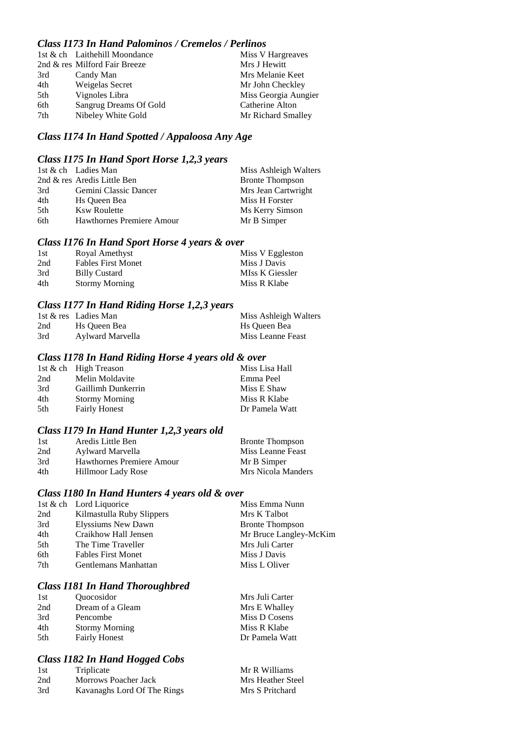### *Class I173 In Hand Palominos / Cremelos / Perlinos*

| | | |
|---|---|---|
| 1st & ch | Laithehill Moondance | Miss V Hargreaves |
| 2nd & res | Milford Fair Breeze | Mrs J Hewitt |
| 3rd | Candy Man | Mrs Melanie Keet |
| 4th | Weigelas Secret | Mr John Checkley |
| 5th | Vignoles Libra | Miss Georgia Aungier |
| 6th | Sangrug Dreams Of Gold | Catherine Alton |
| 7th | Nibeley White Gold | Mr Richard Smalley |

### *Class I174 In Hand Spotted / Appaloosa Any Age*

### *Class I175 In Hand Sport Horse 1,2,3 years*

| | | |
|---|---|---|
| 1st & ch | Ladies Man | Miss Ashleigh Walters |
| 2nd & res | Aredis Little Ben | Bronte Thompson |
| 3rd | Gemini Classic Dancer | Mrs Jean Cartwright |
| 4th | Hs Queen Bea | Miss H Forster |
| 5th | Ksw Roulette | Ms Kerry Simson |
| 6th | Hawthornes Premiere Amour | Mr B Simper |

### *Class I176 In Hand Sport Horse 4 years & over*

| | | |
|---|---|---|
| 1st | Royal Amethyst | Miss V Eggleston |
| 2nd | Fables First Monet | Miss J Davis |
| 3rd | Billy Custard | MIss K Giessler |
| 4th | Stormy Morning | Miss R Klabe |

### *Class I177 In Hand Riding Horse 1,2,3 years*

| | | |
|---|---|---|
| 1st & res | Ladies Man | Miss Ashleigh Walters |
| 2nd | Hs Queen Bea | Hs Queen Bea |
| 3rd | Aylward Marvella | Miss Leanne Feast |

### *Class I178 In Hand Riding Horse 4 years old & over*

| | | |
|---|---|---|
| 1st & ch | High Treason | Miss Lisa Hall |
| 2nd | Melin Moldavite | Emma Peel |
| 3rd | Gaillimh Dunkerrin | Miss E Shaw |
| 4th | Stormy Morning | Miss R Klabe |
| 5th | Fairly Honest | Dr Pamela Watt |

### *Class I179 In Hand Hunter 1,2,3 years old*

| | | |
|---|---|---|
| 1st | Aredis Little Ben | Bronte Thompson |
| 2nd | Aylward Marvella | Miss Leanne Feast |
| 3rd | Hawthornes Premiere Amour | Mr B Simper |
| 4th | Hillmoor Lady Rose | Mrs Nicola Manders |

### *Class I180 In Hand Hunters 4 years old & over*

| | | |
|---|---|---|
| 1st & ch | Lord Liquorice | Miss Emma Nunn |
| 2nd | Kilmastulla Ruby Slippers | Mrs K Talbot |
| 3rd | Elyssiums New Dawn | Bronte Thompson |
| 4th | Craikhow Hall Jensen | Mr Bruce Langley-McKim |
| 5th | The Time Traveller | Mrs Juli Carter |
| 6th | Fables First Monet | Miss J Davis |
| 7th | Gentlemans Manhattan | Miss L Oliver |

### *Class I181 In Hand Thoroughbred*

| | | |
|---|---|---|
| 1st | Quocosidor | Mrs Juli Carter |
| 2nd | Dream of a Gleam | Mrs E Whalley |
| 3rd | Pencombe | Miss D Cosens |
| 4th | Stormy Morning | Miss R Klabe |
| 5th | Fairly Honest | Dr Pamela Watt |

### *Class I182 In Hand Hogged Cobs*

| | | |
|---|---|---|
| 1st | Triplicate | Mr R Williams |
| 2nd | Morrows Poacher Jack | Mrs Heather Steel |
| 3rd | Kavanaghs Lord Of The Rings | Mrs S Pritchard |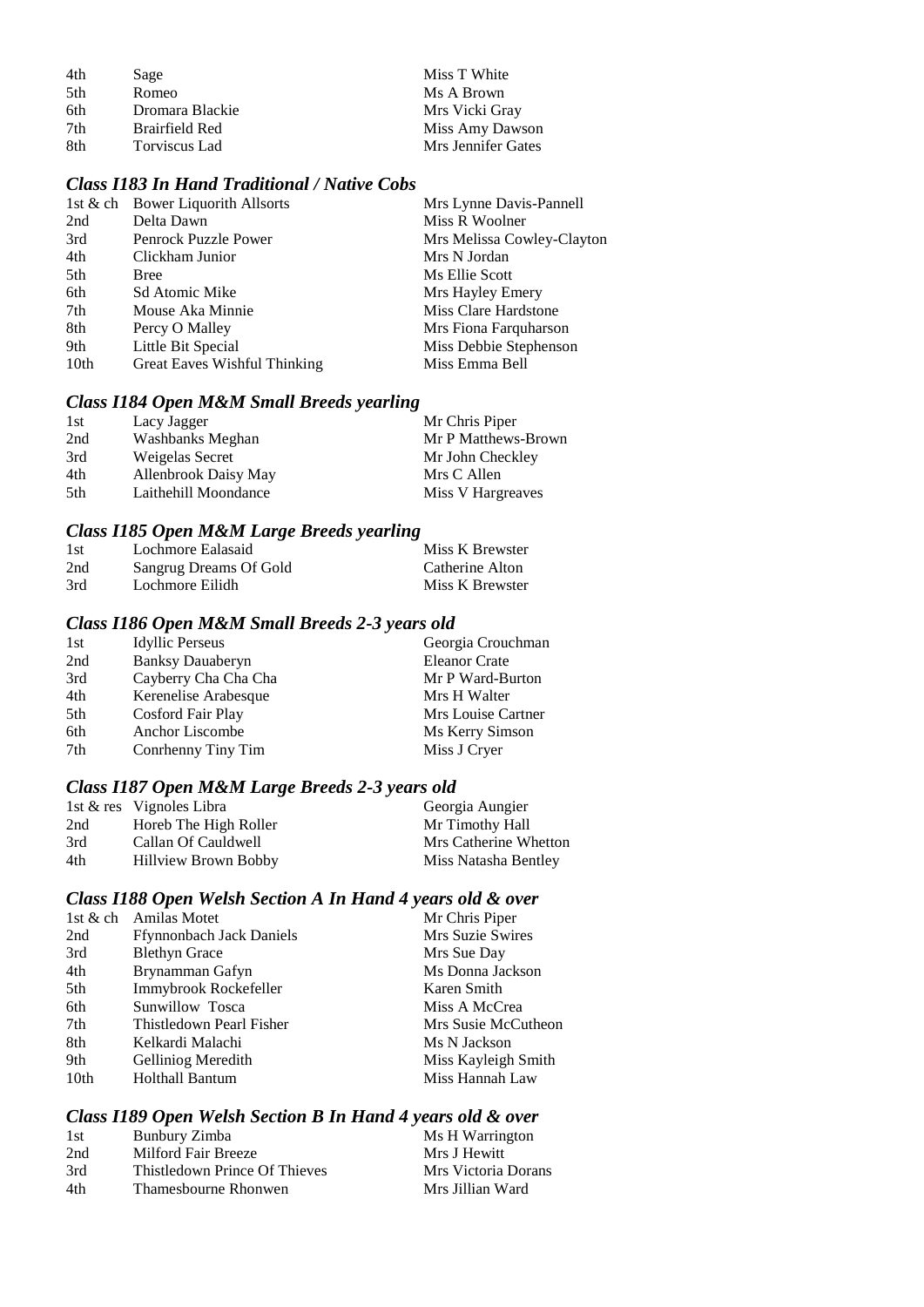| | | |
|---|---|---|
| 4th | Sage | Miss T White |
| 5th | Romeo | Ms A Brown |
| 6th | Dromara Blackie | Mrs Vicki Gray |
| 7th | Brairfield Red | Miss Amy Dawson |
| 8th | Torviscus Lad | Mrs Jennifer Gates |

### *Class I183 In Hand Traditional / Native Cobs*

| | | |
|---|---|---|
| 1st & ch | Bower Liquorith Allsorts | Mrs Lynne Davis-Pannell |
| 2nd | Delta Dawn | Miss R Woolner |
| 3rd | Penrock Puzzle Power | Mrs Melissa Cowley-Clayton |
| 4th | Clickham Junior | Mrs N Jordan |
| 5th | Bree | Ms Ellie Scott |
| 6th | Sd Atomic Mike | Mrs Hayley Emery |
| 7th | Mouse Aka Minnie | Miss Clare Hardstone |
| 8th | Percy O Malley | Mrs Fiona Farquharson |
| 9th | Little Bit Special | Miss Debbie Stephenson |
| 10th | Great Eaves Wishful Thinking | Miss Emma Bell |

### *Class I184 Open M&M Small Breeds yearling*

| | | |
|---|---|---|
| 1st | Lacy Jagger | Mr Chris Piper |
| 2nd | Washbanks Meghan | Mr P Matthews-Brown |
| 3rd | Weigelas Secret | Mr John Checkley |
| 4th | Allenbrook Daisy May | Mrs C Allen |
| 5th | Laithehill Moondance | Miss V Hargreaves |

### *Class I185 Open M&M Large Breeds yearling*

| | | |
|---|---|---|
| 1st | Lochmore Ealasaid | Miss K Brewster |
| 2nd | Sangrug Dreams Of Gold | Catherine Alton |
| 3rd | Lochmore Eilidh | Miss K Brewster |

### *Class I186 Open M&M Small Breeds 2-3 years old*

| | | |
|---|---|---|
| 1st | Idyllic Perseus | Georgia Crouchman |
| 2nd | Banksy Dauaberyn | Eleanor Crate |
| 3rd | Cayberry Cha Cha Cha | Mr P Ward-Burton |
| 4th | Kerenelise Arabesque | Mrs H Walter |
| 5th | Cosford Fair Play | Mrs Louise Cartner |
| 6th | Anchor Liscombe | Ms Kerry Simson |
| 7th | Conrhenny Tiny Tim | Miss J Cryer |

### *Class I187 Open M&M Large Breeds 2-3 years old*

| | | |
|---|---|---|
| 1st & res | Vignoles Libra | Georgia Aungier |
| 2nd | Horeb The High Roller | Mr Timothy Hall |
| 3rd | Callan Of Cauldwell | Mrs Catherine Whetton |
| 4th | Hillview Brown Bobby | Miss Natasha Bentley |

### *Class I188 Open Welsh Section A In Hand 4 years old & over*

| | | |
|---|---|---|
| 1st & ch | Amilas Motet | Mr Chris Piper |
| 2nd | Ffynnonbach Jack Daniels | Mrs Suzie Swires |
| 3rd | Blethyn Grace | Mrs Sue Day |
| 4th | Brynamman Gafyn | Ms Donna Jackson |
| 5th | Immybrook Rockefeller | Karen Smith |
| 6th | Sunwillow Tosca | Miss A McCrea |
| 7th | Thistledown Pearl Fisher | Mrs Susie McCutheon |
| 8th | Kelkardi Malachi | Ms N Jackson |
| 9th | Gelliniog Meredith | Miss Kayleigh Smith |
| 10th | Holthall Bantum | Miss Hannah Law |

### *Class I189 Open Welsh Section B In Hand 4 years old & over*

| | | |
|---|---|---|
| 1st | Bunbury Zimba | Ms H Warrington |
| 2nd | Milford Fair Breeze | Mrs J Hewitt |
| 3rd | Thistledown Prince Of Thieves | Mrs Victoria Dorans |
| 4th | Thamesbourne Rhonwen | Mrs Jillian Ward |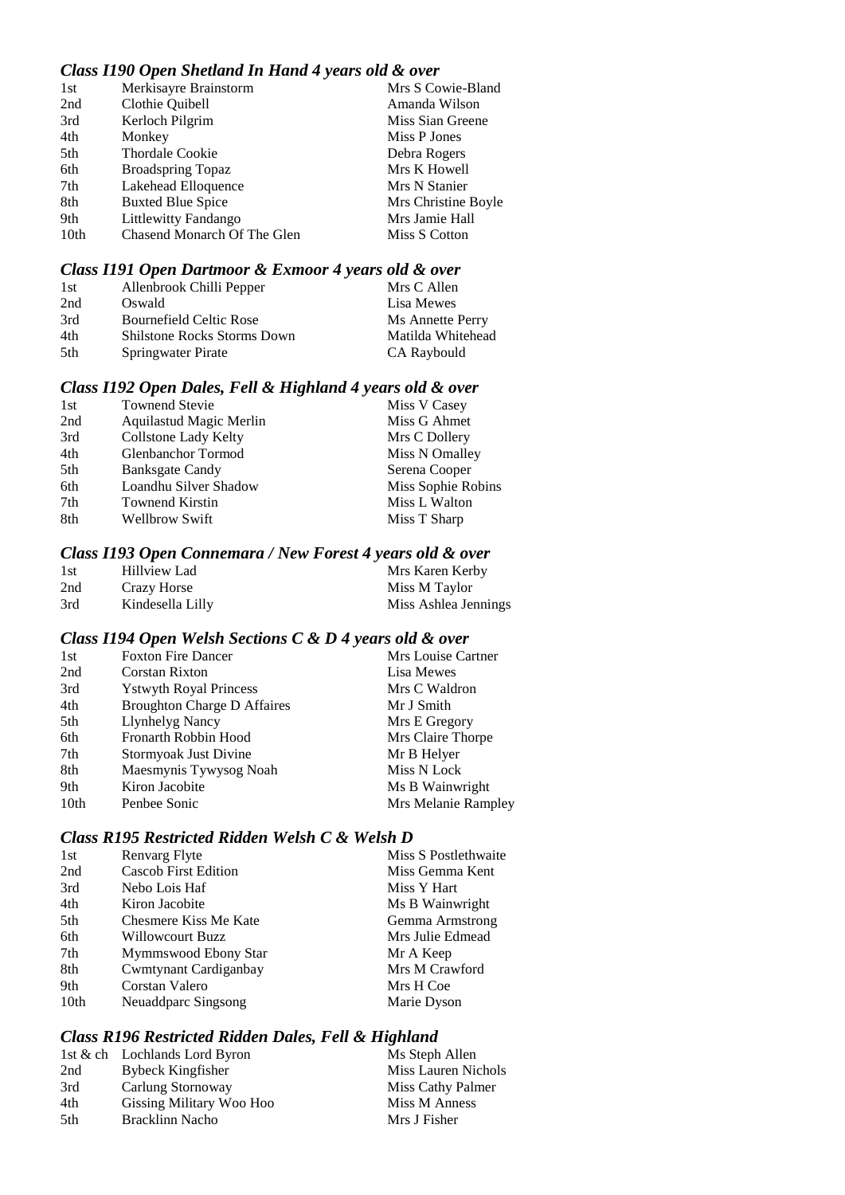### *Class I190 Open Shetland In Hand 4 years old & over*

| | | |
|---|---|---|
| 1st | Merkisayre Brainstorm | Mrs S Cowie-Bland |
| 2nd | Clothie Quibell | Amanda Wilson |
| 3rd | Kerloch Pilgrim | Miss Sian Greene |
| 4th | Monkey | Miss P Jones |
| 5th | Thordale Cookie | Debra Rogers |
| 6th | Broadspring Topaz | Mrs K Howell |
| 7th | Lakehead Elloquence | Mrs N Stanier |
| 8th | Buxted Blue Spice | Mrs Christine Boyle |
| 9th | Littlewitty Fandango | Mrs Jamie Hall |
| 10th | Chasend Monarch Of The Glen | Miss S Cotton |

### *Class I191 Open Dartmoor & Exmoor 4 years old & over*

| | | |
|---|---|---|
| 1st | Allenbrook Chilli Pepper | Mrs C Allen |
| 2nd | Oswald | Lisa Mewes |
| 3rd | Bournefield Celtic Rose | Ms Annette Perry |
| 4th | Shilstone Rocks Storms Down | Matilda Whitehead |
| 5th | Springwater Pirate | CA Raybould |

### *Class I192 Open Dales, Fell & Highland 4 years old & over*

| | | |
|---|---|---|
| 1st | Townend Stevie | Miss V Casey |
| 2nd | Aquilastud Magic Merlin | Miss G Ahmet |
| 3rd | Collstone Lady Kelty | Mrs C Dollery |
| 4th | Glenbanchor Tormod | Miss N Omalley |
| 5th | Banksgate Candy | Serena Cooper |
| 6th | Loandhu Silver Shadow | Miss Sophie Robins |
| 7th | Townend Kirstin | Miss L Walton |
| 8th | Wellbrow Swift | Miss T Sharp |

### *Class I193 Open Connemara / New Forest 4 years old & over*

| | | |
|---|---|---|
| 1st | Hillview Lad | Mrs Karen Kerby |
| 2nd | Crazy Horse | Miss M Taylor |
| 3rd | Kindesella Lilly | Miss Ashlea Jennings |

### *Class I194 Open Welsh Sections C & D 4 years old & over*

| | | |
|---|---|---|
| 1st | Foxton Fire Dancer | Mrs Louise Cartner |
| 2nd | Corstan Rixton | Lisa Mewes |
| 3rd | Ystwyth Royal Princess | Mrs C Waldron |
| 4th | Broughton Charge D Affaires | Mr J Smith |
| 5th | Llynhelyg Nancy | Mrs E Gregory |
| 6th | Fronarth Robbin Hood | Mrs Claire Thorpe |
| 7th | Stormyoak Just Divine | Mr B Helyer |
| 8th | Maesmynis Tywysog Noah | Miss N Lock |
| 9th | Kiron Jacobite | Ms B Wainwright |
| 10th | Penbee Sonic | Mrs Melanie Rampley |

### *Class R195 Restricted Ridden Welsh C & Welsh D*

| | | |
|---|---|---|
| 1st | Renvarg Flyte | Miss S Postlethwaite |
| 2nd | Cascob First Edition | Miss Gemma Kent |
| 3rd | Nebo Lois Haf | Miss Y Hart |
| 4th | Kiron Jacobite | Ms B Wainwright |
| 5th | Chesmere Kiss Me Kate | Gemma Armstrong |
| 6th | Willowcourt Buzz | Mrs Julie Edmead |
| 7th | Mymmswood Ebony Star | Mr A Keep |
| 8th | Cwmtynant Cardiganbay | Mrs M Crawford |
| 9th | Corstan Valero | Mrs H Coe |
| 10th | Neuaddparc Singsong | Marie Dyson |

### *Class R196 Restricted Ridden Dales, Fell & Highland*

| | | |
|---|---|---|
| 1st & ch | Lochlands Lord Byron | Ms Steph Allen |
| 2nd | Bybeck Kingfisher | Miss Lauren Nichols |
| 3rd | Carlung Stornoway | Miss Cathy Palmer |
| 4th | Gissing Military Woo Hoo | Miss M Anness |
| 5th | Bracklinn Nacho | Mrs J Fisher |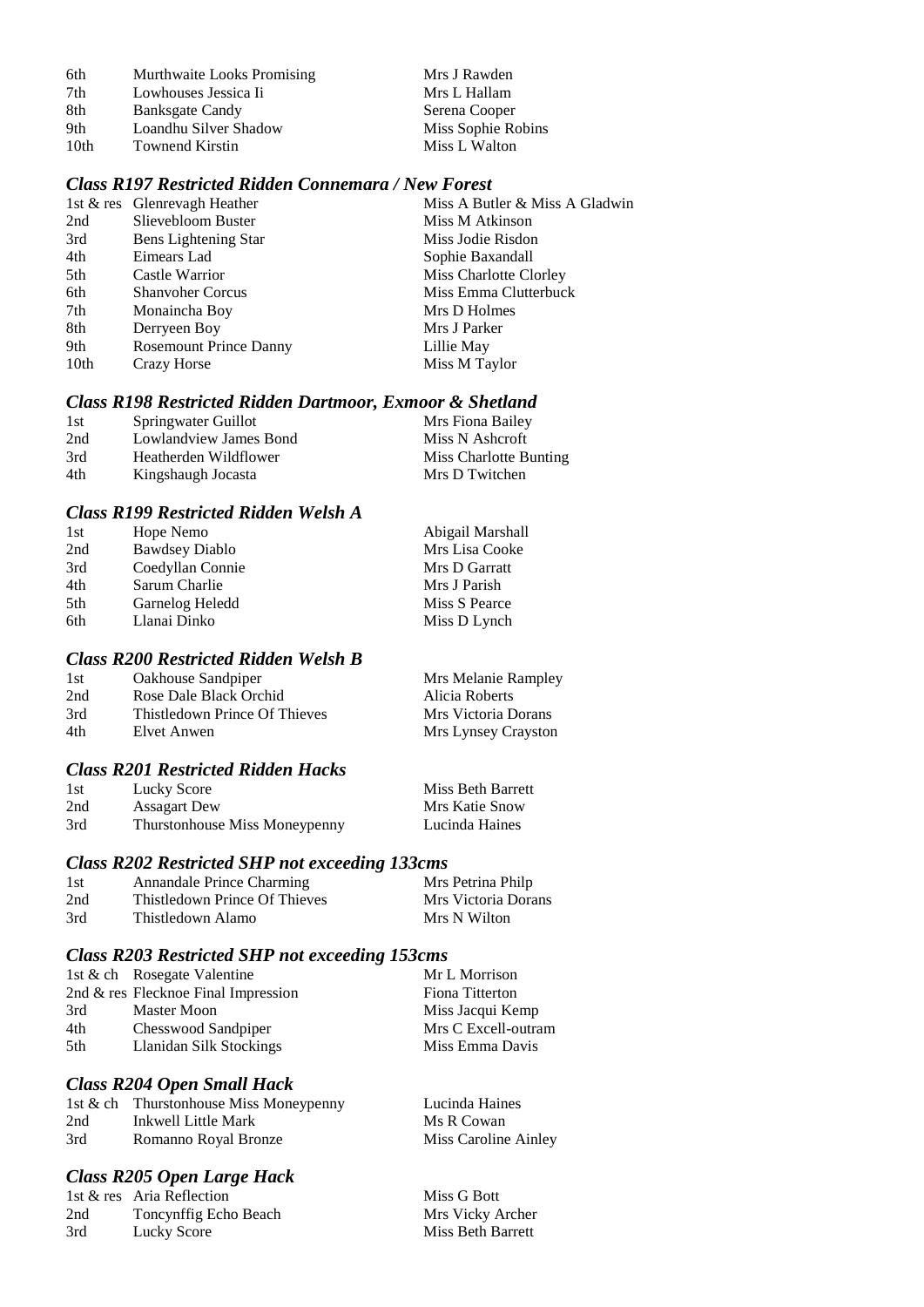| | | |
|---|---|---|
| 6th | Murthwaite Looks Promising | Mrs J Rawden |
| 7th | Lowhouses Jessica Ii | Mrs L Hallam |
| 8th | Banksgate Candy | Serena Cooper |
| 9th | Loandhu Silver Shadow | Miss Sophie Robins |
| 10th | Townend Kirstin | Miss L Walton |

### *Class R197 Restricted Ridden Connemara / New Forest*

| | | |
|---|---|---|
| 1st & res | Glenrevagh Heather | Miss A Butler & Miss A Gladwin |
| 2nd | Slievebloom Buster | Miss M Atkinson |
| 3rd | Bens Lightening Star | Miss Jodie Risdon |
| 4th | Eimears Lad | Sophie Baxandall |
| 5th | Castle Warrior | Miss Charlotte Clorley |
| 6th | Shanvoher Corcus | Miss Emma Clutterbuck |
| 7th | Monaincha Boy | Mrs D Holmes |
| 8th | Derryeen Boy | Mrs J Parker |
| 9th | Rosemount Prince Danny | Lillie May |
| 10th | Crazy Horse | Miss M Taylor |

### *Class R198 Restricted Ridden Dartmoor, Exmoor & Shetland*

| | | |
|---|---|---|
| 1st | Springwater Guillot | Mrs Fiona Bailey |
| 2nd | Lowlandview James Bond | Miss N Ashcroft |
| 3rd | Heatherden Wildflower | Miss Charlotte Bunting |
| 4th | Kingshaugh Jocasta | Mrs D Twitchen |

### *Class R199 Restricted Ridden Welsh A*

| | | |
|---|---|---|
| 1st | Hope Nemo | Abigail Marshall |
| 2nd | Bawdsey Diablo | Mrs Lisa Cooke |
| 3rd | Coedyllan Connie | Mrs D Garratt |
| 4th | Sarum Charlie | Mrs J Parish |
| 5th | Garnelog Heledd | Miss S Pearce |
| 6th | Llanai Dinko | Miss D Lynch |

### *Class R200 Restricted Ridden Welsh B*

| | | |
|---|---|---|
| 1st | Oakhouse Sandpiper | Mrs Melanie Rampley |
| 2nd | Rose Dale Black Orchid | Alicia Roberts |
| 3rd | Thistledown Prince Of Thieves | Mrs Victoria Dorans |
| 4th | Elvet Anwen | Mrs Lynsey Crayston |

### *Class R201 Restricted Ridden Hacks*

| | | |
|---|---|---|
| 1st | Lucky Score | Miss Beth Barrett |
| 2nd | Assagart Dew | Mrs Katie Snow |
| 3rd | Thurstonhouse Miss Moneypenny | Lucinda Haines |

### *Class R202 Restricted SHP not exceeding 133cms*

| | | |
|---|---|---|
| 1st | Annandale Prince Charming | Mrs Petrina Philp |
| 2nd | Thistledown Prince Of Thieves | Mrs Victoria Dorans |
| 3rd | Thistledown Alamo | Mrs N Wilton |

### *Class R203 Restricted SHP not exceeding 153cms*

| | | |
|---|---|---|
| 1st & ch | Rosegate Valentine | Mr L Morrison |
| 2nd & res | Flecknoe Final Impression | Fiona Titterton |
| 3rd | Master Moon | Miss Jacqui Kemp |
| 4th | Chesswood Sandpiper | Mrs C Excell-outram |
| 5th | Llanidan Silk Stockings | Miss Emma Davis |

### *Class R204 Open Small Hack*

| | | |
|---|---|---|
| 1st & ch | Thurstonhouse Miss Moneypenny | Lucinda Haines |
| 2nd | Inkwell Little Mark | Ms R Cowan |
| 3rd | Romanno Royal Bronze | Miss Caroline Ainley |

### *Class R205 Open Large Hack*

| | | |
|---|---|---|
| 1st & res | Aria Reflection | Miss G Bott |
| 2nd | Toncynffig Echo Beach | Mrs Vicky Archer |
| 3rd | Lucky Score | Miss Beth Barrett |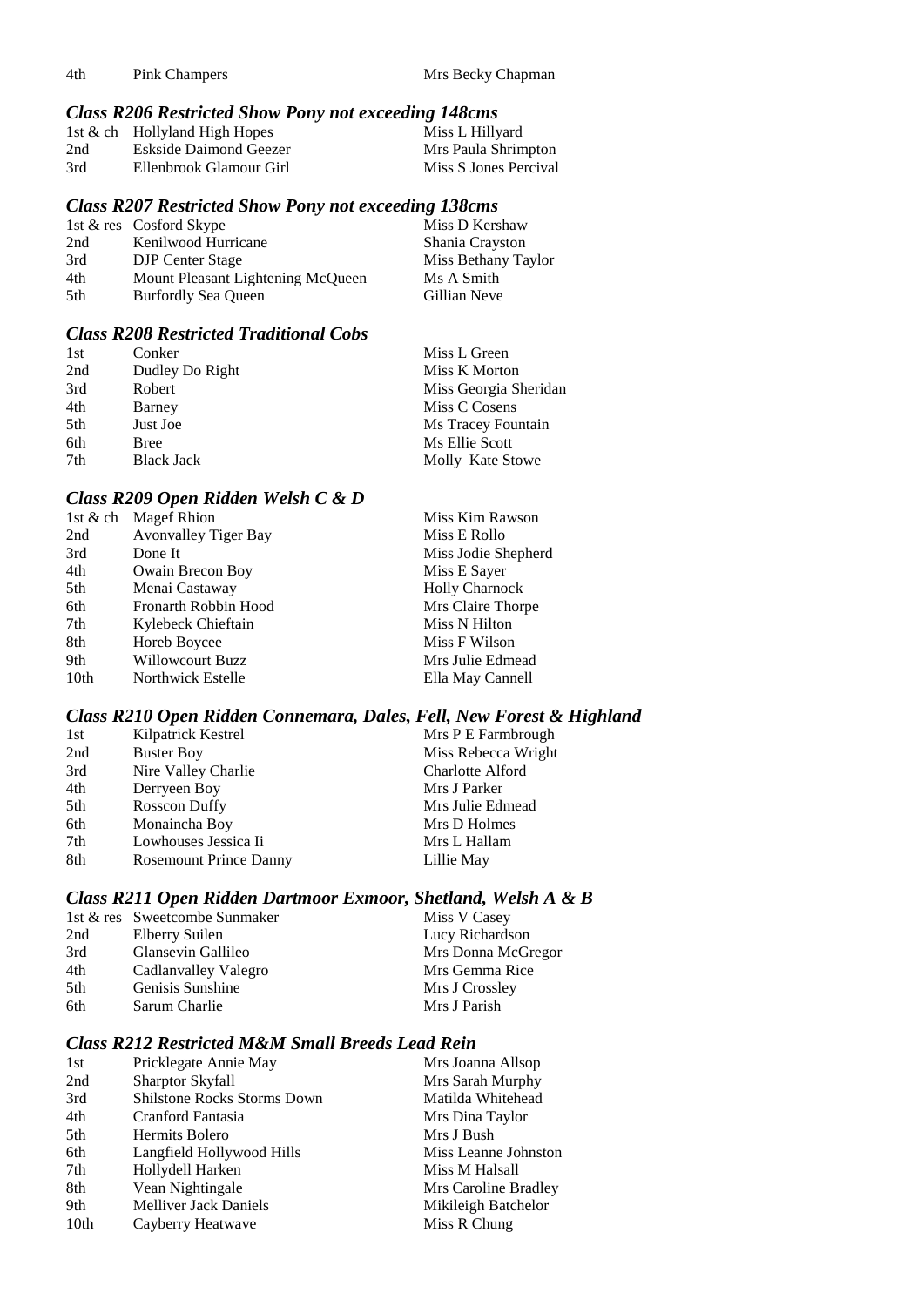| 4th | Pink Champers | Mrs Becky Chapman |
|---|---|---|

### *Class R206 Restricted Show Pony not exceeding 148cms*

| | | |
|---|---|---|
| 1st & ch | Hollyland High Hopes | Miss L Hillyard |
| 2nd | Eskside Daimond Geezer | Mrs Paula Shrimpton |
| 3rd | Ellenbrook Glamour Girl | Miss S Jones Percival |

### *Class R207 Restricted Show Pony not exceeding 138cms*

| | | |
|---|---|---|
| 1st & res | Cosford Skype | Miss D Kershaw |
| 2nd | Kenilwood Hurricane | Shania Crayston |
| 3rd | DJP Center Stage | Miss Bethany Taylor |
| 4th | Mount Pleasant Lightening McQueen | Ms A Smith |
| 5th | Burfordly Sea Queen | Gillian Neve |

### *Class R208 Restricted Traditional Cobs*

| | | |
|---|---|---|
| 1st | Conker | Miss L Green |
| 2nd | Dudley Do Right | Miss K Morton |
| 3rd | Robert | Miss Georgia Sheridan |
| 4th | Barney | Miss C Cosens |
| 5th | Just Joe | Ms Tracey Fountain |
| 6th | Bree | Ms Ellie Scott |
| 7th | Black Jack | Molly Kate Stowe |

### *Class R209 Open Ridden Welsh C & D*

| | | |
|---|---|---|
| 1st & ch | Magef Rhion | Miss Kim Rawson |
| 2nd | Avonvalley Tiger Bay | Miss E Rollo |
| 3rd | Done It | Miss Jodie Shepherd |
| 4th | Owain Brecon Boy | Miss E Sayer |
| 5th | Menai Castaway | Holly Charnock |
| 6th | Fronarth Robbin Hood | Mrs Claire Thorpe |
| 7th | Kylebeck Chieftain | Miss N Hilton |
| 8th | Horeb Boycee | Miss F Wilson |
| 9th | Willowcourt Buzz | Mrs Julie Edmead |
| 10th | Northwick Estelle | Ella May Cannell |

### *Class R210 Open Ridden Connemara, Dales, Fell, New Forest & Highland*

| | | |
|---|---|---|
| 1st | Kilpatrick Kestrel | Mrs P E Farmbrough |
| 2nd | Buster Boy | Miss Rebecca Wright |
| 3rd | Nire Valley Charlie | Charlotte Alford |
| 4th | Derryeen Boy | Mrs J Parker |
| 5th | Rosscon Duffy | Mrs Julie Edmead |
| 6th | Monaincha Boy | Mrs D Holmes |
| 7th | Lowhouses Jessica Ii | Mrs L Hallam |
| 8th | Rosemount Prince Danny | Lillie May |

### *Class R211 Open Ridden Dartmoor Exmoor, Shetland, Welsh A & B*

| | | |
|---|---|---|
| 1st & res | Sweetcombe Sunmaker | Miss V Casey |
| 2nd | Elberry Suilen | Lucy Richardson |
| 3rd | Glansevin Gallileo | Mrs Donna McGregor |
| 4th | Cadlanvalley Valegro | Mrs Gemma Rice |
| 5th | Genisis Sunshine | Mrs J Crossley |
| 6th | Sarum Charlie | Mrs J Parish |

### *Class R212 Restricted M&M Small Breeds Lead Rein*

| | | |
|---|---|---|
| 1st | Pricklegate Annie May | Mrs Joanna Allsop |
| 2nd | Sharptor Skyfall | Mrs Sarah Murphy |
| 3rd | Shilstone Rocks Storms Down | Matilda Whitehead |
| 4th | Cranford Fantasia | Mrs Dina Taylor |
| 5th | Hermits Bolero | Mrs J Bush |
| 6th | Langfield Hollywood Hills | Miss Leanne Johnston |
| 7th | Hollydell Harken | Miss M Halsall |
| 8th | Vean Nightingale | Mrs Caroline Bradley |
| 9th | Melliver Jack Daniels | Mikileigh Batchelor |
| 10th | Cayberry Heatwave | Miss R Chung |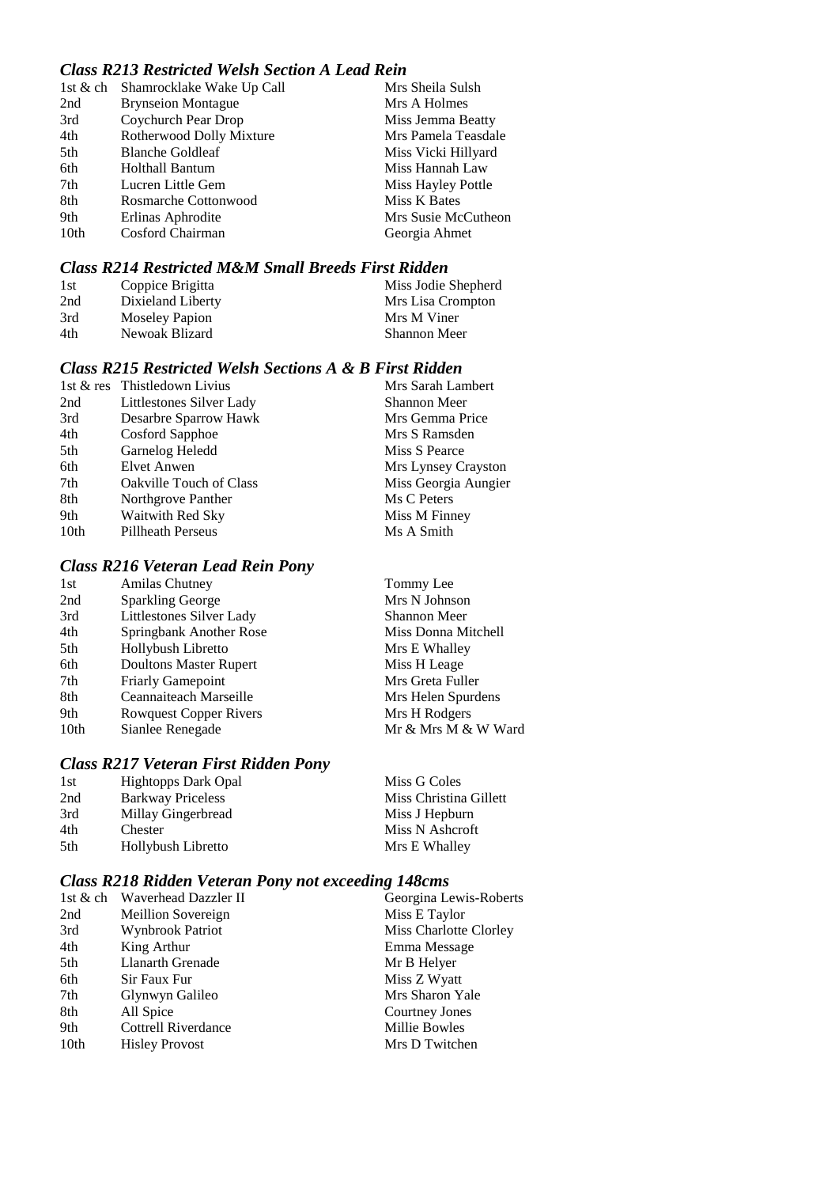### *Class R213 Restricted Welsh Section A Lead Rein*

| | | |
|---|---|---|
| 1st & ch | Shamrocklake Wake Up Call | Mrs Sheila Sulsh |
| 2nd | Brynseion Montague | Mrs A Holmes |
| 3rd | Coychurch Pear Drop | Miss Jemma Beatty |
| 4th | Rotherwood Dolly Mixture | Mrs Pamela Teasdale |
| 5th | Blanche Goldleaf | Miss Vicki Hillyard |
| 6th | Holthall Bantum | Miss Hannah Law |
| 7th | Lucren Little Gem | Miss Hayley Pottle |
| 8th | Rosmarche Cottonwood | Miss K Bates |
| 9th | Erlinas Aphrodite | Mrs Susie McCutheon |
| 10th | Cosford Chairman | Georgia Ahmet |

### *Class R214 Restricted M&M Small Breeds First Ridden*

| | | |
|---|---|---|
| 1st | Coppice Brigitta | Miss Jodie Shepherd |
| 2nd | Dixieland Liberty | Mrs Lisa Crompton |
| 3rd | Moseley Papion | Mrs M Viner |
| 4th | Newoak Blizard | Shannon Meer |

### *Class R215 Restricted Welsh Sections A & B First Ridden*

| | | |
|---|---|---|
| 1st & res | Thistledown Livius | Mrs Sarah Lambert |
| 2nd | Littlestones Silver Lady | Shannon Meer |
| 3rd | Desarbre Sparrow Hawk | Mrs Gemma Price |
| 4th | Cosford Sapphoe | Mrs S Ramsden |
| 5th | Garnelog Heledd | Miss S Pearce |
| 6th | Elvet Anwen | Mrs Lynsey Crayston |
| 7th | Oakville Touch of Class | Miss Georgia Aungier |
| 8th | Northgrove Panther | Ms C Peters |
| 9th | Waitwith Red Sky | Miss M Finney |
| 10th | Pillheath Perseus | Ms A Smith |

### *Class R216 Veteran Lead Rein Pony*

| | | |
|---|---|---|
| 1st | Amilas Chutney | Tommy Lee |
| 2nd | Sparkling George | Mrs N Johnson |
| 3rd | Littlestones Silver Lady | Shannon Meer |
| 4th | Springbank Another Rose | Miss Donna Mitchell |
| 5th | Hollybush Libretto | Mrs E Whalley |
| 6th | Doultons Master Rupert | Miss H Leage |
| 7th | Friarly Gamepoint | Mrs Greta Fuller |
| 8th | Ceannaiteach Marseille | Mrs Helen Spurdens |
| 9th | Rowquest Copper Rivers | Mrs H Rodgers |
| 10th | Sianlee Renegade | Mr & Mrs M & W Ward |

### *Class R217 Veteran First Ridden Pony*

| | | |
|---|---|---|
| 1st | Hightopps Dark Opal | Miss G Coles |
| 2nd | Barkway Priceless | Miss Christina Gillett |
| 3rd | Millay Gingerbread | Miss J Hepburn |
| 4th | Chester | Miss N Ashcroft |
| 5th | Hollybush Libretto | Mrs E Whalley |

### *Class R218 Ridden Veteran Pony not exceeding 148cms*

| | | |
|---|---|---|
| 1st & ch | Waverhead Dazzler II | Georgina Lewis-Roberts |
| 2nd | Meillion Sovereign | Miss E Taylor |
| 3rd | Wynbrook Patriot | Miss Charlotte Clorley |
| 4th | King Arthur | Emma Message |
| 5th | Llanarth Grenade | Mr B Helyer |
| 6th | Sir Faux Fur | Miss Z Wyatt |
| 7th | Glynwyn Galileo | Mrs Sharon Yale |
| 8th | All Spice | Courtney Jones |
| 9th | Cottrell Riverdance | Millie Bowles |
| 10th | Hisley Provost | Mrs D Twitchen |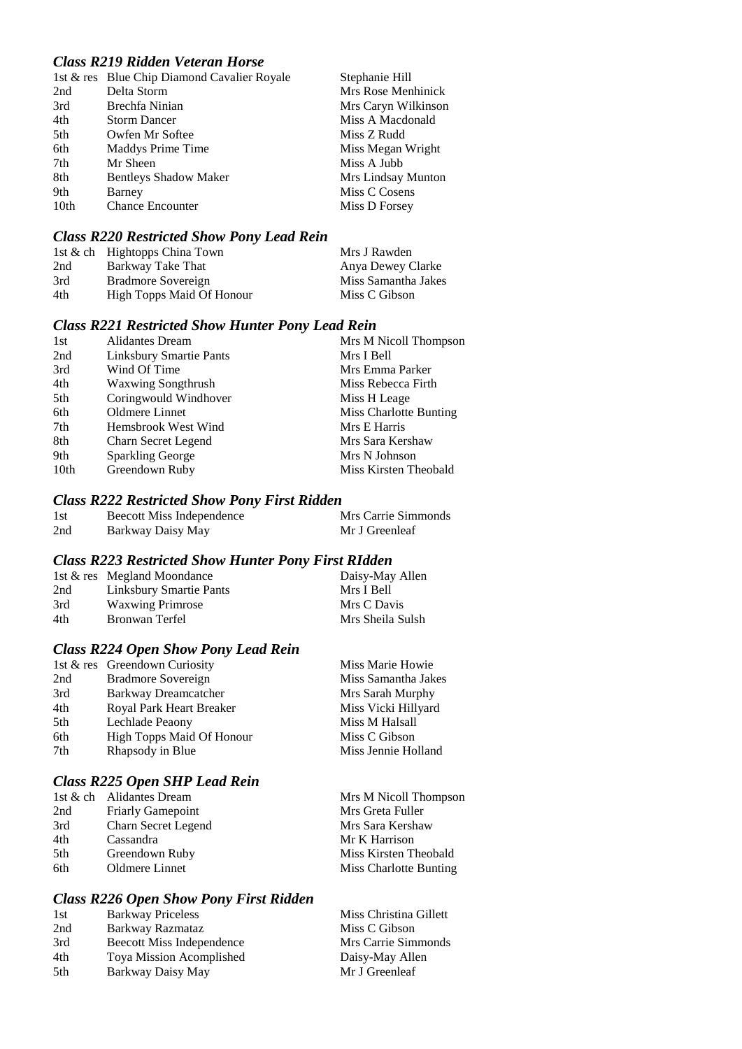### *Class R219 Ridden Veteran Horse*

| | | |
|---|---|---|
| 1st & res | Blue Chip Diamond Cavalier Royale | Stephanie Hill |
| 2nd | Delta Storm | Mrs Rose Menhinick |
| 3rd | Brechfa Ninian | Mrs Caryn Wilkinson |
| 4th | Storm Dancer | Miss A Macdonald |
| 5th | Owfen Mr Softee | Miss Z Rudd |
| 6th | Maddys Prime Time | Miss Megan Wright |
| 7th | Mr Sheen | Miss A Jubb |
| 8th | Bentleys Shadow Maker | Mrs Lindsay Munton |
| 9th | Barney | Miss C Cosens |
| 10th | Chance Encounter | Miss D Forsey |

### *Class R220 Restricted Show Pony Lead Rein*

| | | |
|---|---|---|
| 1st & ch | Hightopps China Town | Mrs J Rawden |
| 2nd | Barkway Take That | Anya Dewey Clarke |
| 3rd | Bradmore Sovereign | Miss Samantha Jakes |
| 4th | High Topps Maid Of Honour | Miss C Gibson |

### *Class R221 Restricted Show Hunter Pony Lead Rein*

| | | |
|---|---|---|
| 1st | Alidantes Dream | Mrs M Nicoll Thompson |
| 2nd | Linksbury Smartie Pants | Mrs I Bell |
| 3rd | Wind Of Time | Mrs Emma Parker |
| 4th | Waxwing Songthrush | Miss Rebecca Firth |
| 5th | Coringwould Windhover | Miss H Leage |
| 6th | Oldmere Linnet | Miss Charlotte Bunting |
| 7th | Hemsbrook West Wind | Mrs E Harris |
| 8th | Charn Secret Legend | Mrs Sara Kershaw |
| 9th | Sparkling George | Mrs N Johnson |
| 10th | Greendown Ruby | Miss Kirsten Theobald |

### *Class R222 Restricted Show Pony First Ridden*

| | | |
|---|---|---|
| 1st | Beecott Miss Independence | Mrs Carrie Simmonds |
| 2nd | Barkway Daisy May | Mr J Greenleaf |

### *Class R223 Restricted Show Hunter Pony First RIdden*

| | | |
|---|---|---|
| 1st & res | Megland Moondance | Daisy-May Allen |
| 2nd | Linksbury Smartie Pants | Mrs I Bell |
| 3rd | Waxwing Primrose | Mrs C Davis |
| 4th | Bronwan Terfel | Mrs Sheila Sulsh |

### *Class R224 Open Show Pony Lead Rein*

| | | |
|---|---|---|
| 1st & res | Greendown Curiosity | Miss Marie Howie |
| 2nd | Bradmore Sovereign | Miss Samantha Jakes |
| 3rd | Barkway Dreamcatcher | Mrs Sarah Murphy |
| 4th | Royal Park Heart Breaker | Miss Vicki Hillyard |
| 5th | Lechlade Peaony | Miss M Halsall |
| 6th | High Topps Maid Of Honour | Miss C Gibson |
| 7th | Rhapsody in Blue | Miss Jennie Holland |

### *Class R225 Open SHP Lead Rein*

| | | |
|---|---|---|
| 1st & ch | Alidantes Dream | Mrs M Nicoll Thompson |
| 2nd | Friarly Gamepoint | Mrs Greta Fuller |
| 3rd | Charn Secret Legend | Mrs Sara Kershaw |
| 4th | Cassandra | Mr K Harrison |
| 5th | Greendown Ruby | Miss Kirsten Theobald |
| 6th | Oldmere Linnet | Miss Charlotte Bunting |

### *Class R226 Open Show Pony First Ridden*

| | | |
|---|---|---|
| 1st | Barkway Priceless | Miss Christina Gillett |
| 2nd | Barkway Razmataz | Miss C Gibson |
| 3rd | Beecott Miss Independence | Mrs Carrie Simmonds |
| 4th | Toya Mission Acomplished | Daisy-May Allen |
| 5th | Barkway Daisy May | Mr J Greenleaf |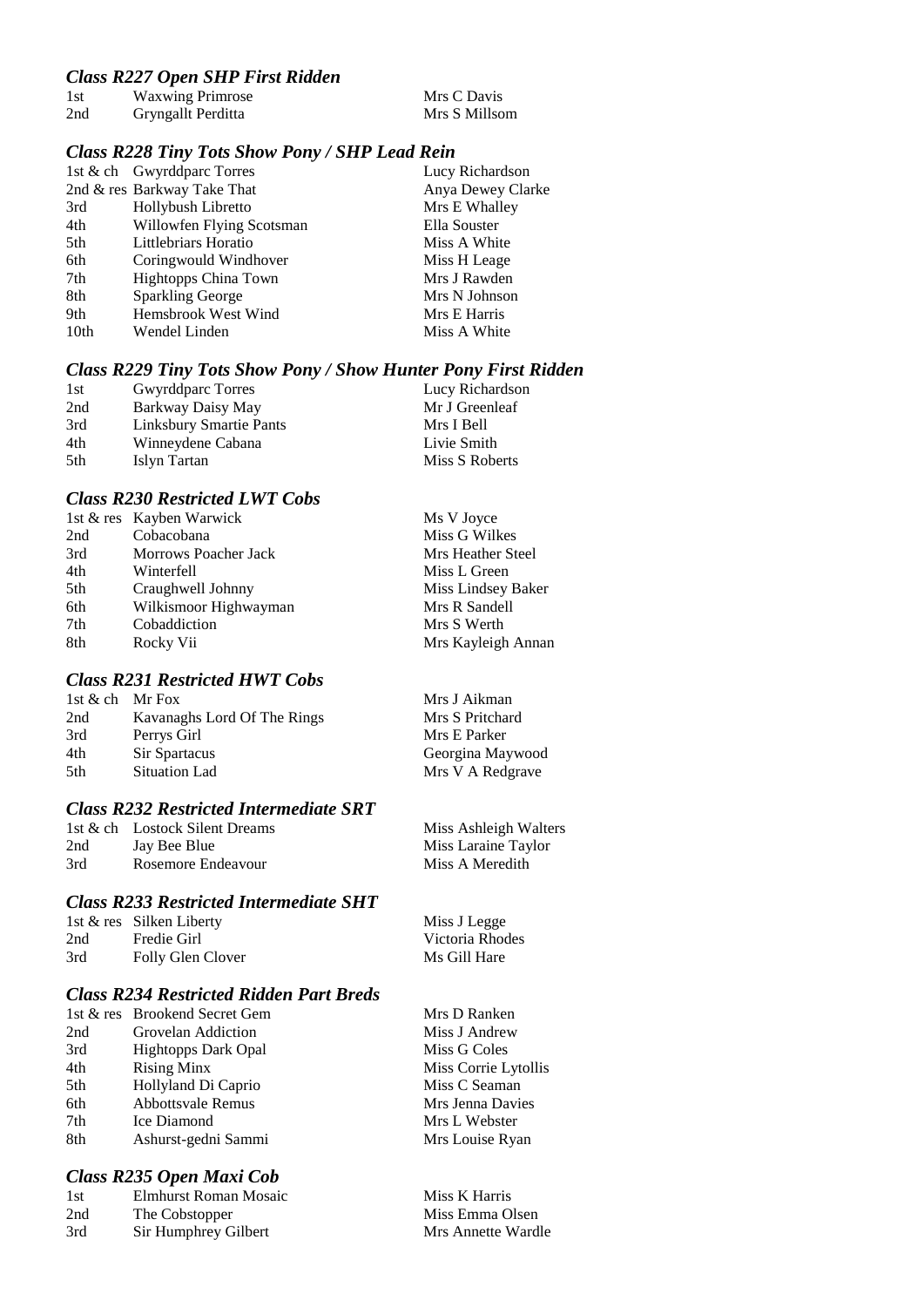### *Class R227 Open SHP First Ridden*

| | | |
|---|---|---|
| 1st | Waxwing Primrose | Mrs C Davis |
| 2nd | Gryngallt Perditta | Mrs S Millsom |

### *Class R228 Tiny Tots Show Pony / SHP Lead Rein*

| | | |
|---|---|---|
| 1st & ch | Gwyrddparc Torres | Lucy Richardson |
| 2nd & res | Barkway Take That | Anya Dewey Clarke |
| 3rd | Hollybush Libretto | Mrs E Whalley |
| 4th | Willowfen Flying Scotsman | Ella Souster |
| 5th | Littlebriars Horatio | Miss A White |
| 6th | Coringwould Windhover | Miss H Leage |
| 7th | Hightopps China Town | Mrs J Rawden |
| 8th | Sparkling George | Mrs N Johnson |
| 9th | Hemsbrook West Wind | Mrs E Harris |
| 10th | Wendel Linden | Miss A White |

### *Class R229 Tiny Tots Show Pony / Show Hunter Pony First Ridden*

| | | |
|---|---|---|
| 1st | Gwyrddparc Torres | Lucy Richardson |
| 2nd | Barkway Daisy May | Mr J Greenleaf |
| 3rd | Linksbury Smartie Pants | Mrs I Bell |
| 4th | Winneydene Cabana | Livie Smith |
| 5th | Islyn Tartan | Miss S Roberts |

### *Class R230 Restricted LWT Cobs*

| | | |
|---|---|---|
| 1st & res | Kayben Warwick | Ms V Joyce |
| 2nd | Cobacobana | Miss G Wilkes |
| 3rd | Morrows Poacher Jack | Mrs Heather Steel |
| 4th | Winterfell | Miss L Green |
| 5th | Craughwell Johnny | Miss Lindsey Baker |
| 6th | Wilkismoor Highwayman | Mrs R Sandell |
| 7th | Cobaddiction | Mrs S Werth |
| 8th | Rocky Vii | Mrs Kayleigh Annan |

### *Class R231 Restricted HWT Cobs*

| | | |
|---|---|---|
| 1st & ch | Mr Fox | Mrs J Aikman |
| 2nd | Kavanaghs Lord Of The Rings | Mrs S Pritchard |
| 3rd | Perrys Girl | Mrs E Parker |
| 4th | Sir Spartacus | Georgina Maywood |
| 5th | Situation Lad | Mrs V A Redgrave |

### *Class R232 Restricted Intermediate SRT*

| | | |
|---|---|---|
| 1st & ch | Lostock Silent Dreams | Miss Ashleigh Walters |
| 2nd | Jay Bee Blue | Miss Laraine Taylor |
| 3rd | Rosemore Endeavour | Miss A Meredith |

### *Class R233 Restricted Intermediate SHT*

| | | |
|---|---|---|
| 1st & res | Silken Liberty | Miss J Legge |
| 2nd | Fredie Girl | Victoria Rhodes |
| 3rd | Folly Glen Clover | Ms Gill Hare |

### *Class R234 Restricted Ridden Part Breds*

| | | |
|---|---|---|
| 1st & res | Brookend Secret Gem | Mrs D Ranken |
| 2nd | Grovelan Addiction | Miss J Andrew |
| 3rd | Hightopps Dark Opal | Miss G Coles |
| 4th | Rising Minx | Miss Corrie Lytollis |
| 5th | Hollyland Di Caprio | Miss C Seaman |
| 6th | Abbottsvale Remus | Mrs Jenna Davies |
| 7th | Ice Diamond | Mrs L Webster |
| 8th | Ashurst-gedni Sammi | Mrs Louise Ryan |

### *Class R235 Open Maxi Cob*

| | | |
|---|---|---|
| 1st | Elmhurst Roman Mosaic | Miss K Harris |
| 2nd | The Cobstopper | Miss Emma Olsen |
| 3rd | Sir Humphrey Gilbert | Mrs Annette Wardle |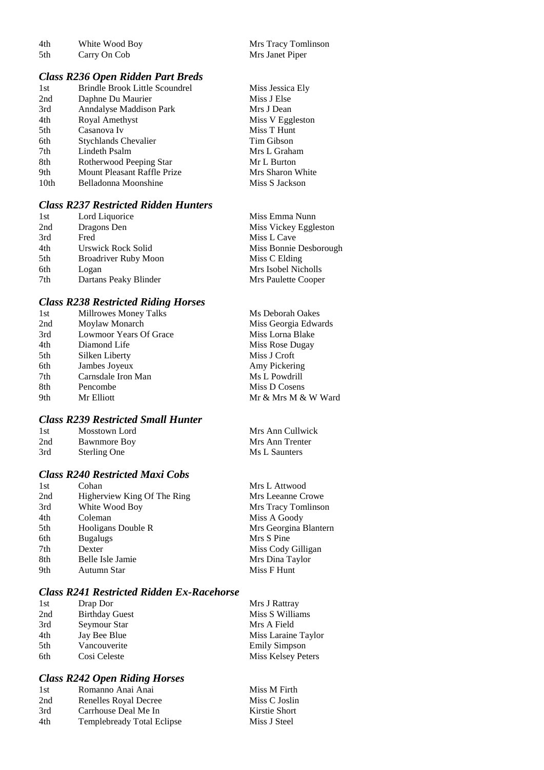| | | |
|---|---|---|
| 4th | White Wood Boy | Mrs Tracy Tomlinson |
| 5th | Carry On Cob | Mrs Janet Piper |

### *Class R236 Open Ridden Part Breds*

| | | |
|---|---|---|
| 1st | Brindle Brook Little Scoundrel | Miss Jessica Ely |
| 2nd | Daphne Du Maurier | Miss J Else |
| 3rd | Anndalyse Maddison Park | Mrs J Dean |
| 4th | Royal Amethyst | Miss V Eggleston |
| 5th | Casanova Iv | Miss T Hunt |
| 6th | Stychlands Chevalier | Tim Gibson |
| 7th | Lindeth Psalm | Mrs L Graham |
| 8th | Rotherwood Peeping Star | Mr L Burton |
| 9th | Mount Pleasant Raffle Prize | Mrs Sharon White |
| 10th | Belladonna Moonshine | Miss S Jackson |

### *Class R237 Restricted Ridden Hunters*

| | | |
|---|---|---|
| 1st | Lord Liquorice | Miss Emma Nunn |
| 2nd | Dragons Den | Miss Vickey Eggleston |
| 3rd | Fred | Miss L Cave |
| 4th | Urswick Rock Solid | Miss Bonnie Desborough |
| 5th | Broadriver Ruby Moon | Miss C Elding |
| 6th | Logan | Mrs Isobel Nicholls |
| 7th | Dartans Peaky Blinder | Mrs Paulette Cooper |

### *Class R238 Restricted Riding Horses*

| | | |
|---|---|---|
| 1st | Millrowes Money Talks | Ms Deborah Oakes |
| 2nd | Moylaw Monarch | Miss Georgia Edwards |
| 3rd | Lowmoor Years Of Grace | Miss Lorna Blake |
| 4th | Diamond Life | Miss Rose Dugay |
| 5th | Silken Liberty | Miss J Croft |
| 6th | Jambes Joyeux | Amy Pickering |
| 7th | Carnsdale Iron Man | Ms L Powdrill |
| 8th | Pencombe | Miss D Cosens |
| 9th | Mr Elliott | Mr & Mrs M & W Ward |

### *Class R239 Restricted Small Hunter*

| | | |
|---|---|---|
| 1st | Mosstown Lord | Mrs Ann Cullwick |
| 2nd | Bawnmore Boy | Mrs Ann Trenter |
| 3rd | Sterling One | Ms L Saunters |

### *Class R240 Restricted Maxi Cobs*

| | | |
|---|---|---|
| 1st | Cohan | Mrs L Attwood |
| 2nd | Higherview King Of The Ring | Mrs Leeanne Crowe |
| 3rd | White Wood Boy | Mrs Tracy Tomlinson |
| 4th | Coleman | Miss A Goody |
| 5th | Hooligans Double R | Mrs Georgina Blantern |
| 6th | Bugalugs | Mrs S Pine |
| 7th | Dexter | Miss Cody Gilligan |
| 8th | Belle Isle Jamie | Mrs Dina Taylor |
| 9th | Autumn Star | Miss F Hunt |

### *Class R241 Restricted Ridden Ex-Racehorse*

| | | |
|---|---|---|
| 1st | Drap Dor | Mrs J Rattray |
| 2nd | Birthday Guest | Miss S Williams |
| 3rd | Seymour Star | Mrs A Field |
| 4th | Jay Bee Blue | Miss Laraine Taylor |
| 5th | Vancouverite | Emily Simpson |
| 6th | Cosi Celeste | Miss Kelsey Peters |

### *Class R242 Open Riding Horses*

| | | |
|---|---|---|
| 1st | Romanno Anai Anai | Miss M Firth |
| 2nd | Renelles Royal Decree | Miss C Joslin |
| 3rd | Carrhouse Deal Me In | Kirstie Short |
| 4th | Templebready Total Eclipse | Miss J Steel |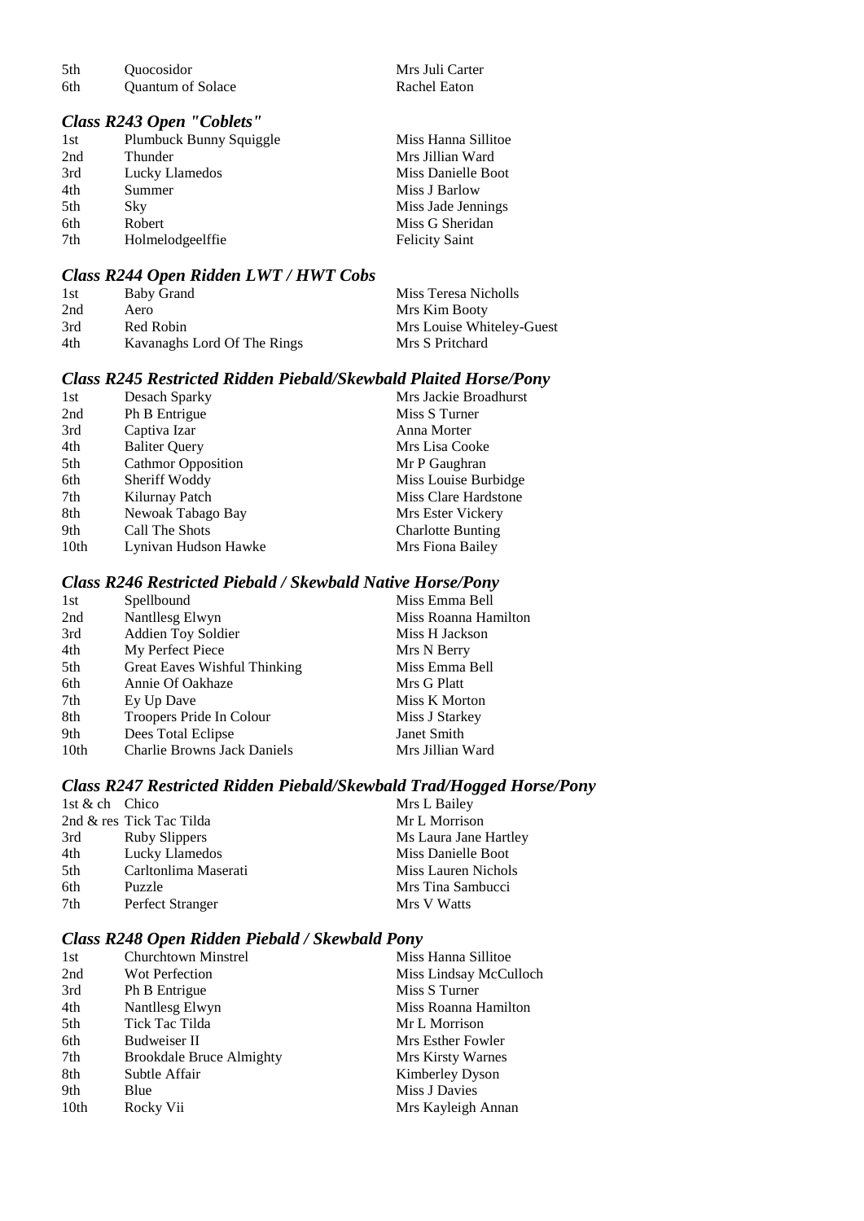| | | |
|---|---|---|
| 5th | Quocosidor | Mrs Juli Carter |
| 6th | Quantum of Solace | Rachel Eaton |

### *Class R243 Open "Coblets"*

| | | |
|---|---|---|
| 1st | Plumbuck Bunny Squiggle | Miss Hanna Sillitoe |
| 2nd | Thunder | Mrs Jillian Ward |
| 3rd | Lucky Llamedos | Miss Danielle Boot |
| 4th | Summer | Miss J Barlow |
| 5th | Sky | Miss Jade Jennings |
| 6th | Robert | Miss G Sheridan |
| 7th | Holmelodgeelffie | Felicity Saint |

### *Class R244 Open Ridden LWT / HWT Cobs*

| | | |
|---|---|---|
| 1st | Baby Grand | Miss Teresa Nicholls |
| 2nd | Aero | Mrs Kim Booty |
| 3rd | Red Robin | Mrs Louise Whiteley-Guest |
| 4th | Kavanaghs Lord Of The Rings | Mrs S Pritchard |

### *Class R245 Restricted Ridden Piebald/Skewbald Plaited Horse/Pony*

| | | |
|---|---|---|
| 1st | Desach Sparky | Mrs Jackie Broadhurst |
| 2nd | Ph B Entrigue | Miss S Turner |
| 3rd | Captiva Izar | Anna Morter |
| 4th | Baliter Query | Mrs Lisa Cooke |
| 5th | Cathmor Opposition | Mr P Gaughran |
| 6th | Sheriff Woddy | Miss Louise Burbidge |
| 7th | Kilurnay Patch | Miss Clare Hardstone |
| 8th | Newoak Tabago Bay | Mrs Ester Vickery |
| 9th | Call The Shots | Charlotte Bunting |
| 10th | Lynivan Hudson Hawke | Mrs Fiona Bailey |

### *Class R246 Restricted Piebald / Skewbald Native Horse/Pony*

| | | |
|---|---|---|
| 1st | Spellbound | Miss Emma Bell |
| 2nd | Nantllesg Elwyn | Miss Roanna Hamilton |
| 3rd | Addien Toy Soldier | Miss H Jackson |
| 4th | My Perfect Piece | Mrs N Berry |
| 5th | Great Eaves Wishful Thinking | Miss Emma Bell |
| 6th | Annie Of Oakhaze | Mrs G Platt |
| 7th | Ey Up Dave | Miss K Morton |
| 8th | Troopers Pride In Colour | Miss J Starkey |
| 9th | Dees Total Eclipse | Janet Smith |
| 10th | Charlie Browns Jack Daniels | Mrs Jillian Ward |

### *Class R247 Restricted Ridden Piebald/Skewbald Trad/Hogged Horse/Pony*

| | | |
|---|---|---|
| 1st & ch | Chico | Mrs L Bailey |
| 2nd & res | Tick Tac Tilda | Mr L Morrison |
| 3rd | Ruby Slippers | Ms Laura Jane Hartley |
| 4th | Lucky Llamedos | Miss Danielle Boot |
| 5th | Carltonlima Maserati | Miss Lauren Nichols |
| 6th | Puzzle | Mrs Tina Sambucci |
| 7th | Perfect Stranger | Mrs V Watts |

### *Class R248 Open Ridden Piebald / Skewbald Pony*

| | | |
|---|---|---|
| 1st | Churchtown Minstrel | Miss Hanna Sillitoe |
| 2nd | Wot Perfection | Miss Lindsay McCulloch |
| 3rd | Ph B Entrigue | Miss S Turner |
| 4th | Nantllesg Elwyn | Miss Roanna Hamilton |
| 5th | Tick Tac Tilda | Mr L Morrison |
| 6th | Budweiser II | Mrs Esther Fowler |
| 7th | Brookdale Bruce Almighty | Mrs Kirsty Warnes |
| 8th | Subtle Affair | Kimberley Dyson |
| 9th | Blue | Miss J Davies |
| 10th | Rocky Vii | Mrs Kayleigh Annan |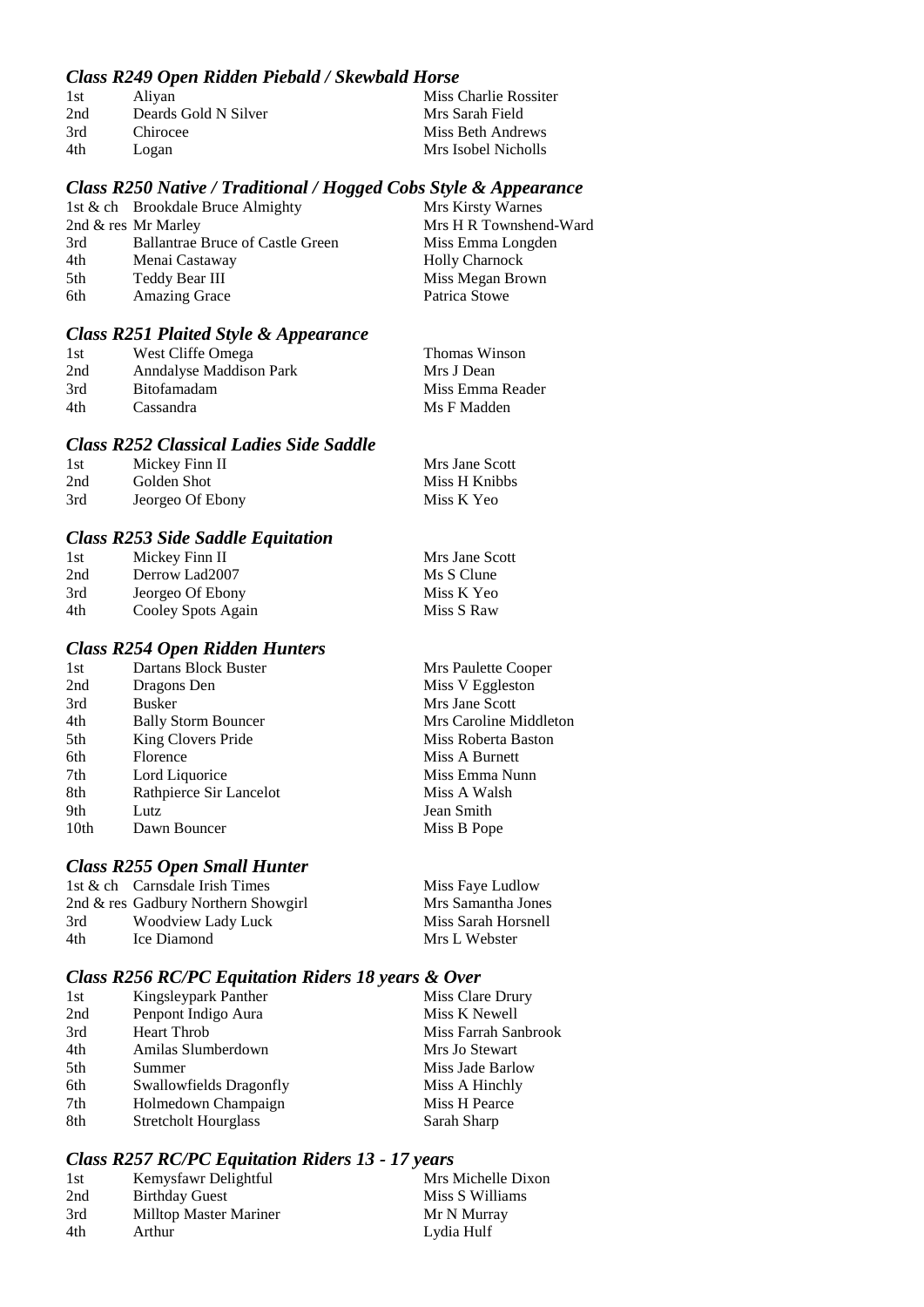### *Class R249 Open Ridden Piebald / Skewbald Horse*

| | | |
|---|---|---|
| 1st | Aliyan | Miss Charlie Rossiter |
| 2nd | Deards Gold N Silver | Mrs Sarah Field |
| 3rd | Chirocee | Miss Beth Andrews |
| 4th | Logan | Mrs Isobel Nicholls |

### *Class R250 Native / Traditional / Hogged Cobs Style & Appearance*

| | | |
|---|---|---|
| 1st & ch | Brookdale Bruce Almighty | Mrs Kirsty Warnes |
| 2nd & res | Mr Marley | Mrs H R Townshend-Ward |
| 3rd | Ballantrae Bruce of Castle Green | Miss Emma Longden |
| 4th | Menai Castaway | Holly Charnock |
| 5th | Teddy Bear III | Miss Megan Brown |
| 6th | Amazing Grace | Patrica Stowe |

### *Class R251 Plaited Style & Appearance*

| | | |
|---|---|---|
| 1st | West Cliffe Omega | Thomas Winson |
| 2nd | Anndalyse Maddison Park | Mrs J Dean |
| 3rd | Bitofamadam | Miss Emma Reader |
| 4th | Cassandra | Ms F Madden |

### *Class R252 Classical Ladies Side Saddle*

| | | |
|---|---|---|
| 1st | Mickey Finn II | Mrs Jane Scott |
| 2nd | Golden Shot | Miss H Knibbs |
| 3rd | Jeorgeo Of Ebony | Miss K Yeo |

### *Class R253 Side Saddle Equitation*

| | | |
|---|---|---|
| 1st | Mickey Finn II | Mrs Jane Scott |
| 2nd | Derrow Lad2007 | Ms S Clune |
| 3rd | Jeorgeo Of Ebony | Miss K Yeo |
| 4th | Cooley Spots Again | Miss S Raw |

### *Class R254 Open Ridden Hunters*

| | | |
|---|---|---|
| 1st | Dartans Block Buster | Mrs Paulette Cooper |
| 2nd | Dragons Den | Miss V Eggleston |
| 3rd | Busker | Mrs Jane Scott |
| 4th | Bally Storm Bouncer | Mrs Caroline Middleton |
| 5th | King Clovers Pride | Miss Roberta Baston |
| 6th | Florence | Miss A Burnett |
| 7th | Lord Liquorice | Miss Emma Nunn |
| 8th | Rathpierce Sir Lancelot | Miss A Walsh |
| 9th | Lutz | Jean Smith |
| 10th | Dawn Bouncer | Miss B Pope |

### *Class R255 Open Small Hunter*

| | | |
|---|---|---|
| 1st & ch | Carnsdale Irish Times | Miss Faye Ludlow |
| 2nd & res | Gadbury Northern Showgirl | Mrs Samantha Jones |
| 3rd | Woodview Lady Luck | Miss Sarah Horsnell |
| 4th | Ice Diamond | Mrs L Webster |

### *Class R256 RC/PC Equitation Riders 18 years & Over*

| | | |
|---|---|---|
| 1st | Kingsleypark Panther | Miss Clare Drury |
| 2nd | Penpont Indigo Aura | Miss K Newell |
| 3rd | Heart Throb | Miss Farrah Sanbrook |
| 4th | Amilas Slumberdown | Mrs Jo Stewart |
| 5th | Summer | Miss Jade Barlow |
| 6th | Swallowfields Dragonfly | Miss A Hinchly |
| 7th | Holmedown Champaign | Miss H Pearce |
| 8th | Stretcholt Hourglass | Sarah Sharp |

### *Class R257 RC/PC Equitation Riders 13 - 17 years*

| | | |
|---|---|---|
| 1st | Kemysfawr Delightful | Mrs Michelle Dixon |
| 2nd | Birthday Guest | Miss S Williams |
| 3rd | Milltop Master Mariner | Mr N Murray |
| 4th | Arthur | Lydia Hulf |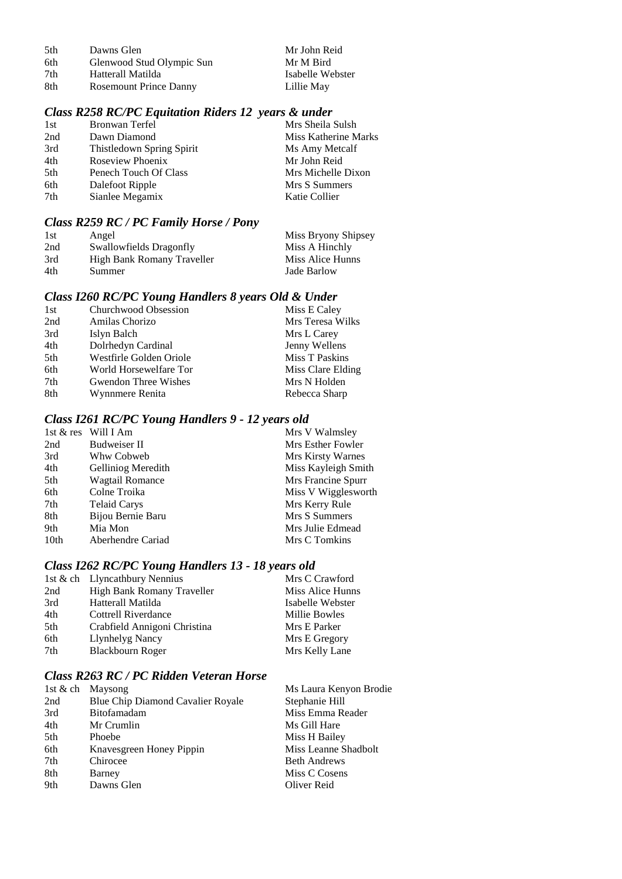| | | |
|---|---|---|
| 5th | Dawns Glen | Mr John Reid |
| 6th | Glenwood Stud Olympic Sun | Mr M Bird |
| 7th | Hatterall Matilda | Isabelle Webster |
| 8th | Rosemount Prince Danny | Lillie May |

### *Class R258 RC/PC Equitation Riders 12 years & under*

| | | |
|---|---|---|
| 1st | Bronwan Terfel | Mrs Sheila Sulsh |
| 2nd | Dawn Diamond | Miss Katherine Marks |
| 3rd | Thistledown Spring Spirit | Ms Amy Metcalf |
| 4th | Roseview Phoenix | Mr John Reid |
| 5th | Penech Touch Of Class | Mrs Michelle Dixon |
| 6th | Dalefoot Ripple | Mrs S Summers |
| 7th | Sianlee Megamix | Katie Collier |

### *Class R259 RC / PC Family Horse / Pony*

| | | |
|---|---|---|
| 1st | Angel | Miss Bryony Shipsey |
| 2nd | Swallowfields Dragonfly | Miss A Hinchly |
| 3rd | High Bank Romany Traveller | Miss Alice Hunns |
| 4th | Summer | Jade Barlow |

### *Class I260 RC/PC Young Handlers 8 years Old & Under*

| | | |
|---|---|---|
| 1st | Churchwood Obsession | Miss E Caley |
| 2nd | Amilas Chorizo | Mrs Teresa Wilks |
| 3rd | Islyn Balch | Mrs L Carey |
| 4th | Dolrhedyn Cardinal | Jenny Wellens |
| 5th | Westfirle Golden Oriole | Miss T Paskins |
| 6th | World Horsewelfare Tor | Miss Clare Elding |
| 7th | Gwendon Three Wishes | Mrs N Holden |
| 8th | Wynnmere Renita | Rebecca Sharp |

### *Class I261 RC/PC Young Handlers 9 - 12 years old*

| | | |
|---|---|---|
| 1st & res | Will I Am | Mrs V Walmsley |
| 2nd | Budweiser II | Mrs Esther Fowler |
| 3rd | Whw Cobweb | Mrs Kirsty Warnes |
| 4th | Gelliniog Meredith | Miss Kayleigh Smith |
| 5th | Wagtail Romance | Mrs Francine Spurr |
| 6th | Colne Troika | Miss V Wigglesworth |
| 7th | Telaid Carys | Mrs Kerry Rule |
| 8th | Bijou Bernie Baru | Mrs S Summers |
| 9th | Mia Mon | Mrs Julie Edmead |
| 10th | Aberhendre Cariad | Mrs C Tomkins |

### *Class I262 RC/PC Young Handlers 13 - 18 years old*

| | | |
|---|---|---|
| 1st & ch | Llyncathbury Nennius | Mrs C Crawford |
| 2nd | High Bank Romany Traveller | Miss Alice Hunns |
| 3rd | Hatterall Matilda | Isabelle Webster |
| 4th | Cottrell Riverdance | Millie Bowles |
| 5th | Crabfield Annigoni Christina | Mrs E Parker |
| 6th | Llynhelyg Nancy | Mrs E Gregory |
| 7th | Blackbourn Roger | Mrs Kelly Lane |

### *Class R263 RC / PC Ridden Veteran Horse*

| | | |
|---|---|---|
| 1st & ch | Maysong | Ms Laura Kenyon Brodie |
| 2nd | Blue Chip Diamond Cavalier Royale | Stephanie Hill |
| 3rd | Bitofamadam | Miss Emma Reader |
| 4th | Mr Crumlin | Ms Gill Hare |
| 5th | Phoebe | Miss H Bailey |
| 6th | Knavesgreen Honey Pippin | Miss Leanne Shadbolt |
| 7th | Chirocee | Beth Andrews |
| 8th | Barney | Miss C Cosens |
| 9th | Dawns Glen | Oliver Reid |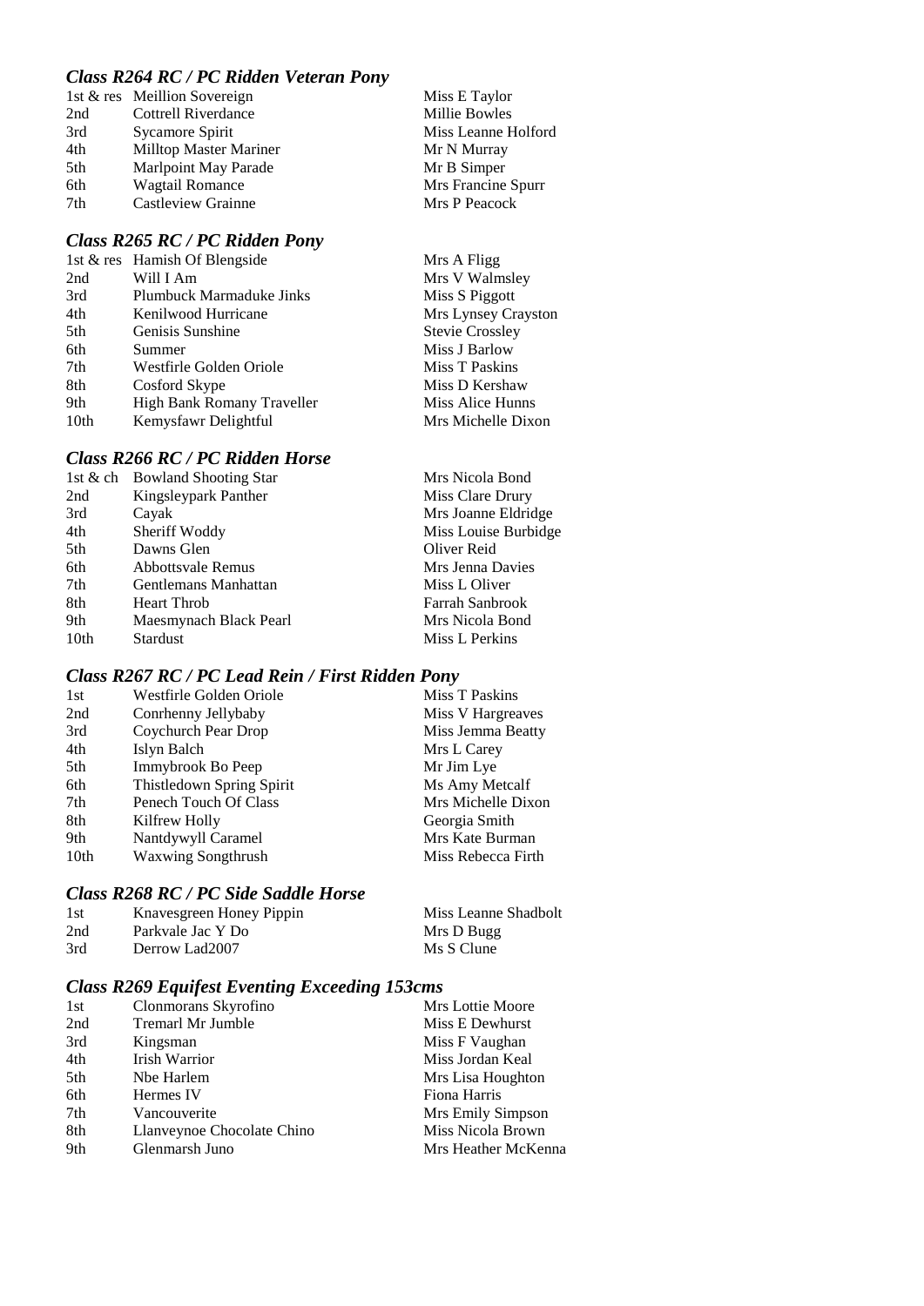### *Class R264 RC / PC Ridden Veteran Pony*

| | | |
|---|---|---|
| 1st & res | Meillion Sovereign | Miss E Taylor |
| 2nd | Cottrell Riverdance | Millie Bowles |
| 3rd | Sycamore Spirit | Miss Leanne Holford |
| 4th | Milltop Master Mariner | Mr N Murray |
| 5th | Marlpoint May Parade | Mr B Simper |
| 6th | Wagtail Romance | Mrs Francine Spurr |
| 7th | Castleview Grainne | Mrs P Peacock |

### *Class R265 RC / PC Ridden Pony*

| | | |
|---|---|---|
| 1st & res | Hamish Of Blengside | Mrs A Fligg |
| 2nd | Will I Am | Mrs V Walmsley |
| 3rd | Plumbuck Marmaduke Jinks | Miss S Piggott |
| 4th | Kenilwood Hurricane | Mrs Lynsey Crayston |
| 5th | Genisis Sunshine | Stevie Crossley |
| 6th | Summer | Miss J Barlow |
| 7th | Westfirle Golden Oriole | Miss T Paskins |
| 8th | Cosford Skype | Miss D Kershaw |
| 9th | High Bank Romany Traveller | Miss Alice Hunns |
| 10th | Kemysfawr Delightful | Mrs Michelle Dixon |

### *Class R266 RC / PC Ridden Horse*

| | | |
|---|---|---|
| 1st & ch | Bowland Shooting Star | Mrs Nicola Bond |
| 2nd | Kingsleypark Panther | Miss Clare Drury |
| 3rd | Cayak | Mrs Joanne Eldridge |
| 4th | Sheriff Woddy | Miss Louise Burbidge |
| 5th | Dawns Glen | Oliver Reid |
| 6th | Abbottsvale Remus | Mrs Jenna Davies |
| 7th | Gentlemans Manhattan | Miss L Oliver |
| 8th | Heart Throb | Farrah Sanbrook |
| 9th | Maesmynach Black Pearl | Mrs Nicola Bond |
| 10th | Stardust | Miss L Perkins |

### *Class R267 RC / PC Lead Rein / First Ridden Pony*

| | | |
|---|---|---|
| 1st | Westfirle Golden Oriole | Miss T Paskins |
| 2nd | Conrhenny Jellybaby | Miss V Hargreaves |
| 3rd | Coychurch Pear Drop | Miss Jemma Beatty |
| 4th | Islyn Balch | Mrs L Carey |
| 5th | Immybrook Bo Peep | Mr Jim Lye |
| 6th | Thistledown Spring Spirit | Ms Amy Metcalf |
| 7th | Penech Touch Of Class | Mrs Michelle Dixon |
| 8th | Kilfrew Holly | Georgia Smith |
| 9th | Nantdywyll Caramel | Mrs Kate Burman |
| 10th | Waxwing Songthrush | Miss Rebecca Firth |

### *Class R268 RC / PC Side Saddle Horse*

| | | |
|---|---|---|
| 1st | Knavesgreen Honey Pippin | Miss Leanne Shadbolt |
| 2nd | Parkvale Jac Y Do | Mrs D Bugg |
| 3rd | Derrow Lad2007 | Ms S Clune |

### *Class R269 Equifest Eventing Exceeding 153cms*

| | | |
|---|---|---|
| 1st | Clonmorans Skyrofino | Mrs Lottie Moore |
| 2nd | Tremarl Mr Jumble | Miss E Dewhurst |
| 3rd | Kingsman | Miss F Vaughan |
| 4th | Irish Warrior | Miss Jordan Keal |
| 5th | Nbe Harlem | Mrs Lisa Houghton |
| 6th | Hermes IV | Fiona Harris |
| 7th | Vancouverite | Mrs Emily Simpson |
| 8th | Llanveynoe Chocolate Chino | Miss Nicola Brown |
| 9th | Glenmarsh Juno | Mrs Heather McKenna |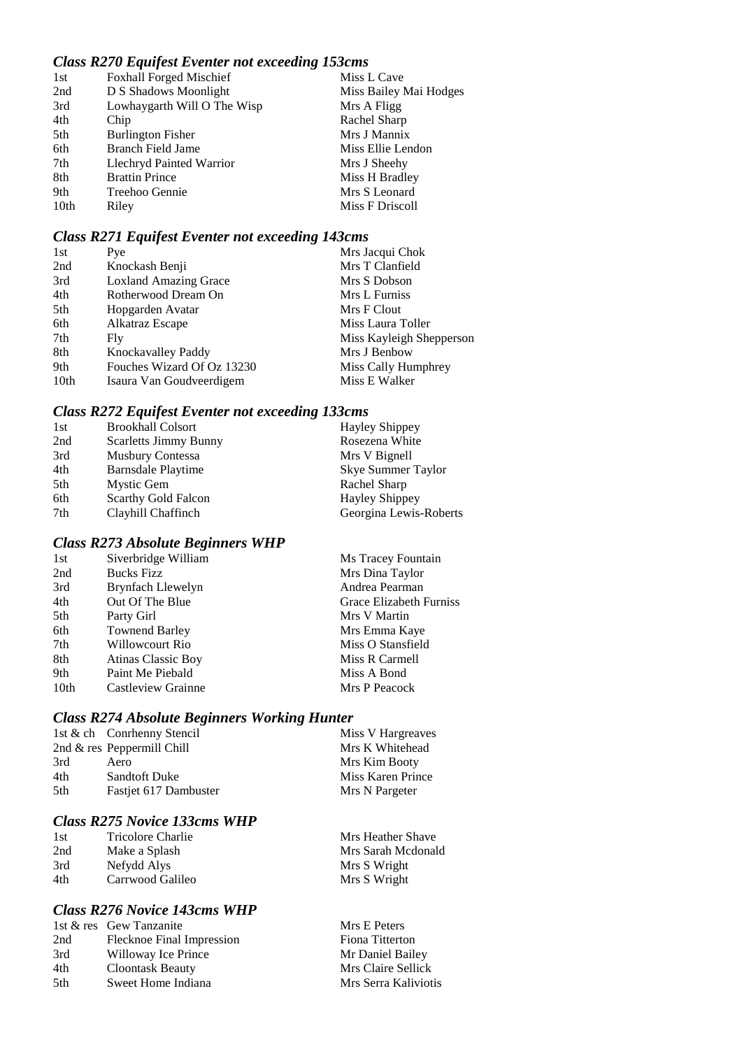### *Class R270 Equifest Eventer not exceeding 153cms*

| | | |
|---|---|---|
| 1st | Foxhall Forged Mischief | Miss L Cave |
| 2nd | D S Shadows Moonlight | Miss Bailey Mai Hodges |
| 3rd | Lowhaygarth Will O The Wisp | Mrs A Fligg |
| 4th | Chip | Rachel Sharp |
| 5th | Burlington Fisher | Mrs J Mannix |
| 6th | Branch Field Jame | Miss Ellie Lendon |
| 7th | Llechryd Painted Warrior | Mrs J Sheehy |
| 8th | Brattin Prince | Miss H Bradley |
| 9th | Treehoo Gennie | Mrs S Leonard |
| 10th | Riley | Miss F Driscoll |

### *Class R271 Equifest Eventer not exceeding 143cms*

| | | |
|---|---|---|
| 1st | Pye | Mrs Jacqui Chok |
| 2nd | Knockash Benji | Mrs T Clanfield |
| 3rd | Loxland Amazing Grace | Mrs S Dobson |
| 4th | Rotherwood Dream On | Mrs L Furniss |
| 5th | Hopgarden Avatar | Mrs F Clout |
| 6th | Alkatraz Escape | Miss Laura Toller |
| 7th | Fly | Miss Kayleigh Shepperson |
| 8th | Knockavalley Paddy | Mrs J Benbow |
| 9th | Fouches Wizard Of Oz 13230 | Miss Cally Humphrey |
| 10th | Isaura Van Goudveerdigem | Miss E Walker |

### *Class R272 Equifest Eventer not exceeding 133cms*

| | | |
|---|---|---|
| 1st | Brookhall Colsort | Hayley Shippey |
| 2nd | Scarletts Jimmy Bunny | Rosezena White |
| 3rd | Musbury Contessa | Mrs V Bignell |
| 4th | Barnsdale Playtime | Skye Summer Taylor |
| 5th | Mystic Gem | Rachel Sharp |
| 6th | Scarthy Gold Falcon | Hayley Shippey |
| 7th | Clayhill Chaffinch | Georgina Lewis-Roberts |

### *Class R273 Absolute Beginners WHP*

| | | |
|---|---|---|
| 1st | Siverbridge William | Ms Tracey Fountain |
| 2nd | Bucks Fizz | Mrs Dina Taylor |
| 3rd | Brynfach Llewelyn | Andrea Pearman |
| 4th | Out Of The Blue | Grace Elizabeth Furniss |
| 5th | Party Girl | Mrs V Martin |
| 6th | Townend Barley | Mrs Emma Kaye |
| 7th | Willowcourt Rio | Miss O Stansfield |
| 8th | Atinas Classic Boy | Miss R Carmell |
| 9th | Paint Me Piebald | Miss A Bond |
| 10th | Castleview Grainne | Mrs P Peacock |

### *Class R274 Absolute Beginners Working Hunter*

| | | |
|---|---|---|
| 1st & ch | Conrhenny Stencil | Miss V Hargreaves |
| 2nd & res | Peppermill Chill | Mrs K Whitehead |
| 3rd | Aero | Mrs Kim Booty |
| 4th | Sandtoft Duke | Miss Karen Prince |
| 5th | Fastjet 617 Dambuster | Mrs N Pargeter |

### *Class R275 Novice 133cms WHP*

| | | |
|---|---|---|
| 1st | Tricolore Charlie | Mrs Heather Shave |
| 2nd | Make a Splash | Mrs Sarah Mcdonald |
| 3rd | Nefydd Alys | Mrs S Wright |
| 4th | Carrwood Galileo | Mrs S Wright |

### *Class R276 Novice 143cms WHP*

| | | |
|---|---|---|
| 1st & res | Gew Tanzanite | Mrs E Peters |
| 2nd | Flecknoe Final Impression | Fiona Titterton |
| 3rd | Willoway Ice Prince | Mr Daniel Bailey |
| 4th | Cloontask Beauty | Mrs Claire Sellick |
| 5th | Sweet Home Indiana | Mrs Serra Kaliviotis |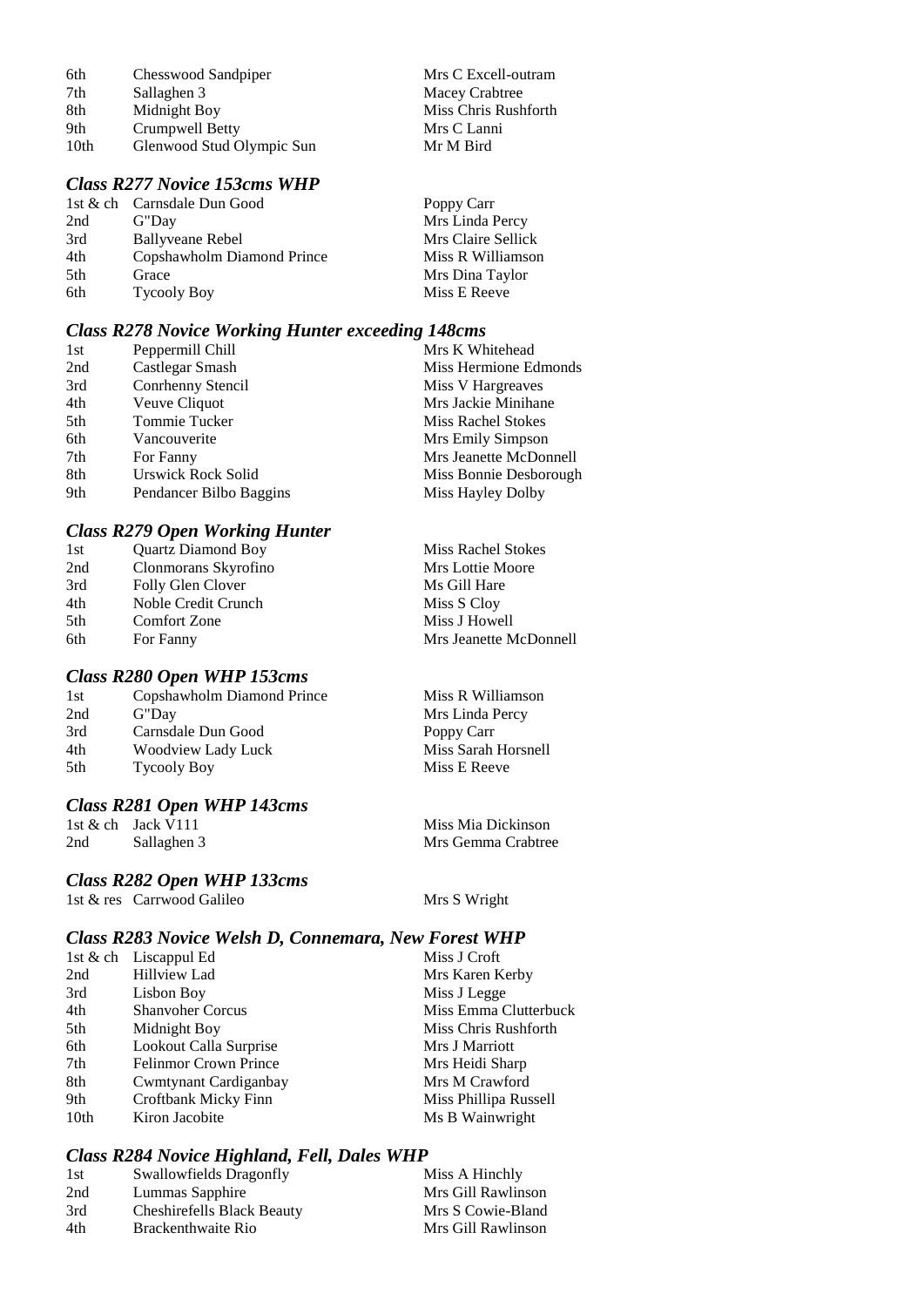| | | |
|---|---|---|
| 6th | Chesswood Sandpiper | Mrs C Excell-outram |
| 7th | Sallaghen 3 | Macey Crabtree |
| 8th | Midnight Boy | Miss Chris Rushforth |
| 9th | Crumpwell Betty | Mrs C Lanni |
| 10th | Glenwood Stud Olympic Sun | Mr M Bird |

### *Class R277 Novice 153cms WHP*

| | | |
|---|---|---|
| 1st & ch | Carnsdale Dun Good | Poppy Carr |
| 2nd | G"Day | Mrs Linda Percy |
| 3rd | Ballyveane Rebel | Mrs Claire Sellick |
| 4th | Copshawholm Diamond Prince | Miss R Williamson |
| 5th | Grace | Mrs Dina Taylor |
| 6th | Tycooly Boy | Miss E Reeve |

### *Class R278 Novice Working Hunter exceeding 148cms*

| | | |
|---|---|---|
| 1st | Peppermill Chill | Mrs K Whitehead |
| 2nd | Castlegar Smash | Miss Hermione Edmonds |
| 3rd | Conrhenny Stencil | Miss V Hargreaves |
| 4th | Veuve Cliquot | Mrs Jackie Minihane |
| 5th | Tommie Tucker | Miss Rachel Stokes |
| 6th | Vancouverite | Mrs Emily Simpson |
| 7th | For Fanny | Mrs Jeanette McDonnell |
| 8th | Urswick Rock Solid | Miss Bonnie Desborough |
| 9th | Pendancer Bilbo Baggins | Miss Hayley Dolby |

### *Class R279 Open Working Hunter*

| | | |
|---|---|---|
| 1st | Quartz Diamond Boy | Miss Rachel Stokes |
| 2nd | Clonmorans Skyrofino | Mrs Lottie Moore |
| 3rd | Folly Glen Clover | Ms Gill Hare |
| 4th | Noble Credit Crunch | Miss S Cloy |
| 5th | Comfort Zone | Miss J Howell |
| 6th | For Fanny | Mrs Jeanette McDonnell |

### *Class R280 Open WHP 153cms*

| | | |
|---|---|---|
| 1st | Copshawholm Diamond Prince | Miss R Williamson |
| 2nd | G"Day | Mrs Linda Percy |
| 3rd | Carnsdale Dun Good | Poppy Carr |
| 4th | Woodview Lady Luck | Miss Sarah Horsnell |
| 5th | Tycooly Boy | Miss E Reeve |

### *Class R281 Open WHP 143cms*

| | | |
|---|---|---|
| 1st & ch | Jack V111 | Miss Mia Dickinson |
| 2nd | Sallaghen 3 | Mrs Gemma Crabtree |

### *Class R282 Open WHP 133cms*

| | | |
|---|---|---|
| 1st & res | Carrwood Galileo | Mrs S Wright |

### *Class R283 Novice Welsh D, Connemara, New Forest WHP*

| | | |
|---|---|---|
| 1st & ch | Liscappul Ed | Miss J Croft |
| 2nd | Hillview Lad | Mrs Karen Kerby |
| 3rd | Lisbon Boy | Miss J Legge |
| 4th | Shanvoher Corcus | Miss Emma Clutterbuck |
| 5th | Midnight Boy | Miss Chris Rushforth |
| 6th | Lookout Calla Surprise | Mrs J Marriott |
| 7th | Felinmor Crown Prince | Mrs Heidi Sharp |
| 8th | Cwmtynant Cardiganbay | Mrs M Crawford |
| 9th | Croftbank Micky Finn | Miss Phillipa Russell |
| 10th | Kiron Jacobite | Ms B Wainwright |

### *Class R284 Novice Highland, Fell, Dales WHP*

| | | |
|---|---|---|
| 1st | Swallowfields Dragonfly | Miss A Hinchly |
| 2nd | Lummas Sapphire | Mrs Gill Rawlinson |
| 3rd | Cheshirefells Black Beauty | Mrs S Cowie-Bland |
| 4th | Brackenthwaite Rio | Mrs Gill Rawlinson |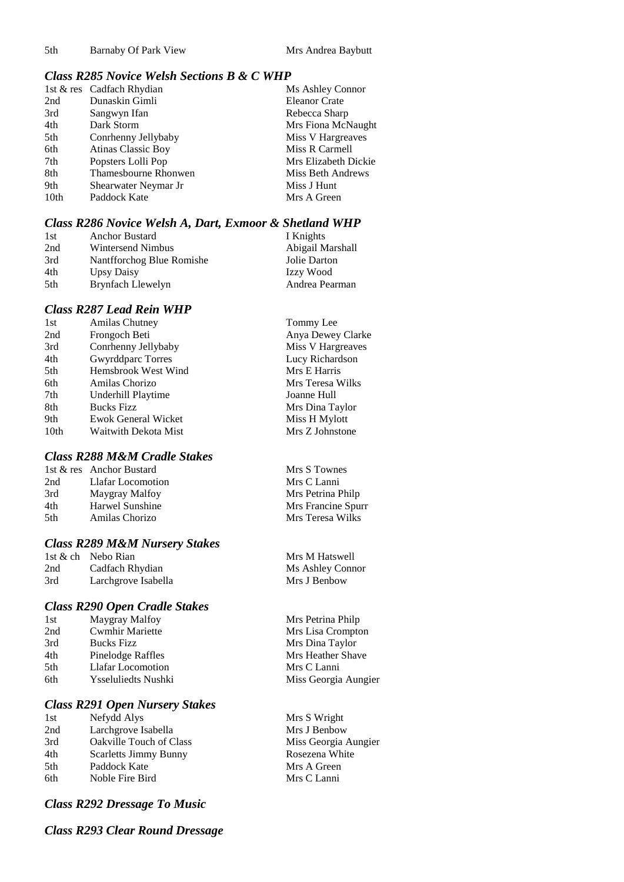| | | |
|---|---|---|
| 5th | Barnaby Of Park View | Mrs Andrea Baybutt |

### *Class R285 Novice Welsh Sections B & C WHP*

| | | |
|---|---|---|
| 1st & res | Cadfach Rhydian | Ms Ashley Connor |
| 2nd | Dunaskin Gimli | Eleanor Crate |
| 3rd | Sangwyn Ifan | Rebecca Sharp |
| 4th | Dark Storm | Mrs Fiona McNaught |
| 5th | Conrhenny Jellybaby | Miss V Hargreaves |
| 6th | Atinas Classic Boy | Miss R Carmell |
| 7th | Popsters Lolli Pop | Mrs Elizabeth Dickie |
| 8th | Thamesbourne Rhonwen | Miss Beth Andrews |
| 9th | Shearwater Neymar Jr | Miss J Hunt |
| 10th | Paddock Kate | Mrs A Green |

### *Class R286 Novice Welsh A, Dart, Exmoor & Shetland WHP*

| | | |
|---|---|---|
| 1st | Anchor Bustard | I Knights |
| 2nd | Wintersend Nimbus | Abigail Marshall |
| 3rd | Nantfforchog Blue Romishe | Jolie Darton |
| 4th | Upsy Daisy | Izzy Wood |
| 5th | Brynfach Llewelyn | Andrea Pearman |

### *Class R287 Lead Rein WHP*

| | | |
|---|---|---|
| 1st | Amilas Chutney | Tommy Lee |
| 2nd | Frongoch Beti | Anya Dewey Clarke |
| 3rd | Conrhenny Jellybaby | Miss V Hargreaves |
| 4th | Gwyrddparc Torres | Lucy Richardson |
| 5th | Hemsbrook West Wind | Mrs E Harris |
| 6th | Amilas Chorizo | Mrs Teresa Wilks |
| 7th | Underhill Playtime | Joanne Hull |
| 8th | Bucks Fizz | Mrs Dina Taylor |
| 9th | Ewok General Wicket | Miss H Mylott |
| 10th | Waitwith Dekota Mist | Mrs Z Johnstone |

### *Class R288 M&M Cradle Stakes*

| | | |
|---|---|---|
| 1st & res | Anchor Bustard | Mrs S Townes |
| 2nd | Llafar Locomotion | Mrs C Lanni |
| 3rd | Maygray Malfoy | Mrs Petrina Philp |
| 4th | Harwel Sunshine | Mrs Francine Spurr |
| 5th | Amilas Chorizo | Mrs Teresa Wilks |

### *Class R289 M&M Nursery Stakes*

| | | |
|---|---|---|
| 1st & ch | Nebo Rian | Mrs M Hatswell |
| 2nd | Cadfach Rhydian | Ms Ashley Connor |
| 3rd | Larchgrove Isabella | Mrs J Benbow |

### *Class R290 Open Cradle Stakes*

| | | |
|---|---|---|
| 1st | Maygray Malfoy | Mrs Petrina Philp |
| 2nd | Cwmhir Mariette | Mrs Lisa Crompton |
| 3rd | Bucks Fizz | Mrs Dina Taylor |
| 4th | Pinelodge Raffles | Mrs Heather Shave |
| 5th | Llafar Locomotion | Mrs C Lanni |
| 6th | Ysseluliedts Nushki | Miss Georgia Aungier |

### *Class R291 Open Nursery Stakes*

| | | |
|---|---|---|
| 1st | Nefydd Alys | Mrs S Wright |
| 2nd | Larchgrove Isabella | Mrs J Benbow |
| 3rd | Oakville Touch of Class | Miss Georgia Aungier |
| 4th | Scarletts Jimmy Bunny | Rosezena White |
| 5th | Paddock Kate | Mrs A Green |
| 6th | Noble Fire Bird | Mrs C Lanni |

### *Class R292 Dressage To Music*

### *Class R293 Clear Round Dressage*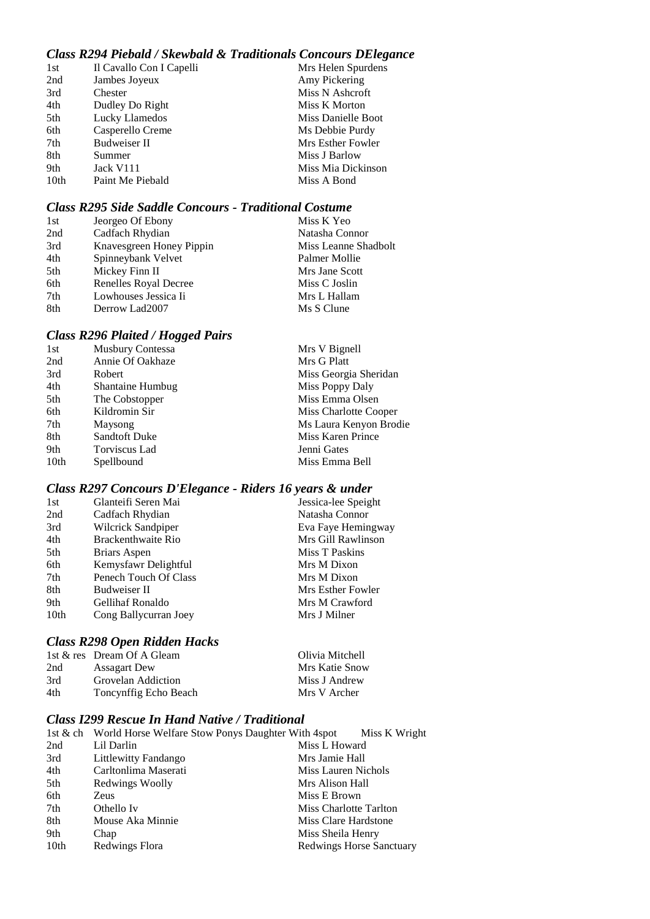### *Class R294 Piebald / Skewbald & Traditionals Concours DElegance*

| | | |
|---|---|---|
| 1st | Il Cavallo Con I Capelli | Mrs Helen Spurdens |
| 2nd | Jambes Joyeux | Amy Pickering |
| 3rd | Chester | Miss N Ashcroft |
| 4th | Dudley Do Right | Miss K Morton |
| 5th | Lucky Llamedos | Miss Danielle Boot |
| 6th | Casperello Creme | Ms Debbie Purdy |
| 7th | Budweiser II | Mrs Esther Fowler |
| 8th | Summer | Miss J Barlow |
| 9th | Jack V111 | Miss Mia Dickinson |
| 10th | Paint Me Piebald | Miss A Bond |

### *Class R295 Side Saddle Concours - Traditional Costume*

| | | |
|---|---|---|
| 1st | Jeorgeo Of Ebony | Miss K Yeo |
| 2nd | Cadfach Rhydian | Natasha Connor |
| 3rd | Knavesgreen Honey Pippin | Miss Leanne Shadbolt |
| 4th | Spinneybank Velvet | Palmer Mollie |
| 5th | Mickey Finn II | Mrs Jane Scott |
| 6th | Renelles Royal Decree | Miss C Joslin |
| 7th | Lowhouses Jessica Ii | Mrs L Hallam |
| 8th | Derrow Lad2007 | Ms S Clune |

### *Class R296 Plaited / Hogged Pairs*

| | | |
|---|---|---|
| 1st | Musbury Contessa | Mrs V Bignell |
| 2nd | Annie Of Oakhaze | Mrs G Platt |
| 3rd | Robert | Miss Georgia Sheridan |
| 4th | Shantaine Humbug | Miss Poppy Daly |
| 5th | The Cobstopper | Miss Emma Olsen |
| 6th | Kildromin Sir | Miss Charlotte Cooper |
| 7th | Maysong | Ms Laura Kenyon Brodie |
| 8th | Sandtoft Duke | Miss Karen Prince |
| 9th | Torviscus Lad | Jenni Gates |
| 10th | Spellbound | Miss Emma Bell |

### *Class R297 Concours D'Elegance - Riders 16 years & under*

| | | |
|---|---|---|
| 1st | Glanteifi Seren Mai | Jessica-lee Speight |
| 2nd | Cadfach Rhydian | Natasha Connor |
| 3rd | Wilcrick Sandpiper | Eva Faye Hemingway |
| 4th | Brackenthwaite Rio | Mrs Gill Rawlinson |
| 5th | Briars Aspen | Miss T Paskins |
| 6th | Kemysfawr Delightful | Mrs M Dixon |
| 7th | Penech Touch Of Class | Mrs M Dixon |
| 8th | Budweiser II | Mrs Esther Fowler |
| 9th | Gellihaf Ronaldo | Mrs M Crawford |
| 10th | Cong Ballycurran Joey | Mrs J Milner |

### *Class R298 Open Ridden Hacks*

| | | |
|---|---|---|
| 1st & res | Dream Of A Gleam | Olivia Mitchell |
| 2nd | Assagart Dew | Mrs Katie Snow |
| 3rd | Grovelan Addiction | Miss J Andrew |
| 4th | Toncynffig Echo Beach | Mrs V Archer |

### *Class I299 Rescue In Hand Native / Traditional*

| | | |
|---|---|---|
| 1st & ch | World Horse Welfare Stow Ponys Daughter With 4spot | Miss K Wright |
| 2nd | Lil Darlin | Miss L Howard |
| 3rd | Littlewitty Fandango | Mrs Jamie Hall |
| 4th | Carltonlima Maserati | Miss Lauren Nichols |
| 5th | Redwings Woolly | Mrs Alison Hall |
| 6th | Zeus | Miss E Brown |
| 7th | Othello Iv | Miss Charlotte Tarlton |
| 8th | Mouse Aka Minnie | Miss Clare Hardstone |
| 9th | Chap | Miss Sheila Henry |
| 10th | Redwings Flora | Redwings Horse Sanctuary |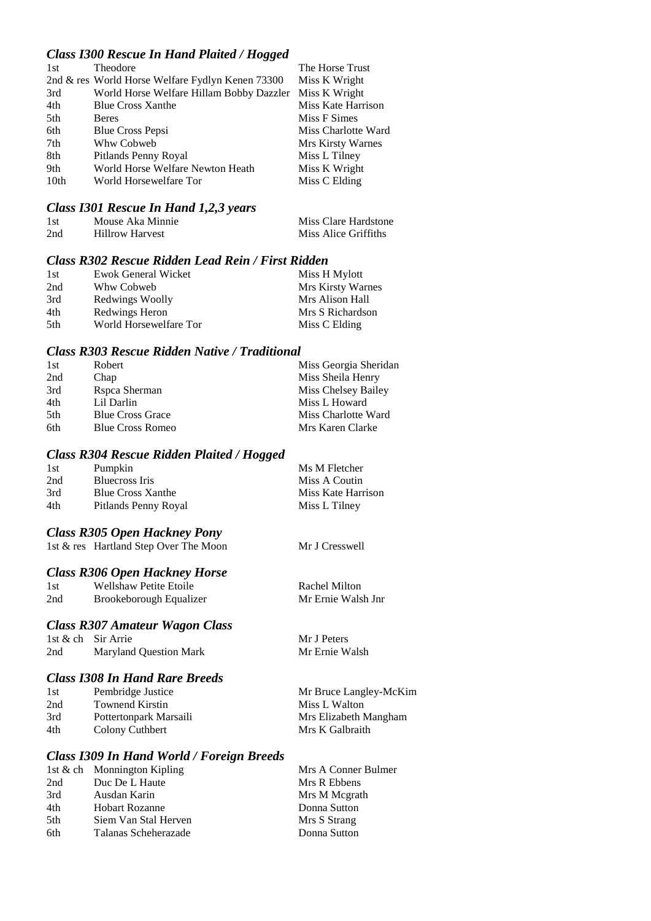### *Class I300 Rescue In Hand Plaited / Hogged*

| | | |
|---|---|---|
| 1st | Theodore | The Horse Trust |
| 2nd & res | World Horse Welfare Fydlyn Kenen 73300 | Miss K Wright |
| 3rd | World Horse Welfare Hillam Bobby Dazzler | Miss K Wright |
| 4th | Blue Cross Xanthe | Miss Kate Harrison |
| 5th | Beres | Miss F Simes |
| 6th | Blue Cross Pepsi | Miss Charlotte Ward |
| 7th | Whw Cobweb | Mrs Kirsty Warnes |
| 8th | Pitlands Penny Royal | Miss L Tilney |
| 9th | World Horse Welfare Newton Heath | Miss K Wright |
| 10th | World Horsewelfare Tor | Miss C Elding |

### *Class I301 Rescue In Hand 1,2,3 years*

| | | |
|---|---|---|
| 1st | Mouse Aka Minnie | Miss Clare Hardstone |
| 2nd | Hillrow Harvest | Miss Alice Griffiths |

### *Class R302 Rescue Ridden Lead Rein / First Ridden*

| | | |
|---|---|---|
| 1st | Ewok General Wicket | Miss H Mylott |
| 2nd | Whw Cobweb | Mrs Kirsty Warnes |
| 3rd | Redwings Woolly | Mrs Alison Hall |
| 4th | Redwings Heron | Mrs S Richardson |
| 5th | World Horsewelfare Tor | Miss C Elding |

### *Class R303 Rescue Ridden Native / Traditional*

| | | |
|---|---|---|
| 1st | Robert | Miss Georgia Sheridan |
| 2nd | Chap | Miss Sheila Henry |
| 3rd | Rspca Sherman | Miss Chelsey Bailey |
| 4th | Lil Darlin | Miss L Howard |
| 5th | Blue Cross Grace | Miss Charlotte Ward |
| 6th | Blue Cross Romeo | Mrs Karen Clarke |

### *Class R304 Rescue Ridden Plaited / Hogged*

| | | |
|---|---|---|
| 1st | Pumpkin | Ms M Fletcher |
| 2nd | Bluecross Iris | Miss A Coutin |
| 3rd | Blue Cross Xanthe | Miss Kate Harrison |
| 4th | Pitlands Penny Royal | Miss L Tilney |

### *Class R305 Open Hackney Pony*

| | | |
|---|---|---|
| 1st & res | Hartland Step Over The Moon | Mr J Cresswell |

### *Class R306 Open Hackney Horse*

| | | |
|---|---|---|
| 1st | Wellshaw Petite Etoile | Rachel Milton |
| 2nd | Brookeborough Equalizer | Mr Ernie Walsh Jnr |

### *Class R307 Amateur Wagon Class*

| | | |
|---|---|---|
| 1st & ch | Sir Arrie | Mr J Peters |
| 2nd | Maryland Question Mark | Mr Ernie Walsh |

### *Class I308 In Hand Rare Breeds*

| | | |
|---|---|---|
| 1st | Pembridge Justice | Mr Bruce Langley-McKim |
| 2nd | Townend Kirstin | Miss L Walton |
| 3rd | Pottertonpark Marsaili | Mrs Elizabeth Mangham |
| 4th | Colony Cuthbert | Mrs K Galbraith |

### *Class I309 In Hand World / Foreign Breeds*

| | | |
|---|---|---|
| 1st & ch | Monnington Kipling | Mrs A Conner Bulmer |
| 2nd | Duc De L Haute | Mrs R Ebbens |
| 3rd | Ausdan Karin | Mrs M Mcgrath |
| 4th | Hobart Rozanne | Donna Sutton |
| 5th | Siem Van Stal Herven | Mrs S Strang |
| 6th | Talanas Scheherazade | Donna Sutton |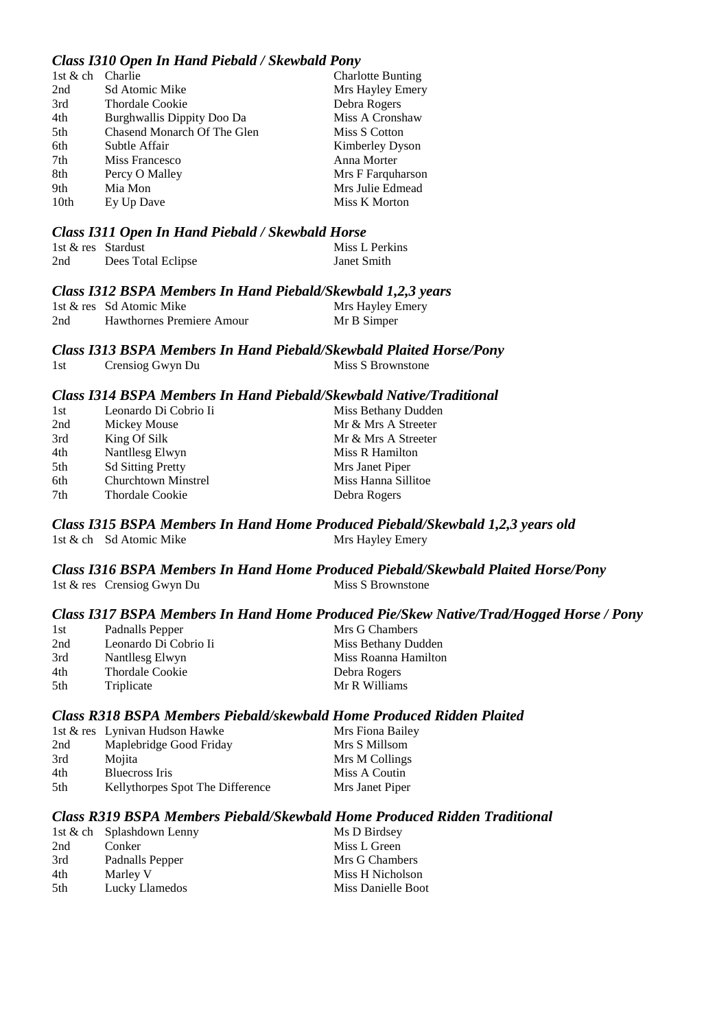### *Class I310 Open In Hand Piebald / Skewbald Pony*

| | | |
|---|---|---|
| 1st & ch | Charlie | Charlotte Bunting |
| 2nd | Sd Atomic Mike | Mrs Hayley Emery |
| 3rd | Thordale Cookie | Debra Rogers |
| 4th | Burghwallis Dippity Doo Da | Miss A Cronshaw |
| 5th | Chasend Monarch Of The Glen | Miss S Cotton |
| 6th | Subtle Affair | Kimberley Dyson |
| 7th | Miss Francesco | Anna Morter |
| 8th | Percy O Malley | Mrs F Farquharson |
| 9th | Mia Mon | Mrs Julie Edmead |
| 10th | Ey Up Dave | Miss K Morton |

### *Class I311 Open In Hand Piebald / Skewbald Horse*

| | | |
|---|---|---|
| 1st & res | Stardust | Miss L Perkins |
| 2nd | Dees Total Eclipse | Janet Smith |

### *Class I312 BSPA Members In Hand Piebald/Skewbald 1,2,3 years*

| | | |
|---|---|---|
| 1st & res | Sd Atomic Mike | Mrs Hayley Emery |
| 2nd | Hawthornes Premiere Amour | Mr B Simper |

### *Class I313 BSPA Members In Hand Piebald/Skewbald Plaited Horse/Pony*

| | | |
|---|---|---|
| 1st | Crensiog Gwyn Du | Miss S Brownstone |

### *Class I314 BSPA Members In Hand Piebald/Skewbald Native/Traditional*

| | | |
|---|---|---|
| 1st | Leonardo Di Cobrio Ii | Miss Bethany Dudden |
| 2nd | Mickey Mouse | Mr & Mrs A Streeter |
| 3rd | King Of Silk | Mr & Mrs A Streeter |
| 4th | Nantllesg Elwyn | Miss R Hamilton |
| 5th | Sd Sitting Pretty | Mrs Janet Piper |
| 6th | Churchtown Minstrel | Miss Hanna Sillitoe |
| 7th | Thordale Cookie | Debra Rogers |

### *Class I315 BSPA Members In Hand Home Produced Piebald/Skewbald 1,2,3 years old*

| | | |
|---|---|---|
| 1st & ch | Sd Atomic Mike | Mrs Hayley Emery |

### *Class I316 BSPA Members In Hand Home Produced Piebald/Skewbald Plaited Horse/Pony*

| | | |
|---|---|---|
| 1st & res | Crensiog Gwyn Du | Miss S Brownstone |

### *Class I317 BSPA Members In Hand Home Produced Pie/Skew Native/Trad/Hogged Horse / Pony*

| | | |
|---|---|---|
| 1st | Padnalls Pepper | Mrs G Chambers |
| 2nd | Leonardo Di Cobrio Ii | Miss Bethany Dudden |
| 3rd | Nantllesg Elwyn | Miss Roanna Hamilton |
| 4th | Thordale Cookie | Debra Rogers |
| 5th | Triplicate | Mr R Williams |

### *Class R318 BSPA Members Piebald/skewbald Home Produced Ridden Plaited*

| | | |
|---|---|---|
| 1st & res | Lynivan Hudson Hawke | Mrs Fiona Bailey |
| 2nd | Maplebridge Good Friday | Mrs S Millsom |
| 3rd | Mojita | Mrs M Collings |
| 4th | Bluecross Iris | Miss A Coutin |
| 5th | Kellythorpes Spot The Difference | Mrs Janet Piper |

### *Class R319 BSPA Members Piebald/Skewbald Home Produced Ridden Traditional*

| | | |
|---|---|---|
| 1st & ch | Splashdown Lenny | Ms D Birdsey |
| 2nd | Conker | Miss L Green |
| 3rd | Padnalls Pepper | Mrs G Chambers |
| 4th | Marley V | Miss H Nicholson |
| 5th | Lucky Llamedos | Miss Danielle Boot |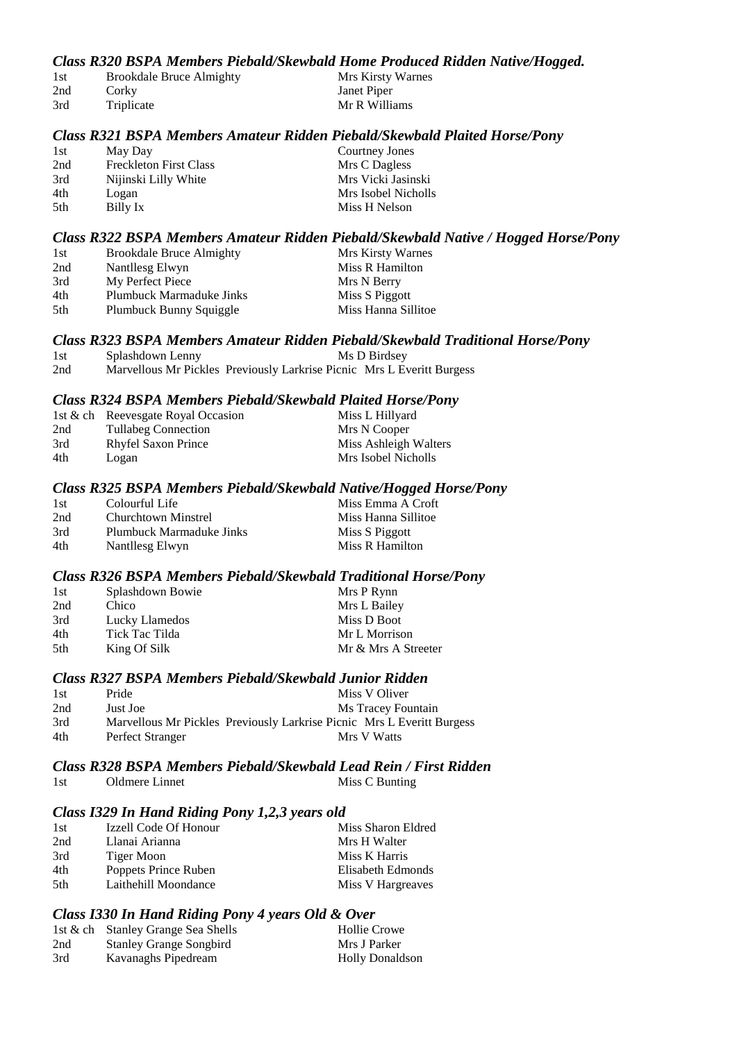### *Class R320 BSPA Members Piebald/Skewbald Home Produced Ridden Native/Hogged.*

| | | |
|---|---|---|
| 1st | Brookdale Bruce Almighty | Mrs Kirsty Warnes |
| 2nd | Corky | Janet Piper |
| 3rd | Triplicate | Mr R Williams |

### *Class R321 BSPA Members Amateur Ridden Piebald/Skewbald Plaited Horse/Pony*

| | | |
|---|---|---|
| 1st | May Day | Courtney Jones |
| 2nd | Freckleton First Class | Mrs C Dagless |
| 3rd | Nijinski Lilly White | Mrs Vicki Jasinski |
| 4th | Logan | Mrs Isobel Nicholls |
| 5th | Billy Ix | Miss H Nelson |

### *Class R322 BSPA Members Amateur Ridden Piebald/Skewbald Native / Hogged Horse/Pony*

| | | |
|---|---|---|
| 1st | Brookdale Bruce Almighty | Mrs Kirsty Warnes |
| 2nd | Nantllesg Elwyn | Miss R Hamilton |
| 3rd | My Perfect Piece | Mrs N Berry |
| 4th | Plumbuck Marmaduke Jinks | Miss S Piggott |
| 5th | Plumbuck Bunny Squiggle | Miss Hanna Sillitoe |

### *Class R323 BSPA Members Amateur Ridden Piebald/Skewbald Traditional Horse/Pony*

| | | |
|---|---|---|
| 1st | Splashdown Lenny | Ms D Birdsey |
| 2nd | Marvellous Mr Pickles Previously Larkrise Picnic | Mrs L Everitt Burgess |

### *Class R324 BSPA Members Piebald/Skewbald Plaited Horse/Pony*

| | | |
|---|---|---|
| 1st & ch | Reevesgate Royal Occasion | Miss L Hillyard |
| 2nd | Tullabeg Connection | Mrs N Cooper |
| 3rd | Rhyfel Saxon Prince | Miss Ashleigh Walters |
| 4th | Logan | Mrs Isobel Nicholls |

### *Class R325 BSPA Members Piebald/Skewbald Native/Hogged Horse/Pony*

| | | |
|---|---|---|
| 1st | Colourful Life | Miss Emma A Croft |
| 2nd | Churchtown Minstrel | Miss Hanna Sillitoe |
| 3rd | Plumbuck Marmaduke Jinks | Miss S Piggott |
| 4th | Nantllesg Elwyn | Miss R Hamilton |

### *Class R326 BSPA Members Piebald/Skewbald Traditional Horse/Pony*

| | | |
|---|---|---|
| 1st | Splashdown Bowie | Mrs P Rynn |
| 2nd | Chico | Mrs L Bailey |
| 3rd | Lucky Llamedos | Miss D Boot |
| 4th | Tick Tac Tilda | Mr L Morrison |
| 5th | King Of Silk | Mr & Mrs A Streeter |

### *Class R327 BSPA Members Piebald/Skewbald Junior Ridden*

| | | |
|---|---|---|
| 1st | Pride | Miss V Oliver |
| 2nd | Just Joe | Ms Tracey Fountain |
| 3rd | Marvellous Mr Pickles Previously Larkrise Picnic | Mrs L Everitt Burgess |
| 4th | Perfect Stranger | Mrs V Watts |

### *Class R328 BSPA Members Piebald/Skewbald Lead Rein / First Ridden*

| | | |
|---|---|---|
| 1st | Oldmere Linnet | Miss C Bunting |

### *Class I329 In Hand Riding Pony 1,2,3 years old*

| | | |
|---|---|---|
| 1st | Izzell Code Of Honour | Miss Sharon Eldred |
| 2nd | Llanai Arianna | Mrs H Walter |
| 3rd | Tiger Moon | Miss K Harris |
| 4th | Poppets Prince Ruben | Elisabeth Edmonds |
| 5th | Laithehill Moondance | Miss V Hargreaves |

### *Class I330 In Hand Riding Pony 4 years Old & Over*

| | | |
|---|---|---|
| 1st & ch | Stanley Grange Sea Shells | Hollie Crowe |
| 2nd | Stanley Grange Songbird | Mrs J Parker |
| 3rd | Kavanaghs Pipedream | Holly Donaldson |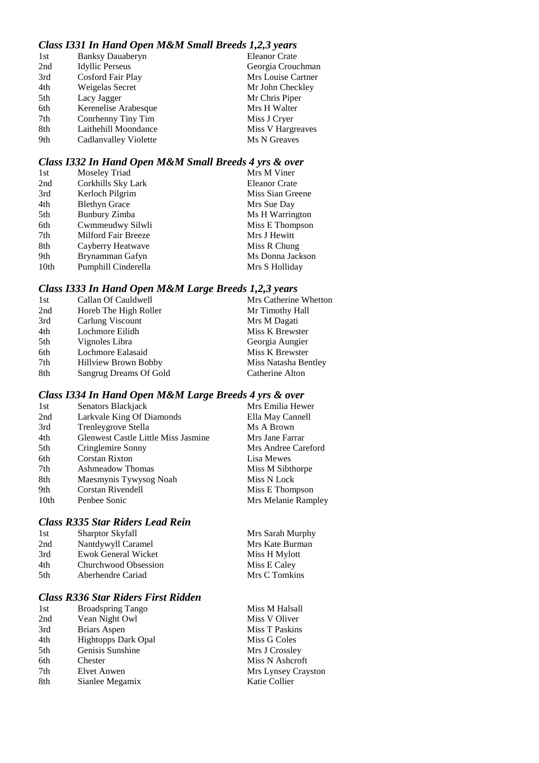### *Class I331 In Hand Open M&M Small Breeds 1,2,3 years*

| | | |
|---|---|---|
| 1st | Banksy Dauaberyn | Eleanor Crate |
| 2nd | Idyllic Perseus | Georgia Crouchman |
| 3rd | Cosford Fair Play | Mrs Louise Cartner |
| 4th | Weigelas Secret | Mr John Checkley |
| 5th | Lacy Jagger | Mr Chris Piper |
| 6th | Kerenelise Arabesque | Mrs H Walter |
| 7th | Conrhenny Tiny Tim | Miss J Cryer |
| 8th | Laithehill Moondance | Miss V Hargreaves |
| 9th | Cadlanvalley Violette | Ms N Greaves |

### *Class I332 In Hand Open M&M Small Breeds 4 yrs & over*

| | | |
|---|---|---|
| 1st | Moseley Triad | Mrs M Viner |
| 2nd | Corkhills Sky Lark | Eleanor Crate |
| 3rd | Kerloch Pilgrim | Miss Sian Greene |
| 4th | Blethyn Grace | Mrs Sue Day |
| 5th | Bunbury Zimba | Ms H Warrington |
| 6th | Cwmmeudwy Silwli | Miss E Thompson |
| 7th | Milford Fair Breeze | Mrs J Hewitt |
| 8th | Cayberry Heatwave | Miss R Chung |
| 9th | Brynamman Gafyn | Ms Donna Jackson |
| 10th | Pumphill Cinderella | Mrs S Holliday |

### *Class I333 In Hand Open M&M Large Breeds 1,2,3 years*

| | | |
|---|---|---|
| 1st | Callan Of Cauldwell | Mrs Catherine Whetton |
| 2nd | Horeb The High Roller | Mr Timothy Hall |
| 3rd | Carlung Viscount | Mrs M Dagati |
| 4th | Lochmore Eilidh | Miss K Brewster |
| 5th | Vignoles Libra | Georgia Aungier |
| 6th | Lochmore Ealasaid | Miss K Brewster |
| 7th | Hillview Brown Bobby | Miss Natasha Bentley |
| 8th | Sangrug Dreams Of Gold | Catherine Alton |

### *Class I334 In Hand Open M&M Large Breeds 4 yrs & over*

| | | |
|---|---|---|
| 1st | Senators Blackjack | Mrs Emilia Hewer |
| 2nd | Larkvale King Of Diamonds | Ella May Cannell |
| 3rd | Trenleygrove Stella | Ms A Brown |
| 4th | Glenwest Castle Little Miss Jasmine | Mrs Jane Farrar |
| 5th | Cringlemire Sonny | Mrs Andree Careford |
| 6th | Corstan Rixton | Lisa Mewes |
| 7th | Ashmeadow Thomas | Miss M Sibthorpe |
| 8th | Maesmynis Tywysog Noah | Miss N Lock |
| 9th | Corstan Rivendell | Miss E Thompson |
| 10th | Penbee Sonic | Mrs Melanie Rampley |

### *Class R335 Star Riders Lead Rein*

| | | |
|---|---|---|
| 1st | Sharptor Skyfall | Mrs Sarah Murphy |
| 2nd | Nantdywyll Caramel | Mrs Kate Burman |
| 3rd | Ewok General Wicket | Miss H Mylott |
| 4th | Churchwood Obsession | Miss E Caley |
| 5th | Aberhendre Cariad | Mrs C Tomkins |

### *Class R336 Star Riders First Ridden*

| | | |
|---|---|---|
| 1st | Broadspring Tango | Miss M Halsall |
| 2nd | Vean Night Owl | Miss V Oliver |
| 3rd | Briars Aspen | Miss T Paskins |
| 4th | Hightopps Dark Opal | Miss G Coles |
| 5th | Genisis Sunshine | Mrs J Crossley |
| 6th | Chester | Miss N Ashcroft |
| 7th | Elvet Anwen | Mrs Lynsey Crayston |
| 8th | Sianlee Megamix | Katie Collier |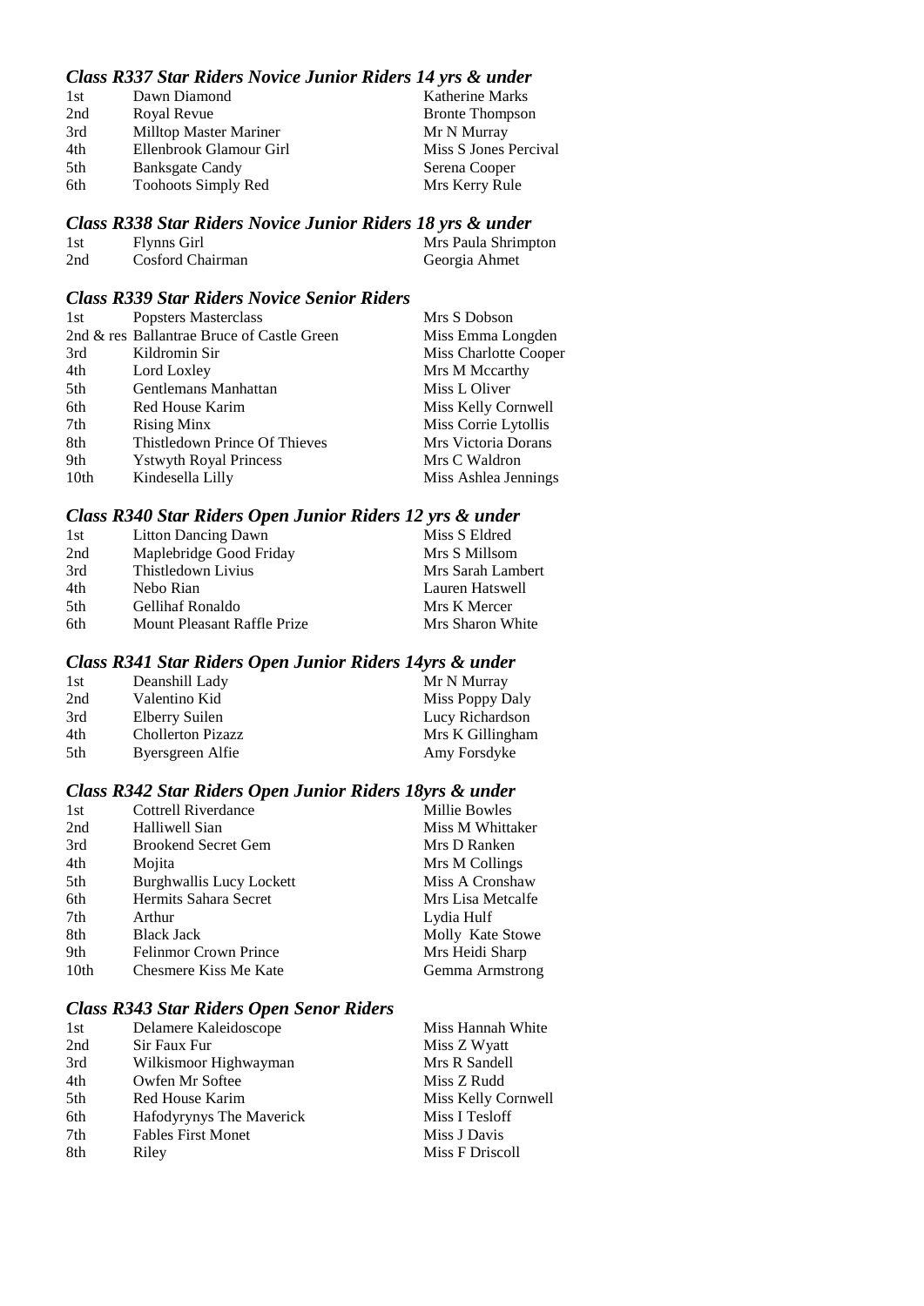### *Class R337 Star Riders Novice Junior Riders 14 yrs & under*

| | | |
|---|---|---|
| 1st | Dawn Diamond | Katherine Marks |
| 2nd | Royal Revue | Bronte Thompson |
| 3rd | Milltop Master Mariner | Mr N Murray |
| 4th | Ellenbrook Glamour Girl | Miss S Jones Percival |
| 5th | Banksgate Candy | Serena Cooper |
| 6th | Toohoots Simply Red | Mrs Kerry Rule |

### *Class R338 Star Riders Novice Junior Riders 18 yrs & under*

| | | |
|---|---|---|
| 1st | Flynns Girl | Mrs Paula Shrimpton |
| 2nd | Cosford Chairman | Georgia Ahmet |

### *Class R339 Star Riders Novice Senior Riders*

| | | |
|---|---|---|
| 1st | Popsters Masterclass | Mrs S Dobson |
| 2nd & res | Ballantrae Bruce of Castle Green | Miss Emma Longden |
| 3rd | Kildromin Sir | Miss Charlotte Cooper |
| 4th | Lord Loxley | Mrs M Mccarthy |
| 5th | Gentlemans Manhattan | Miss L Oliver |
| 6th | Red House Karim | Miss Kelly Cornwell |
| 7th | Rising Minx | Miss Corrie Lytollis |
| 8th | Thistledown Prince Of Thieves | Mrs Victoria Dorans |
| 9th | Ystwyth Royal Princess | Mrs C Waldron |
| 10th | Kindesella Lilly | Miss Ashlea Jennings |

### *Class R340 Star Riders Open Junior Riders 12 yrs & under*

| | | |
|---|---|---|
| 1st | Litton Dancing Dawn | Miss S Eldred |
| 2nd | Maplebridge Good Friday | Mrs S Millsom |
| 3rd | Thistledown Livius | Mrs Sarah Lambert |
| 4th | Nebo Rian | Lauren Hatswell |
| 5th | Gellihaf Ronaldo | Mrs K Mercer |
| 6th | Mount Pleasant Raffle Prize | Mrs Sharon White |

### *Class R341 Star Riders Open Junior Riders 14yrs & under*

| | | |
|---|---|---|
| 1st | Deanshill Lady | Mr N Murray |
| 2nd | Valentino Kid | Miss Poppy Daly |
| 3rd | Elberry Suilen | Lucy Richardson |
| 4th | Chollerton Pizazz | Mrs K Gillingham |
| 5th | Byersgreen Alfie | Amy Forsdyke |

### *Class R342 Star Riders Open Junior Riders 18yrs & under*

| | | |
|---|---|---|
| 1st | Cottrell Riverdance | Millie Bowles |
| 2nd | Halliwell Sian | Miss M Whittaker |
| 3rd | Brookend Secret Gem | Mrs D Ranken |
| 4th | Mojita | Mrs M Collings |
| 5th | Burghwallis Lucy Lockett | Miss A Cronshaw |
| 6th | Hermits Sahara Secret | Mrs Lisa Metcalfe |
| 7th | Arthur | Lydia Hulf |
| 8th | Black Jack | Molly Kate Stowe |
| 9th | Felinmor Crown Prince | Mrs Heidi Sharp |
| 10th | Chesmere Kiss Me Kate | Gemma Armstrong |

### *Class R343 Star Riders Open Senor Riders*

| | | |
|---|---|---|
| 1st | Delamere Kaleidoscope | Miss Hannah White |
| 2nd | Sir Faux Fur | Miss Z Wyatt |
| 3rd | Wilkismoor Highwayman | Mrs R Sandell |
| 4th | Owfen Mr Softee | Miss Z Rudd |
| 5th | Red House Karim | Miss Kelly Cornwell |
| 6th | Hafodyrynys The Maverick | Miss I Tesloff |
| 7th | Fables First Monet | Miss J Davis |
| 8th | Riley | Miss F Driscoll |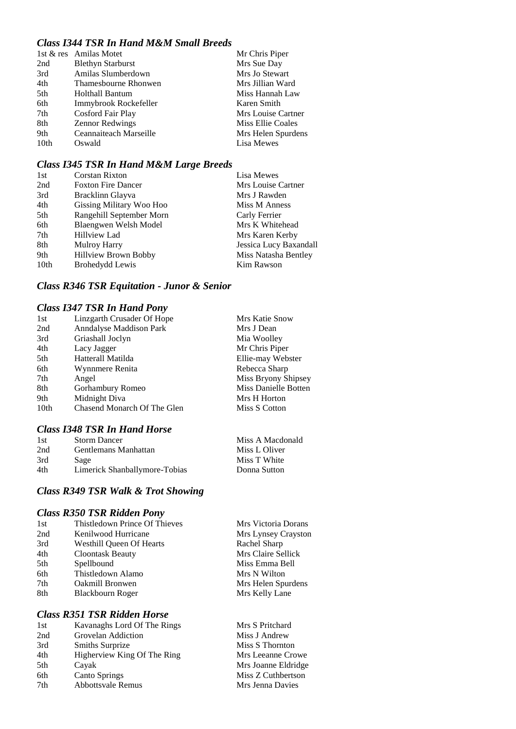### *Class I344 TSR In Hand M&M Small Breeds*

| | | |
|---|---|---|
| 1st & res | Amilas Motet | Mr Chris Piper |
| 2nd | Blethyn Starburst | Mrs Sue Day |
| 3rd | Amilas Slumberdown | Mrs Jo Stewart |
| 4th | Thamesbourne Rhonwen | Mrs Jillian Ward |
| 5th | Holthall Bantum | Miss Hannah Law |
| 6th | Immybrook Rockefeller | Karen Smith |
| 7th | Cosford Fair Play | Mrs Louise Cartner |
| 8th | Zennor Redwings | Miss Ellie Coales |
| 9th | Ceannaiteach Marseille | Mrs Helen Spurdens |
| 10th | Oswald | Lisa Mewes |

### *Class I345 TSR In Hand M&M Large Breeds*

| | | |
|---|---|---|
| 1st | Corstan Rixton | Lisa Mewes |
| 2nd | Foxton Fire Dancer | Mrs Louise Cartner |
| 3rd | Bracklinn Glayva | Mrs J Rawden |
| 4th | Gissing Military Woo Hoo | Miss M Anness |
| 5th | Rangehill September Morn | Carly Ferrier |
| 6th | Blaengwen Welsh Model | Mrs K Whitehead |
| 7th | Hillview Lad | Mrs Karen Kerby |
| 8th | Mulroy Harry | Jessica Lucy Baxandall |
| 9th | Hillview Brown Bobby | Miss Natasha Bentley |
| 10th | Brohedydd Lewis | Kim Rawson |

### *Class R346 TSR Equitation - Junor & Senior*

### *Class I347 TSR In Hand Pony*

| | | |
|---|---|---|
| 1st | Linzgarth Crusader Of Hope | Mrs Katie Snow |
| 2nd | Anndalyse Maddison Park | Mrs J Dean |
| 3rd | Griashall Joclyn | Mia Woolley |
| 4th | Lacy Jagger | Mr Chris Piper |
| 5th | Hatterall Matilda | Ellie-may Webster |
| 6th | Wynnmere Renita | Rebecca Sharp |
| 7th | Angel | Miss Bryony Shipsey |
| 8th | Gorhambury Romeo | Miss Danielle Botten |
| 9th | Midnight Diva | Mrs H Horton |
| 10th | Chasend Monarch Of The Glen | Miss S Cotton |

### *Class I348 TSR In Hand Horse*

| | | |
|---|---|---|
| 1st | Storm Dancer | Miss A Macdonald |
| 2nd | Gentlemans Manhattan | Miss L Oliver |
| 3rd | Sage | Miss T White |
| 4th | Limerick Shanballymore-Tobias | Donna Sutton |

### *Class R349 TSR Walk & Trot Showing*

### *Class R350 TSR Ridden Pony*

| | | |
|---|---|---|
| 1st | Thistledown Prince Of Thieves | Mrs Victoria Dorans |
| 2nd | Kenilwood Hurricane | Mrs Lynsey Crayston |
| 3rd | Westhill Queen Of Hearts | Rachel Sharp |
| 4th | Cloontask Beauty | Mrs Claire Sellick |
| 5th | Spellbound | Miss Emma Bell |
| 6th | Thistledown Alamo | Mrs N Wilton |
| 7th | Oakmill Bronwen | Mrs Helen Spurdens |
| 8th | Blackbourn Roger | Mrs Kelly Lane |

### *Class R351 TSR Ridden Horse*

| | | |
|---|---|---|
| 1st | Kavanaghs Lord Of The Rings | Mrs S Pritchard |
| 2nd | Grovelan Addiction | Miss J Andrew |
| 3rd | Smiths Surprize | Miss S Thornton |
| 4th | Higherview King Of The Ring | Mrs Leeanne Crowe |
| 5th | Cayak | Mrs Joanne Eldridge |
| 6th | Canto Springs | Miss Z Cuthbertson |
| 7th | Abbottsvale Remus | Mrs Jenna Davies |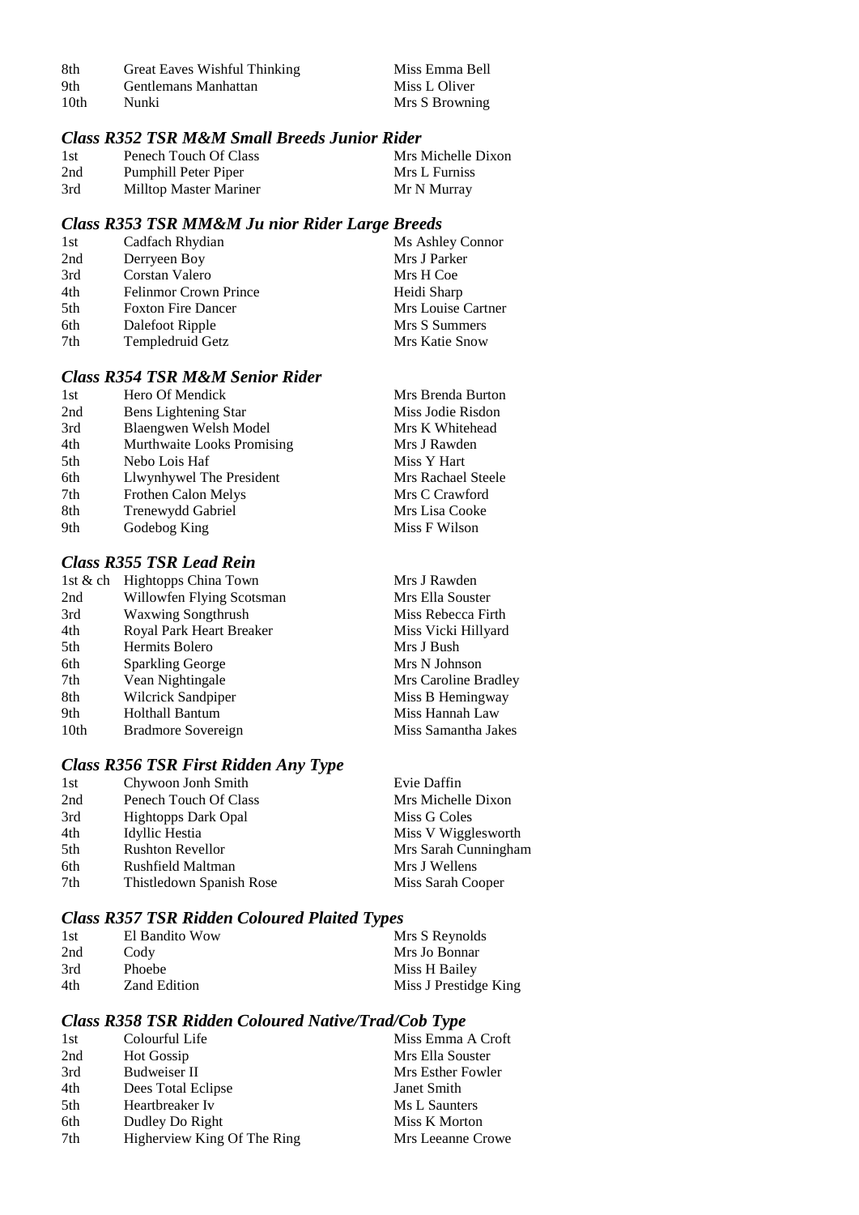| | | |
|---|---|---|
| 8th | Great Eaves Wishful Thinking | Miss Emma Bell |
| 9th | Gentlemans Manhattan | Miss L Oliver |
| 10th | Nunki | Mrs S Browning |

### *Class R352 TSR M&M Small Breeds Junior Rider*

| | | |
|---|---|---|
| 1st | Penech Touch Of Class | Mrs Michelle Dixon |
| 2nd | Pumphill Peter Piper | Mrs L Furniss |
| 3rd | Milltop Master Mariner | Mr N Murray |

### *Class R353 TSR MM&M Ju nior Rider Large Breeds*

| | | |
|---|---|---|
| 1st | Cadfach Rhydian | Ms Ashley Connor |
| 2nd | Derryeen Boy | Mrs J Parker |
| 3rd | Corstan Valero | Mrs H Coe |
| 4th | Felinmor Crown Prince | Heidi Sharp |
| 5th | Foxton Fire Dancer | Mrs Louise Cartner |
| 6th | Dalefoot Ripple | Mrs S Summers |
| 7th | Templedruid Getz | Mrs Katie Snow |

### *Class R354 TSR M&M Senior Rider*

| | | |
|---|---|---|
| 1st | Hero Of Mendick | Mrs Brenda Burton |
| 2nd | Bens Lightening Star | Miss Jodie Risdon |
| 3rd | Blaengwen Welsh Model | Mrs K Whitehead |
| 4th | Murthwaite Looks Promising | Mrs J Rawden |
| 5th | Nebo Lois Haf | Miss Y Hart |
| 6th | Llwynhywel The President | Mrs Rachael Steele |
| 7th | Frothen Calon Melys | Mrs C Crawford |
| 8th | Trenewydd Gabriel | Mrs Lisa Cooke |
| 9th | Godebog King | Miss F Wilson |

### *Class R355 TSR Lead Rein*

| | | |
|---|---|---|
| 1st & ch | Hightopps China Town | Mrs J Rawden |
| 2nd | Willowfen Flying Scotsman | Mrs Ella Souster |
| 3rd | Waxwing Songthrush | Miss Rebecca Firth |
| 4th | Royal Park Heart Breaker | Miss Vicki Hillyard |
| 5th | Hermits Bolero | Mrs J Bush |
| 6th | Sparkling George | Mrs N Johnson |
| 7th | Vean Nightingale | Mrs Caroline Bradley |
| 8th | Wilcrick Sandpiper | Miss B Hemingway |
| 9th | Holthall Bantum | Miss Hannah Law |
| 10th | Bradmore Sovereign | Miss Samantha Jakes |

### *Class R356 TSR First Ridden Any Type*

| | | |
|---|---|---|
| 1st | Chywoon Jonh Smith | Evie Daffin |
| 2nd | Penech Touch Of Class | Mrs Michelle Dixon |
| 3rd | Hightopps Dark Opal | Miss G Coles |
| 4th | Idyllic Hestia | Miss V Wigglesworth |
| 5th | Rushton Revellor | Mrs Sarah Cunningham |
| 6th | Rushfield Maltman | Mrs J Wellens |
| 7th | Thistledown Spanish Rose | Miss Sarah Cooper |

### *Class R357 TSR Ridden Coloured Plaited Types*

| | | |
|---|---|---|
| 1st | El Bandito Wow | Mrs S Reynolds |
| 2nd | Cody | Mrs Jo Bonnar |
| 3rd | Phoebe | Miss H Bailey |
| 4th | Zand Edition | Miss J Prestidge King |

### *Class R358 TSR Ridden Coloured Native/Trad/Cob Type*

| | | |
|---|---|---|
| 1st | Colourful Life | Miss Emma A Croft |
| 2nd | Hot Gossip | Mrs Ella Souster |
| 3rd | Budweiser II | Mrs Esther Fowler |
| 4th | Dees Total Eclipse | Janet Smith |
| 5th | Heartbreaker Iv | Ms L Saunters |
| 6th | Dudley Do Right | Miss K Morton |
| 7th | Higherview King Of The Ring | Mrs Leeanne Crowe |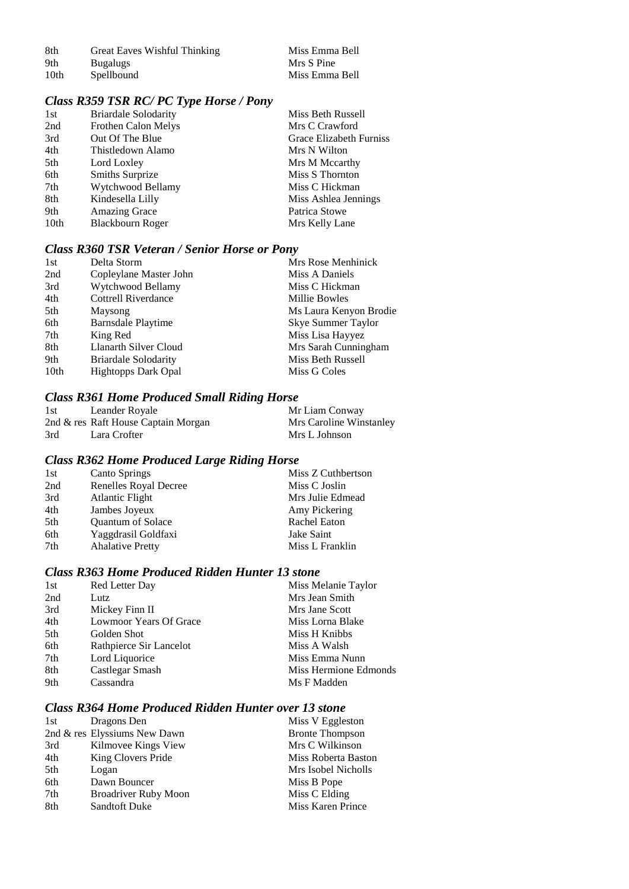| | | |
|---|---|---|
| 8th | Great Eaves Wishful Thinking | Miss Emma Bell |
| 9th | Bugalugs | Mrs S Pine |
| 10th | Spellbound | Miss Emma Bell |

### *Class R359 TSR RC/ PC Type Horse / Pony*

| | | |
|---|---|---|
| 1st | Briardale Solodarity | Miss Beth Russell |
| 2nd | Frothen Calon Melys | Mrs C Crawford |
| 3rd | Out Of The Blue | Grace Elizabeth Furniss |
| 4th | Thistledown Alamo | Mrs N Wilton |
| 5th | Lord Loxley | Mrs M Mccarthy |
| 6th | Smiths Surprize | Miss S Thornton |
| 7th | Wytchwood Bellamy | Miss C Hickman |
| 8th | Kindesella Lilly | Miss Ashlea Jennings |
| 9th | Amazing Grace | Patrica Stowe |
| 10th | Blackbourn Roger | Mrs Kelly Lane |

### *Class R360 TSR Veteran / Senior Horse or Pony*

| | | |
|---|---|---|
| 1st | Delta Storm | Mrs Rose Menhinick |
| 2nd | Copleylane Master John | Miss A Daniels |
| 3rd | Wytchwood Bellamy | Miss C Hickman |
| 4th | Cottrell Riverdance | Millie Bowles |
| 5th | Maysong | Ms Laura Kenyon Brodie |
| 6th | Barnsdale Playtime | Skye Summer Taylor |
| 7th | King Red | Miss Lisa Hayyez |
| 8th | Llanarth Silver Cloud | Mrs Sarah Cunningham |
| 9th | Briardale Solodarity | Miss Beth Russell |
| 10th | Hightopps Dark Opal | Miss G Coles |

### *Class R361 Home Produced Small Riding Horse*

| | | |
|---|---|---|
| 1st | Leander Royale | Mr Liam Conway |
| 2nd & res | Raft House Captain Morgan | Mrs Caroline Winstanley |
| 3rd | Lara Crofter | Mrs L Johnson |

### *Class R362 Home Produced Large Riding Horse*

| | | |
|---|---|---|
| 1st | Canto Springs | Miss Z Cuthbertson |
| 2nd | Renelles Royal Decree | Miss C Joslin |
| 3rd | Atlantic Flight | Mrs Julie Edmead |
| 4th | Jambes Joyeux | Amy Pickering |
| 5th | Quantum of Solace | Rachel Eaton |
| 6th | Yaggdrasil Goldfaxi | Jake Saint |
| 7th | Ahalative Pretty | Miss L Franklin |

### *Class R363 Home Produced Ridden Hunter 13 stone*

| | | |
|---|---|---|
| 1st | Red Letter Day | Miss Melanie Taylor |
| 2nd | Lutz | Mrs Jean Smith |
| 3rd | Mickey Finn II | Mrs Jane Scott |
| 4th | Lowmoor Years Of Grace | Miss Lorna Blake |
| 5th | Golden Shot | Miss H Knibbs |
| 6th | Rathpierce Sir Lancelot | Miss A Walsh |
| 7th | Lord Liquorice | Miss Emma Nunn |
| 8th | Castlegar Smash | Miss Hermione Edmonds |
| 9th | Cassandra | Ms F Madden |

### *Class R364 Home Produced Ridden Hunter over 13 stone*

| | | |
|---|---|---|
| 1st | Dragons Den | Miss V Eggleston |
| 2nd & res | Elyssiums New Dawn | Bronte Thompson |
| 3rd | Kilmovee Kings View | Mrs C Wilkinson |
| 4th | King Clovers Pride | Miss Roberta Baston |
| 5th | Logan | Mrs Isobel Nicholls |
| 6th | Dawn Bouncer | Miss B Pope |
| 7th | Broadriver Ruby Moon | Miss C Elding |
| 8th | Sandtoft Duke | Miss Karen Prince |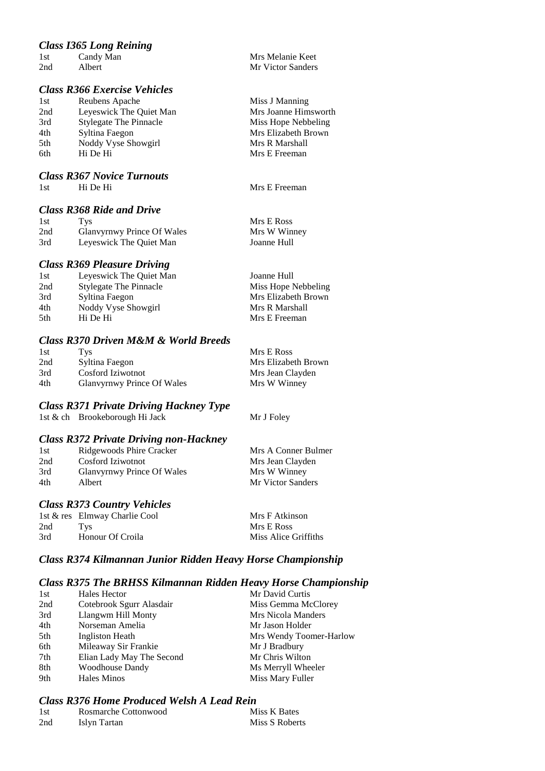### *Class I365 Long Reining*

| | | |
|---|---|---|
| 1st | Candy Man | Mrs Melanie Keet |
| 2nd | Albert | Mr Victor Sanders |

### *Class R366 Exercise Vehicles*

| | | |
|---|---|---|
| 1st | Reubens Apache | Miss J Manning |
| 2nd | Leyeswick The Quiet Man | Mrs Joanne Himsworth |
| 3rd | Stylegate The Pinnacle | Miss Hope Nebbeling |
| 4th | Syltina Faegon | Mrs Elizabeth Brown |
| 5th | Noddy Vyse Showgirl | Mrs R Marshall |
| 6th | Hi De Hi | Mrs E Freeman |

### *Class R367 Novice Turnouts*

| | | |
|---|---|---|
| 1st | Hi De Hi | Mrs E Freeman |

### *Class R368 Ride and Drive*

| | | |
|---|---|---|
| 1st | Tys | Mrs E Ross |
| 2nd | Glanvyrnwy Prince Of Wales | Mrs W Winney |
| 3rd | Leyeswick The Quiet Man | Joanne Hull |

### *Class R369 Pleasure Driving*

| | | |
|---|---|---|
| 1st | Leyeswick The Quiet Man | Joanne Hull |
| 2nd | Stylegate The Pinnacle | Miss Hope Nebbeling |
| 3rd | Syltina Faegon | Mrs Elizabeth Brown |
| 4th | Noddy Vyse Showgirl | Mrs R Marshall |
| 5th | Hi De Hi | Mrs E Freeman |

### *Class R370 Driven M&M & World Breeds*

| | | |
|---|---|---|
| 1st | Tys | Mrs E Ross |
| 2nd | Syltina Faegon | Mrs Elizabeth Brown |
| 3rd | Cosford Iziwotnot | Mrs Jean Clayden |
| 4th | Glanvyrnwy Prince Of Wales | Mrs W Winney |

### *Class R371 Private Driving Hackney Type*

| | | |
|---|---|---|
| 1st & ch | Brookeborough Hi Jack | Mr J Foley |

### *Class R372 Private Driving non-Hackney*

| | | |
|---|---|---|
| 1st | Ridgewoods Phire Cracker | Mrs A Conner Bulmer |
| 2nd | Cosford Iziwotnot | Mrs Jean Clayden |
| 3rd | Glanvyrnwy Prince Of Wales | Mrs W Winney |
| 4th | Albert | Mr Victor Sanders |

### *Class R373 Country Vehicles*

| | | |
|---|---|---|
| 1st & res | Elmway Charlie Cool | Mrs F Atkinson |
| 2nd | Tys | Mrs E Ross |
| 3rd | Honour Of Croila | Miss Alice Griffiths |

### *Class R374 Kilmannan Junior Ridden Heavy Horse Championship*

### *Class R375 The BRHSS Kilmannan Ridden Heavy Horse Championship*

| | | |
|---|---|---|
| 1st | Hales Hector | Mr David Curtis |
| 2nd | Cotebrook Sgurr Alasdair | Miss Gemma McClorey |
| 3rd | Llangwm Hill Monty | Mrs Nicola Manders |
| 4th | Norseman Amelia | Mr Jason Holder |
| 5th | Ingliston Heath | Mrs Wendy Toomer-Harlow |
| 6th | Mileaway Sir Frankie | Mr J Bradbury |
| 7th | Elian Lady May The Second | Mr Chris Wilton |
| 8th | Woodhouse Dandy | Ms Merryll Wheeler |
| 9th | Hales Minos | Miss Mary Fuller |

### *Class R376 Home Produced Welsh A Lead Rein*

| | | |
|---|---|---|
| 1st | Rosmarche Cottonwood | Miss K Bates |
| 2nd | Islyn Tartan | Miss S Roberts |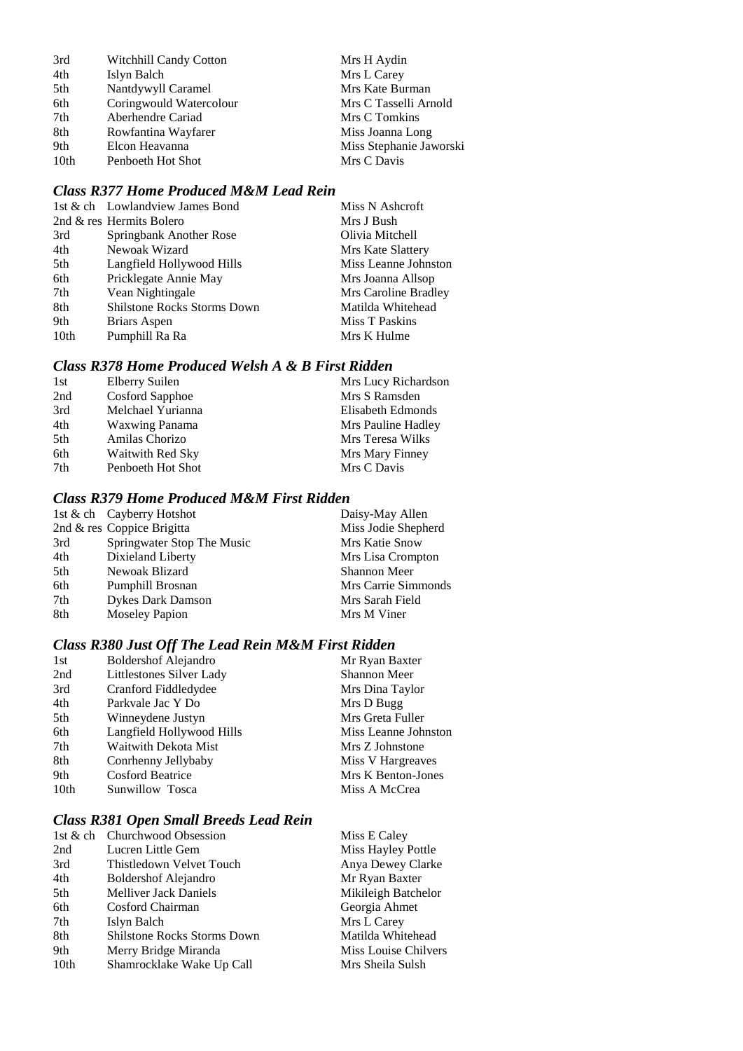| | | |
|---|---|---|
| 3rd | Witchhill Candy Cotton | Mrs H Aydin |
| 4th | Islyn Balch | Mrs L Carey |
| 5th | Nantdywyll Caramel | Mrs Kate Burman |
| 6th | Coringwould Watercolour | Mrs C Tasselli Arnold |
| 7th | Aberhendre Cariad | Mrs C Tomkins |
| 8th | Rowfantina Wayfarer | Miss Joanna Long |
| 9th | Elcon Heavanna | Miss Stephanie Jaworski |
| 10th | Penboeth Hot Shot | Mrs C Davis |

### *Class R377 Home Produced M&M Lead Rein*

| | | |
|---|---|---|
| 1st & ch | Lowlandview James Bond | Miss N Ashcroft |
| 2nd & res | Hermits Bolero | Mrs J Bush |
| 3rd | Springbank Another Rose | Olivia Mitchell |
| 4th | Newoak Wizard | Mrs Kate Slattery |
| 5th | Langfield Hollywood Hills | Miss Leanne Johnston |
| 6th | Pricklegate Annie May | Mrs Joanna Allsop |
| 7th | Vean Nightingale | Mrs Caroline Bradley |
| 8th | Shilstone Rocks Storms Down | Matilda Whitehead |
| 9th | Briars Aspen | Miss T Paskins |
| 10th | Pumphill Ra Ra | Mrs K Hulme |

### *Class R378 Home Produced Welsh A & B First Ridden*

| | | |
|---|---|---|
| 1st | Elberry Suilen | Mrs Lucy Richardson |
| 2nd | Cosford Sapphoe | Mrs S Ramsden |
| 3rd | Melchael Yurianna | Elisabeth Edmonds |
| 4th | Waxwing Panama | Mrs Pauline Hadley |
| 5th | Amilas Chorizo | Mrs Teresa Wilks |
| 6th | Waitwith Red Sky | Mrs Mary Finney |
| 7th | Penboeth Hot Shot | Mrs C Davis |

### *Class R379 Home Produced M&M First Ridden*

| | | |
|---|---|---|
| 1st & ch | Cayberry Hotshot | Daisy-May Allen |
| 2nd & res | Coppice Brigitta | Miss Jodie Shepherd |
| 3rd | Springwater Stop The Music | Mrs Katie Snow |
| 4th | Dixieland Liberty | Mrs Lisa Crompton |
| 5th | Newoak Blizard | Shannon Meer |
| 6th | Pumphill Brosnan | Mrs Carrie Simmonds |
| 7th | Dykes Dark Damson | Mrs Sarah Field |
| 8th | Moseley Papion | Mrs M Viner |

### *Class R380 Just Off The Lead Rein M&M First Ridden*

| | | |
|---|---|---|
| 1st | Boldershof Alejandro | Mr Ryan Baxter |
| 2nd | Littlestones Silver Lady | Shannon Meer |
| 3rd | Cranford Fiddledydee | Mrs Dina Taylor |
| 4th | Parkvale Jac Y Do | Mrs D Bugg |
| 5th | Winneydene Justyn | Mrs Greta Fuller |
| 6th | Langfield Hollywood Hills | Miss Leanne Johnston |
| 7th | Waitwith Dekota Mist | Mrs Z Johnstone |
| 8th | Conrhenny Jellybaby | Miss V Hargreaves |
| 9th | Cosford Beatrice | Mrs K Benton-Jones |
| 10th | Sunwillow Tosca | Miss A McCrea |

### *Class R381 Open Small Breeds Lead Rein*

| | | |
|---|---|---|
| 1st & ch | Churchwood Obsession | Miss E Caley |
| 2nd | Lucren Little Gem | Miss Hayley Pottle |
| 3rd | Thistledown Velvet Touch | Anya Dewey Clarke |
| 4th | Boldershof Alejandro | Mr Ryan Baxter |
| 5th | Melliver Jack Daniels | Mikileigh Batchelor |
| 6th | Cosford Chairman | Georgia Ahmet |
| 7th | Islyn Balch | Mrs L Carey |
| 8th | Shilstone Rocks Storms Down | Matilda Whitehead |
| 9th | Merry Bridge Miranda | Miss Louise Chilvers |
| 10th | Shamrocklake Wake Up Call | Mrs Sheila Sulsh |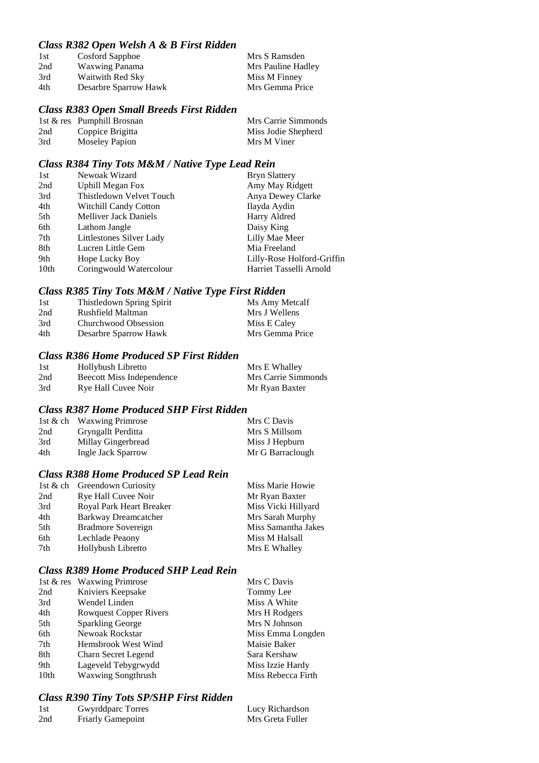### *Class R382 Open Welsh A & B First Ridden*

| | | |
|---|---|---|
| 1st | Cosford Sapphoe | Mrs S Ramsden |
| 2nd | Waxwing Panama | Mrs Pauline Hadley |
| 3rd | Waitwith Red Sky | Miss M Finney |
| 4th | Desarbre Sparrow Hawk | Mrs Gemma Price |

### *Class R383 Open Small Breeds First Ridden*

| | | |
|---|---|---|
| 1st & res | Pumphill Brosnan | Mrs Carrie Simmonds |
| 2nd | Coppice Brigitta | Miss Jodie Shepherd |
| 3rd | Moseley Papion | Mrs M Viner |

### *Class R384 Tiny Tots M&M / Native Type Lead Rein*

| | | |
|---|---|---|
| 1st | Newoak Wizard | Bryn Slattery |
| 2nd | Uphill Megan Fox | Amy May Ridgett |
| 3rd | Thistledown Velvet Touch | Anya Dewey Clarke |
| 4th | Witchill Candy Cotton | Ilayda Aydin |
| 5th | Melliver Jack Daniels | Harry Aldred |
| 6th | Lathom Jangle | Daisy King |
| 7th | Littlestones Silver Lady | Lilly Mae Meer |
| 8th | Lucren Little Gem | Mia Freeland |
| 9th | Hope Lucky Boy | Lilly-Rose Holford-Griffin |
| 10th | Coringwould Watercolour | Harriet Tasselli Arnold |

### *Class R385 Tiny Tots M&M / Native Type First Ridden*

| | | |
|---|---|---|
| 1st | Thistledown Spring Spirit | Ms Amy Metcalf |
| 2nd | Rushfield Maltman | Mrs J Wellens |
| 3rd | Churchwood Obsession | Miss E Caley |
| 4th | Desarbre Sparrow Hawk | Mrs Gemma Price |

### *Class R386 Home Produced SP First Ridden*

| | | |
|---|---|---|
| 1st | Hollybush Libretto | Mrs E Whalley |
| 2nd | Beecott Miss Independence | Mrs Carrie Simmonds |
| 3rd | Rye Hall Cuvee Noir | Mr Ryan Baxter |

### *Class R387 Home Produced SHP First Ridden*

| | | |
|---|---|---|
| 1st & ch | Waxwing Primrose | Mrs C Davis |
| 2nd | Gryngallt Perditta | Mrs S Millsom |
| 3rd | Millay Gingerbread | Miss J Hepburn |
| 4th | Ingle Jack Sparrow | Mr G Barraclough |

### *Class R388 Home Produced SP Lead Rein*

| | | |
|---|---|---|
| 1st & ch | Greendown Curiosity | Miss Marie Howie |
| 2nd | Rye Hall Cuvee Noir | Mr Ryan Baxter |
| 3rd | Royal Park Heart Breaker | Miss Vicki Hillyard |
| 4th | Barkway Dreamcatcher | Mrs Sarah Murphy |
| 5th | Bradmore Sovereign | Miss Samantha Jakes |
| 6th | Lechlade Peaony | Miss M Halsall |
| 7th | Hollybush Libretto | Mrs E Whalley |

### *Class R389 Home Produced SHP Lead Rein*

| | | |
|---|---|---|
| 1st & res | Waxwing Primrose | Mrs C Davis |
| 2nd | Kniviers Keepsake | Tommy Lee |
| 3rd | Wendel Linden | Miss A White |
| 4th | Rowquest Copper Rivers | Mrs H Rodgers |
| 5th | Sparkling George | Mrs N Johnson |
| 6th | Newoak Rockstar | Miss Emma Longden |
| 7th | Hemsbrook West Wind | Maisie Baker |
| 8th | Charn Secret Legend | Sara Kershaw |
| 9th | Lageveld Tebygrwydd | Miss Izzie Hardy |
| 10th | Waxwing Songthrush | Miss Rebecca Firth |

### *Class R390 Tiny Tots SP/SHP First Ridden*

| | | |
|---|---|---|
| 1st | Gwyrddparc Torres | Lucy Richardson |
| 2nd | Friarly Gamepoint | Mrs Greta Fuller |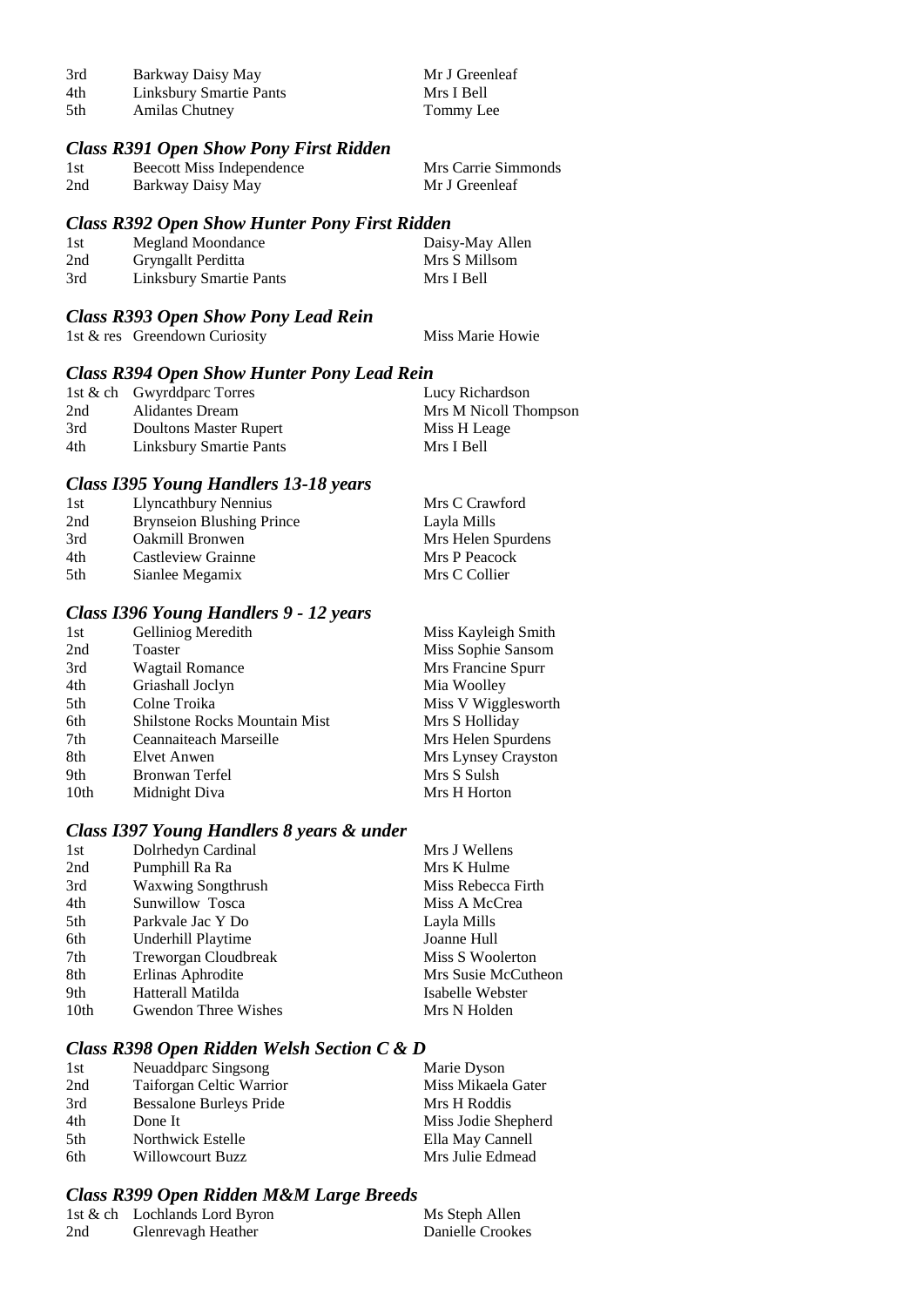| | | |
|---|---|---|
| 3rd | Barkway Daisy May | Mr J Greenleaf |
| 4th | Linksbury Smartie Pants | Mrs I Bell |
| 5th | Amilas Chutney | Tommy Lee |

### *Class R391 Open Show Pony First Ridden*

| | | |
|---|---|---|
| 1st | Beecott Miss Independence | Mrs Carrie Simmonds |
| 2nd | Barkway Daisy May | Mr J Greenleaf |

### *Class R392 Open Show Hunter Pony First Ridden*

| | | |
|---|---|---|
| 1st | Megland Moondance | Daisy-May Allen |
| 2nd | Gryngallt Perditta | Mrs S Millsom |
| 3rd | Linksbury Smartie Pants | Mrs I Bell |

### *Class R393 Open Show Pony Lead Rein*

| | | |
|---|---|---|
| 1st & res | Greendown Curiosity | Miss Marie Howie |

### *Class R394 Open Show Hunter Pony Lead Rein*

| | | |
|---|---|---|
| 1st & ch | Gwyrddparc Torres | Lucy Richardson |
| 2nd | Alidantes Dream | Mrs M Nicoll Thompson |
| 3rd | Doultons Master Rupert | Miss H Leage |
| 4th | Linksbury Smartie Pants | Mrs I Bell |

### *Class I395 Young Handlers 13-18 years*

| | | |
|---|---|---|
| 1st | Llyncathbury Nennius | Mrs C Crawford |
| 2nd | Brynseion Blushing Prince | Layla Mills |
| 3rd | Oakmill Bronwen | Mrs Helen Spurdens |
| 4th | Castleview Grainne | Mrs P Peacock |
| 5th | Sianlee Megamix | Mrs C Collier |

### *Class I396 Young Handlers 9 - 12 years*

| | | |
|---|---|---|
| 1st | Gelliniog Meredith | Miss Kayleigh Smith |
| 2nd | Toaster | Miss Sophie Sansom |
| 3rd | Wagtail Romance | Mrs Francine Spurr |
| 4th | Griashall Joclyn | Mia Woolley |
| 5th | Colne Troika | Miss V Wigglesworth |
| 6th | Shilstone Rocks Mountain Mist | Mrs S Holliday |
| 7th | Ceannaiteach Marseille | Mrs Helen Spurdens |
| 8th | Elvet Anwen | Mrs Lynsey Crayston |
| 9th | Bronwan Terfel | Mrs S Sulsh |
| 10th | Midnight Diva | Mrs H Horton |

### *Class I397 Young Handlers 8 years & under*

| | | |
|---|---|---|
| 1st | Dolrhedyn Cardinal | Mrs J Wellens |
| 2nd | Pumphill Ra Ra | Mrs K Hulme |
| 3rd | Waxwing Songthrush | Miss Rebecca Firth |
| 4th | Sunwillow Tosca | Miss A McCrea |
| 5th | Parkvale Jac Y Do | Layla Mills |
| 6th | Underhill Playtime | Joanne Hull |
| 7th | Treworgan Cloudbreak | Miss S Woolerton |
| 8th | Erlinas Aphrodite | Mrs Susie McCutheon |
| 9th | Hatterall Matilda | Isabelle Webster |
| 10th | Gwendon Three Wishes | Mrs N Holden |

### *Class R398 Open Ridden Welsh Section C & D*

| | | |
|---|---|---|
| 1st | Neuaddparc Singsong | Marie Dyson |
| 2nd | Taiforgan Celtic Warrior | Miss Mikaela Gater |
| 3rd | Bessalone Burleys Pride | Mrs H Roddis |
| 4th | Done It | Miss Jodie Shepherd |
| 5th | Northwick Estelle | Ella May Cannell |
| 6th | Willowcourt Buzz | Mrs Julie Edmead |

### *Class R399 Open Ridden M&M Large Breeds*

| | | |
|---|---|---|
| 1st & ch | Lochlands Lord Byron | Ms Steph Allen |
| 2nd | Glenrevagh Heather | Danielle Crookes |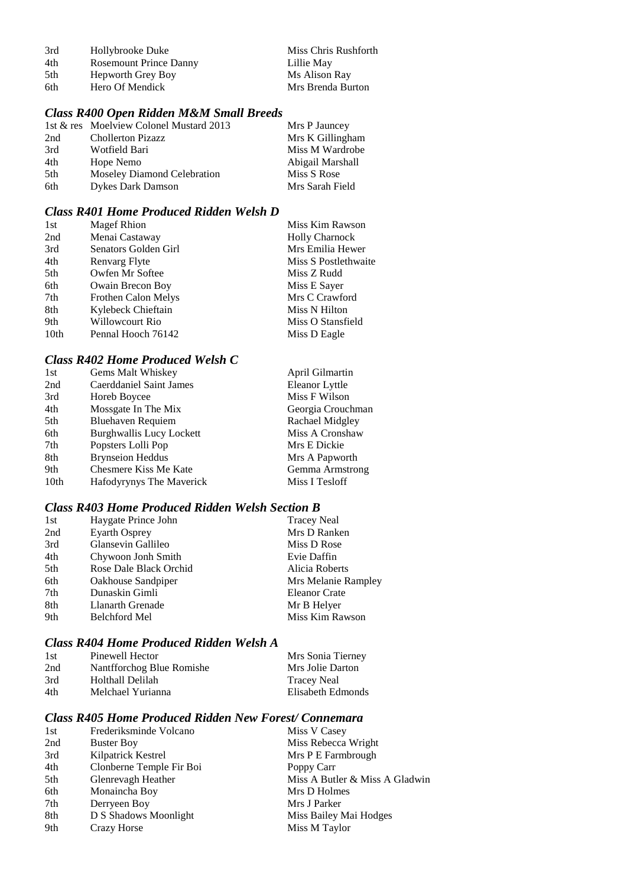| | | |
|---|---|---|
| 3rd | Hollybrooke Duke | Miss Chris Rushforth |
| 4th | Rosemount Prince Danny | Lillie May |
| 5th | Hepworth Grey Boy | Ms Alison Ray |
| 6th | Hero Of Mendick | Mrs Brenda Burton |

### *Class R400 Open Ridden M&M Small Breeds*

| | | |
|---|---|---|
| 1st & res | Moelview Colonel Mustard 2013 | Mrs P Jauncey |
| 2nd | Chollerton Pizazz | Mrs K Gillingham |
| 3rd | Wotfield Bari | Miss M Wardrobe |
| 4th | Hope Nemo | Abigail Marshall |
| 5th | Moseley Diamond Celebration | Miss S Rose |
| 6th | Dykes Dark Damson | Mrs Sarah Field |

### *Class R401 Home Produced Ridden Welsh D*

| | | |
|---|---|---|
| 1st | Magef Rhion | Miss Kim Rawson |
| 2nd | Menai Castaway | Holly Charnock |
| 3rd | Senators Golden Girl | Mrs Emilia Hewer |
| 4th | Renvarg Flyte | Miss S Postlethwaite |
| 5th | Owfen Mr Softee | Miss Z Rudd |
| 6th | Owain Brecon Boy | Miss E Sayer |
| 7th | Frothen Calon Melys | Mrs C Crawford |
| 8th | Kylebeck Chieftain | Miss N Hilton |
| 9th | Willowcourt Rio | Miss O Stansfield |
| 10th | Pennal Hooch 76142 | Miss D Eagle |

### *Class R402 Home Produced Welsh C*

| | | |
|---|---|---|
| 1st | Gems Malt Whiskey | April Gilmartin |
| 2nd | Caerddaniel Saint James | Eleanor Lyttle |
| 3rd | Horeb Boycee | Miss F Wilson |
| 4th | Mossgate In The Mix | Georgia Crouchman |
| 5th | Bluehaven Requiem | Rachael Midgley |
| 6th | Burghwallis Lucy Lockett | Miss A Cronshaw |
| 7th | Popsters Lolli Pop | Mrs E Dickie |
| 8th | Brynseion Heddus | Mrs A Papworth |
| 9th | Chesmere Kiss Me Kate | Gemma Armstrong |
| 10th | Hafodyrynys The Maverick | Miss I Tesloff |

### *Class R403 Home Produced Ridden Welsh Section B*

| | | |
|---|---|---|
| 1st | Haygate Prince John | Tracey Neal |
| 2nd | Eyarth Osprey | Mrs D Ranken |
| 3rd | Glansevin Gallileo | Miss D Rose |
| 4th | Chywoon Jonh Smith | Evie Daffin |
| 5th | Rose Dale Black Orchid | Alicia Roberts |
| 6th | Oakhouse Sandpiper | Mrs Melanie Rampley |
| 7th | Dunaskin Gimli | Eleanor Crate |
| 8th | Llanarth Grenade | Mr B Helyer |
| 9th | Belchford Mel | Miss Kim Rawson |

### *Class R404 Home Produced Ridden Welsh A*

| | | |
|---|---|---|
| 1st | Pinewell Hector | Mrs Sonia Tierney |
| 2nd | Nantfforchog Blue Romishe | Mrs Jolie Darton |
| 3rd | Holthall Delilah | Tracey Neal |
| 4th | Melchael Yurianna | Elisabeth Edmonds |

### *Class R405 Home Produced Ridden New Forest/ Connemara*

| | | |
|---|---|---|
| 1st | Frederiksminde Volcano | Miss V Casey |
| 2nd | Buster Boy | Miss Rebecca Wright |
| 3rd | Kilpatrick Kestrel | Mrs P E Farmbrough |
| 4th | Clonberne Temple Fir Boi | Poppy Carr |
| 5th | Glenrevagh Heather | Miss A Butler & Miss A Gladwin |
| 6th | Monaincha Boy | Mrs D Holmes |
| 7th | Derryeen Boy | Mrs J Parker |
| 8th | D S Shadows Moonlight | Miss Bailey Mai Hodges |
| 9th | Crazy Horse | Miss M Taylor |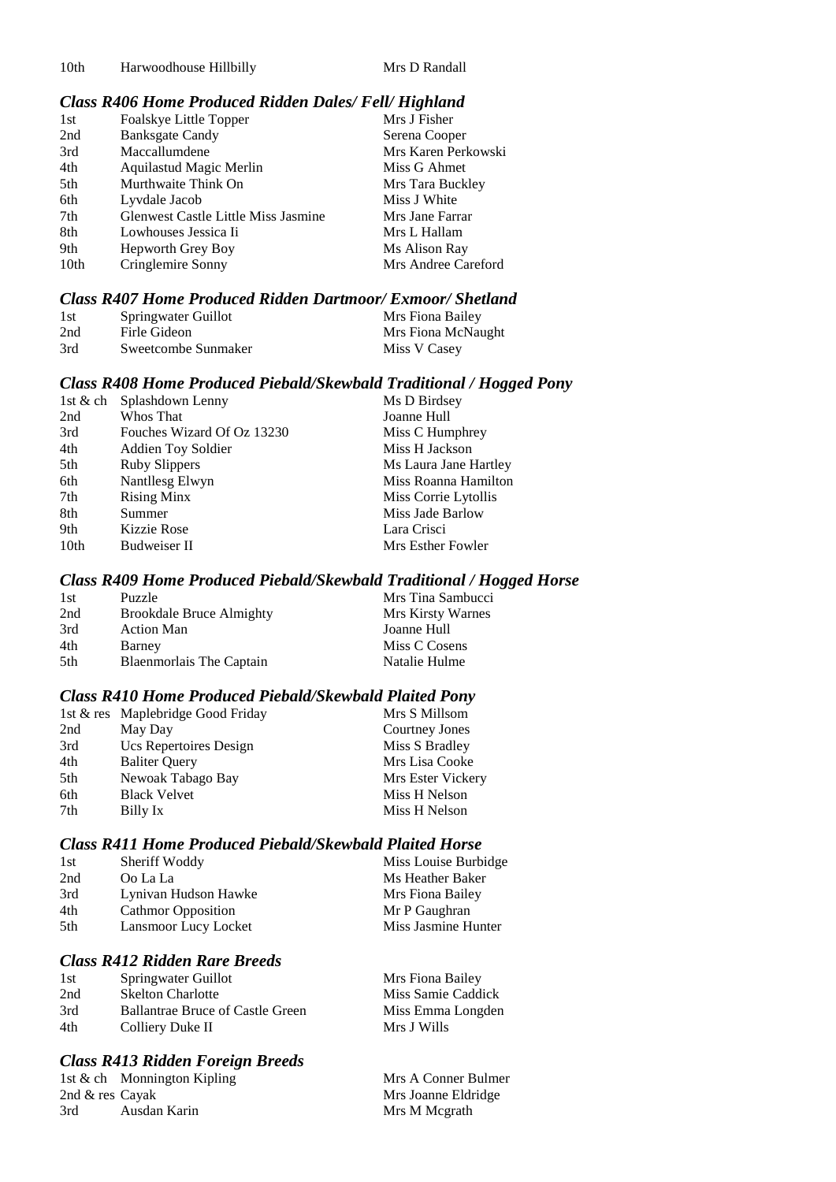| | | |
|---|---|---|
| 10th | Harwoodhouse Hillbilly | Mrs D Randall |

### *Class R406 Home Produced Ridden Dales/ Fell/ Highland*

| | | |
|---|---|---|
| 1st | Foalskye Little Topper | Mrs J Fisher |
| 2nd | Banksgate Candy | Serena Cooper |
| 3rd | Maccallumdene | Mrs Karen Perkowski |
| 4th | Aquilastud Magic Merlin | Miss G Ahmet |
| 5th | Murthwaite Think On | Mrs Tara Buckley |
| 6th | Lyvdale Jacob | Miss J White |
| 7th | Glenwest Castle Little Miss Jasmine | Mrs Jane Farrar |
| 8th | Lowhouses Jessica Ii | Mrs L Hallam |
| 9th | Hepworth Grey Boy | Ms Alison Ray |
| 10th | Cringlemire Sonny | Mrs Andree Careford |

### *Class R407 Home Produced Ridden Dartmoor/ Exmoor/ Shetland*

| | | |
|---|---|---|
| 1st | Springwater Guillot | Mrs Fiona Bailey |
| 2nd | Firle Gideon | Mrs Fiona McNaught |
| 3rd | Sweetcombe Sunmaker | Miss V Casey |

### *Class R408 Home Produced Piebald/Skewbald Traditional / Hogged Pony*

| | | |
|---|---|---|
| 1st & ch | Splashdown Lenny | Ms D Birdsey |
| 2nd | Whos That | Joanne Hull |
| 3rd | Fouches Wizard Of Oz 13230 | Miss C Humphrey |
| 4th | Addien Toy Soldier | Miss H Jackson |
| 5th | Ruby Slippers | Ms Laura Jane Hartley |
| 6th | Nantllesg Elwyn | Miss Roanna Hamilton |
| 7th | Rising Minx | Miss Corrie Lytollis |
| 8th | Summer | Miss Jade Barlow |
| 9th | Kizzie Rose | Lara Crisci |
| 10th | Budweiser II | Mrs Esther Fowler |

### *Class R409 Home Produced Piebald/Skewbald Traditional / Hogged Horse*

| | | |
|---|---|---|
| 1st | Puzzle | Mrs Tina Sambucci |
| 2nd | Brookdale Bruce Almighty | Mrs Kirsty Warnes |
| 3rd | Action Man | Joanne Hull |
| 4th | Barney | Miss C Cosens |
| 5th | Blaenmorlais The Captain | Natalie Hulme |

### *Class R410 Home Produced Piebald/Skewbald Plaited Pony*

| | | |
|---|---|---|
| 1st & res | Maplebridge Good Friday | Mrs S Millsom |
| 2nd | May Day | Courtney Jones |
| 3rd | Ucs Repertoires Design | Miss S Bradley |
| 4th | Baliter Query | Mrs Lisa Cooke |
| 5th | Newoak Tabago Bay | Mrs Ester Vickery |
| 6th | Black Velvet | Miss H Nelson |
| 7th | Billy Ix | Miss H Nelson |

### *Class R411 Home Produced Piebald/Skewbald Plaited Horse*

| | | |
|---|---|---|
| 1st | Sheriff Woddy | Miss Louise Burbidge |
| 2nd | Oo La La | Ms Heather Baker |
| 3rd | Lynivan Hudson Hawke | Mrs Fiona Bailey |
| 4th | Cathmor Opposition | Mr P Gaughran |
| 5th | Lansmoor Lucy Locket | Miss Jasmine Hunter |

### *Class R412 Ridden Rare Breeds*

| | | |
|---|---|---|
| 1st | Springwater Guillot | Mrs Fiona Bailey |
| 2nd | Skelton Charlotte | Miss Samie Caddick |
| 3rd | Ballantrae Bruce of Castle Green | Miss Emma Longden |
| 4th | Colliery Duke II | Mrs J Wills |

### *Class R413 Ridden Foreign Breeds*

| | | |
|---|---|---|
| 1st & ch | Monnington Kipling | Mrs A Conner Bulmer |
| 2nd & res | Cayak | Mrs Joanne Eldridge |
| 3rd | Ausdan Karin | Mrs M Mcgrath |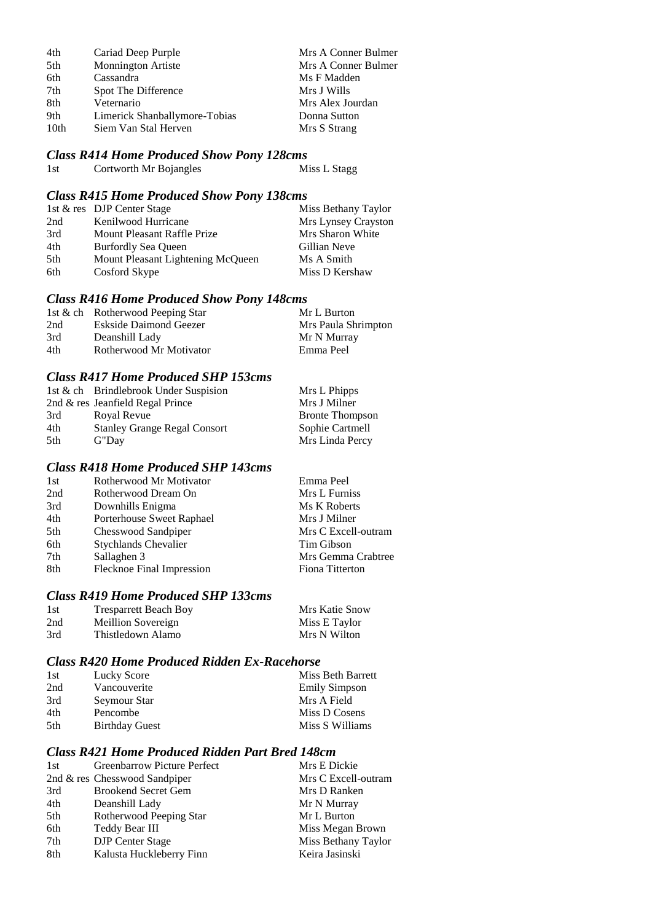| | | |
|---|---|---|
| 4th | Cariad Deep Purple | Mrs A Conner Bulmer |
| 5th | Monnington Artiste | Mrs A Conner Bulmer |
| 6th | Cassandra | Ms F Madden |
| 7th | Spot The Difference | Mrs J Wills |
| 8th | Veternario | Mrs Alex Jourdan |
| 9th | Limerick Shanballymore-Tobias | Donna Sutton |
| 10th | Siem Van Stal Herven | Mrs S Strang |

### *Class R414 Home Produced Show Pony 128cms*

| | | |
|---|---|---|
| 1st | Cortworth Mr Bojangles | Miss L Stagg |

### *Class R415 Home Produced Show Pony 138cms*

| | | |
|---|---|---|
| 1st & res | DJP Center Stage | Miss Bethany Taylor |
| 2nd | Kenilwood Hurricane | Mrs Lynsey Crayston |
| 3rd | Mount Pleasant Raffle Prize | Mrs Sharon White |
| 4th | Burfordly Sea Queen | Gillian Neve |
| 5th | Mount Pleasant Lightening McQueen | Ms A Smith |
| 6th | Cosford Skype | Miss D Kershaw |

### *Class R416 Home Produced Show Pony 148cms*

| | | |
|---|---|---|
| 1st & ch | Rotherwood Peeping Star | Mr L Burton |
| 2nd | Eskside Daimond Geezer | Mrs Paula Shrimpton |
| 3rd | Deanshill Lady | Mr N Murray |
| 4th | Rotherwood Mr Motivator | Emma Peel |

### *Class R417 Home Produced SHP 153cms*

| | | |
|---|---|---|
| 1st & ch | Brindlebrook Under Suspision | Mrs L Phipps |
| 2nd & res | Jeanfield Regal Prince | Mrs J Milner |
| 3rd | Royal Revue | Bronte Thompson |
| 4th | Stanley Grange Regal Consort | Sophie Cartmell |
| 5th | G"Day | Mrs Linda Percy |

### *Class R418 Home Produced SHP 143cms*

| | | |
|---|---|---|
| 1st | Rotherwood Mr Motivator | Emma Peel |
| 2nd | Rotherwood Dream On | Mrs L Furniss |
| 3rd | Downhills Enigma | Ms K Roberts |
| 4th | Porterhouse Sweet Raphael | Mrs J Milner |
| 5th | Chesswood Sandpiper | Mrs C Excell-outram |
| 6th | Stychlands Chevalier | Tim Gibson |
| 7th | Sallaghen 3 | Mrs Gemma Crabtree |
| 8th | Flecknoe Final Impression | Fiona Titterton |

### *Class R419 Home Produced SHP 133cms*

| | | |
|---|---|---|
| 1st | Tresparrett Beach Boy | Mrs Katie Snow |
| 2nd | Meillion Sovereign | Miss E Taylor |
| 3rd | Thistledown Alamo | Mrs N Wilton |

### *Class R420 Home Produced Ridden Ex-Racehorse*

| | | |
|---|---|---|
| 1st | Lucky Score | Miss Beth Barrett |
| 2nd | Vancouverite | Emily Simpson |
| 3rd | Seymour Star | Mrs A Field |
| 4th | Pencombe | Miss D Cosens |
| 5th | Birthday Guest | Miss S Williams |

### *Class R421 Home Produced Ridden Part Bred 148cm*

| | | |
|---|---|---|
| 1st | Greenbarrow Picture Perfect | Mrs E Dickie |
| 2nd & res | Chesswood Sandpiper | Mrs C Excell-outram |
| 3rd | Brookend Secret Gem | Mrs D Ranken |
| 4th | Deanshill Lady | Mr N Murray |
| 5th | Rotherwood Peeping Star | Mr L Burton |
| 6th | Teddy Bear III | Miss Megan Brown |
| 7th | DJP Center Stage | Miss Bethany Taylor |
| 8th | Kalusta Huckleberry Finn | Keira Jasinski |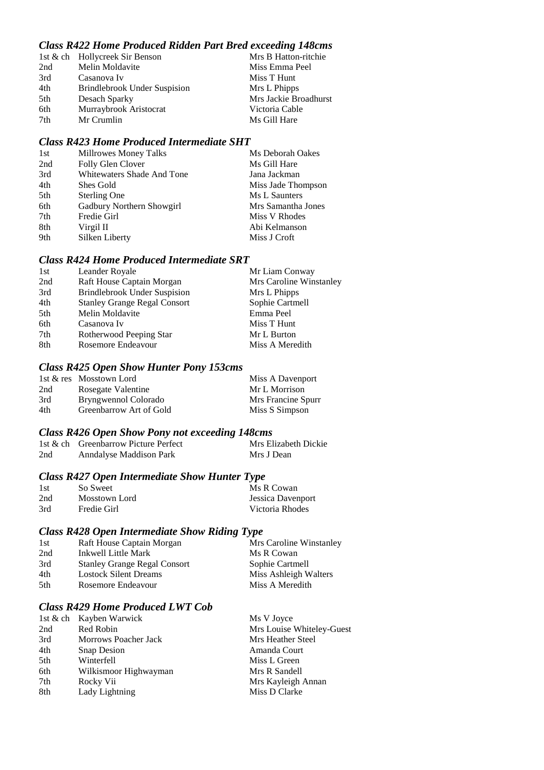### *Class R422 Home Produced Ridden Part Bred exceeding 148cms*

| | | |
|---|---|---|
| 1st & ch | Hollycreek Sir Benson | Mrs B Hatton-ritchie |
| 2nd | Melin Moldavite | Miss Emma Peel |
| 3rd | Casanova Iv | Miss T Hunt |
| 4th | Brindlebrook Under Suspision | Mrs L Phipps |
| 5th | Desach Sparky | Mrs Jackie Broadhurst |
| 6th | Murraybrook Aristocrat | Victoria Cable |
| 7th | Mr Crumlin | Ms Gill Hare |

### *Class R423 Home Produced Intermediate SHT*

| | | |
|---|---|---|
| 1st | Millrowes Money Talks | Ms Deborah Oakes |
| 2nd | Folly Glen Clover | Ms Gill Hare |
| 3rd | Whitewaters Shade And Tone | Jana Jackman |
| 4th | Shes Gold | Miss Jade Thompson |
| 5th | Sterling One | Ms L Saunters |
| 6th | Gadbury Northern Showgirl | Mrs Samantha Jones |
| 7th | Fredie Girl | Miss V Rhodes |
| 8th | Virgil II | Abi Kelmanson |
| 9th | Silken Liberty | Miss J Croft |

### *Class R424 Home Produced Intermediate SRT*

| | | |
|---|---|---|
| 1st | Leander Royale | Mr Liam Conway |
| 2nd | Raft House Captain Morgan | Mrs Caroline Winstanley |
| 3rd | Brindlebrook Under Suspision | Mrs L Phipps |
| 4th | Stanley Grange Regal Consort | Sophie Cartmell |
| 5th | Melin Moldavite | Emma Peel |
| 6th | Casanova Iv | Miss T Hunt |
| 7th | Rotherwood Peeping Star | Mr L Burton |
| 8th | Rosemore Endeavour | Miss A Meredith |

### *Class R425 Open Show Hunter Pony 153cms*

| | | |
|---|---|---|
| 1st & res | Mosstown Lord | Miss A Davenport |
| 2nd | Rosegate Valentine | Mr L Morrison |
| 3rd | Bryngwennol Colorado | Mrs Francine Spurr |
| 4th | Greenbarrow Art of Gold | Miss S Simpson |

### *Class R426 Open Show Pony not exceeding 148cms*

| | | |
|---|---|---|
| 1st & ch | Greenbarrow Picture Perfect | Mrs Elizabeth Dickie |
| 2nd | Anndalyse Maddison Park | Mrs J Dean |

### *Class R427 Open Intermediate Show Hunter Type*

| | | |
|---|---|---|
| 1st | So Sweet | Ms R Cowan |
| 2nd | Mosstown Lord | Jessica Davenport |
| 3rd | Fredie Girl | Victoria Rhodes |

### *Class R428 Open Intermediate Show Riding Type*

| | | |
|---|---|---|
| 1st | Raft House Captain Morgan | Mrs Caroline Winstanley |
| 2nd | Inkwell Little Mark | Ms R Cowan |
| 3rd | Stanley Grange Regal Consort | Sophie Cartmell |
| 4th | Lostock Silent Dreams | Miss Ashleigh Walters |
| 5th | Rosemore Endeavour | Miss A Meredith |

### *Class R429 Home Produced LWT Cob*

| | | |
|---|---|---|
| 1st & ch | Kayben Warwick | Ms V Joyce |
| 2nd | Red Robin | Mrs Louise Whiteley-Guest |
| 3rd | Morrows Poacher Jack | Mrs Heather Steel |
| 4th | Snap Desion | Amanda Court |
| 5th | Winterfell | Miss L Green |
| 6th | Wilkismoor Highwayman | Mrs R Sandell |
| 7th | Rocky Vii | Mrs Kayleigh Annan |
| 8th | Lady Lightning | Miss D Clarke |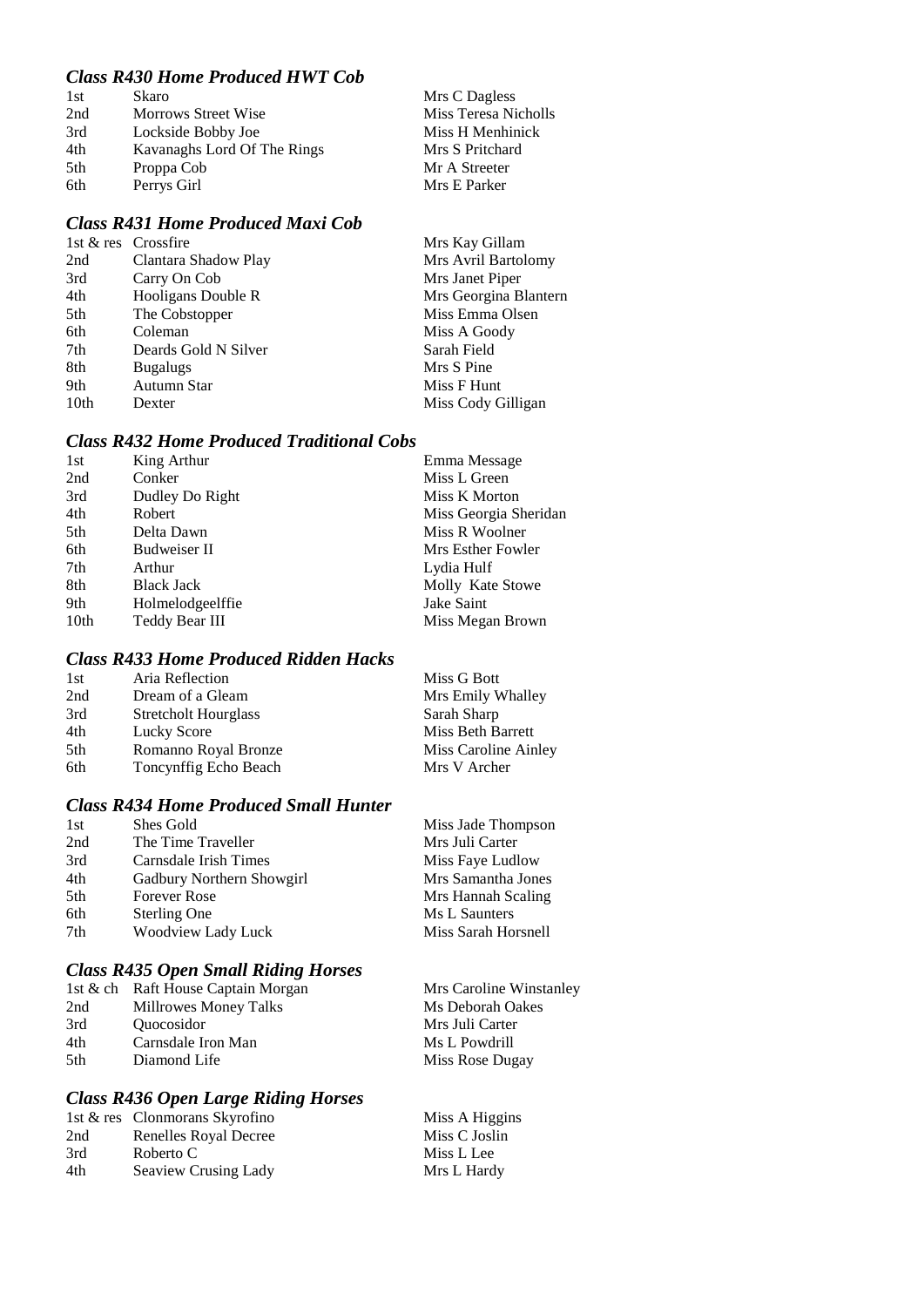### *Class R430 Home Produced HWT Cob*

| | | |
|---|---|---|
| 1st | Skaro | Mrs C Dagless |
| 2nd | Morrows Street Wise | Miss Teresa Nicholls |
| 3rd | Lockside Bobby Joe | Miss H Menhinick |
| 4th | Kavanaghs Lord Of The Rings | Mrs S Pritchard |
| 5th | Proppa Cob | Mr A Streeter |
| 6th | Perrys Girl | Mrs E Parker |

### *Class R431 Home Produced Maxi Cob*

| | | |
|---|---|---|
| 1st & res | Crossfire | Mrs Kay Gillam |
| 2nd | Clantara Shadow Play | Mrs Avril Bartolomy |
| 3rd | Carry On Cob | Mrs Janet Piper |
| 4th | Hooligans Double R | Mrs Georgina Blantern |
| 5th | The Cobstopper | Miss Emma Olsen |
| 6th | Coleman | Miss A Goody |
| 7th | Deards Gold N Silver | Sarah Field |
| 8th | Bugalugs | Mrs S Pine |
| 9th | Autumn Star | Miss F Hunt |
| 10th | Dexter | Miss Cody Gilligan |

### *Class R432 Home Produced Traditional Cobs*

| | | |
|---|---|---|
| 1st | King Arthur | Emma Message |
| 2nd | Conker | Miss L Green |
| 3rd | Dudley Do Right | Miss K Morton |
| 4th | Robert | Miss Georgia Sheridan |
| 5th | Delta Dawn | Miss R Woolner |
| 6th | Budweiser II | Mrs Esther Fowler |
| 7th | Arthur | Lydia Hulf |
| 8th | Black Jack | Molly Kate Stowe |
| 9th | Holmelodgeelffie | Jake Saint |
| 10th | Teddy Bear III | Miss Megan Brown |

### *Class R433 Home Produced Ridden Hacks*

| | | |
|---|---|---|
| 1st | Aria Reflection | Miss G Bott |
| 2nd | Dream of a Gleam | Mrs Emily Whalley |
| 3rd | Stretcholt Hourglass | Sarah Sharp |
| 4th | Lucky Score | Miss Beth Barrett |
| 5th | Romanno Royal Bronze | Miss Caroline Ainley |
| 6th | Toncynffig Echo Beach | Mrs V Archer |

### *Class R434 Home Produced Small Hunter*

| | | |
|---|---|---|
| 1st | Shes Gold | Miss Jade Thompson |
| 2nd | The Time Traveller | Mrs Juli Carter |
| 3rd | Carnsdale Irish Times | Miss Faye Ludlow |
| 4th | Gadbury Northern Showgirl | Mrs Samantha Jones |
| 5th | Forever Rose | Mrs Hannah Scaling |
| 6th | Sterling One | Ms L Saunters |
| 7th | Woodview Lady Luck | Miss Sarah Horsnell |

### *Class R435 Open Small Riding Horses*

| | | |
|---|---|---|
| 1st & ch | Raft House Captain Morgan | Mrs Caroline Winstanley |
| 2nd | Millrowes Money Talks | Ms Deborah Oakes |
| 3rd | Quocosidor | Mrs Juli Carter |
| 4th | Carnsdale Iron Man | Ms L Powdrill |
| 5th | Diamond Life | Miss Rose Dugay |

### *Class R436 Open Large Riding Horses*

| | | |
|---|---|---|
| 1st & res | Clonmorans Skyrofino | Miss A Higgins |
| 2nd | Renelles Royal Decree | Miss C Joslin |
| 3rd | Roberto C | Miss L Lee |
| 4th | Seaview Crusing Lady | Mrs L Hardy |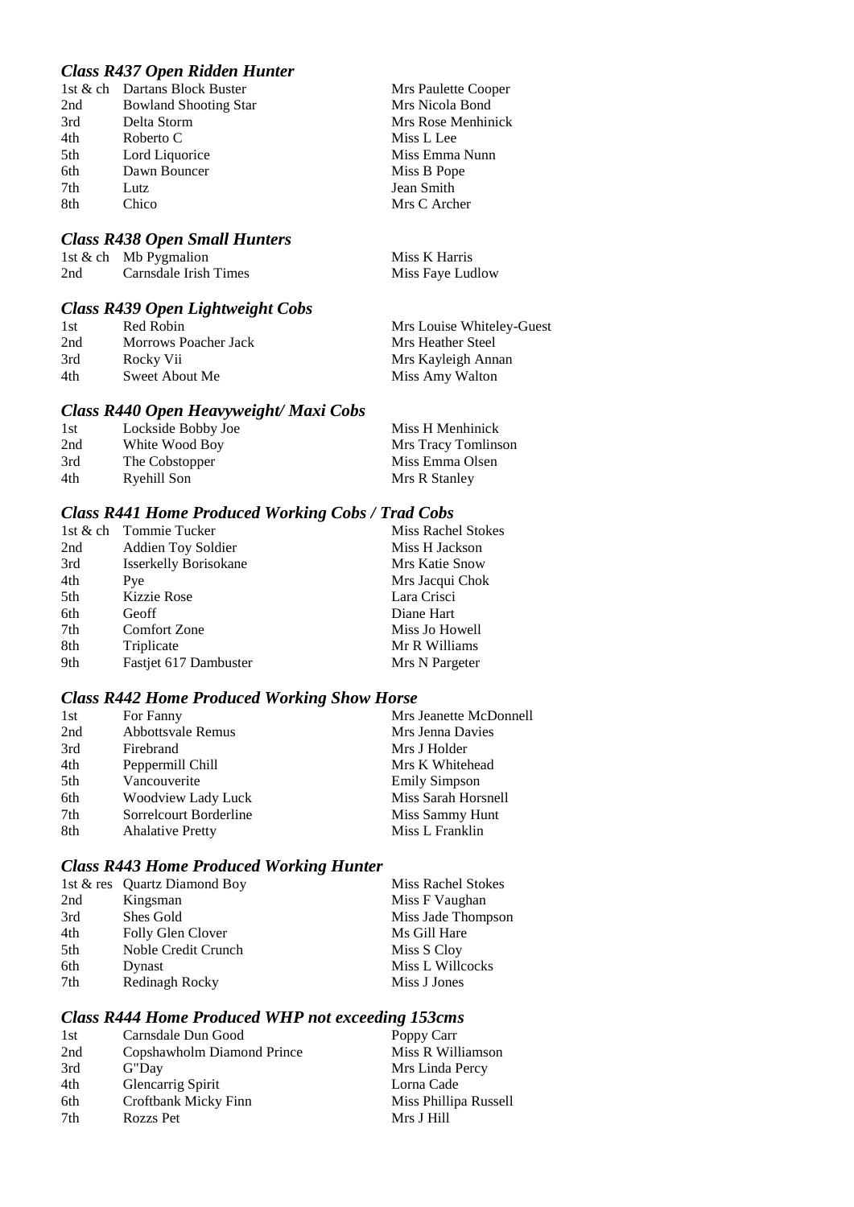### *Class R437 Open Ridden Hunter*

| | | |
|---|---|---|
| 1st & ch | Dartans Block Buster | Mrs Paulette Cooper |
| 2nd | Bowland Shooting Star | Mrs Nicola Bond |
| 3rd | Delta Storm | Mrs Rose Menhinick |
| 4th | Roberto C | Miss L Lee |
| 5th | Lord Liquorice | Miss Emma Nunn |
| 6th | Dawn Bouncer | Miss B Pope |
| 7th | Lutz | Jean Smith |
| 8th | Chico | Mrs C Archer |

### *Class R438 Open Small Hunters*

| | | |
|---|---|---|
| 1st & ch | Mb Pygmalion | Miss K Harris |
| 2nd | Carnsdale Irish Times | Miss Faye Ludlow |

### *Class R439 Open Lightweight Cobs*

| | | |
|---|---|---|
| 1st | Red Robin | Mrs Louise Whiteley-Guest |
| 2nd | Morrows Poacher Jack | Mrs Heather Steel |
| 3rd | Rocky Vii | Mrs Kayleigh Annan |
| 4th | Sweet About Me | Miss Amy Walton |

### *Class R440 Open Heavyweight/ Maxi Cobs*

| | | |
|---|---|---|
| 1st | Lockside Bobby Joe | Miss H Menhinick |
| 2nd | White Wood Boy | Mrs Tracy Tomlinson |
| 3rd | The Cobstopper | Miss Emma Olsen |
| 4th | Ryehill Son | Mrs R Stanley |

### *Class R441 Home Produced Working Cobs / Trad Cobs*

| | | |
|---|---|---|
| 1st & ch | Tommie Tucker | Miss Rachel Stokes |
| 2nd | Addien Toy Soldier | Miss H Jackson |
| 3rd | Isserkelly Borisokane | Mrs Katie Snow |
| 4th | Pye | Mrs Jacqui Chok |
| 5th | Kizzie Rose | Lara Crisci |
| 6th | Geoff | Diane Hart |
| 7th | Comfort Zone | Miss Jo Howell |
| 8th | Triplicate | Mr R Williams |
| 9th | Fastjet 617 Dambuster | Mrs N Pargeter |

### *Class R442 Home Produced Working Show Horse*

| | | |
|---|---|---|
| 1st | For Fanny | Mrs Jeanette McDonnell |
| 2nd | Abbottsvale Remus | Mrs Jenna Davies |
| 3rd | Firebrand | Mrs J Holder |
| 4th | Peppermill Chill | Mrs K Whitehead |
| 5th | Vancouverite | Emily Simpson |
| 6th | Woodview Lady Luck | Miss Sarah Horsnell |
| 7th | Sorrelcourt Borderline | Miss Sammy Hunt |
| 8th | Ahalative Pretty | Miss L Franklin |

### *Class R443 Home Produced Working Hunter*

| | | |
|---|---|---|
| 1st & res | Quartz Diamond Boy | Miss Rachel Stokes |
| 2nd | Kingsman | Miss F Vaughan |
| 3rd | Shes Gold | Miss Jade Thompson |
| 4th | Folly Glen Clover | Ms Gill Hare |
| 5th | Noble Credit Crunch | Miss S Cloy |
| 6th | Dynast | Miss L Willcocks |
| 7th | Redinagh Rocky | Miss J Jones |

### *Class R444 Home Produced WHP not exceeding 153cms*

| | | |
|---|---|---|
| 1st | Carnsdale Dun Good | Poppy Carr |
| 2nd | Copshawholm Diamond Prince | Miss R Williamson |
| 3rd | G"Day | Mrs Linda Percy |
| 4th | Glencarrig Spirit | Lorna Cade |
| 6th | Croftbank Micky Finn | Miss Phillipa Russell |
| 7th | Rozzs Pet | Mrs J Hill |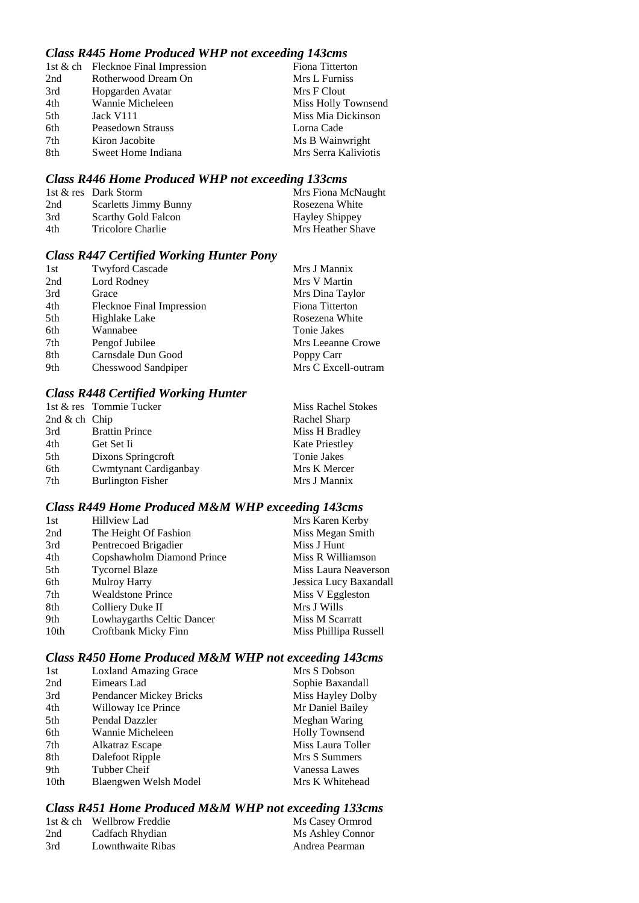### *Class R445 Home Produced WHP not exceeding 143cms*

| | | |
|---|---|---|
| 1st & ch | Flecknoe Final Impression | Fiona Titterton |
| 2nd | Rotherwood Dream On | Mrs L Furniss |
| 3rd | Hopgarden Avatar | Mrs F Clout |
| 4th | Wannie Micheleen | Miss Holly Townsend |
| 5th | Jack V111 | Miss Mia Dickinson |
| 6th | Peasedown Strauss | Lorna Cade |
| 7th | Kiron Jacobite | Ms B Wainwright |
| 8th | Sweet Home Indiana | Mrs Serra Kaliviotis |

### *Class R446 Home Produced WHP not exceeding 133cms*

| | | |
|---|---|---|
| 1st & res | Dark Storm | Mrs Fiona McNaught |
| 2nd | Scarletts Jimmy Bunny | Rosezena White |
| 3rd | Scarthy Gold Falcon | Hayley Shippey |
| 4th | Tricolore Charlie | Mrs Heather Shave |

### *Class R447 Certified Working Hunter Pony*

| | | |
|---|---|---|
| 1st | Twyford Cascade | Mrs J Mannix |
| 2nd | Lord Rodney | Mrs V Martin |
| 3rd | Grace | Mrs Dina Taylor |
| 4th | Flecknoe Final Impression | Fiona Titterton |
| 5th | Highlake Lake | Rosezena White |
| 6th | Wannabee | Tonie Jakes |
| 7th | Pengof Jubilee | Mrs Leeanne Crowe |
| 8th | Carnsdale Dun Good | Poppy Carr |
| 9th | Chesswood Sandpiper | Mrs C Excell-outram |

### *Class R448 Certified Working Hunter*

| | | |
|---|---|---|
| 1st & res | Tommie Tucker | Miss Rachel Stokes |
| 2nd & ch | Chip | Rachel Sharp |
| 3rd | Brattin Prince | Miss H Bradley |
| 4th | Get Set Ii | Kate Priestley |
| 5th | Dixons Springcroft | Tonie Jakes |
| 6th | Cwmtynant Cardiganbay | Mrs K Mercer |
| 7th | Burlington Fisher | Mrs J Mannix |

### *Class R449 Home Produced M&M WHP exceeding 143cms*

| | | |
|---|---|---|
| 1st | Hillview Lad | Mrs Karen Kerby |
| 2nd | The Height Of Fashion | Miss Megan Smith |
| 3rd | Pentrecoed Brigadier | Miss J Hunt |
| 4th | Copshawholm Diamond Prince | Miss R Williamson |
| 5th | Tycornel Blaze | Miss Laura Neaverson |
| 6th | Mulroy Harry | Jessica Lucy Baxandall |
| 7th | Wealdstone Prince | Miss V Eggleston |
| 8th | Colliery Duke II | Mrs J Wills |
| 9th | Lowhaygarths Celtic Dancer | Miss M Scarratt |
| 10th | Croftbank Micky Finn | Miss Phillipa Russell |

### *Class R450 Home Produced M&M WHP not exceeding 143cms*

| | | |
|---|---|---|
| 1st | Loxland Amazing Grace | Mrs S Dobson |
| 2nd | Eimears Lad | Sophie Baxandall |
| 3rd | Pendancer Mickey Bricks | Miss Hayley Dolby |
| 4th | Willoway Ice Prince | Mr Daniel Bailey |
| 5th | Pendal Dazzler | Meghan Waring |
| 6th | Wannie Micheleen | Holly Townsend |
| 7th | Alkatraz Escape | Miss Laura Toller |
| 8th | Dalefoot Ripple | Mrs S Summers |
| 9th | Tubber Cheif | Vanessa Lawes |
| 10th | Blaengwen Welsh Model | Mrs K Whitehead |

### *Class R451 Home Produced M&M WHP not exceeding 133cms*

| | | |
|---|---|---|
| 1st & ch | Wellbrow Freddie | Ms Casey Ormrod |
| 2nd | Cadfach Rhydian | Ms Ashley Connor |
| 3rd | Lownthwaite Ribas | Andrea Pearman |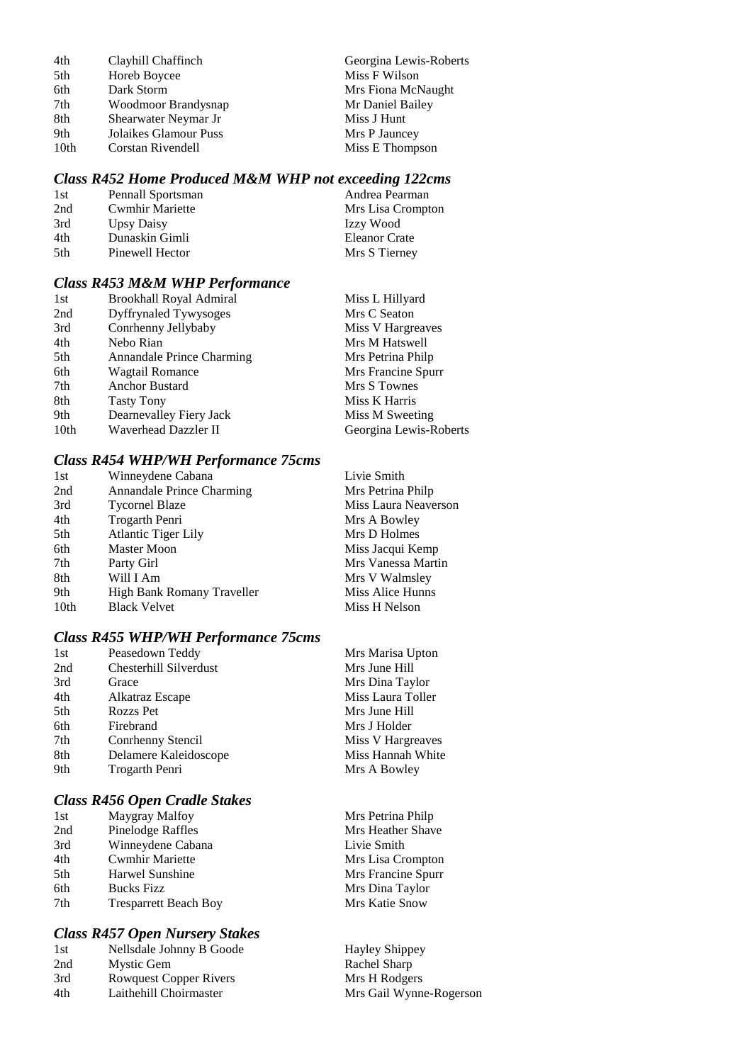| | | |
|---|---|---|
| 4th | Clayhill Chaffinch | Georgina Lewis-Roberts |
| 5th | Horeb Boycee | Miss F Wilson |
| 6th | Dark Storm | Mrs Fiona McNaught |
| 7th | Woodmoor Brandysnap | Mr Daniel Bailey |
| 8th | Shearwater Neymar Jr | Miss J Hunt |
| 9th | Jolaikes Glamour Puss | Mrs P Jauncey |
| 10th | Corstan Rivendell | Miss E Thompson |

### *Class R452 Home Produced M&M WHP not exceeding 122cms*

| | | |
|---|---|---|
| 1st | Pennall Sportsman | Andrea Pearman |
| 2nd | Cwmhir Mariette | Mrs Lisa Crompton |
| 3rd | Upsy Daisy | Izzy Wood |
| 4th | Dunaskin Gimli | Eleanor Crate |
| 5th | Pinewell Hector | Mrs S Tierney |

### *Class R453 M&M WHP Performance*

| | | |
|---|---|---|
| 1st | Brookhall Royal Admiral | Miss L Hillyard |
| 2nd | Dyffrynaled Tywysoges | Mrs C Seaton |
| 3rd | Conrhenny Jellybaby | Miss V Hargreaves |
| 4th | Nebo Rian | Mrs M Hatswell |
| 5th | Annandale Prince Charming | Mrs Petrina Philp |
| 6th | Wagtail Romance | Mrs Francine Spurr |
| 7th | Anchor Bustard | Mrs S Townes |
| 8th | Tasty Tony | Miss K Harris |
| 9th | Dearnevalley Fiery Jack | Miss M Sweeting |
| 10th | Waverhead Dazzler II | Georgina Lewis-Roberts |

### *Class R454 WHP/WH Performance 75cms*

| | | |
|---|---|---|
| 1st | Winneydene Cabana | Livie Smith |
| 2nd | Annandale Prince Charming | Mrs Petrina Philp |
| 3rd | Tycornel Blaze | Miss Laura Neaverson |
| 4th | Trogarth Penri | Mrs A Bowley |
| 5th | Atlantic Tiger Lily | Mrs D Holmes |
| 6th | Master Moon | Miss Jacqui Kemp |
| 7th | Party Girl | Mrs Vanessa Martin |
| 8th | Will I Am | Mrs V Walmsley |
| 9th | High Bank Romany Traveller | Miss Alice Hunns |
| 10th | Black Velvet | Miss H Nelson |

### *Class R455 WHP/WH Performance 75cms*

| | | |
|---|---|---|
| 1st | Peasedown Teddy | Mrs Marisa Upton |
| 2nd | Chesterhill Silverdust | Mrs June Hill |
| 3rd | Grace | Mrs Dina Taylor |
| 4th | Alkatraz Escape | Miss Laura Toller |
| 5th | Rozzs Pet | Mrs June Hill |
| 6th | Firebrand | Mrs J Holder |
| 7th | Conrhenny Stencil | Miss V Hargreaves |
| 8th | Delamere Kaleidoscope | Miss Hannah White |
| 9th | Trogarth Penri | Mrs A Bowley |

### *Class R456 Open Cradle Stakes*

| | | |
|---|---|---|
| 1st | Maygray Malfoy | Mrs Petrina Philp |
| 2nd | Pinelodge Raffles | Mrs Heather Shave |
| 3rd | Winneydene Cabana | Livie Smith |
| 4th | Cwmhir Mariette | Mrs Lisa Crompton |
| 5th | Harwel Sunshine | Mrs Francine Spurr |
| 6th | Bucks Fizz | Mrs Dina Taylor |
| 7th | Tresparrett Beach Boy | Mrs Katie Snow |

### *Class R457 Open Nursery Stakes*

| | | |
|---|---|---|
| 1st | Nellsdale Johnny B Goode | Hayley Shippey |
| 2nd | Mystic Gem | Rachel Sharp |
| 3rd | Rowquest Copper Rivers | Mrs H Rodgers |
| 4th | Laithehill Choirmaster | Mrs Gail Wynne-Rogerson |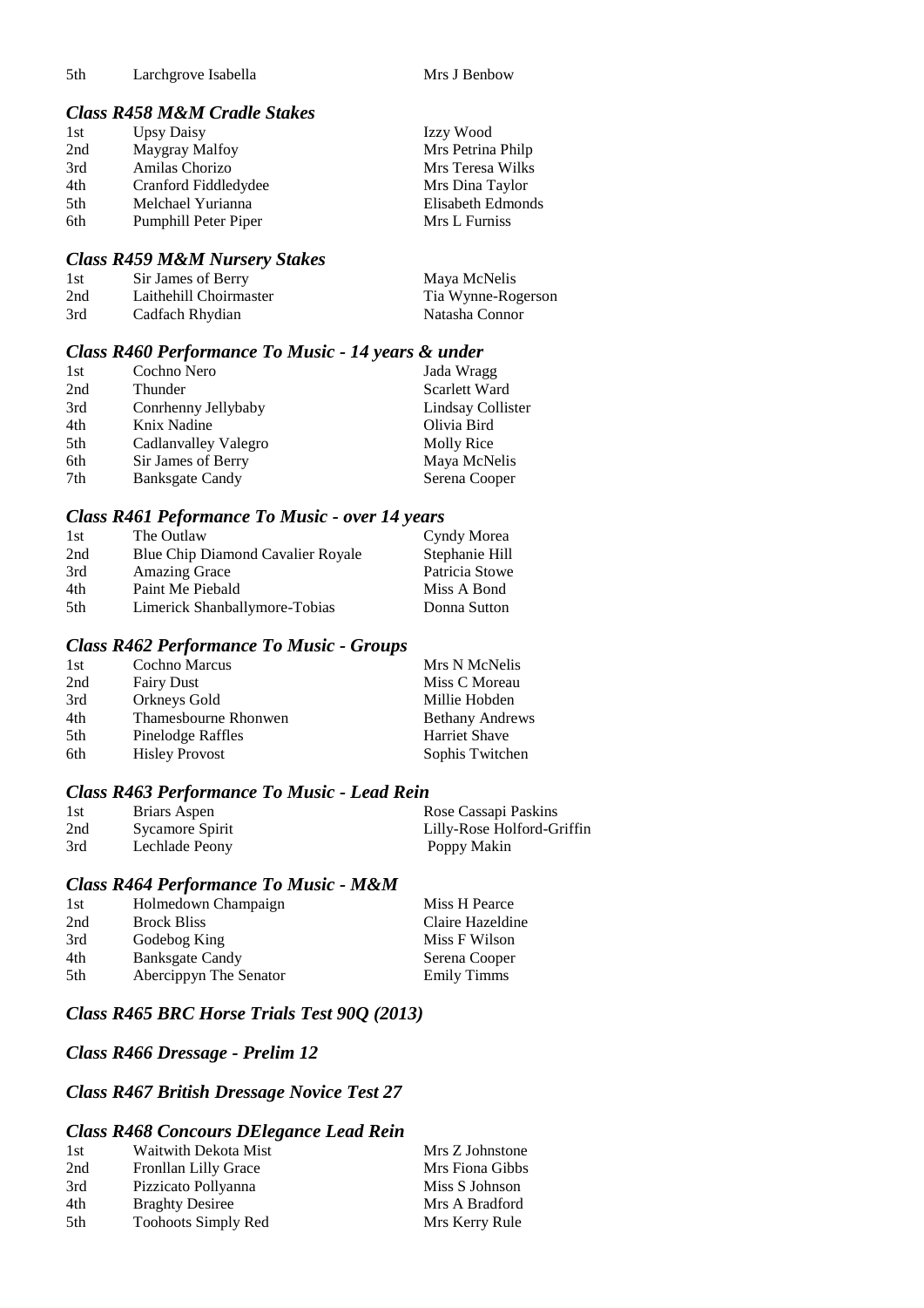| | | |
|---|---|---|
| 5th | Larchgrove Isabella | Mrs J Benbow |

### *Class R458 M&M Cradle Stakes*

| | | |
|---|---|---|
| 1st | Upsy Daisy | Izzy Wood |
| 2nd | Maygray Malfoy | Mrs Petrina Philp |
| 3rd | Amilas Chorizo | Mrs Teresa Wilks |
| 4th | Cranford Fiddledydee | Mrs Dina Taylor |
| 5th | Melchael Yurianna | Elisabeth Edmonds |
| 6th | Pumphill Peter Piper | Mrs L Furniss |

### *Class R459 M&M Nursery Stakes*

| | | |
|---|---|---|
| 1st | Sir James of Berry | Maya McNelis |
| 2nd | Laithehill Choirmaster | Tia Wynne-Rogerson |
| 3rd | Cadfach Rhydian | Natasha Connor |

### *Class R460 Performance To Music - 14 years & under*

| | | |
|---|---|---|
| 1st | Cochno Nero | Jada Wragg |
| 2nd | Thunder | Scarlett Ward |
| 3rd | Conrhenny Jellybaby | Lindsay Collister |
| 4th | Knix Nadine | Olivia Bird |
| 5th | Cadlanvalley Valegro | Molly Rice |
| 6th | Sir James of Berry | Maya McNelis |
| 7th | Banksgate Candy | Serena Cooper |

### *Class R461 Peformance To Music - over 14 years*

| | | |
|---|---|---|
| 1st | The Outlaw | Cyndy Morea |
| 2nd | Blue Chip Diamond Cavalier Royale | Stephanie Hill |
| 3rd | Amazing Grace | Patricia Stowe |
| 4th | Paint Me Piebald | Miss A Bond |
| 5th | Limerick Shanballymore-Tobias | Donna Sutton |

### *Class R462 Performance To Music - Groups*

| | | |
|---|---|---|
| 1st | Cochno Marcus | Mrs N McNelis |
| 2nd | Fairy Dust | Miss C Moreau |
| 3rd | Orkneys Gold | Millie Hobden |
| 4th | Thamesbourne Rhonwen | Bethany Andrews |
| 5th | Pinelodge Raffles | Harriet Shave |
| 6th | Hisley Provost | Sophis Twitchen |

### *Class R463 Performance To Music - Lead Rein*

| | | |
|---|---|---|
| 1st | Briars Aspen | Rose Cassapi Paskins |
| 2nd | Sycamore Spirit | Lilly-Rose Holford-Griffin |
| 3rd | Lechlade Peony | Poppy Makin |

### *Class R464 Performance To Music - M&M*

| | | |
|---|---|---|
| 1st | Holmedown Champaign | Miss H Pearce |
| 2nd | Brock Bliss | Claire Hazeldine |
| 3rd | Godebog King | Miss F Wilson |
| 4th | Banksgate Candy | Serena Cooper |
| 5th | Abercippyn The Senator | Emily Timms |

### *Class R465 BRC Horse Trials Test 90Q (2013)*

### *Class R466 Dressage - Prelim 12*

### *Class R467 British Dressage Novice Test 27*

### *Class R468 Concours DElegance Lead Rein*

| | | |
|---|---|---|
| 1st | Waitwith Dekota Mist | Mrs Z Johnstone |
| 2nd | Fronllan Lilly Grace | Mrs Fiona Gibbs |
| 3rd | Pizzicato Pollyanna | Miss S Johnson |
| 4th | Braghty Desiree | Mrs A Bradford |
| 5th | Toohoots Simply Red | Mrs Kerry Rule |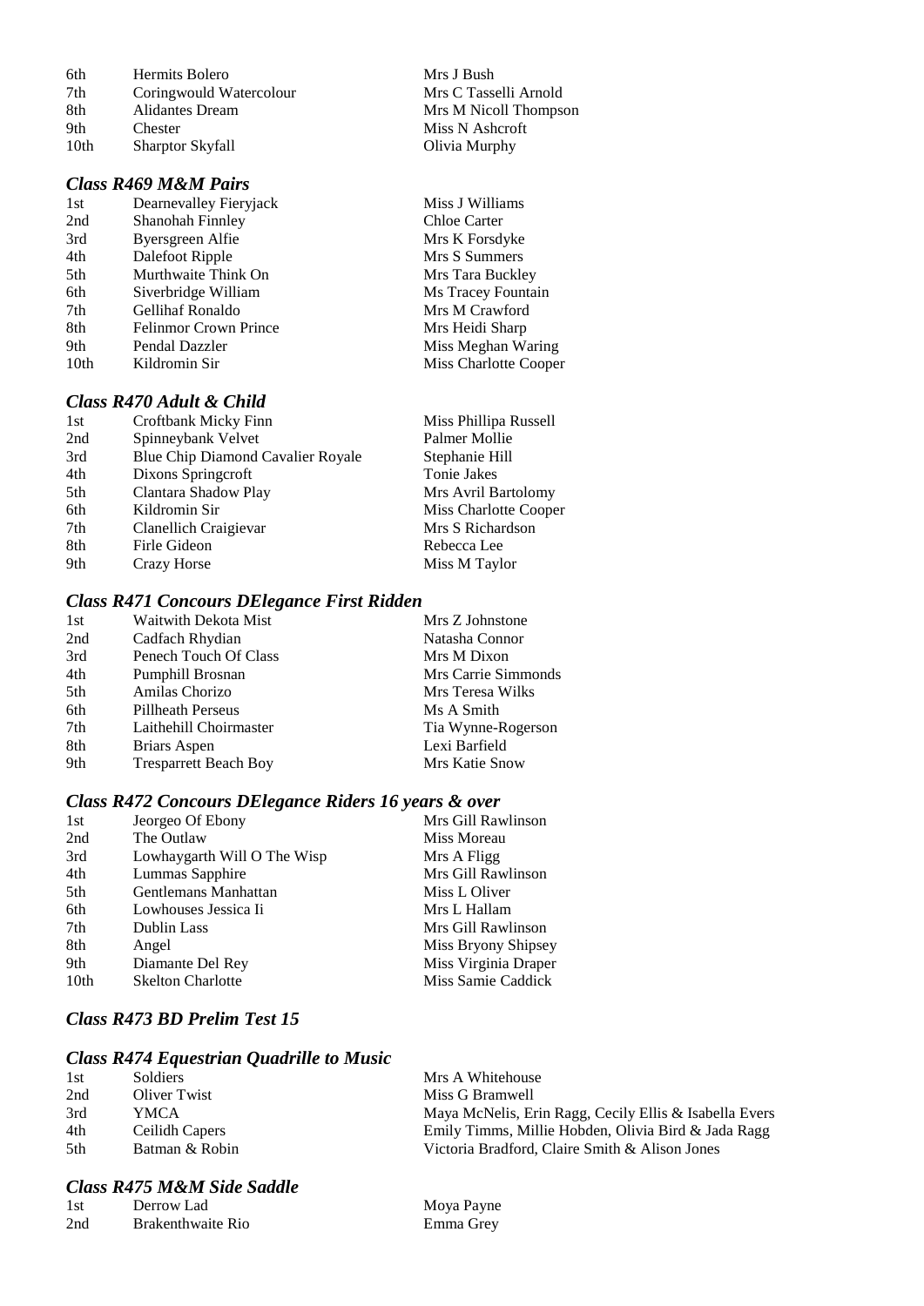| | | |
|---|---|---|
| 6th | Hermits Bolero | Mrs J Bush |
| 7th | Coringwould Watercolour | Mrs C Tasselli Arnold |
| 8th | Alidantes Dream | Mrs M Nicoll Thompson |
| 9th | Chester | Miss N Ashcroft |
| 10th | Sharptor Skyfall | Olivia Murphy |

### *Class R469 M&M Pairs*

| | | |
|---|---|---|
| 1st | Dearnevalley Fieryjack | Miss J Williams |
| 2nd | Shanohah Finnley | Chloe Carter |
| 3rd | Byersgreen Alfie | Mrs K Forsdyke |
| 4th | Dalefoot Ripple | Mrs S Summers |
| 5th | Murthwaite Think On | Mrs Tara Buckley |
| 6th | Siverbridge William | Ms Tracey Fountain |
| 7th | Gellihaf Ronaldo | Mrs M Crawford |
| 8th | Felinmor Crown Prince | Mrs Heidi Sharp |
| 9th | Pendal Dazzler | Miss Meghan Waring |
| 10th | Kildromin Sir | Miss Charlotte Cooper |

### *Class R470 Adult & Child*

| | | |
|---|---|---|
| 1st | Croftbank Micky Finn | Miss Phillipa Russell |
| 2nd | Spinneybank Velvet | Palmer Mollie |
| 3rd | Blue Chip Diamond Cavalier Royale | Stephanie Hill |
| 4th | Dixons Springcroft | Tonie Jakes |
| 5th | Clantara Shadow Play | Mrs Avril Bartolomy |
| 6th | Kildromin Sir | Miss Charlotte Cooper |
| 7th | Clanellich Craigievar | Mrs S Richardson |
| 8th | Firle Gideon | Rebecca Lee |
| 9th | Crazy Horse | Miss M Taylor |

### *Class R471 Concours DElegance First Ridden*

| | | |
|---|---|---|
| 1st | Waitwith Dekota Mist | Mrs Z Johnstone |
| 2nd | Cadfach Rhydian | Natasha Connor |
| 3rd | Penech Touch Of Class | Mrs M Dixon |
| 4th | Pumphill Brosnan | Mrs Carrie Simmonds |
| 5th | Amilas Chorizo | Mrs Teresa Wilks |
| 6th | Pillheath Perseus | Ms A Smith |
| 7th | Laithehill Choirmaster | Tia Wynne-Rogerson |
| 8th | Briars Aspen | Lexi Barfield |
| 9th | Tresparrett Beach Boy | Mrs Katie Snow |

### *Class R472 Concours DElegance Riders 16 years & over*

| | | |
|---|---|---|
| 1st | Jeorgeo Of Ebony | Mrs Gill Rawlinson |
| 2nd | The Outlaw | Miss Moreau |
| 3rd | Lowhaygarth Will O The Wisp | Mrs A Fligg |
| 4th | Lummas Sapphire | Mrs Gill Rawlinson |
| 5th | Gentlemans Manhattan | Miss L Oliver |
| 6th | Lowhouses Jessica Ii | Mrs L Hallam |
| 7th | Dublin Lass | Mrs Gill Rawlinson |
| 8th | Angel | Miss Bryony Shipsey |
| 9th | Diamante Del Rey | Miss Virginia Draper |
| 10th | Skelton Charlotte | Miss Samie Caddick |

### *Class R473 BD Prelim Test 15*

### *Class R474 Equestrian Quadrille to Music*

| | | |
|---|---|---|
| 1st | Soldiers | Mrs A Whitehouse |
| 2nd | Oliver Twist | Miss G Bramwell |
| 3rd | YMCA | Maya McNelis, Erin Ragg, Cecily Ellis & Isabella Evers |
| 4th | Ceilidh Capers | Emily Timms, Millie Hobden, Olivia Bird & Jada Ragg |
| 5th | Batman & Robin | Victoria Bradford, Claire Smith & Alison Jones |

### *Class R475 M&M Side Saddle*

| | | |
|---|---|---|
| 1st | Derrow Lad | Moya Payne |
| 2nd | Brakenthwaite Rio | Emma Grey |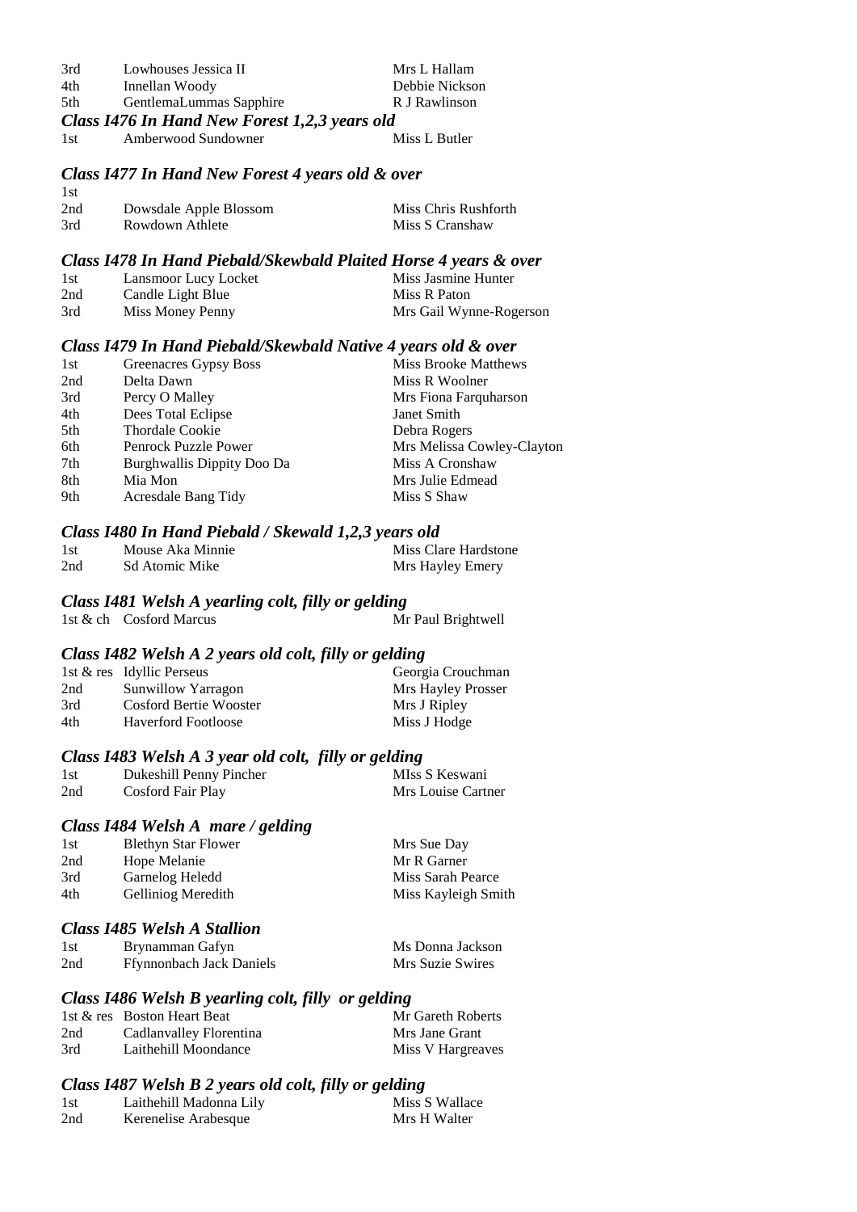| | | |
|---|---|---|
| 3rd | Lowhouses Jessica II | Mrs L Hallam |
| 4th | Innellan Woody | Debbie Nickson |
| 5th | GentlemaLummas Sapphire | R J Rawlinson |

### *Class I476 In Hand New Forest 1,2,3 years old*

| | | |
|---|---|---|
| 1st | Amberwood Sundowner | Miss L Butler |

### *Class I477 In Hand New Forest 4 years old & over*

| | | |
|---|---|---|
| 1st | | |
| 2nd | Dowsdale Apple Blossom | Miss Chris Rushforth |
| 3rd | Rowdown Athlete | Miss S Cranshaw |

### *Class I478 In Hand Piebald/Skewbald Plaited Horse 4 years & over*

| | | |
|---|---|---|
| 1st | Lansmoor Lucy Locket | Miss Jasmine Hunter |
| 2nd | Candle Light Blue | Miss R Paton |
| 3rd | Miss Money Penny | Mrs Gail Wynne-Rogerson |

### *Class I479 In Hand Piebald/Skewbald Native 4 years old & over*

| | | |
|---|---|---|
| 1st | Greenacres Gypsy Boss | Miss Brooke Matthews |
| 2nd | Delta Dawn | Miss R Woolner |
| 3rd | Percy O Malley | Mrs Fiona Farquharson |
| 4th | Dees Total Eclipse | Janet Smith |
| 5th | Thordale Cookie | Debra Rogers |
| 6th | Penrock Puzzle Power | Mrs Melissa Cowley-Clayton |
| 7th | Burghwallis Dippity Doo Da | Miss A Cronshaw |
| 8th | Mia Mon | Mrs Julie Edmead |
| 9th | Acresdale Bang Tidy | Miss S Shaw |

### *Class I480 In Hand Piebald / Skewald 1,2,3 years old*

| | | |
|---|---|---|
| 1st | Mouse Aka Minnie | Miss Clare Hardstone |
| 2nd | Sd Atomic Mike | Mrs Hayley Emery |

### *Class I481 Welsh A yearling colt, filly or gelding*

| | | |
|---|---|---|
| 1st & ch | Cosford Marcus | Mr Paul Brightwell |

### *Class I482 Welsh A 2 years old colt, filly or gelding*

| | | |
|---|---|---|
| 1st & res | Idyllic Perseus | Georgia Crouchman |
| 2nd | Sunwillow Yarragon | Mrs Hayley Prosser |
| 3rd | Cosford Bertie Wooster | Mrs J Ripley |
| 4th | Haverford Footloose | Miss J Hodge |

### *Class I483 Welsh A 3 year old colt, filly or gelding*

| | | |
|---|---|---|
| 1st | Dukeshill Penny Pincher | MIss S Keswani |
| 2nd | Cosford Fair Play | Mrs Louise Cartner |

### *Class I484 Welsh A mare / gelding*

| | | |
|---|---|---|
| 1st | Blethyn Star Flower | Mrs Sue Day |
| 2nd | Hope Melanie | Mr R Garner |
| 3rd | Garnelog Heledd | Miss Sarah Pearce |
| 4th | Gelliniog Meredith | Miss Kayleigh Smith |

### *Class I485 Welsh A Stallion*

| | | |
|---|---|---|
| 1st | Brynamman Gafyn | Ms Donna Jackson |
| 2nd | Ffynnonbach Jack Daniels | Mrs Suzie Swires |

### *Class I486 Welsh B yearling colt, filly or gelding*

| | | |
|---|---|---|
| 1st & res | Boston Heart Beat | Mr Gareth Roberts |
| 2nd | Cadlanvalley Florentina | Mrs Jane Grant |
| 3rd | Laithehill Moondance | Miss V Hargreaves |

### *Class I487 Welsh B 2 years old colt, filly or gelding*

| | | |
|---|---|---|
| 1st | Laithehill Madonna Lily | Miss S Wallace |
| 2nd | Kerenelise Arabesque | Mrs H Walter |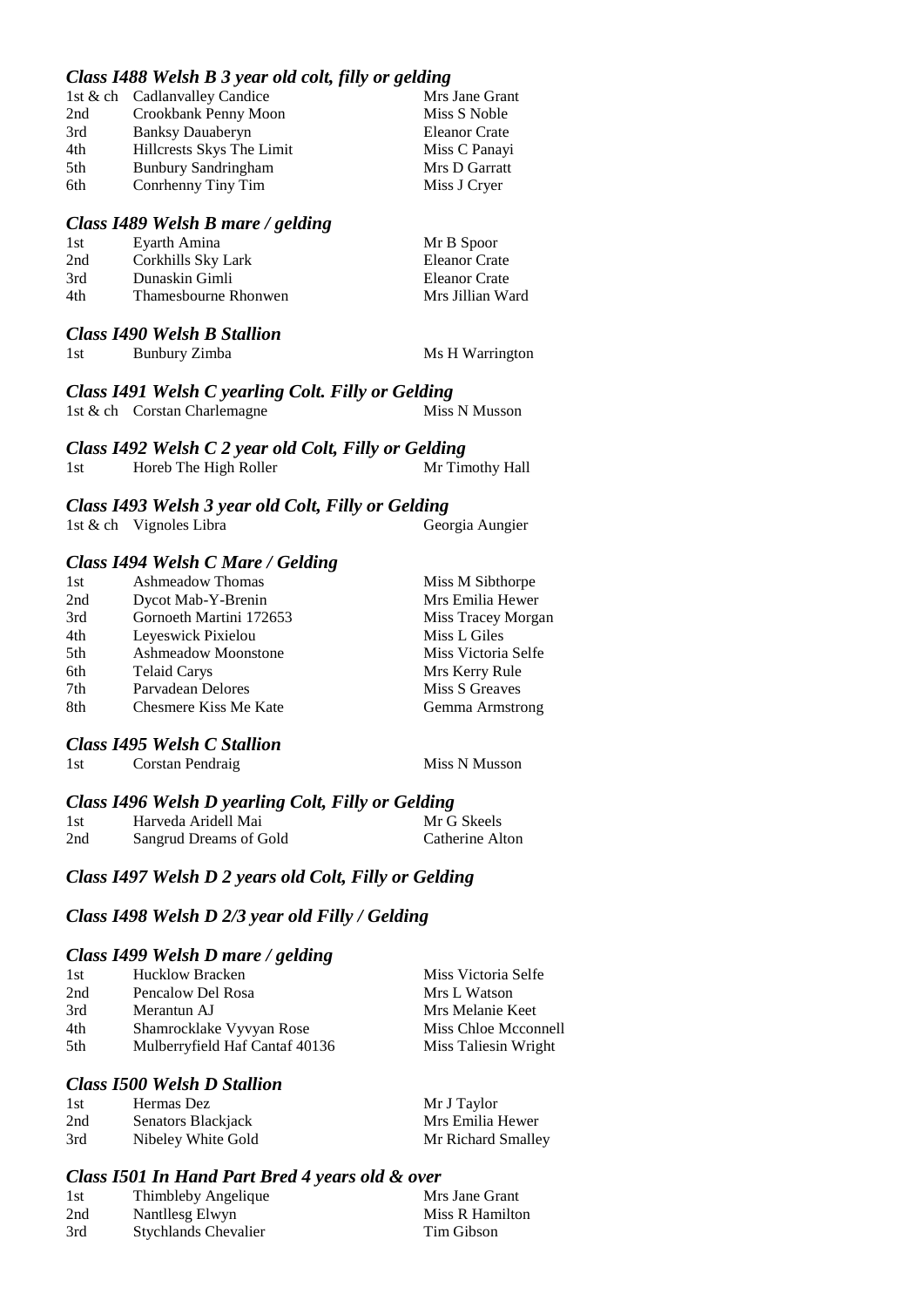### *Class I488 Welsh B 3 year old colt, filly or gelding*

| | | |
|---|---|---|
| 1st & ch | Cadlanvalley Candice | Mrs Jane Grant |
| 2nd | Crookbank Penny Moon | Miss S Noble |
| 3rd | Banksy Dauaberyn | Eleanor Crate |
| 4th | Hillcrests Skys The Limit | Miss C Panayi |
| 5th | Bunbury Sandringham | Mrs D Garratt |
| 6th | Conrhenny Tiny Tim | Miss J Cryer |

### *Class I489 Welsh B mare / gelding*

| | | |
|---|---|---|
| 1st | Eyarth Amina | Mr B Spoor |
| 2nd | Corkhills Sky Lark | Eleanor Crate |
| 3rd | Dunaskin Gimli | Eleanor Crate |
| 4th | Thamesbourne Rhonwen | Mrs Jillian Ward |

### *Class I490 Welsh B Stallion*

| | | |
|---|---|---|
| 1st | Bunbury Zimba | Ms H Warrington |

### *Class I491 Welsh C yearling Colt. Filly or Gelding*

| | | |
|---|---|---|
| 1st & ch | Corstan Charlemagne | Miss N Musson |

### *Class I492 Welsh C 2 year old Colt, Filly or Gelding*

| | | |
|---|---|---|
| 1st | Horeb The High Roller | Mr Timothy Hall |

### *Class I493 Welsh 3 year old Colt, Filly or Gelding*

| | | |
|---|---|---|
| 1st & ch | Vignoles Libra | Georgia Aungier |

### *Class I494 Welsh C Mare / Gelding*

| | | |
|---|---|---|
| 1st | Ashmeadow Thomas | Miss M Sibthorpe |
| 2nd | Dycot Mab-Y-Brenin | Mrs Emilia Hewer |
| 3rd | Gornoeth Martini 172653 | Miss Tracey Morgan |
| 4th | Leyeswick Pixielou | Miss L Giles |
| 5th | Ashmeadow Moonstone | Miss Victoria Selfe |
| 6th | Telaid Carys | Mrs Kerry Rule |
| 7th | Parvadean Delores | Miss S Greaves |
| 8th | Chesmere Kiss Me Kate | Gemma Armstrong |

### *Class I495 Welsh C Stallion*

| | | |
|---|---|---|
| 1st | Corstan Pendraig | Miss N Musson |

### *Class I496 Welsh D yearling Colt, Filly or Gelding*

| | | |
|---|---|---|
| 1st | Harveda Aridell Mai | Mr G Skeels |
| 2nd | Sangrud Dreams of Gold | Catherine Alton |

### *Class I497 Welsh D 2 years old Colt, Filly or Gelding*

### *Class I498 Welsh D 2/3 year old Filly / Gelding*

### *Class I499 Welsh D mare / gelding*

| | | |
|---|---|---|
| 1st | Hucklow Bracken | Miss Victoria Selfe |
| 2nd | Pencalow Del Rosa | Mrs L Watson |
| 3rd | Merantun AJ | Mrs Melanie Keet |
| 4th | Shamrocklake Vyvyan Rose | Miss Chloe Mcconnell |
| 5th | Mulberryfield Haf Cantaf 40136 | Miss Taliesin Wright |

### *Class I500 Welsh D Stallion*

| | | |
|---|---|---|
| 1st | Hermas Dez | Mr J Taylor |
| 2nd | Senators Blackjack | Mrs Emilia Hewer |
| 3rd | Nibeley White Gold | Mr Richard Smalley |

### *Class I501 In Hand Part Bred 4 years old & over*

| | | |
|---|---|---|
| 1st | Thimbleby Angelique | Mrs Jane Grant |
| 2nd | Nantllesg Elwyn | Miss R Hamilton |
| 3rd | Stychlands Chevalier | Tim Gibson |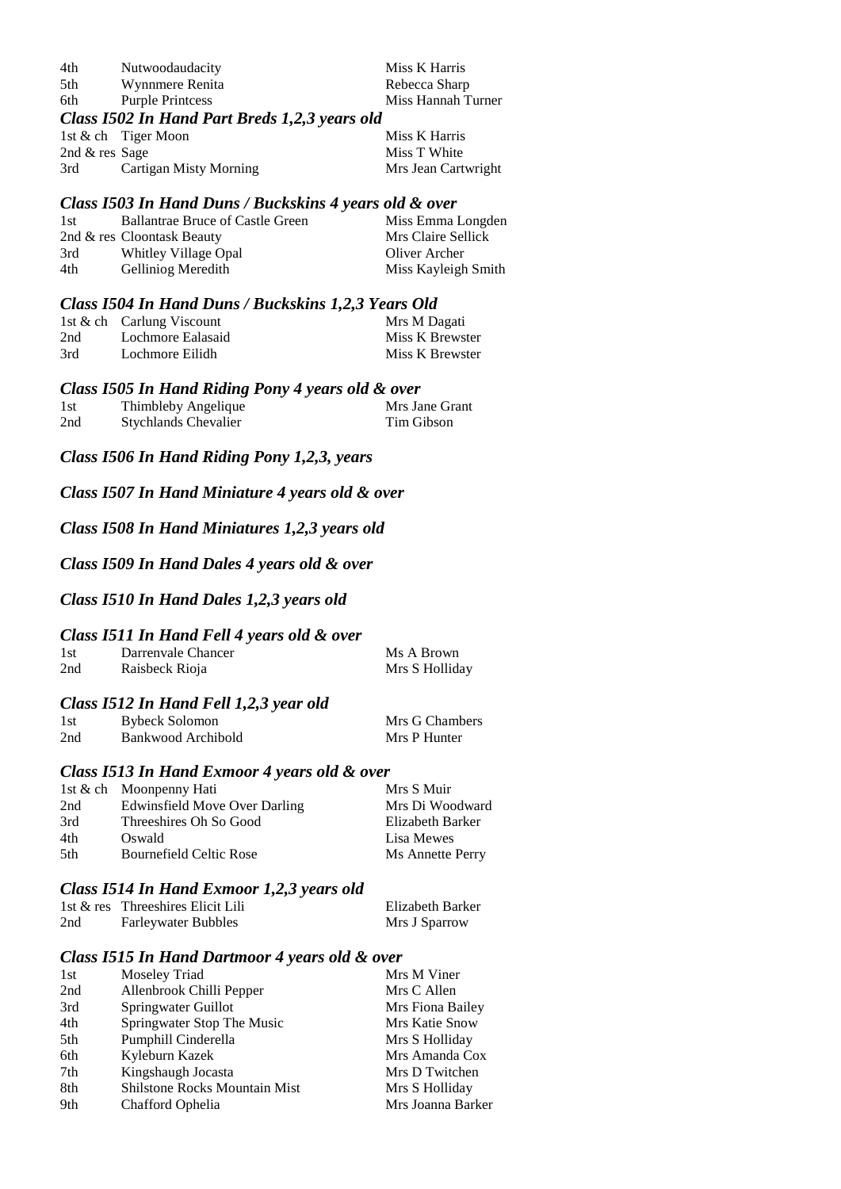| | | |
|---|---|---|
| 4th | Nutwoodaudacity | Miss K Harris |
| 5th | Wynnmere Renita | Rebecca Sharp |
| 6th | Purple Printcess | Miss Hannah Turner |

### *Class I502 In Hand Part Breds 1,2,3 years old*

| | | |
|---|---|---|
| 1st & ch | Tiger Moon | Miss K Harris |
| 2nd & res | Sage | Miss T White |
| 3rd | Cartigan Misty Morning | Mrs Jean Cartwright |

### *Class I503 In Hand Duns / Buckskins 4 years old & over*

| | | |
|---|---|---|
| 1st | Ballantrae Bruce of Castle Green | Miss Emma Longden |
| 2nd & res | Cloontask Beauty | Mrs Claire Sellick |
| 3rd | Whitley Village Opal | Oliver Archer |
| 4th | Gelliniog Meredith | Miss Kayleigh Smith |

### *Class I504 In Hand Duns / Buckskins 1,2,3 Years Old*

| | | |
|---|---|---|
| 1st & ch | Carlung Viscount | Mrs M Dagati |
| 2nd | Lochmore Ealasaid | Miss K Brewster |
| 3rd | Lochmore Eilidh | Miss K Brewster |

### *Class I505 In Hand Riding Pony 4 years old & over*

| | | |
|---|---|---|
| 1st | Thimbleby Angelique | Mrs Jane Grant |
| 2nd | Stychlands Chevalier | Tim Gibson |

### *Class I506 In Hand Riding Pony 1,2,3, years*

### *Class I507 In Hand Miniature 4 years old & over*

### *Class I508 In Hand Miniatures 1,2,3 years old*

### *Class I509 In Hand Dales 4 years old & over*

### *Class I510 In Hand Dales 1,2,3 years old*

### *Class I511 In Hand Fell 4 years old & over*

| | | |
|---|---|---|
| 1st | Darrenvale Chancer | Ms A Brown |
| 2nd | Raisbeck Rioja | Mrs S Holliday |

### *Class I512 In Hand Fell 1,2,3 year old*

| | | |
|---|---|---|
| 1st | Bybeck Solomon | Mrs G Chambers |
| 2nd | Bankwood Archibold | Mrs P Hunter |

### *Class I513 In Hand Exmoor 4 years old & over*

| | | |
|---|---|---|
| 1st & ch | Moonpenny Hati | Mrs S Muir |
| 2nd | Edwinsfield Move Over Darling | Mrs Di Woodward |
| 3rd | Threeshires Oh So Good | Elizabeth Barker |
| 4th | Oswald | Lisa Mewes |
| 5th | Bournefield Celtic Rose | Ms Annette Perry |

### *Class I514 In Hand Exmoor 1,2,3 years old*

| | | |
|---|---|---|
| 1st & res | Threeshires Elicit Lili | Elizabeth Barker |
| 2nd | Farleywater Bubbles | Mrs J Sparrow |

### *Class I515 In Hand Dartmoor 4 years old & over*

| | | |
|---|---|---|
| 1st | Moseley Triad | Mrs M Viner |
| 2nd | Allenbrook Chilli Pepper | Mrs C Allen |
| 3rd | Springwater Guillot | Mrs Fiona Bailey |
| 4th | Springwater Stop The Music | Mrs Katie Snow |
| 5th | Pumphill Cinderella | Mrs S Holliday |
| 6th | Kyleburn Kazek | Mrs Amanda Cox |
| 7th | Kingshaugh Jocasta | Mrs D Twitchen |
| 8th | Shilstone Rocks Mountain Mist | Mrs S Holliday |
| 9th | Chafford Ophelia | Mrs Joanna Barker |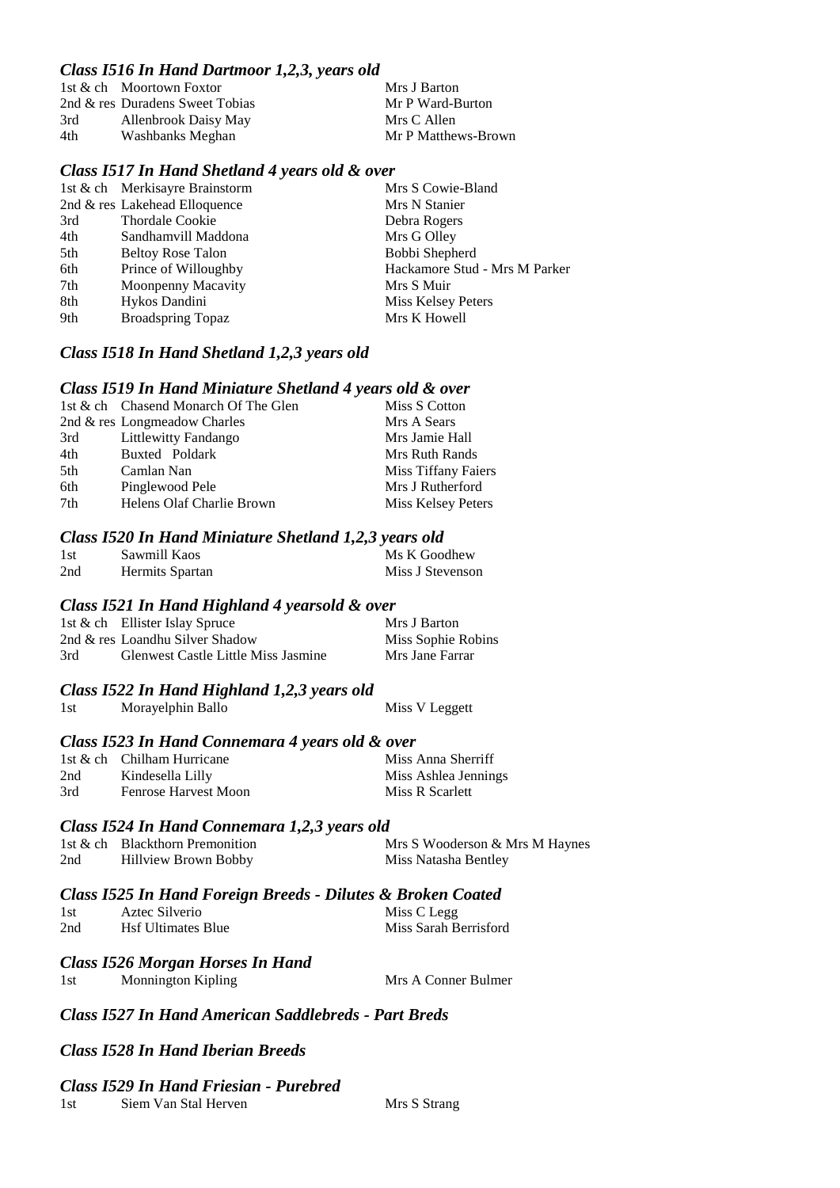### *Class I516 In Hand Dartmoor 1,2,3, years old*

| | | |
|---|---|---|
| 1st & ch | Moortown Foxtor | Mrs J Barton |
| 2nd & res | Duradens Sweet Tobias | Mr P Ward-Burton |
| 3rd | Allenbrook Daisy May | Mrs C Allen |
| 4th | Washbanks Meghan | Mr P Matthews-Brown |

### *Class I517 In Hand Shetland 4 years old & over*

| | | |
|---|---|---|
| 1st & ch | Merkisayre Brainstorm | Mrs S Cowie-Bland |
| 2nd & res | Lakehead Elloquence | Mrs N Stanier |
| 3rd | Thordale Cookie | Debra Rogers |
| 4th | Sandhamvill Maddona | Mrs G Olley |
| 5th | Beltoy Rose Talon | Bobbi Shepherd |
| 6th | Prince of Willoughby | Hackamore Stud - Mrs M Parker |
| 7th | Moonpenny Macavity | Mrs S Muir |
| 8th | Hykos Dandini | Miss Kelsey Peters |
| 9th | Broadspring Topaz | Mrs K Howell |

### *Class I518 In Hand Shetland 1,2,3 years old*

### *Class I519 In Hand Miniature Shetland 4 years old & over*

| | | |
|---|---|---|
| 1st & ch | Chasend Monarch Of The Glen | Miss S Cotton |
| 2nd & res | Longmeadow Charles | Mrs A Sears |
| 3rd | Littlewitty Fandango | Mrs Jamie Hall |
| 4th | Buxted Poldark | Mrs Ruth Rands |
| 5th | Camlan Nan | Miss Tiffany Faiers |
| 6th | Pinglewood Pele | Mrs J Rutherford |
| 7th | Helens Olaf Charlie Brown | Miss Kelsey Peters |

### *Class I520 In Hand Miniature Shetland 1,2,3 years old*

| | | |
|---|---|---|
| 1st | Sawmill Kaos | Ms K Goodhew |
| 2nd | Hermits Spartan | Miss J Stevenson |

### *Class I521 In Hand Highland 4 yearsold & over*

| | | |
|---|---|---|
| 1st & ch | Ellister Islay Spruce | Mrs J Barton |
| 2nd & res | Loandhu Silver Shadow | Miss Sophie Robins |
| 3rd | Glenwest Castle Little Miss Jasmine | Mrs Jane Farrar |

### *Class I522 In Hand Highland 1,2,3 years old*

| | | |
|---|---|---|
| 1st | Morayelphin Ballo | Miss V Leggett |

### *Class I523 In Hand Connemara 4 years old & over*

| | | |
|---|---|---|
| 1st & ch | Chilham Hurricane | Miss Anna Sherriff |
| 2nd | Kindesella Lilly | Miss Ashlea Jennings |
| 3rd | Fenrose Harvest Moon | Miss R Scarlett |

### *Class I524 In Hand Connemara 1,2,3 years old*

| | | |
|---|---|---|
| 1st & ch | Blackthorn Premonition | Mrs S Wooderson & Mrs M Haynes |
| 2nd | Hillview Brown Bobby | Miss Natasha Bentley |

### *Class I525 In Hand Foreign Breeds - Dilutes & Broken Coated*

| | | |
|---|---|---|
| 1st | Aztec Silverio | Miss C Legg |
| 2nd | Hsf Ultimates Blue | Miss Sarah Berrisford |

### *Class I526 Morgan Horses In Hand*

| | | |
|---|---|---|
| 1st | Monnington Kipling | Mrs A Conner Bulmer |

### *Class I527 In Hand American Saddlebreds - Part Breds*

### *Class I528 In Hand Iberian Breeds*

### *Class I529 In Hand Friesian - Purebred*

| | | |
|---|---|---|
| 1st | Siem Van Stal Herven | Mrs S Strang |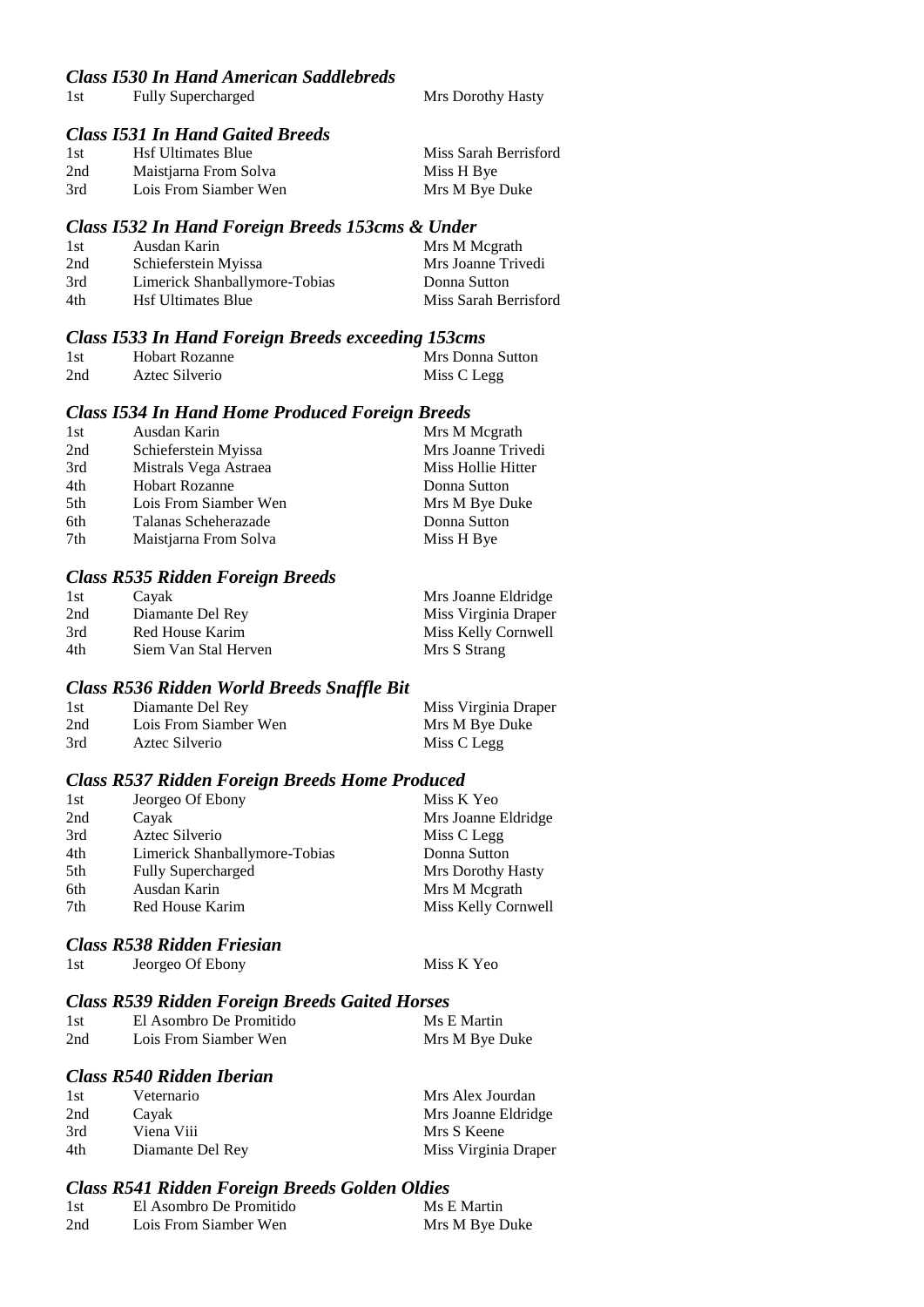### *Class I530 In Hand American Saddlebreds*

| | | |
|---|---|---|
| 1st | Fully Supercharged | Mrs Dorothy Hasty |

### *Class I531 In Hand Gaited Breeds*

| | | |
|---|---|---|
| 1st | Hsf Ultimates Blue | Miss Sarah Berrisford |
| 2nd | Maistjarna From Solva | Miss H Bye |
| 3rd | Lois From Siamber Wen | Mrs M Bye Duke |

### *Class I532 In Hand Foreign Breeds 153cms & Under*

| | | |
|---|---|---|
| 1st | Ausdan Karin | Mrs M Mcgrath |
| 2nd | Schieferstein Myissa | Mrs Joanne Trivedi |
| 3rd | Limerick Shanballymore-Tobias | Donna Sutton |
| 4th | Hsf Ultimates Blue | Miss Sarah Berrisford |

### *Class I533 In Hand Foreign Breeds exceeding 153cms*

| | | |
|---|---|---|
| 1st | Hobart Rozanne | Mrs Donna Sutton |
| 2nd | Aztec Silverio | Miss C Legg |

### *Class I534 In Hand Home Produced Foreign Breeds*

| | | |
|---|---|---|
| 1st | Ausdan Karin | Mrs M Mcgrath |
| 2nd | Schieferstein Myissa | Mrs Joanne Trivedi |
| 3rd | Mistrals Vega Astraea | Miss Hollie Hitter |
| 4th | Hobart Rozanne | Donna Sutton |
| 5th | Lois From Siamber Wen | Mrs M Bye Duke |
| 6th | Talanas Scheherazade | Donna Sutton |
| 7th | Maistjarna From Solva | Miss H Bye |

### *Class R535 Ridden Foreign Breeds*

| | | |
|---|---|---|
| 1st | Cayak | Mrs Joanne Eldridge |
| 2nd | Diamante Del Rey | Miss Virginia Draper |
| 3rd | Red House Karim | Miss Kelly Cornwell |
| 4th | Siem Van Stal Herven | Mrs S Strang |

### *Class R536 Ridden World Breeds Snaffle Bit*

| | | |
|---|---|---|
| 1st | Diamante Del Rey | Miss Virginia Draper |
| 2nd | Lois From Siamber Wen | Mrs M Bye Duke |
| 3rd | Aztec Silverio | Miss C Legg |

### *Class R537 Ridden Foreign Breeds Home Produced*

| | | |
|---|---|---|
| 1st | Jeorgeo Of Ebony | Miss K Yeo |
| 2nd | Cayak | Mrs Joanne Eldridge |
| 3rd | Aztec Silverio | Miss C Legg |
| 4th | Limerick Shanballymore-Tobias | Donna Sutton |
| 5th | Fully Supercharged | Mrs Dorothy Hasty |
| 6th | Ausdan Karin | Mrs M Mcgrath |
| 7th | Red House Karim | Miss Kelly Cornwell |

### *Class R538 Ridden Friesian*

| | | |
|---|---|---|
| 1st | Jeorgeo Of Ebony | Miss K Yeo |

### *Class R539 Ridden Foreign Breeds Gaited Horses*

| | | |
|---|---|---|
| 1st | El Asombro De Promitido | Ms E Martin |
| 2nd | Lois From Siamber Wen | Mrs M Bye Duke |

### *Class R540 Ridden Iberian*

| | | |
|---|---|---|
| 1st | Veternario | Mrs Alex Jourdan |
| 2nd | Cayak | Mrs Joanne Eldridge |
| 3rd | Viena Viii | Mrs S Keene |
| 4th | Diamante Del Rey | Miss Virginia Draper |

### *Class R541 Ridden Foreign Breeds Golden Oldies*

| | | |
|---|---|---|
| 1st | El Asombro De Promitido | Ms E Martin |
| 2nd | Lois From Siamber Wen | Mrs M Bye Duke |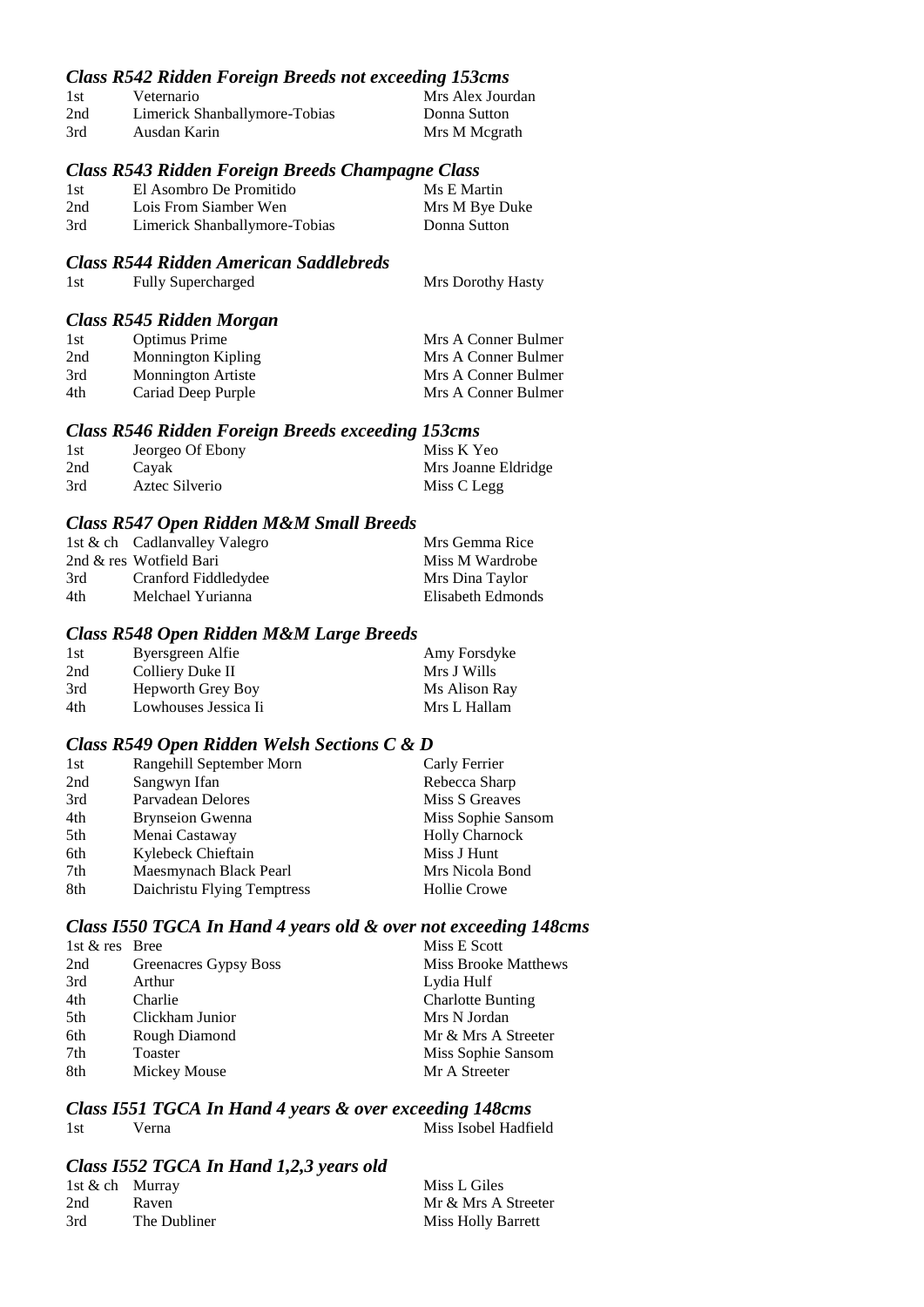### *Class R542 Ridden Foreign Breeds not exceeding 153cms*

| | | |
|---|---|---|
| 1st | Veternario | Mrs Alex Jourdan |
| 2nd | Limerick Shanballymore-Tobias | Donna Sutton |
| 3rd | Ausdan Karin | Mrs M Mcgrath |

### *Class R543 Ridden Foreign Breeds Champagne Class*

| | | |
|---|---|---|
| 1st | El Asombro De Promitido | Ms E Martin |
| 2nd | Lois From Siamber Wen | Mrs M Bye Duke |
| 3rd | Limerick Shanballymore-Tobias | Donna Sutton |

### *Class R544 Ridden American Saddlebreds*

| | | |
|---|---|---|
| 1st | Fully Supercharged | Mrs Dorothy Hasty |

### *Class R545 Ridden Morgan*

| | | |
|---|---|---|
| 1st | Optimus Prime | Mrs A Conner Bulmer |
| 2nd | Monnington Kipling | Mrs A Conner Bulmer |
| 3rd | Monnington Artiste | Mrs A Conner Bulmer |
| 4th | Cariad Deep Purple | Mrs A Conner Bulmer |

### *Class R546 Ridden Foreign Breeds exceeding 153cms*

| | | |
|---|---|---|
| 1st | Jeorgeo Of Ebony | Miss K Yeo |
| 2nd | Cayak | Mrs Joanne Eldridge |
| 3rd | Aztec Silverio | Miss C Legg |

### *Class R547 Open Ridden M&M Small Breeds*

| | | |
|---|---|---|
| 1st & ch | Cadlanvalley Valegro | Mrs Gemma Rice |
| 2nd & res | Wotfield Bari | Miss M Wardrobe |
| 3rd | Cranford Fiddledydee | Mrs Dina Taylor |
| 4th | Melchael Yurianna | Elisabeth Edmonds |

### *Class R548 Open Ridden M&M Large Breeds*

| | | |
|---|---|---|
| 1st | Byersgreen Alfie | Amy Forsdyke |
| 2nd | Colliery Duke II | Mrs J Wills |
| 3rd | Hepworth Grey Boy | Ms Alison Ray |
| 4th | Lowhouses Jessica Ii | Mrs L Hallam |

### *Class R549 Open Ridden Welsh Sections C & D*

| | | |
|---|---|---|
| 1st | Rangehill September Morn | Carly Ferrier |
| 2nd | Sangwyn Ifan | Rebecca Sharp |
| 3rd | Parvadean Delores | Miss S Greaves |
| 4th | Brynseion Gwenna | Miss Sophie Sansom |
| 5th | Menai Castaway | Holly Charnock |
| 6th | Kylebeck Chieftain | Miss J Hunt |
| 7th | Maesmynach Black Pearl | Mrs Nicola Bond |
| 8th | Daichristu Flying Temptress | Hollie Crowe |

### *Class I550 TGCA In Hand 4 years old & over not exceeding 148cms*

| | | |
|---|---|---|
| 1st & res | Bree | Miss E Scott |
| 2nd | Greenacres Gypsy Boss | Miss Brooke Matthews |
| 3rd | Arthur | Lydia Hulf |
| 4th | Charlie | Charlotte Bunting |
| 5th | Clickham Junior | Mrs N Jordan |
| 6th | Rough Diamond | Mr & Mrs A Streeter |
| 7th | Toaster | Miss Sophie Sansom |
| 8th | Mickey Mouse | Mr A Streeter |

### *Class I551 TGCA In Hand 4 years & over exceeding 148cms*

| | | |
|---|---|---|
| 1st | Verna | Miss Isobel Hadfield |

### *Class I552 TGCA In Hand 1,2,3 years old*

| | | |
|---|---|---|
| 1st & ch | Murray | Miss L Giles |
| 2nd | Raven | Mr & Mrs A Streeter |
| 3rd | The Dubliner | Miss Holly Barrett |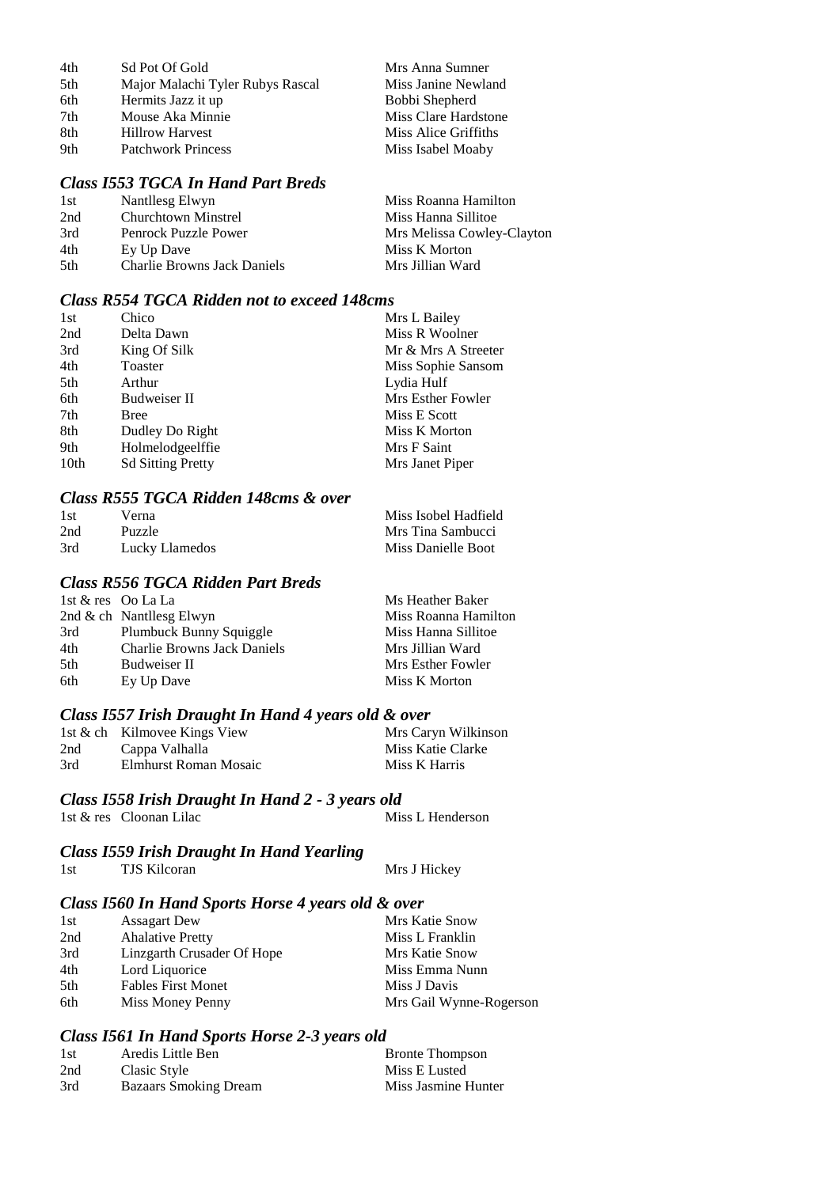| | | |
|---|---|---|
| 4th | Sd Pot Of Gold | Mrs Anna Sumner |
| 5th | Major Malachi Tyler Rubys Rascal | Miss Janine Newland |
| 6th | Hermits Jazz it up | Bobbi Shepherd |
| 7th | Mouse Aka Minnie | Miss Clare Hardstone |
| 8th | Hillrow Harvest | Miss Alice Griffiths |
| 9th | Patchwork Princess | Miss Isabel Moaby |

### *Class I553 TGCA In Hand Part Breds*

| | | |
|---|---|---|
| 1st | Nantllesg Elwyn | Miss Roanna Hamilton |
| 2nd | Churchtown Minstrel | Miss Hanna Sillitoe |
| 3rd | Penrock Puzzle Power | Mrs Melissa Cowley-Clayton |
| 4th | Ey Up Dave | Miss K Morton |
| 5th | Charlie Browns Jack Daniels | Mrs Jillian Ward |

### *Class R554 TGCA Ridden not to exceed 148cms*

| | | |
|---|---|---|
| 1st | Chico | Mrs L Bailey |
| 2nd | Delta Dawn | Miss R Woolner |
| 3rd | King Of Silk | Mr & Mrs A Streeter |
| 4th | Toaster | Miss Sophie Sansom |
| 5th | Arthur | Lydia Hulf |
| 6th | Budweiser II | Mrs Esther Fowler |
| 7th | Bree | Miss E Scott |
| 8th | Dudley Do Right | Miss K Morton |
| 9th | Holmelodgeelffie | Mrs F Saint |
| 10th | Sd Sitting Pretty | Mrs Janet Piper |

### *Class R555 TGCA Ridden 148cms & over*

| | | |
|---|---|---|
| 1st | Verna | Miss Isobel Hadfield |
| 2nd | Puzzle | Mrs Tina Sambucci |
| 3rd | Lucky Llamedos | Miss Danielle Boot |

### *Class R556 TGCA Ridden Part Breds*

| | | |
|---|---|---|
| 1st & res | Oo La La | Ms Heather Baker |
| 2nd & ch | Nantllesg Elwyn | Miss Roanna Hamilton |
| 3rd | Plumbuck Bunny Squiggle | Miss Hanna Sillitoe |
| 4th | Charlie Browns Jack Daniels | Mrs Jillian Ward |
| 5th | Budweiser II | Mrs Esther Fowler |
| 6th | Ey Up Dave | Miss K Morton |

### *Class I557 Irish Draught In Hand 4 years old & over*

| | | |
|---|---|---|
| 1st & ch | Kilmovee Kings View | Mrs Caryn Wilkinson |
| 2nd | Cappa Valhalla | Miss Katie Clarke |
| 3rd | Elmhurst Roman Mosaic | Miss K Harris |

### *Class I558 Irish Draught In Hand 2 - 3 years old*

| | | |
|---|---|---|
| 1st & res | Cloonan Lilac | Miss L Henderson |

### *Class I559 Irish Draught In Hand Yearling*

| | | |
|---|---|---|
| 1st | TJS Kilcoran | Mrs J Hickey |

### *Class I560 In Hand Sports Horse 4 years old & over*

| | | |
|---|---|---|
| 1st | Assagart Dew | Mrs Katie Snow |
| 2nd | Ahalative Pretty | Miss L Franklin |
| 3rd | Linzgarth Crusader Of Hope | Mrs Katie Snow |
| 4th | Lord Liquorice | Miss Emma Nunn |
| 5th | Fables First Monet | Miss J Davis |
| 6th | Miss Money Penny | Mrs Gail Wynne-Rogerson |

### *Class I561 In Hand Sports Horse 2-3 years old*

| | | |
|---|---|---|
| 1st | Aredis Little Ben | Bronte Thompson |
| 2nd | Clasic Style | Miss E Lusted |
| 3rd | Bazaars Smoking Dream | Miss Jasmine Hunter |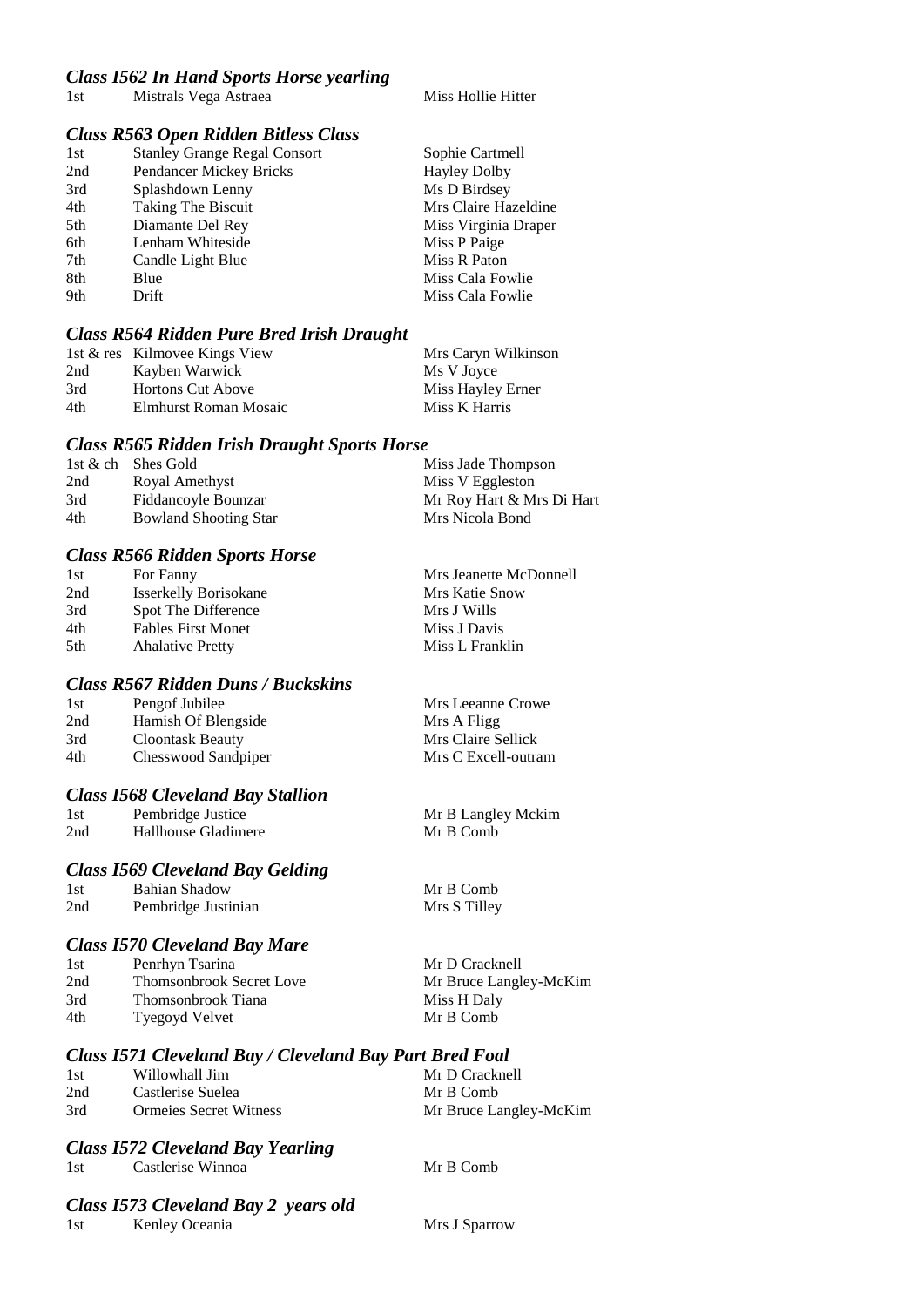### *Class I562 In Hand Sports Horse yearling*

| | | |
|---|---|---|
| 1st | Mistrals Vega Astraea | Miss Hollie Hitter |

### *Class R563 Open Ridden Bitless Class*

| | | |
|---|---|---|
| 1st | Stanley Grange Regal Consort | Sophie Cartmell |
| 2nd | Pendancer Mickey Bricks | Hayley Dolby |
| 3rd | Splashdown Lenny | Ms D Birdsey |
| 4th | Taking The Biscuit | Mrs Claire Hazeldine |
| 5th | Diamante Del Rey | Miss Virginia Draper |
| 6th | Lenham Whiteside | Miss P Paige |
| 7th | Candle Light Blue | Miss R Paton |
| 8th | Blue | Miss Cala Fowlie |
| 9th | Drift | Miss Cala Fowlie |

### *Class R564 Ridden Pure Bred Irish Draught*

| | | |
|---|---|---|
| 1st & res | Kilmovee Kings View | Mrs Caryn Wilkinson |
| 2nd | Kayben Warwick | Ms V Joyce |
| 3rd | Hortons Cut Above | Miss Hayley Erner |
| 4th | Elmhurst Roman Mosaic | Miss K Harris |

### *Class R565 Ridden Irish Draught Sports Horse*

| | | |
|---|---|---|
| 1st & ch | Shes Gold | Miss Jade Thompson |
| 2nd | Royal Amethyst | Miss V Eggleston |
| 3rd | Fiddancoyle Bounzar | Mr Roy Hart & Mrs Di Hart |
| 4th | Bowland Shooting Star | Mrs Nicola Bond |

### *Class R566 Ridden Sports Horse*

| | | |
|---|---|---|
| 1st | For Fanny | Mrs Jeanette McDonnell |
| 2nd | Isserkelly Borisokane | Mrs Katie Snow |
| 3rd | Spot The Difference | Mrs J Wills |
| 4th | Fables First Monet | Miss J Davis |
| 5th | Ahalative Pretty | Miss L Franklin |

### *Class R567 Ridden Duns / Buckskins*

| | | |
|---|---|---|
| 1st | Pengof Jubilee | Mrs Leeanne Crowe |
| 2nd | Hamish Of Blengside | Mrs A Fligg |
| 3rd | Cloontask Beauty | Mrs Claire Sellick |
| 4th | Chesswood Sandpiper | Mrs C Excell-outram |

### *Class I568 Cleveland Bay Stallion*

| | | |
|---|---|---|
| 1st | Pembridge Justice | Mr B Langley Mckim |
| 2nd | Hallhouse Gladimere | Mr B Comb |

### *Class I569 Cleveland Bay Gelding*

| | | |
|---|---|---|
| 1st | Bahian Shadow | Mr B Comb |
| 2nd | Pembridge Justinian | Mrs S Tilley |

### *Class I570 Cleveland Bay Mare*

| | | |
|---|---|---|
| 1st | Penrhyn Tsarina | Mr D Cracknell |
| 2nd | Thomsonbrook Secret Love | Mr Bruce Langley-McKim |
| 3rd | Thomsonbrook Tiana | Miss H Daly |
| 4th | Tyegoyd Velvet | Mr B Comb |

### *Class I571 Cleveland Bay / Cleveland Bay Part Bred Foal*

| | | |
|---|---|---|
| 1st | Willowhall Jim | Mr D Cracknell |
| 2nd | Castlerise Suelea | Mr B Comb |
| 3rd | Ormeies Secret Witness | Mr Bruce Langley-McKim |

### *Class I572 Cleveland Bay Yearling*

| | | |
|---|---|---|
| 1st | Castlerise Winnoa | Mr B Comb |

### *Class I573 Cleveland Bay 2 years old*

| | | |
|---|---|---|
| 1st | Kenley Oceania | Mrs J Sparrow |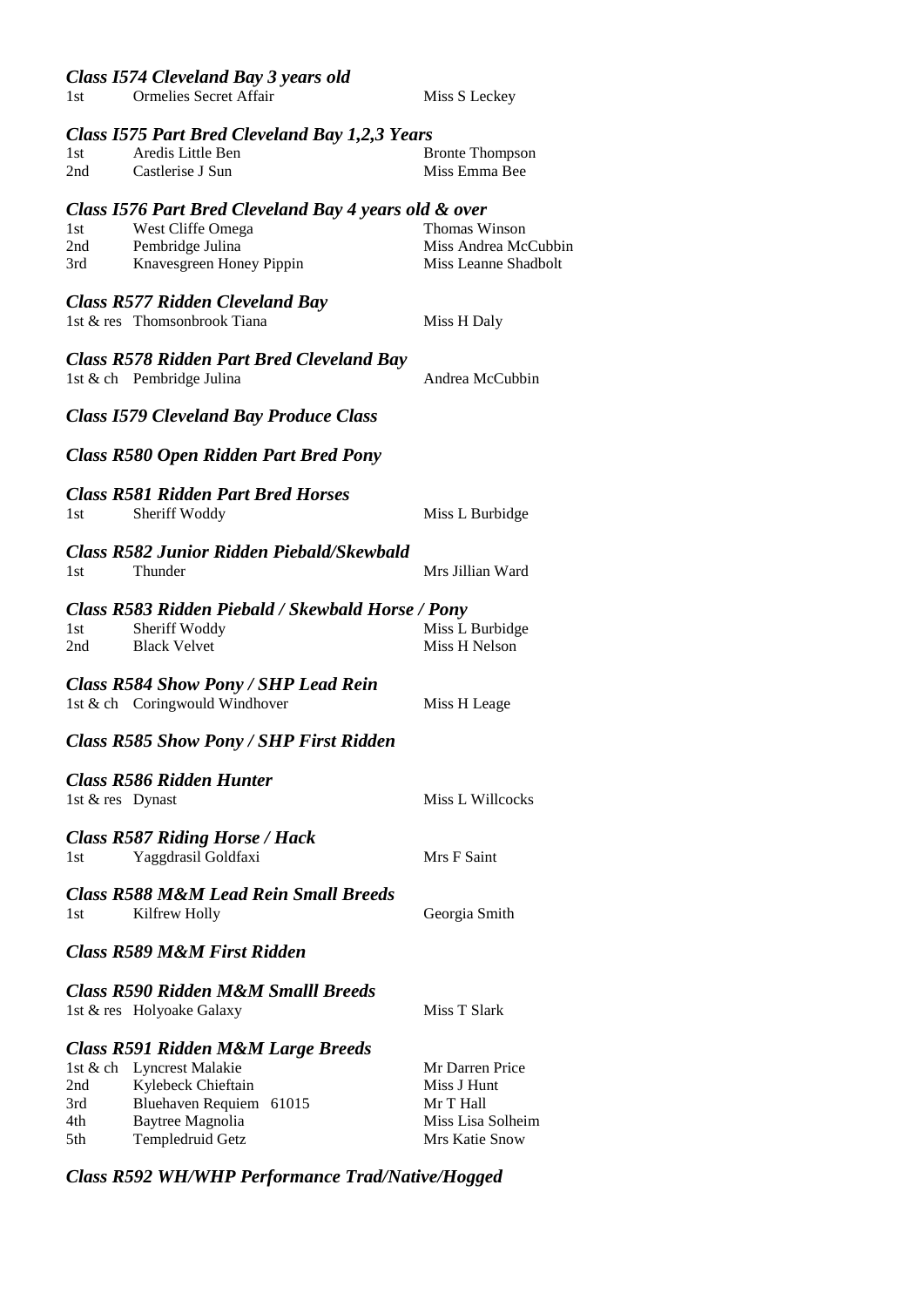### *Class I574 Cleveland Bay 3 years old*

| | | |
|---|---|---|
| 1st | Ormelies Secret Affair | Miss S Leckey |

### *Class I575 Part Bred Cleveland Bay 1,2,3 Years*

| | | |
|---|---|---|
| 1st | Aredis Little Ben | Bronte Thompson |
| 2nd | Castlerise J Sun | Miss Emma Bee |

### *Class I576 Part Bred Cleveland Bay 4 years old & over*

| | | |
|---|---|---|
| 1st | West Cliffe Omega | Thomas Winson |
| 2nd | Pembridge Julina | Miss Andrea McCubbin |
| 3rd | Knavesgreen Honey Pippin | Miss Leanne Shadbolt |

### *Class R577 Ridden Cleveland Bay*

| | | |
|---|---|---|
| 1st & res | Thomsonbrook Tiana | Miss H Daly |

### *Class R578 Ridden Part Bred Cleveland Bay*

| | | |
|---|---|---|
| 1st & ch | Pembridge Julina | Andrea McCubbin |

### *Class I579 Cleveland Bay Produce Class*

### *Class R580 Open Ridden Part Bred Pony*

### *Class R581 Ridden Part Bred Horses*

| | | |
|---|---|---|
| 1st | Sheriff Woddy | Miss L Burbidge |

### *Class R582 Junior Ridden Piebald/Skewbald*

| | | |
|---|---|---|
| 1st | Thunder | Mrs Jillian Ward |

### *Class R583 Ridden Piebald / Skewbald Horse / Pony*

| | | |
|---|---|---|
| 1st | Sheriff Woddy | Miss L Burbidge |
| 2nd | Black Velvet | Miss H Nelson |

### *Class R584 Show Pony / SHP Lead Rein*

| | | |
|---|---|---|
| 1st & ch | Coringwould Windhover | Miss H Leage |

### *Class R585 Show Pony / SHP First Ridden*

### *Class R586 Ridden Hunter*

| | | |
|---|---|---|
| 1st & res | Dynast | Miss L Willcocks |

### *Class R587 Riding Horse / Hack*

| | | |
|---|---|---|
| 1st | Yaggdrasil Goldfaxi | Mrs F Saint |

### *Class R588 M&M Lead Rein Small Breeds*

| | | |
|---|---|---|
| 1st | Kilfrew Holly | Georgia Smith |

### *Class R589 M&M First Ridden*

### *Class R590 Ridden M&M Smalll Breeds*

| | | |
|---|---|---|
| 1st & res | Holyoake Galaxy | Miss T Slark |

### *Class R591 Ridden M&M Large Breeds*

| | | |
|---|---|---|
| 1st & ch | Lyncrest Malakie | Mr Darren Price |
| 2nd | Kylebeck Chieftain | Miss J Hunt |
| 3rd | Bluehaven Requiem 61015 | Mr T Hall |
| 4th | Baytree Magnolia | Miss Lisa Solheim |
| 5th | Templedruid Getz | Mrs Katie Snow |

### *Class R592 WH/WHP Performance Trad/Native/Hogged*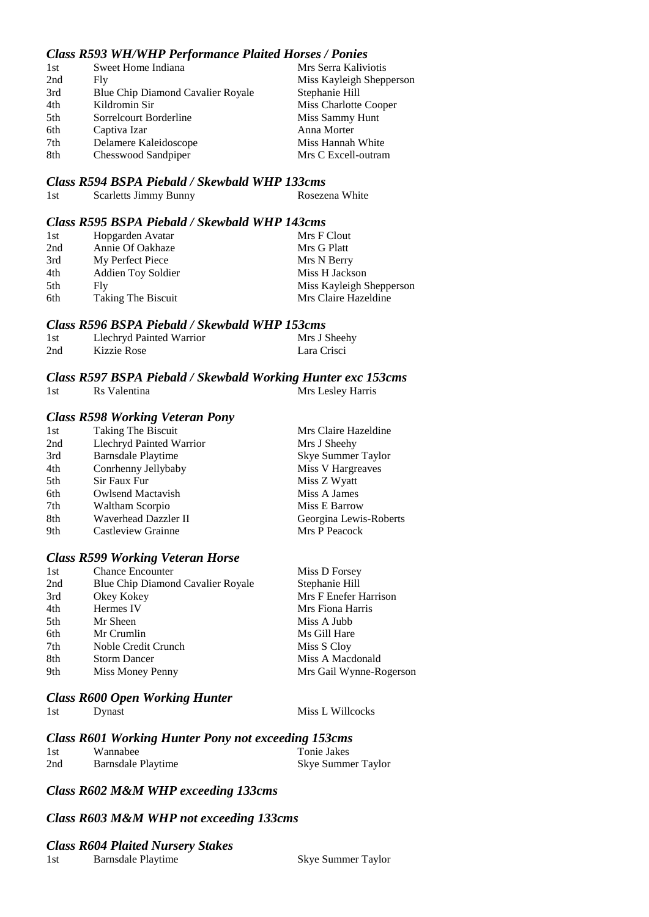### *Class R593 WH/WHP Performance Plaited Horses / Ponies*

| | | |
|---|---|---|
| 1st | Sweet Home Indiana | Mrs Serra Kaliviotis |
| 2nd | Fly | Miss Kayleigh Shepperson |
| 3rd | Blue Chip Diamond Cavalier Royale | Stephanie Hill |
| 4th | Kildromin Sir | Miss Charlotte Cooper |
| 5th | Sorrelcourt Borderline | Miss Sammy Hunt |
| 6th | Captiva Izar | Anna Morter |
| 7th | Delamere Kaleidoscope | Miss Hannah White |
| 8th | Chesswood Sandpiper | Mrs C Excell-outram |

### *Class R594 BSPA Piebald / Skewbald WHP 133cms*

| | | |
|---|---|---|
| 1st | Scarletts Jimmy Bunny | Rosezena White |

### *Class R595 BSPA Piebald / Skewbald WHP 143cms*

| | | |
|---|---|---|
| 1st | Hopgarden Avatar | Mrs F Clout |
| 2nd | Annie Of Oakhaze | Mrs G Platt |
| 3rd | My Perfect Piece | Mrs N Berry |
| 4th | Addien Toy Soldier | Miss H Jackson |
| 5th | Fly | Miss Kayleigh Shepperson |
| 6th | Taking The Biscuit | Mrs Claire Hazeldine |

### *Class R596 BSPA Piebald / Skewbald WHP 153cms*

| | | |
|---|---|---|
| 1st | Llechryd Painted Warrior | Mrs J Sheehy |
| 2nd | Kizzie Rose | Lara Crisci |

### *Class R597 BSPA Piebald / Skewbald Working Hunter exc 153cms*

| | | |
|---|---|---|
| 1st | Rs Valentina | Mrs Lesley Harris |

### *Class R598 Working Veteran Pony*

| | | |
|---|---|---|
| 1st | Taking The Biscuit | Mrs Claire Hazeldine |
| 2nd | Llechryd Painted Warrior | Mrs J Sheehy |
| 3rd | Barnsdale Playtime | Skye Summer Taylor |
| 4th | Conrhenny Jellybaby | Miss V Hargreaves |
| 5th | Sir Faux Fur | Miss Z Wyatt |
| 6th | Owlsend Mactavish | Miss A James |
| 7th | Waltham Scorpio | Miss E Barrow |
| 8th | Waverhead Dazzler II | Georgina Lewis-Roberts |
| 9th | Castleview Grainne | Mrs P Peacock |

### *Class R599 Working Veteran Horse*

| | | |
|---|---|---|
| 1st | Chance Encounter | Miss D Forsey |
| 2nd | Blue Chip Diamond Cavalier Royale | Stephanie Hill |
| 3rd | Okey Kokey | Mrs F Enefer Harrison |
| 4th | Hermes IV | Mrs Fiona Harris |
| 5th | Mr Sheen | Miss A Jubb |
| 6th | Mr Crumlin | Ms Gill Hare |
| 7th | Noble Credit Crunch | Miss S Cloy |
| 8th | Storm Dancer | Miss A Macdonald |
| 9th | Miss Money Penny | Mrs Gail Wynne-Rogerson |

### *Class R600 Open Working Hunter*

| | | |
|---|---|---|
| 1st | Dynast | Miss L Willcocks |

### *Class R601 Working Hunter Pony not exceeding 153cms*

| | | |
|---|---|---|
| 1st | Wannabee | Tonie Jakes |
| 2nd | Barnsdale Playtime | Skye Summer Taylor |

### *Class R602 M&M WHP exceeding 133cms*

### *Class R603 M&M WHP not exceeding 133cms*

### *Class R604 Plaited Nursery Stakes*

| | | |
|---|---|---|
| 1st | Barnsdale Playtime | Skye Summer Taylor |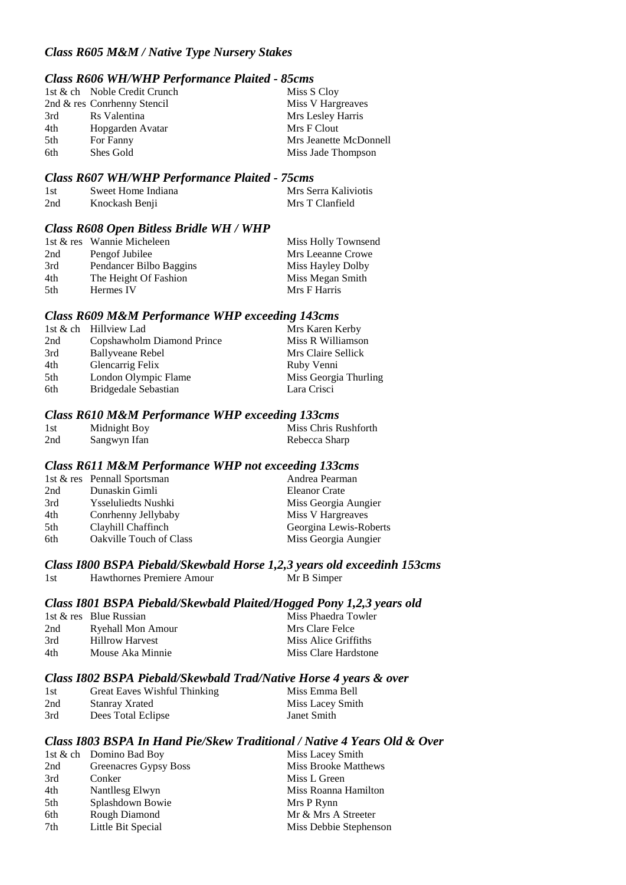### *Class R605 M&M / Native Type Nursery Stakes*

### *Class R606 WH/WHP Performance Plaited - 85cms*

| | | |
|---|---|---|
| 1st & ch | Noble Credit Crunch | Miss S Cloy |
| 2nd & res | Conrhenny Stencil | Miss V Hargreaves |
| 3rd | Rs Valentina | Mrs Lesley Harris |
| 4th | Hopgarden Avatar | Mrs F Clout |
| 5th | For Fanny | Mrs Jeanette McDonnell |
| 6th | Shes Gold | Miss Jade Thompson |

### *Class R607 WH/WHP Performance Plaited - 75cms*

| | | |
|---|---|---|
| 1st | Sweet Home Indiana | Mrs Serra Kaliviotis |
| 2nd | Knockash Benji | Mrs T Clanfield |

### *Class R608 Open Bitless Bridle WH / WHP*

| | | |
|---|---|---|
| 1st & res | Wannie Micheleen | Miss Holly Townsend |
| 2nd | Pengof Jubilee | Mrs Leeanne Crowe |
| 3rd | Pendancer Bilbo Baggins | Miss Hayley Dolby |
| 4th | The Height Of Fashion | Miss Megan Smith |
| 5th | Hermes IV | Mrs F Harris |

### *Class R609 M&M Performance WHP exceeding 143cms*

| | | |
|---|---|---|
| 1st & ch | Hillview Lad | Mrs Karen Kerby |
| 2nd | Copshawholm Diamond Prince | Miss R Williamson |
| 3rd | Ballyveane Rebel | Mrs Claire Sellick |
| 4th | Glencarrig Felix | Ruby Venni |
| 5th | London Olympic Flame | Miss Georgia Thurling |
| 6th | Bridgedale Sebastian | Lara Crisci |

### *Class R610 M&M Performance WHP exceeding 133cms*

| | | |
|---|---|---|
| 1st | Midnight Boy | Miss Chris Rushforth |
| 2nd | Sangwyn Ifan | Rebecca Sharp |

### *Class R611 M&M Performance WHP not exceeding 133cms*

| | | |
|---|---|---|
| 1st & res | Pennall Sportsman | Andrea Pearman |
| 2nd | Dunaskin Gimli | Eleanor Crate |
| 3rd | Ysseluliedts Nushki | Miss Georgia Aungier |
| 4th | Conrhenny Jellybaby | Miss V Hargreaves |
| 5th | Clayhill Chaffinch | Georgina Lewis-Roberts |
| 6th | Oakville Touch of Class | Miss Georgia Aungier |

### *Class I800 BSPA Piebald/Skewbald Horse 1,2,3 years old exceedinh 153cms*

| | | |
|---|---|---|
| 1st | Hawthornes Premiere Amour | Mr B Simper |

### *Class I801 BSPA Piebald/Skewbald Plaited/Hogged Pony 1,2,3 years old*

| | | |
|---|---|---|
| 1st & res | Blue Russian | Miss Phaedra Towler |
| 2nd | Ryehall Mon Amour | Mrs Clare Felce |
| 3rd | Hillrow Harvest | Miss Alice Griffiths |
| 4th | Mouse Aka Minnie | Miss Clare Hardstone |

### *Class I802 BSPA Piebald/Skewbald Trad/Native Horse 4 years & over*

| | | |
|---|---|---|
| 1st | Great Eaves Wishful Thinking | Miss Emma Bell |
| 2nd | Stanray Xrated | Miss Lacey Smith |
| 3rd | Dees Total Eclipse | Janet Smith |

### *Class I803 BSPA In Hand Pie/Skew Traditional / Native 4 Years Old & Over*

| | | |
|---|---|---|
| 1st & ch | Domino Bad Boy | Miss Lacey Smith |
| 2nd | Greenacres Gypsy Boss | Miss Brooke Matthews |
| 3rd | Conker | Miss L Green |
| 4th | Nantllesg Elwyn | Miss Roanna Hamilton |
| 5th | Splashdown Bowie | Mrs P Rynn |
| 6th | Rough Diamond | Mr & Mrs A Streeter |
| 7th | Little Bit Special | Miss Debbie Stephenson |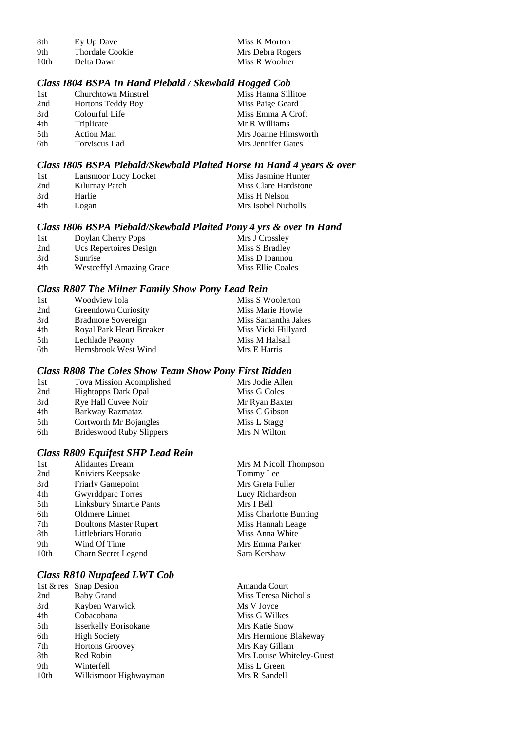| | | |
|---|---|---|
| 8th | Ey Up Dave | Miss K Morton |
| 9th | Thordale Cookie | Mrs Debra Rogers |
| 10th | Delta Dawn | Miss R Woolner |

### *Class I804 BSPA In Hand Piebald / Skewbald Hogged Cob*

| | | |
|---|---|---|
| 1st | Churchtown Minstrel | Miss Hanna Sillitoe |
| 2nd | Hortons Teddy Boy | Miss Paige Geard |
| 3rd | Colourful Life | Miss Emma A Croft |
| 4th | Triplicate | Mr R Williams |
| 5th | Action Man | Mrs Joanne Himsworth |
| 6th | Torviscus Lad | Mrs Jennifer Gates |

### *Class I805 BSPA Piebald/Skewbald Plaited Horse In Hand 4 years & over*

| | | |
|---|---|---|
| 1st | Lansmoor Lucy Locket | Miss Jasmine Hunter |
| 2nd | Kilurnay Patch | Miss Clare Hardstone |
| 3rd | Harlie | Miss H Nelson |
| 4th | Logan | Mrs Isobel Nicholls |

### *Class I806 BSPA Piebald/Skewbald Plaited Pony 4 yrs & over In Hand*

| | | |
|---|---|---|
| 1st | Doylan Cherry Pops | Mrs J Crossley |
| 2nd | Ucs Repertoires Design | Miss S Bradley |
| 3rd | Sunrise | Miss D Ioannou |
| 4th | Westceffyl Amazing Grace | Miss Ellie Coales |

### *Class R807 The Milner Family Show Pony Lead Rein*

| | | |
|---|---|---|
| 1st | Woodview Iola | Miss S Woolerton |
| 2nd | Greendown Curiosity | Miss Marie Howie |
| 3rd | Bradmore Sovereign | Miss Samantha Jakes |
| 4th | Royal Park Heart Breaker | Miss Vicki Hillyard |
| 5th | Lechlade Peaony | Miss M Halsall |
| 6th | Hemsbrook West Wind | Mrs E Harris |

### *Class R808 The Coles Show Team Show Pony First Ridden*

| | | |
|---|---|---|
| 1st | Toya Mission Acomplished | Mrs Jodie Allen |
| 2nd | Hightopps Dark Opal | Miss G Coles |
| 3rd | Rye Hall Cuvee Noir | Mr Ryan Baxter |
| 4th | Barkway Razmataz | Miss C Gibson |
| 5th | Cortworth Mr Bojangles | Miss L Stagg |
| 6th | Brideswood Ruby Slippers | Mrs N Wilton |

### *Class R809 Equifest SHP Lead Rein*

| | | |
|---|---|---|
| 1st | Alidantes Dream | Mrs M Nicoll Thompson |
| 2nd | Kniviers Keepsake | Tommy Lee |
| 3rd | Friarly Gamepoint | Mrs Greta Fuller |
| 4th | Gwyrddparc Torres | Lucy Richardson |
| 5th | Linksbury Smartie Pants | Mrs I Bell |
| 6th | Oldmere Linnet | Miss Charlotte Bunting |
| 7th | Doultons Master Rupert | Miss Hannah Leage |
| 8th | Littlebriars Horatio | Miss Anna White |
| 9th | Wind Of Time | Mrs Emma Parker |
| 10th | Charn Secret Legend | Sara Kershaw |

### *Class R810 Nupafeed LWT Cob*

| | | |
|---|---|---|
| 1st & res | Snap Desion | Amanda Court |
| 2nd | Baby Grand | Miss Teresa Nicholls |
| 3rd | Kayben Warwick | Ms V Joyce |
| 4th | Cobacobana | Miss G Wilkes |
| 5th | Isserkelly Borisokane | Mrs Katie Snow |
| 6th | High Society | Mrs Hermione Blakeway |
| 7th | Hortons Groovey | Mrs Kay Gillam |
| 8th | Red Robin | Mrs Louise Whiteley-Guest |
| 9th | Winterfell | Miss L Green |
| 10th | Wilkismoor Highwayman | Mrs R Sandell |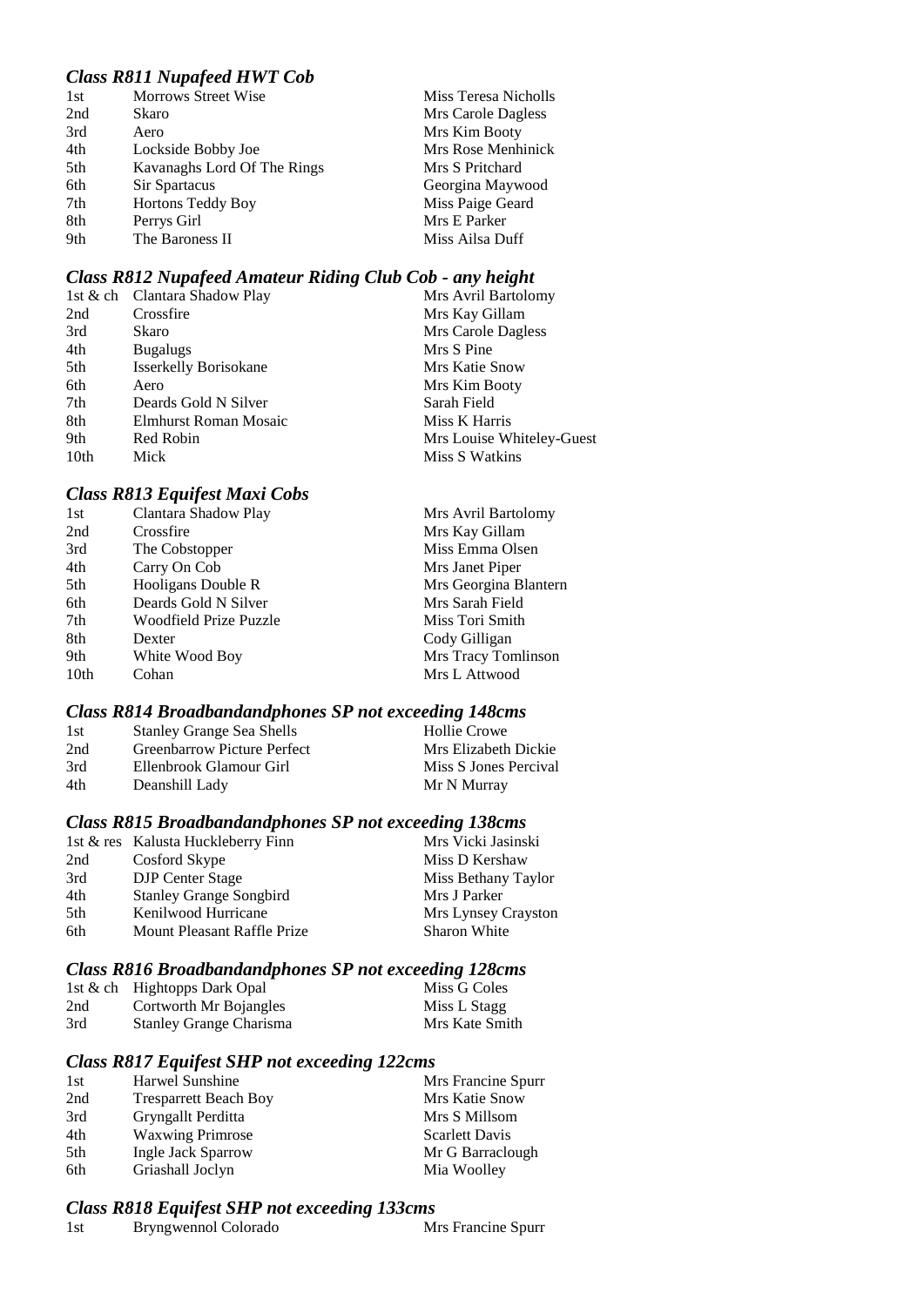### *Class R811 Nupafeed HWT Cob*

| | | |
|---|---|---|
| 1st | Morrows Street Wise | Miss Teresa Nicholls |
| 2nd | Skaro | Mrs Carole Dagless |
| 3rd | Aero | Mrs Kim Booty |
| 4th | Lockside Bobby Joe | Mrs Rose Menhinick |
| 5th | Kavanaghs Lord Of The Rings | Mrs S Pritchard |
| 6th | Sir Spartacus | Georgina Maywood |
| 7th | Hortons Teddy Boy | Miss Paige Geard |
| 8th | Perrys Girl | Mrs E Parker |
| 9th | The Baroness II | Miss Ailsa Duff |

### *Class R812 Nupafeed Amateur Riding Club Cob - any height*

| | | |
|---|---|---|
| 1st & ch | Clantara Shadow Play | Mrs Avril Bartolomy |
| 2nd | Crossfire | Mrs Kay Gillam |
| 3rd | Skaro | Mrs Carole Dagless |
| 4th | Bugalugs | Mrs S Pine |
| 5th | Isserkelly Borisokane | Mrs Katie Snow |
| 6th | Aero | Mrs Kim Booty |
| 7th | Deards Gold N Silver | Sarah Field |
| 8th | Elmhurst Roman Mosaic | Miss K Harris |
| 9th | Red Robin | Mrs Louise Whiteley-Guest |
| 10th | Mick | Miss S Watkins |

### *Class R813 Equifest Maxi Cobs*

| | | |
|---|---|---|
| 1st | Clantara Shadow Play | Mrs Avril Bartolomy |
| 2nd | Crossfire | Mrs Kay Gillam |
| 3rd | The Cobstopper | Miss Emma Olsen |
| 4th | Carry On Cob | Mrs Janet Piper |
| 5th | Hooligans Double R | Mrs Georgina Blantern |
| 6th | Deards Gold N Silver | Mrs Sarah Field |
| 7th | Woodfield Prize Puzzle | Miss Tori Smith |
| 8th | Dexter | Cody Gilligan |
| 9th | White Wood Boy | Mrs Tracy Tomlinson |
| 10th | Cohan | Mrs L Attwood |

### *Class R814 Broadbandandphones SP not exceeding 148cms*

| | | |
|---|---|---|
| 1st | Stanley Grange Sea Shells | Hollie Crowe |
| 2nd | Greenbarrow Picture Perfect | Mrs Elizabeth Dickie |
| 3rd | Ellenbrook Glamour Girl | Miss S Jones Percival |
| 4th | Deanshill Lady | Mr N Murray |

### *Class R815 Broadbandandphones SP not exceeding 138cms*

| | | |
|---|---|---|
| 1st & res | Kalusta Huckleberry Finn | Mrs Vicki Jasinski |
| 2nd | Cosford Skype | Miss D Kershaw |
| 3rd | DJP Center Stage | Miss Bethany Taylor |
| 4th | Stanley Grange Songbird | Mrs J Parker |
| 5th | Kenilwood Hurricane | Mrs Lynsey Crayston |
| 6th | Mount Pleasant Raffle Prize | Sharon White |

### *Class R816 Broadbandandphones SP not exceeding 128cms*

| | | |
|---|---|---|
| 1st & ch | Hightopps Dark Opal | Miss G Coles |
| 2nd | Cortworth Mr Bojangles | Miss L Stagg |
| 3rd | Stanley Grange Charisma | Mrs Kate Smith |

### *Class R817 Equifest SHP not exceeding 122cms*

| | | |
|---|---|---|
| 1st | Harwel Sunshine | Mrs Francine Spurr |
| 2nd | Tresparrett Beach Boy | Mrs Katie Snow |
| 3rd | Gryngallt Perditta | Mrs S Millsom |
| 4th | Waxwing Primrose | Scarlett Davis |
| 5th | Ingle Jack Sparrow | Mr G Barraclough |
| 6th | Griashall Joclyn | Mia Woolley |

### *Class R818 Equifest SHP not exceeding 133cms*

| | | |
|---|---|---|
| 1st | Bryngwennol Colorado | Mrs Francine Spurr |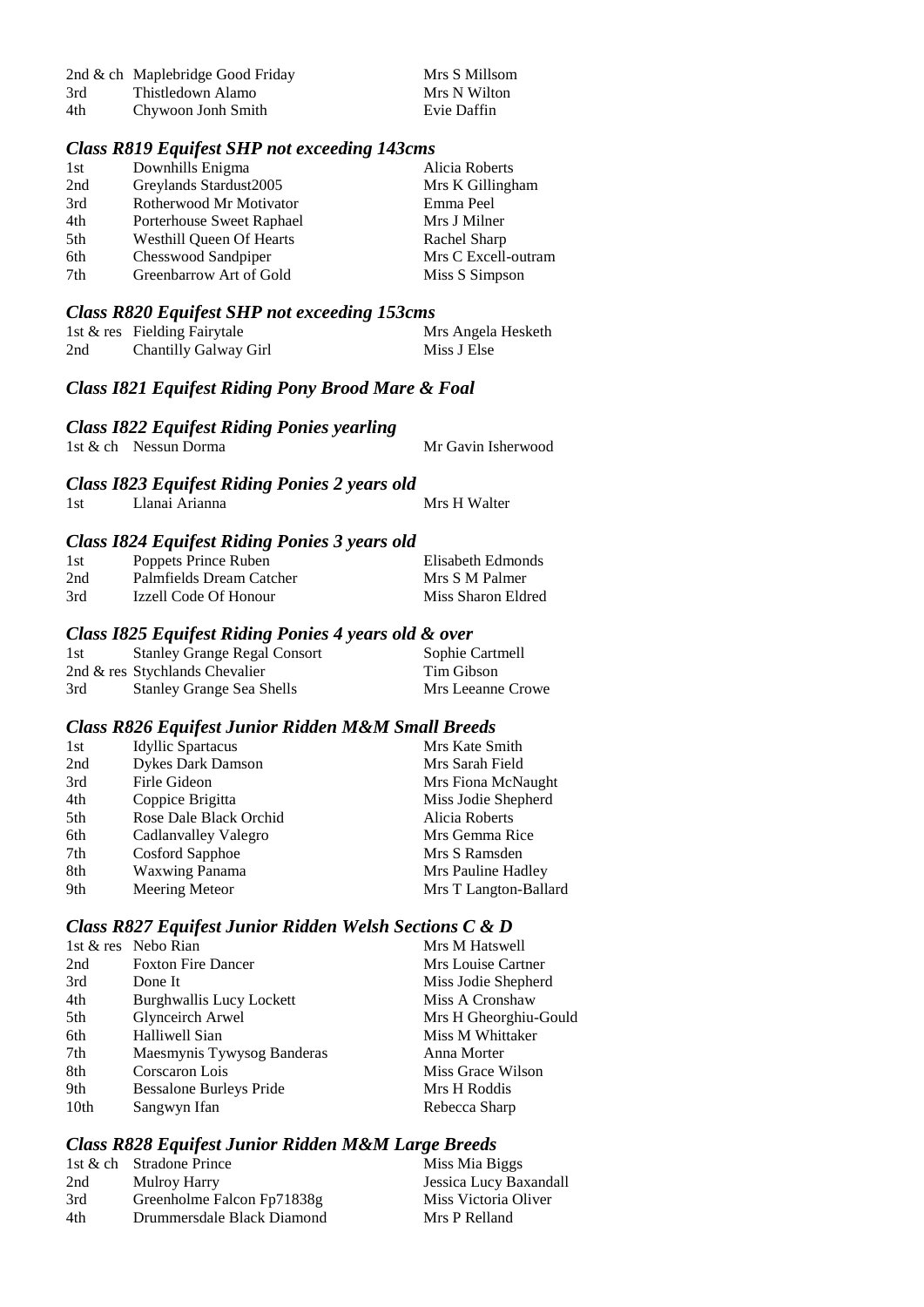| | | |
|---|---|---|
| 2nd & ch | Maplebridge Good Friday | Mrs S Millsom |
| 3rd | Thistledown Alamo | Mrs N Wilton |
| 4th | Chywoon Jonh Smith | Evie Daffin |

### *Class R819 Equifest SHP not exceeding 143cms*

| | | |
|---|---|---|
| 1st | Downhills Enigma | Alicia Roberts |
| 2nd | Greylands Stardust2005 | Mrs K Gillingham |
| 3rd | Rotherwood Mr Motivator | Emma Peel |
| 4th | Porterhouse Sweet Raphael | Mrs J Milner |
| 5th | Westhill Queen Of Hearts | Rachel Sharp |
| 6th | Chesswood Sandpiper | Mrs C Excell-outram |
| 7th | Greenbarrow Art of Gold | Miss S Simpson |

### *Class R820 Equifest SHP not exceeding 153cms*

| | | |
|---|---|---|
| 1st & res | Fielding Fairytale | Mrs Angela Hesketh |
| 2nd | Chantilly Galway Girl | Miss J Else |

### *Class I821 Equifest Riding Pony Brood Mare & Foal*

### *Class I822 Equifest Riding Ponies yearling*

| | | |
|---|---|---|
| 1st & ch | Nessun Dorma | Mr Gavin Isherwood |

### *Class I823 Equifest Riding Ponies 2 years old*

| | | |
|---|---|---|
| 1st | Llanai Arianna | Mrs H Walter |

### *Class I824 Equifest Riding Ponies 3 years old*

| | | |
|---|---|---|
| 1st | Poppets Prince Ruben | Elisabeth Edmonds |
| 2nd | Palmfields Dream Catcher | Mrs S M Palmer |
| 3rd | Izzell Code Of Honour | Miss Sharon Eldred |

### *Class I825 Equifest Riding Ponies 4 years old & over*

| | | |
|---|---|---|
| 1st | Stanley Grange Regal Consort | Sophie Cartmell |
| 2nd & res | Stychlands Chevalier | Tim Gibson |
| 3rd | Stanley Grange Sea Shells | Mrs Leeanne Crowe |

### *Class R826 Equifest Junior Ridden M&M Small Breeds*

| | | |
|---|---|---|
| 1st | Idyllic Spartacus | Mrs Kate Smith |
| 2nd | Dykes Dark Damson | Mrs Sarah Field |
| 3rd | Firle Gideon | Mrs Fiona McNaught |
| 4th | Coppice Brigitta | Miss Jodie Shepherd |
| 5th | Rose Dale Black Orchid | Alicia Roberts |
| 6th | Cadlanvalley Valegro | Mrs Gemma Rice |
| 7th | Cosford Sapphoe | Mrs S Ramsden |
| 8th | Waxwing Panama | Mrs Pauline Hadley |
| 9th | Meering Meteor | Mrs T Langton-Ballard |

### *Class R827 Equifest Junior Ridden Welsh Sections C & D*

| | | |
|---|---|---|
| 1st & res | Nebo Rian | Mrs M Hatswell |
| 2nd | Foxton Fire Dancer | Mrs Louise Cartner |
| 3rd | Done It | Miss Jodie Shepherd |
| 4th | Burghwallis Lucy Lockett | Miss A Cronshaw |
| 5th | Glynceirch Arwel | Mrs H Gheorghiu-Gould |
| 6th | Halliwell Sian | Miss M Whittaker |
| 7th | Maesmynis Tywysog Banderas | Anna Morter |
| 8th | Corscaron Lois | Miss Grace Wilson |
| 9th | Bessalone Burleys Pride | Mrs H Roddis |
| 10th | Sangwyn Ifan | Rebecca Sharp |

### *Class R828 Equifest Junior Ridden M&M Large Breeds*

| | | |
|---|---|---|
| 1st & ch | Stradone Prince | Miss Mia Biggs |
| 2nd | Mulroy Harry | Jessica Lucy Baxandall |
| 3rd | Greenholme Falcon Fp71838g | Miss Victoria Oliver |
| 4th | Drummersdale Black Diamond | Mrs P Relland |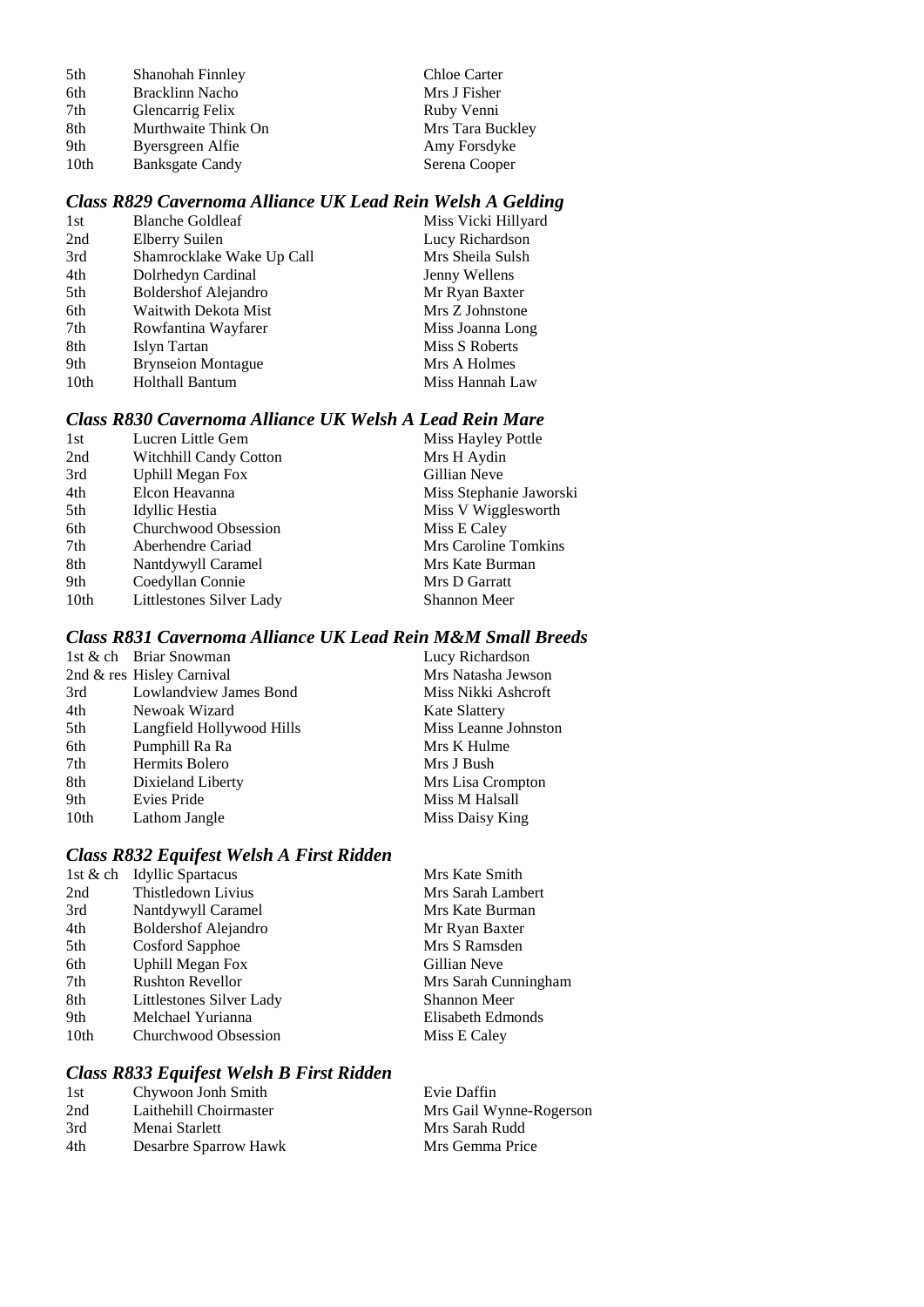| | | |
|---|---|---|
| 5th | Shanohah Finnley | Chloe Carter |
| 6th | Bracklinn Nacho | Mrs J Fisher |
| 7th | Glencarrig Felix | Ruby Venni |
| 8th | Murthwaite Think On | Mrs Tara Buckley |
| 9th | Byersgreen Alfie | Amy Forsdyke |
| 10th | Banksgate Candy | Serena Cooper |

### *Class R829 Cavernoma Alliance UK Lead Rein Welsh A Gelding*

| | | |
|---|---|---|
| 1st | Blanche Goldleaf | Miss Vicki Hillyard |
| 2nd | Elberry Suilen | Lucy Richardson |
| 3rd | Shamrocklake Wake Up Call | Mrs Sheila Sulsh |
| 4th | Dolrhedyn Cardinal | Jenny Wellens |
| 5th | Boldershof Alejandro | Mr Ryan Baxter |
| 6th | Waitwith Dekota Mist | Mrs Z Johnstone |
| 7th | Rowfantina Wayfarer | Miss Joanna Long |
| 8th | Islyn Tartan | Miss S Roberts |
| 9th | Brynseion Montague | Mrs A Holmes |
| 10th | Holthall Bantum | Miss Hannah Law |

### *Class R830 Cavernoma Alliance UK Welsh A Lead Rein Mare*

| | | |
|---|---|---|
| 1st | Lucren Little Gem | Miss Hayley Pottle |
| 2nd | Witchhill Candy Cotton | Mrs H Aydin |
| 3rd | Uphill Megan Fox | Gillian Neve |
| 4th | Elcon Heavanna | Miss Stephanie Jaworski |
| 5th | Idyllic Hestia | Miss V Wigglesworth |
| 6th | Churchwood Obsession | Miss E Caley |
| 7th | Aberhendre Cariad | Mrs Caroline Tomkins |
| 8th | Nantdywyll Caramel | Mrs Kate Burman |
| 9th | Coedyllan Connie | Mrs D Garratt |
| 10th | Littlestones Silver Lady | Shannon Meer |

### *Class R831 Cavernoma Alliance UK Lead Rein M&M Small Breeds*

| | | |
|---|---|---|
| 1st & ch | Briar Snowman | Lucy Richardson |
| 2nd & res | Hisley Carnival | Mrs Natasha Jewson |
| 3rd | Lowlandview James Bond | Miss Nikki Ashcroft |
| 4th | Newoak Wizard | Kate Slattery |
| 5th | Langfield Hollywood Hills | Miss Leanne Johnston |
| 6th | Pumphill Ra Ra | Mrs K Hulme |
| 7th | Hermits Bolero | Mrs J Bush |
| 8th | Dixieland Liberty | Mrs Lisa Crompton |
| 9th | Evies Pride | Miss M Halsall |
| 10th | Lathom Jangle | Miss Daisy King |

### *Class R832 Equifest Welsh A First Ridden*

| | | |
|---|---|---|
| 1st & ch | Idyllic Spartacus | Mrs Kate Smith |
| 2nd | Thistledown Livius | Mrs Sarah Lambert |
| 3rd | Nantdywyll Caramel | Mrs Kate Burman |
| 4th | Boldershof Alejandro | Mr Ryan Baxter |
| 5th | Cosford Sapphoe | Mrs S Ramsden |
| 6th | Uphill Megan Fox | Gillian Neve |
| 7th | Rushton Revellor | Mrs Sarah Cunningham |
| 8th | Littlestones Silver Lady | Shannon Meer |
| 9th | Melchael Yurianna | Elisabeth Edmonds |
| 10th | Churchwood Obsession | Miss E Caley |

### *Class R833 Equifest Welsh B First Ridden*

| | | |
|---|---|---|
| 1st | Chywoon Jonh Smith | Evie Daffin |
| 2nd | Laithehill Choirmaster | Mrs Gail Wynne-Rogerson |
| 3rd | Menai Starlett | Mrs Sarah Rudd |
| 4th | Desarbre Sparrow Hawk | Mrs Gemma Price |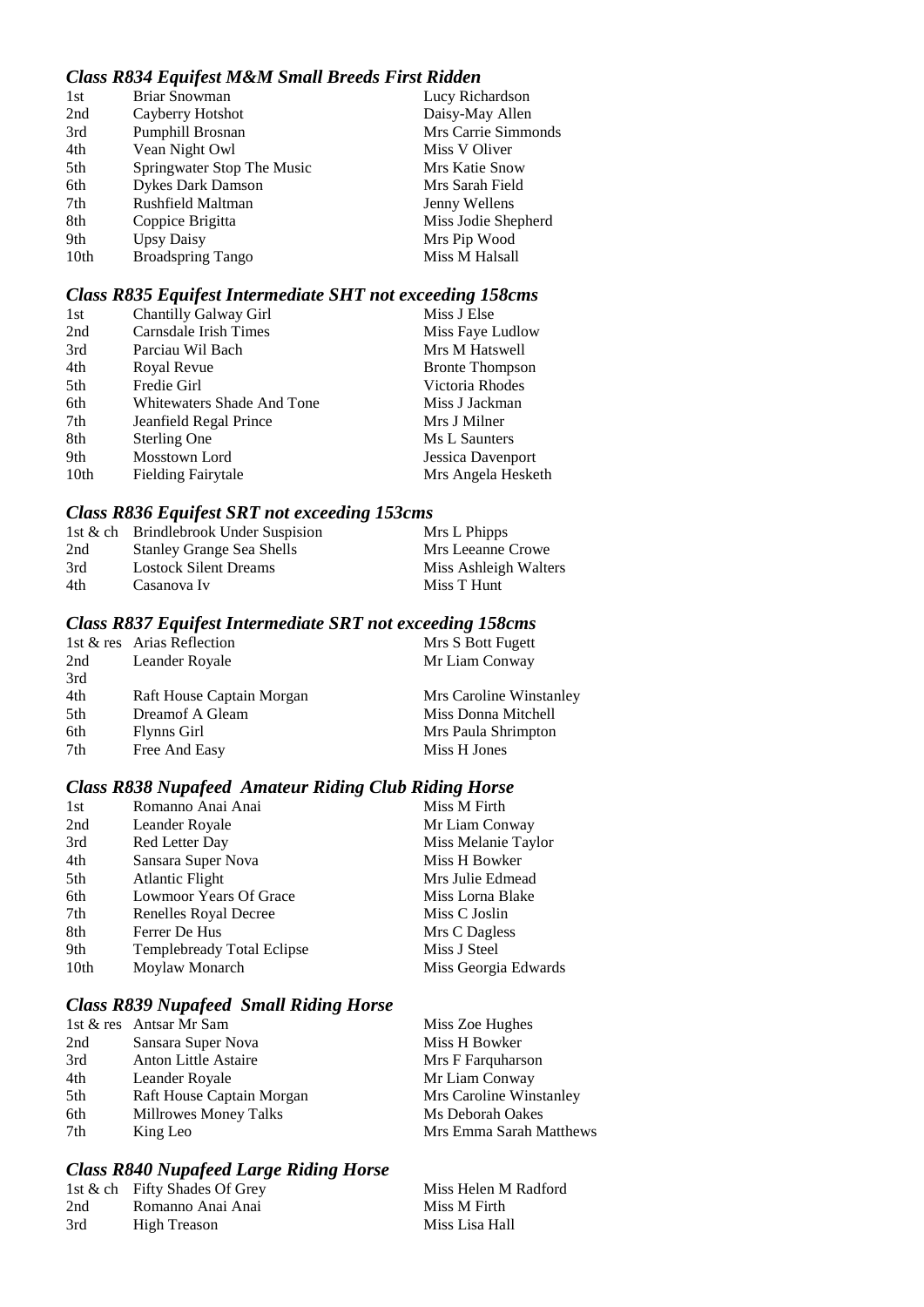### *Class R834 Equifest M&M Small Breeds First Ridden*

| | | |
|---|---|---|
| 1st | Briar Snowman | Lucy Richardson |
| 2nd | Cayberry Hotshot | Daisy-May Allen |
| 3rd | Pumphill Brosnan | Mrs Carrie Simmonds |
| 4th | Vean Night Owl | Miss V Oliver |
| 5th | Springwater Stop The Music | Mrs Katie Snow |
| 6th | Dykes Dark Damson | Mrs Sarah Field |
| 7th | Rushfield Maltman | Jenny Wellens |
| 8th | Coppice Brigitta | Miss Jodie Shepherd |
| 9th | Upsy Daisy | Mrs Pip Wood |
| 10th | Broadspring Tango | Miss M Halsall |

### *Class R835 Equifest Intermediate SHT not exceeding 158cms*

| | | |
|---|---|---|
| 1st | Chantilly Galway Girl | Miss J Else |
| 2nd | Carnsdale Irish Times | Miss Faye Ludlow |
| 3rd | Parciau Wil Bach | Mrs M Hatswell |
| 4th | Royal Revue | Bronte Thompson |
| 5th | Fredie Girl | Victoria Rhodes |
| 6th | Whitewaters Shade And Tone | Miss J Jackman |
| 7th | Jeanfield Regal Prince | Mrs J Milner |
| 8th | Sterling One | Ms L Saunters |
| 9th | Mosstown Lord | Jessica Davenport |
| 10th | Fielding Fairytale | Mrs Angela Hesketh |

### *Class R836 Equifest SRT not exceeding 153cms*

| | | |
|---|---|---|
| 1st & ch | Brindlebrook Under Suspision | Mrs L Phipps |
| 2nd | Stanley Grange Sea Shells | Mrs Leeanne Crowe |
| 3rd | Lostock Silent Dreams | Miss Ashleigh Walters |
| 4th | Casanova Iv | Miss T Hunt |

### *Class R837 Equifest Intermediate SRT not exceeding 158cms*

| | | |
|---|---|---|
| 1st & res | Arias Reflection | Mrs S Bott Fugett |
| 2nd | Leander Royale | Mr Liam Conway |
| 3rd | | |
| 4th | Raft House Captain Morgan | Mrs Caroline Winstanley |
| 5th | Dreamof A Gleam | Miss Donna Mitchell |
| 6th | Flynns Girl | Mrs Paula Shrimpton |
| 7th | Free And Easy | Miss H Jones |

### *Class R838 Nupafeed Amateur Riding Club Riding Horse*

| | | |
|---|---|---|
| 1st | Romanno Anai Anai | Miss M Firth |
| 2nd | Leander Royale | Mr Liam Conway |
| 3rd | Red Letter Day | Miss Melanie Taylor |
| 4th | Sansara Super Nova | Miss H Bowker |
| 5th | Atlantic Flight | Mrs Julie Edmead |
| 6th | Lowmoor Years Of Grace | Miss Lorna Blake |
| 7th | Renelles Royal Decree | Miss C Joslin |
| 8th | Ferrer De Hus | Mrs C Dagless |
| 9th | Templebready Total Eclipse | Miss J Steel |
| 10th | Moylaw Monarch | Miss Georgia Edwards |

### *Class R839 Nupafeed Small Riding Horse*

| | | |
|---|---|---|
| 1st & res | Antsar Mr Sam | Miss Zoe Hughes |
| 2nd | Sansara Super Nova | Miss H Bowker |
| 3rd | Anton Little Astaire | Mrs F Farquharson |
| 4th | Leander Royale | Mr Liam Conway |
| 5th | Raft House Captain Morgan | Mrs Caroline Winstanley |
| 6th | Millrowes Money Talks | Ms Deborah Oakes |
| 7th | King Leo | Mrs Emma Sarah Matthews |

### *Class R840 Nupafeed Large Riding Horse*

| | | |
|---|---|---|
| 1st & ch | Fifty Shades Of Grey | Miss Helen M Radford |
| 2nd | Romanno Anai Anai | Miss M Firth |
| 3rd | High Treason | Miss Lisa Hall |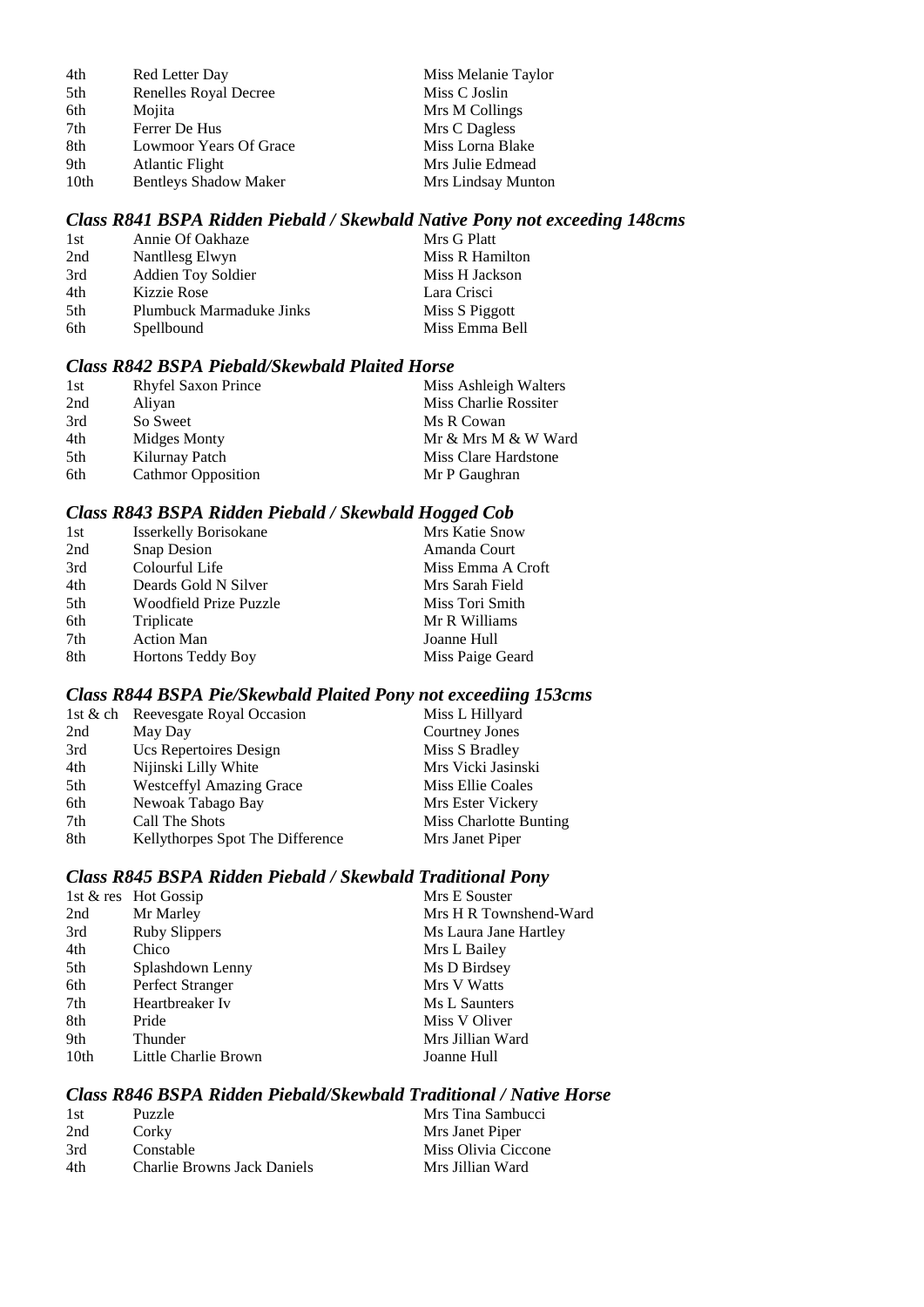| | | |
|---|---|---|
| 4th | Red Letter Day | Miss Melanie Taylor |
| 5th | Renelles Royal Decree | Miss C Joslin |
| 6th | Mojita | Mrs M Collings |
| 7th | Ferrer De Hus | Mrs C Dagless |
| 8th | Lowmoor Years Of Grace | Miss Lorna Blake |
| 9th | Atlantic Flight | Mrs Julie Edmead |
| 10th | Bentleys Shadow Maker | Mrs Lindsay Munton |

### *Class R841 BSPA Ridden Piebald / Skewbald Native Pony not exceeding 148cms*

| | | |
|---|---|---|
| 1st | Annie Of Oakhaze | Mrs G Platt |
| 2nd | Nantllesg Elwyn | Miss R Hamilton |
| 3rd | Addien Toy Soldier | Miss H Jackson |
| 4th | Kizzie Rose | Lara Crisci |
| 5th | Plumbuck Marmaduke Jinks | Miss S Piggott |
| 6th | Spellbound | Miss Emma Bell |

### *Class R842 BSPA Piebald/Skewbald Plaited Horse*

| | | |
|---|---|---|
| 1st | Rhyfel Saxon Prince | Miss Ashleigh Walters |
| 2nd | Aliyan | Miss Charlie Rossiter |
| 3rd | So Sweet | Ms R Cowan |
| 4th | Midges Monty | Mr & Mrs M & W Ward |
| 5th | Kilurnay Patch | Miss Clare Hardstone |
| 6th | Cathmor Opposition | Mr P Gaughran |

### *Class R843 BSPA Ridden Piebald / Skewbald Hogged Cob*

| | | |
|---|---|---|
| 1st | Isserkelly Borisokane | Mrs Katie Snow |
| 2nd | Snap Desion | Amanda Court |
| 3rd | Colourful Life | Miss Emma A Croft |
| 4th | Deards Gold N Silver | Mrs Sarah Field |
| 5th | Woodfield Prize Puzzle | Miss Tori Smith |
| 6th | Triplicate | Mr R Williams |
| 7th | Action Man | Joanne Hull |
| 8th | Hortons Teddy Boy | Miss Paige Geard |

### *Class R844 BSPA Pie/Skewbald Plaited Pony not exceediing 153cms*

| | | |
|---|---|---|
| 1st & ch | Reevesgate Royal Occasion | Miss L Hillyard |
| 2nd | May Day | Courtney Jones |
| 3rd | Ucs Repertoires Design | Miss S Bradley |
| 4th | Nijinski Lilly White | Mrs Vicki Jasinski |
| 5th | Westceffyl Amazing Grace | Miss Ellie Coales |
| 6th | Newoak Tabago Bay | Mrs Ester Vickery |
| 7th | Call The Shots | Miss Charlotte Bunting |
| 8th | Kellythorpes Spot The Difference | Mrs Janet Piper |

### *Class R845 BSPA Ridden Piebald / Skewbald Traditional Pony*

| | | |
|---|---|---|
| 1st & res | Hot Gossip | Mrs E Souster |
| 2nd | Mr Marley | Mrs H R Townshend-Ward |
| 3rd | Ruby Slippers | Ms Laura Jane Hartley |
| 4th | Chico | Mrs L Bailey |
| 5th | Splashdown Lenny | Ms D Birdsey |
| 6th | Perfect Stranger | Mrs V Watts |
| 7th | Heartbreaker Iv | Ms L Saunters |
| 8th | Pride | Miss V Oliver |
| 9th | Thunder | Mrs Jillian Ward |
| 10th | Little Charlie Brown | Joanne Hull |

### *Class R846 BSPA Ridden Piebald/Skewbald Traditional / Native Horse*

| | | |
|---|---|---|
| 1st | Puzzle | Mrs Tina Sambucci |
| 2nd | Corky | Mrs Janet Piper |
| 3rd | Constable | Miss Olivia Ciccone |
| 4th | Charlie Browns Jack Daniels | Mrs Jillian Ward |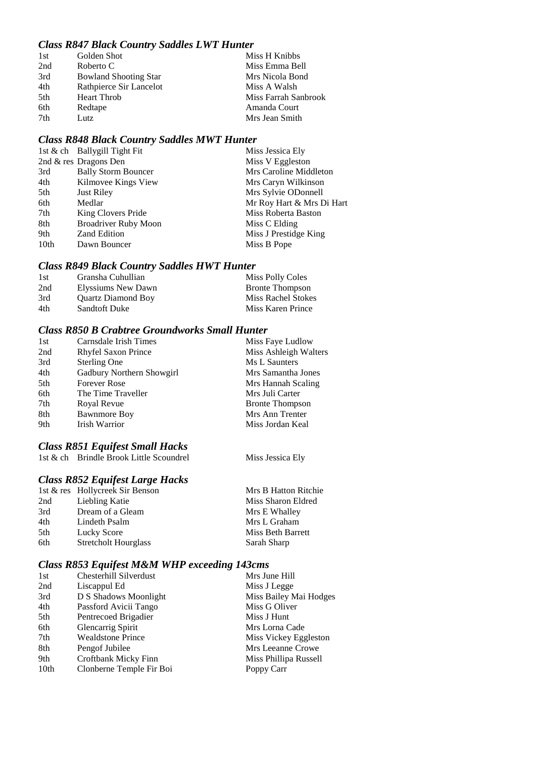### *Class R847 Black Country Saddles LWT Hunter*

| | | |
|---|---|---|
| 1st | Golden Shot | Miss H Knibbs |
| 2nd | Roberto C | Miss Emma Bell |
| 3rd | Bowland Shooting Star | Mrs Nicola Bond |
| 4th | Rathpierce Sir Lancelot | Miss A Walsh |
| 5th | Heart Throb | Miss Farrah Sanbrook |
| 6th | Redtape | Amanda Court |
| 7th | Lutz | Mrs Jean Smith |

### *Class R848 Black Country Saddles MWT Hunter*

| | | |
|---|---|---|
| 1st & ch | Ballygill Tight Fit | Miss Jessica Ely |
| 2nd & res | Dragons Den | Miss V Eggleston |
| 3rd | Bally Storm Bouncer | Mrs Caroline Middleton |
| 4th | Kilmovee Kings View | Mrs Caryn Wilkinson |
| 5th | Just Riley | Mrs Sylvie ODonnell |
| 6th | Medlar | Mr Roy Hart & Mrs Di Hart |
| 7th | King Clovers Pride | Miss Roberta Baston |
| 8th | Broadriver Ruby Moon | Miss C Elding |
| 9th | Zand Edition | Miss J Prestidge King |
| 10th | Dawn Bouncer | Miss B Pope |

### *Class R849 Black Country Saddles HWT Hunter*

| | | |
|---|---|---|
| 1st | Gransha Cuhullian | Miss Polly Coles |
| 2nd | Elyssiums New Dawn | Bronte Thompson |
| 3rd | Quartz Diamond Boy | Miss Rachel Stokes |
| 4th | Sandtoft Duke | Miss Karen Prince |

### *Class R850 B Crabtree Groundworks Small Hunter*

| | | |
|---|---|---|
| 1st | Carnsdale Irish Times | Miss Faye Ludlow |
| 2nd | Rhyfel Saxon Prince | Miss Ashleigh Walters |
| 3rd | Sterling One | Ms L Saunters |
| 4th | Gadbury Northern Showgirl | Mrs Samantha Jones |
| 5th | Forever Rose | Mrs Hannah Scaling |
| 6th | The Time Traveller | Mrs Juli Carter |
| 7th | Royal Revue | Bronte Thompson |
| 8th | Bawnmore Boy | Mrs Ann Trenter |
| 9th | Irish Warrior | Miss Jordan Keal |

### *Class R851 Equifest Small Hacks*

| | | |
|---|---|---|
| 1st & ch | Brindle Brook Little Scoundrel | Miss Jessica Ely |

### *Class R852 Equifest Large Hacks*

| | | |
|---|---|---|
| 1st & res | Hollycreek Sir Benson | Mrs B Hatton Ritchie |
| 2nd | Liebling Katie | Miss Sharon Eldred |
| 3rd | Dream of a Gleam | Mrs E Whalley |
| 4th | Lindeth Psalm | Mrs L Graham |
| 5th | Lucky Score | Miss Beth Barrett |
| 6th | Stretcholt Hourglass | Sarah Sharp |

### *Class R853 Equifest M&M WHP exceeding 143cms*

| | | |
|---|---|---|
| 1st | Chesterhill Silverdust | Mrs June Hill |
| 2nd | Liscappul Ed | Miss J Legge |
| 3rd | D S Shadows Moonlight | Miss Bailey Mai Hodges |
| 4th | Passford Avicii Tango | Miss G Oliver |
| 5th | Pentrecoed Brigadier | Miss J Hunt |
| 6th | Glencarrig Spirit | Mrs Lorna Cade |
| 7th | Wealdstone Prince | Miss Vickey Eggleston |
| 8th | Pengof Jubilee | Mrs Leeanne Crowe |
| 9th | Croftbank Micky Finn | Miss Phillipa Russell |
| 10th | Clonberne Temple Fir Boi | Poppy Carr |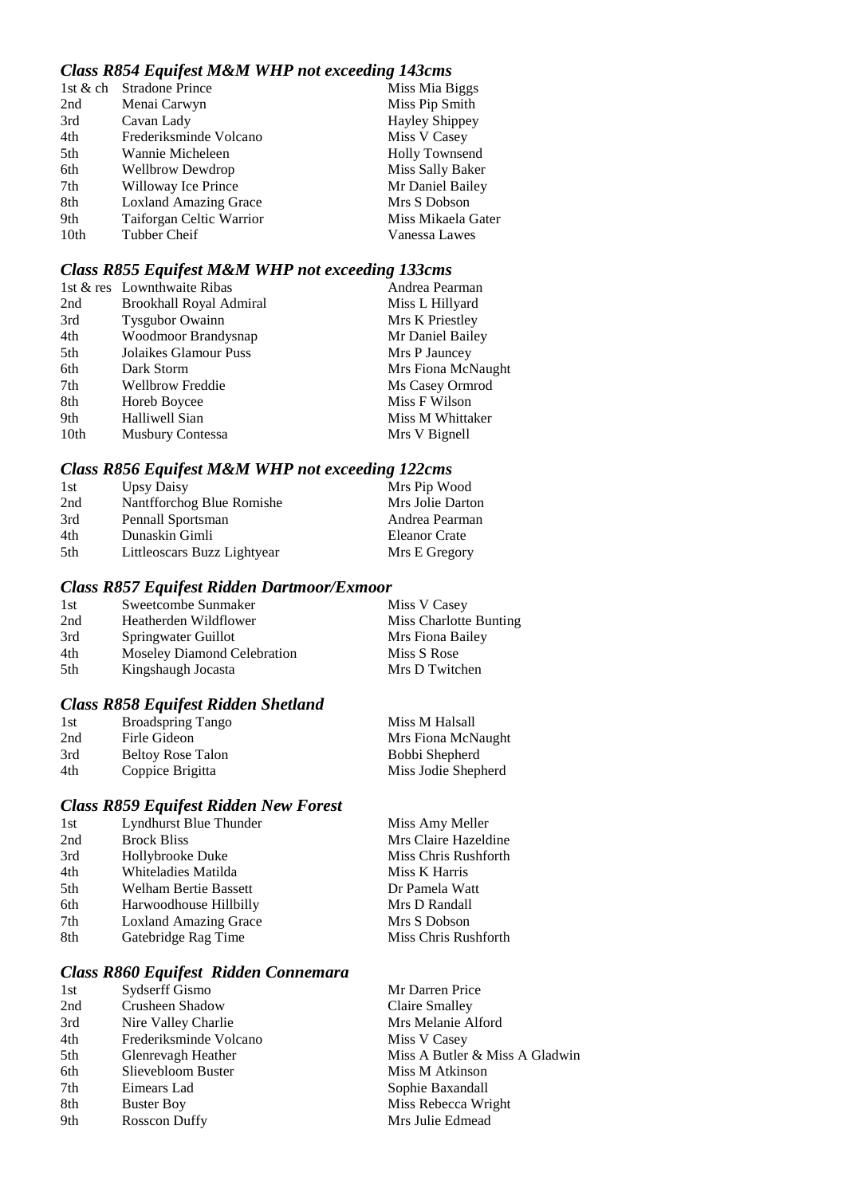### *Class R854 Equifest M&M WHP not exceeding 143cms*

| | | |
|---|---|---|
| 1st & ch | Stradone Prince | Miss Mia Biggs |
| 2nd | Menai Carwyn | Miss Pip Smith |
| 3rd | Cavan Lady | Hayley Shippey |
| 4th | Frederiksminde Volcano | Miss V Casey |
| 5th | Wannie Micheleen | Holly Townsend |
| 6th | Wellbrow Dewdrop | Miss Sally Baker |
| 7th | Willoway Ice Prince | Mr Daniel Bailey |
| 8th | Loxland Amazing Grace | Mrs S Dobson |
| 9th | Taiforgan Celtic Warrior | Miss Mikaela Gater |
| 10th | Tubber Cheif | Vanessa Lawes |

### *Class R855 Equifest M&M WHP not exceeding 133cms*

| | | |
|---|---|---|
| 1st & res | Lownthwaite Ribas | Andrea Pearman |
| 2nd | Brookhall Royal Admiral | Miss L Hillyard |
| 3rd | Tysgubor Owainn | Mrs K Priestley |
| 4th | Woodmoor Brandysnap | Mr Daniel Bailey |
| 5th | Jolaikes Glamour Puss | Mrs P Jauncey |
| 6th | Dark Storm | Mrs Fiona McNaught |
| 7th | Wellbrow Freddie | Ms Casey Ormrod |
| 8th | Horeb Boycee | Miss F Wilson |
| 9th | Halliwell Sian | Miss M Whittaker |
| 10th | Musbury Contessa | Mrs V Bignell |

### *Class R856 Equifest M&M WHP not exceeding 122cms*

| | | |
|---|---|---|
| 1st | Upsy Daisy | Mrs Pip Wood |
| 2nd | Nantfforchog Blue Romishe | Mrs Jolie Darton |
| 3rd | Pennall Sportsman | Andrea Pearman |
| 4th | Dunaskin Gimli | Eleanor Crate |
| 5th | Littleoscars Buzz Lightyear | Mrs E Gregory |

### *Class R857 Equifest Ridden Dartmoor/Exmoor*

| | | |
|---|---|---|
| 1st | Sweetcombe Sunmaker | Miss V Casey |
| 2nd | Heatherden Wildflower | Miss Charlotte Bunting |
| 3rd | Springwater Guillot | Mrs Fiona Bailey |
| 4th | Moseley Diamond Celebration | Miss S Rose |
| 5th | Kingshaugh Jocasta | Mrs D Twitchen |

### *Class R858 Equifest Ridden Shetland*

| | | |
|---|---|---|
| 1st | Broadspring Tango | Miss M Halsall |
| 2nd | Firle Gideon | Mrs Fiona McNaught |
| 3rd | Beltoy Rose Talon | Bobbi Shepherd |
| 4th | Coppice Brigitta | Miss Jodie Shepherd |

### *Class R859 Equifest Ridden New Forest*

| | | |
|---|---|---|
| 1st | Lyndhurst Blue Thunder | Miss Amy Meller |
| 2nd | Brock Bliss | Mrs Claire Hazeldine |
| 3rd | Hollybrooke Duke | Miss Chris Rushforth |
| 4th | Whiteladies Matilda | Miss K Harris |
| 5th | Welham Bertie Bassett | Dr Pamela Watt |
| 6th | Harwoodhouse Hillbilly | Mrs D Randall |
| 7th | Loxland Amazing Grace | Mrs S Dobson |
| 8th | Gatebridge Rag Time | Miss Chris Rushforth |

### *Class R860 Equifest Ridden Connemara*

| | | |
|---|---|---|
| 1st | Sydserff Gismo | Mr Darren Price |
| 2nd | Crusheen Shadow | Claire Smalley |
| 3rd | Nire Valley Charlie | Mrs Melanie Alford |
| 4th | Frederiksminde Volcano | Miss V Casey |
| 5th | Glenrevagh Heather | Miss A Butler & Miss A Gladwin |
| 6th | Slievebloom Buster | Miss M Atkinson |
| 7th | Eimears Lad | Sophie Baxandall |
| 8th | Buster Boy | Miss Rebecca Wright |
| 9th | Rosscon Duffy | Mrs Julie Edmead |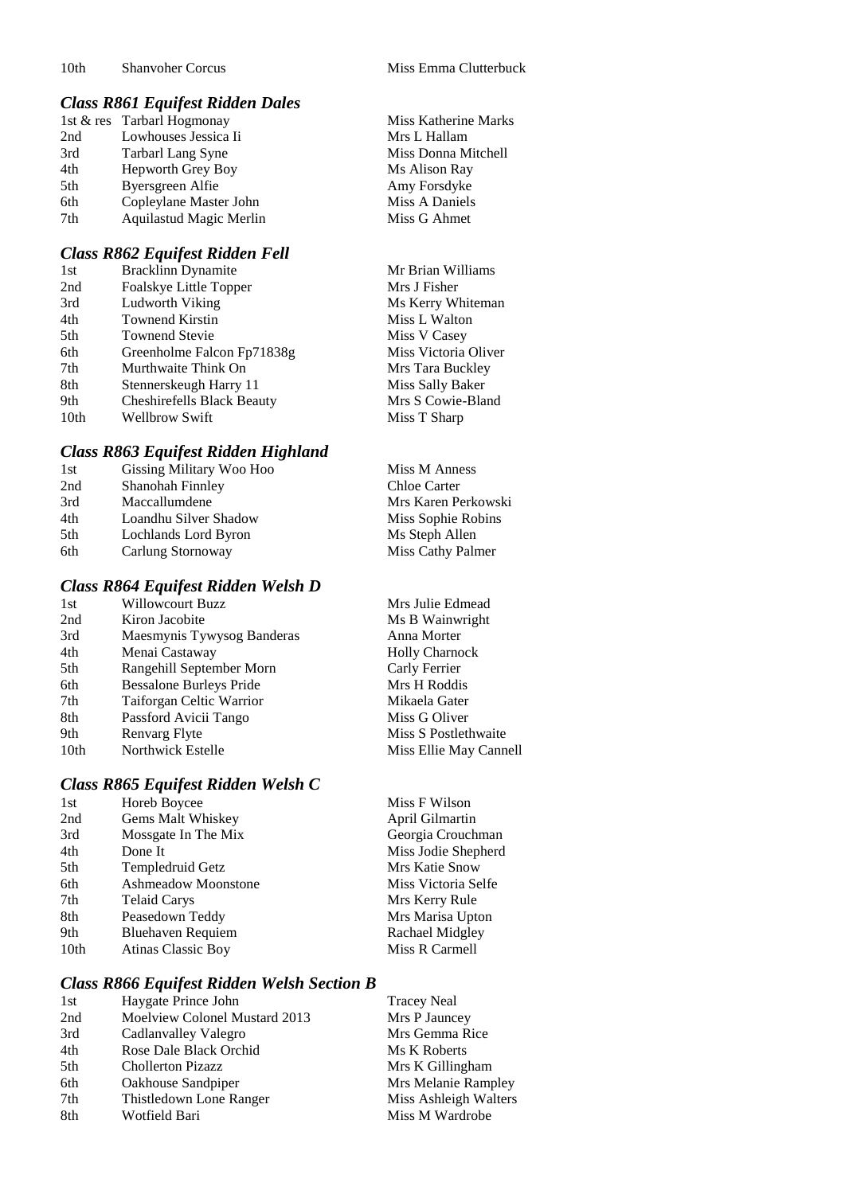| 10th | Shanvoher Corcus | Miss Emma Clutterbuck |
|---|---|---|

### *Class R861 Equifest Ridden Dales*

| | | |
|---|---|---|
| 1st & res | Tarbarl Hogmonay | Miss Katherine Marks |
| 2nd | Lowhouses Jessica Ii | Mrs L Hallam |
| 3rd | Tarbarl Lang Syne | Miss Donna Mitchell |
| 4th | Hepworth Grey Boy | Ms Alison Ray |
| 5th | Byersgreen Alfie | Amy Forsdyke |
| 6th | Copleylane Master John | Miss A Daniels |
| 7th | Aquilastud Magic Merlin | Miss G Ahmet |

### *Class R862 Equifest Ridden Fell*

| | | |
|---|---|---|
| 1st | Bracklinn Dynamite | Mr Brian Williams |
| 2nd | Foalskye Little Topper | Mrs J Fisher |
| 3rd | Ludworth Viking | Ms Kerry Whiteman |
| 4th | Townend Kirstin | Miss L Walton |
| 5th | Townend Stevie | Miss V Casey |
| 6th | Greenholme Falcon Fp71838g | Miss Victoria Oliver |
| 7th | Murthwaite Think On | Mrs Tara Buckley |
| 8th | Stennerskeugh Harry 11 | Miss Sally Baker |
| 9th | Cheshirefells Black Beauty | Mrs S Cowie-Bland |
| 10th | Wellbrow Swift | Miss T Sharp |

### *Class R863 Equifest Ridden Highland*

| | | |
|---|---|---|
| 1st | Gissing Military Woo Hoo | Miss M Anness |
| 2nd | Shanohah Finnley | Chloe Carter |
| 3rd | Maccallumdene | Mrs Karen Perkowski |
| 4th | Loandhu Silver Shadow | Miss Sophie Robins |
| 5th | Lochlands Lord Byron | Ms Steph Allen |
| 6th | Carlung Stornoway | Miss Cathy Palmer |

### *Class R864 Equifest Ridden Welsh D*

| | | |
|---|---|---|
| 1st | Willowcourt Buzz | Mrs Julie Edmead |
| 2nd | Kiron Jacobite | Ms B Wainwright |
| 3rd | Maesmynis Tywysog Banderas | Anna Morter |
| 4th | Menai Castaway | Holly Charnock |
| 5th | Rangehill September Morn | Carly Ferrier |
| 6th | Bessalone Burleys Pride | Mrs H Roddis |
| 7th | Taiforgan Celtic Warrior | Mikaela Gater |
| 8th | Passford Avicii Tango | Miss G Oliver |
| 9th | Renvarg Flyte | Miss S Postlethwaite |
| 10th | Northwick Estelle | Miss Ellie May Cannell |

### *Class R865 Equifest Ridden Welsh C*

| | | |
|---|---|---|
| 1st | Horeb Boycee | Miss F Wilson |
| 2nd | Gems Malt Whiskey | April Gilmartin |
| 3rd | Mossgate In The Mix | Georgia Crouchman |
| 4th | Done It | Miss Jodie Shepherd |
| 5th | Templedruid Getz | Mrs Katie Snow |
| 6th | Ashmeadow Moonstone | Miss Victoria Selfe |
| 7th | Telaid Carys | Mrs Kerry Rule |
| 8th | Peasedown Teddy | Mrs Marisa Upton |
| 9th | Bluehaven Requiem | Rachael Midgley |
| 10th | Atinas Classic Boy | Miss R Carmell |

### *Class R866 Equifest Ridden Welsh Section B*

| | | |
|---|---|---|
| 1st | Haygate Prince John | Tracey Neal |
| 2nd | Moelview Colonel Mustard 2013 | Mrs P Jauncey |
| 3rd | Cadlanvalley Valegro | Mrs Gemma Rice |
| 4th | Rose Dale Black Orchid | Ms K Roberts |
| 5th | Chollerton Pizazz | Mrs K Gillingham |
| 6th | Oakhouse Sandpiper | Mrs Melanie Rampley |
| 7th | Thistledown Lone Ranger | Miss Ashleigh Walters |
| 8th | Wotfield Bari | Miss M Wardrobe |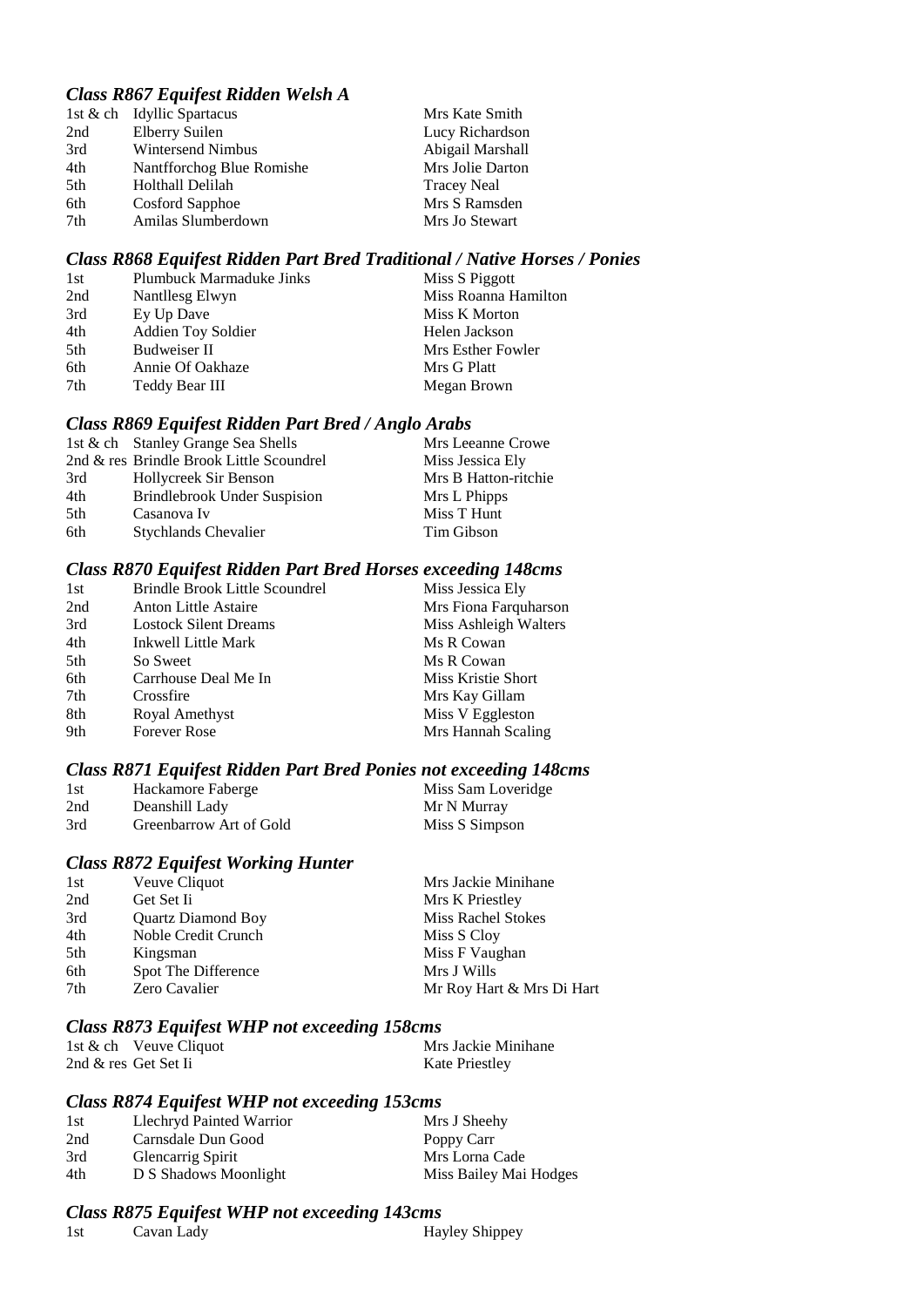### *Class R867 Equifest Ridden Welsh A*

| | | |
|---|---|---|
| 1st & ch | Idyllic Spartacus | Mrs Kate Smith |
| 2nd | Elberry Suilen | Lucy Richardson |
| 3rd | Wintersend Nimbus | Abigail Marshall |
| 4th | Nantfforchog Blue Romishe | Mrs Jolie Darton |
| 5th | Holthall Delilah | Tracey Neal |
| 6th | Cosford Sapphoe | Mrs S Ramsden |
| 7th | Amilas Slumberdown | Mrs Jo Stewart |

### *Class R868 Equifest Ridden Part Bred Traditional / Native Horses / Ponies*

| | | |
|---|---|---|
| 1st | Plumbuck Marmaduke Jinks | Miss S Piggott |
| 2nd | Nantllesg Elwyn | Miss Roanna Hamilton |
| 3rd | Ey Up Dave | Miss K Morton |
| 4th | Addien Toy Soldier | Helen Jackson |
| 5th | Budweiser II | Mrs Esther Fowler |
| 6th | Annie Of Oakhaze | Mrs G Platt |
| 7th | Teddy Bear III | Megan Brown |

### *Class R869 Equifest Ridden Part Bred / Anglo Arabs*

| | | |
|---|---|---|
| 1st & ch | Stanley Grange Sea Shells | Mrs Leeanne Crowe |
| 2nd & res | Brindle Brook Little Scoundrel | Miss Jessica Ely |
| 3rd | Hollycreek Sir Benson | Mrs B Hatton-ritchie |
| 4th | Brindlebrook Under Suspision | Mrs L Phipps |
| 5th | Casanova Iv | Miss T Hunt |
| 6th | Stychlands Chevalier | Tim Gibson |

### *Class R870 Equifest Ridden Part Bred Horses exceeding 148cms*

| | | |
|---|---|---|
| 1st | Brindle Brook Little Scoundrel | Miss Jessica Ely |
| 2nd | Anton Little Astaire | Mrs Fiona Farquharson |
| 3rd | Lostock Silent Dreams | Miss Ashleigh Walters |
| 4th | Inkwell Little Mark | Ms R Cowan |
| 5th | So Sweet | Ms R Cowan |
| 6th | Carrhouse Deal Me In | Miss Kristie Short |
| 7th | Crossfire | Mrs Kay Gillam |
| 8th | Royal Amethyst | Miss V Eggleston |
| 9th | Forever Rose | Mrs Hannah Scaling |

### *Class R871 Equifest Ridden Part Bred Ponies not exceeding 148cms*

| | | |
|---|---|---|
| 1st | Hackamore Faberge | Miss Sam Loveridge |
| 2nd | Deanshill Lady | Mr N Murray |
| 3rd | Greenbarrow Art of Gold | Miss S Simpson |

### *Class R872 Equifest Working Hunter*

| | | |
|---|---|---|
| 1st | Veuve Cliquot | Mrs Jackie Minihane |
| 2nd | Get Set Ii | Mrs K Priestley |
| 3rd | Quartz Diamond Boy | Miss Rachel Stokes |
| 4th | Noble Credit Crunch | Miss S Cloy |
| 5th | Kingsman | Miss F Vaughan |
| 6th | Spot The Difference | Mrs J Wills |
| 7th | Zero Cavalier | Mr Roy Hart & Mrs Di Hart |

### *Class R873 Equifest WHP not exceeding 158cms*

| | | |
|---|---|---|
| 1st & ch | Veuve Cliquot | Mrs Jackie Minihane |
| 2nd & res | Get Set Ii | Kate Priestley |

### *Class R874 Equifest WHP not exceeding 153cms*

| | | |
|---|---|---|
| 1st | Llechryd Painted Warrior | Mrs J Sheehy |
| 2nd | Carnsdale Dun Good | Poppy Carr |
| 3rd | Glencarrig Spirit | Mrs Lorna Cade |
| 4th | D S Shadows Moonlight | Miss Bailey Mai Hodges |

### *Class R875 Equifest WHP not exceeding 143cms*

| | | |
|---|---|---|
| 1st | Cavan Lady | Hayley Shippey |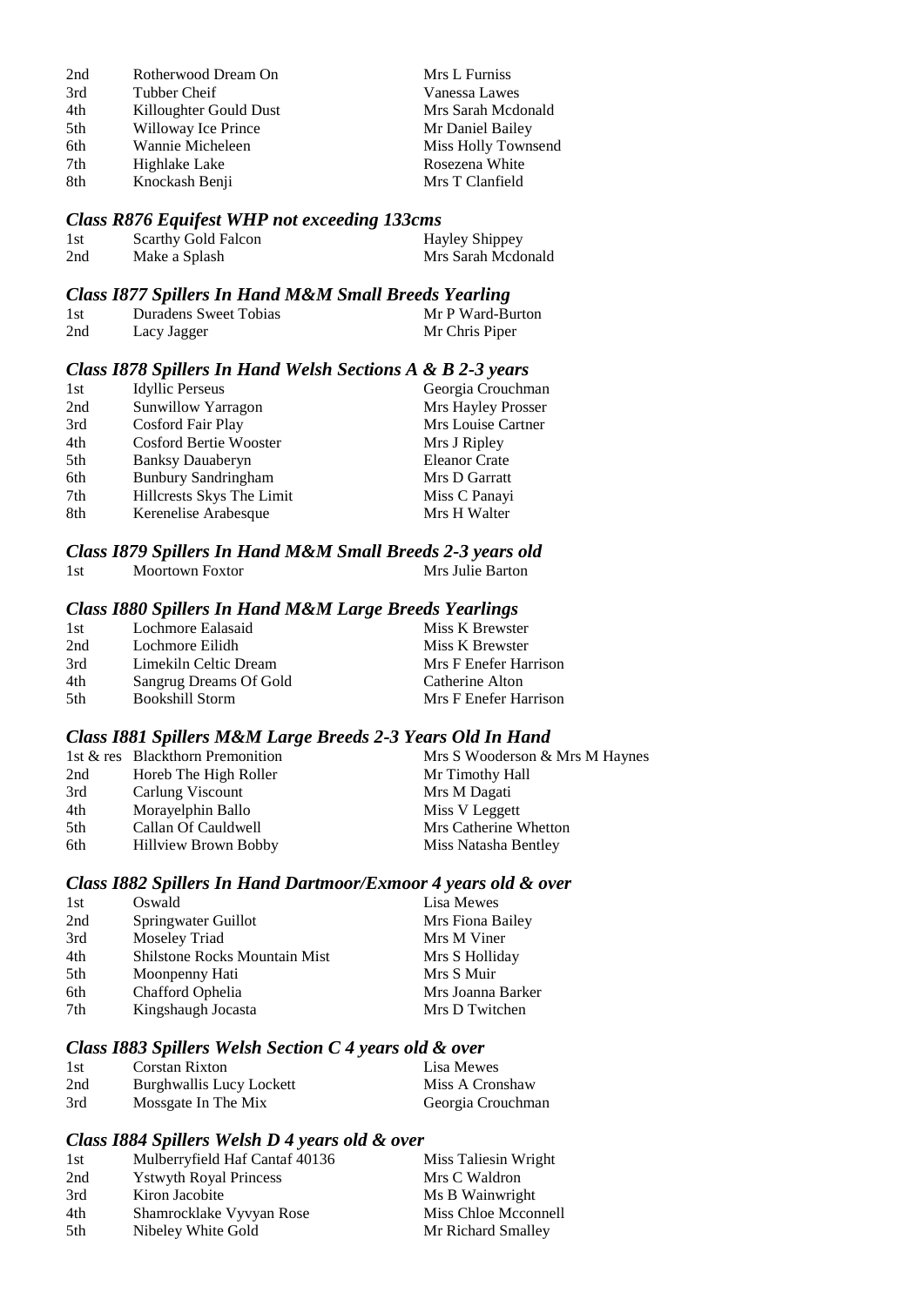| | | |
|---|---|---|
| 2nd | Rotherwood Dream On | Mrs L Furniss |
| 3rd | Tubber Cheif | Vanessa Lawes |
| 4th | Killoughter Gould Dust | Mrs Sarah Mcdonald |
| 5th | Willoway Ice Prince | Mr Daniel Bailey |
| 6th | Wannie Micheleen | Miss Holly Townsend |
| 7th | Highlake Lake | Rosezena White |
| 8th | Knockash Benji | Mrs T Clanfield |

### *Class R876 Equifest WHP not exceeding 133cms*

| | | |
|---|---|---|
| 1st | Scarthy Gold Falcon | Hayley Shippey |
| 2nd | Make a Splash | Mrs Sarah Mcdonald |

### *Class I877 Spillers In Hand M&M Small Breeds Yearling*

| | | |
|---|---|---|
| 1st | Duradens Sweet Tobias | Mr P Ward-Burton |
| 2nd | Lacy Jagger | Mr Chris Piper |

### *Class I878 Spillers In Hand Welsh Sections A & B 2-3 years*

| | | |
|---|---|---|
| 1st | Idyllic Perseus | Georgia Crouchman |
| 2nd | Sunwillow Yarragon | Mrs Hayley Prosser |
| 3rd | Cosford Fair Play | Mrs Louise Cartner |
| 4th | Cosford Bertie Wooster | Mrs J Ripley |
| 5th | Banksy Dauaberyn | Eleanor Crate |
| 6th | Bunbury Sandringham | Mrs D Garratt |
| 7th | Hillcrests Skys The Limit | Miss C Panayi |
| 8th | Kerenelise Arabesque | Mrs H Walter |

### *Class I879 Spillers In Hand M&M Small Breeds 2-3 years old*

| | | |
|---|---|---|
| 1st | Moortown Foxtor | Mrs Julie Barton |

### *Class I880 Spillers In Hand M&M Large Breeds Yearlings*

| | | |
|---|---|---|
| 1st | Lochmore Ealasaid | Miss K Brewster |
| 2nd | Lochmore Eilidh | Miss K Brewster |
| 3rd | Limekiln Celtic Dream | Mrs F Enefer Harrison |
| 4th | Sangrug Dreams Of Gold | Catherine Alton |
| 5th | Bookshill Storm | Mrs F Enefer Harrison |

### *Class I881 Spillers M&M Large Breeds 2-3 Years Old In Hand*

| | | |
|---|---|---|
| 1st & res | Blackthorn Premonition | Mrs S Wooderson & Mrs M Haynes |
| 2nd | Horeb The High Roller | Mr Timothy Hall |
| 3rd | Carlung Viscount | Mrs M Dagati |
| 4th | Morayelphin Ballo | Miss V Leggett |
| 5th | Callan Of Cauldwell | Mrs Catherine Whetton |
| 6th | Hillview Brown Bobby | Miss Natasha Bentley |

### *Class I882 Spillers In Hand Dartmoor/Exmoor 4 years old & over*

| | | |
|---|---|---|
| 1st | Oswald | Lisa Mewes |
| 2nd | Springwater Guillot | Mrs Fiona Bailey |
| 3rd | Moseley Triad | Mrs M Viner |
| 4th | Shilstone Rocks Mountain Mist | Mrs S Holliday |
| 5th | Moonpenny Hati | Mrs S Muir |
| 6th | Chafford Ophelia | Mrs Joanna Barker |
| 7th | Kingshaugh Jocasta | Mrs D Twitchen |

### *Class I883 Spillers Welsh Section C 4 years old & over*

| | | |
|---|---|---|
| 1st | Corstan Rixton | Lisa Mewes |
| 2nd | Burghwallis Lucy Lockett | Miss A Cronshaw |
| 3rd | Mossgate In The Mix | Georgia Crouchman |

### *Class I884 Spillers Welsh D 4 years old & over*

| | | |
|---|---|---|
| 1st | Mulberryfield Haf Cantaf 40136 | Miss Taliesin Wright |
| 2nd | Ystwyth Royal Princess | Mrs C Waldron |
| 3rd | Kiron Jacobite | Ms B Wainwright |
| 4th | Shamrocklake Vyvyan Rose | Miss Chloe Mcconnell |
| 5th | Nibeley White Gold | Mr Richard Smalley |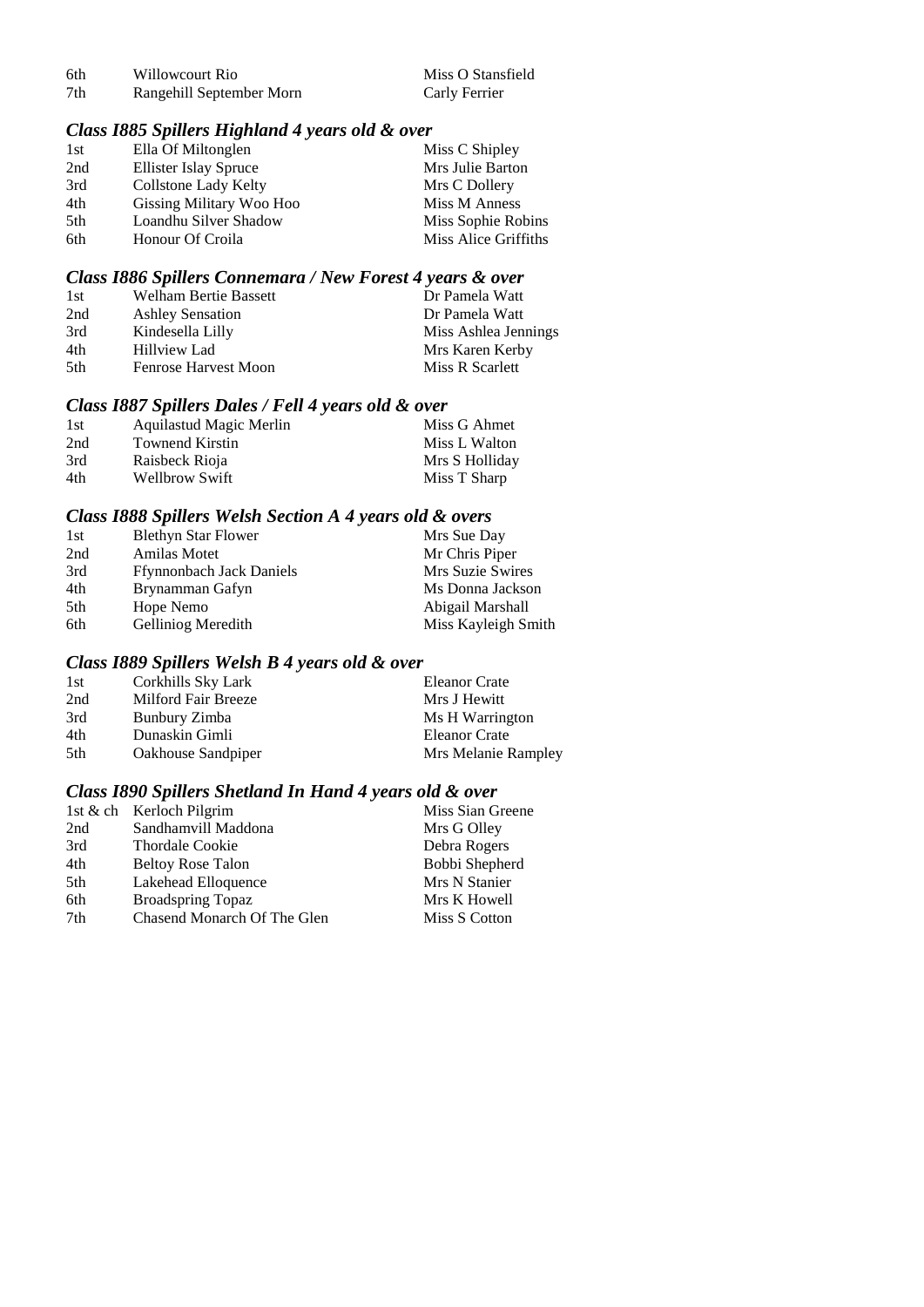| | | |
|---|---|---|
| 6th | Willowcourt Rio | Miss O Stansfield |
| 7th | Rangehill September Morn | Carly Ferrier |

### *Class I885 Spillers Highland 4 years old & over*

| | | |
|---|---|---|
| 1st | Ella Of Miltonglen | Miss C Shipley |
| 2nd | Ellister Islay Spruce | Mrs Julie Barton |
| 3rd | Collstone Lady Kelty | Mrs C Dollery |
| 4th | Gissing Military Woo Hoo | Miss M Anness |
| 5th | Loandhu Silver Shadow | Miss Sophie Robins |
| 6th | Honour Of Croila | Miss Alice Griffiths |

### *Class I886 Spillers Connemara / New Forest 4 years & over*

| | | |
|---|---|---|
| 1st | Welham Bertie Bassett | Dr Pamela Watt |
| 2nd | Ashley Sensation | Dr Pamela Watt |
| 3rd | Kindesella Lilly | Miss Ashlea Jennings |
| 4th | Hillview Lad | Mrs Karen Kerby |
| 5th | Fenrose Harvest Moon | Miss R Scarlett |

### *Class I887 Spillers Dales / Fell 4 years old & over*

| | | |
|---|---|---|
| 1st | Aquilastud Magic Merlin | Miss G Ahmet |
| 2nd | Townend Kirstin | Miss L Walton |
| 3rd | Raisbeck Rioja | Mrs S Holliday |
| 4th | Wellbrow Swift | Miss T Sharp |

### *Class I888 Spillers Welsh Section A 4 years old & overs*

| | | |
|---|---|---|
| 1st | Blethyn Star Flower | Mrs Sue Day |
| 2nd | Amilas Motet | Mr Chris Piper |
| 3rd | Ffynnonbach Jack Daniels | Mrs Suzie Swires |
| 4th | Brynamman Gafyn | Ms Donna Jackson |
| 5th | Hope Nemo | Abigail Marshall |
| 6th | Gelliniog Meredith | Miss Kayleigh Smith |

### *Class I889 Spillers Welsh B 4 years old & over*

| | | |
|---|---|---|
| 1st | Corkhills Sky Lark | Eleanor Crate |
| 2nd | Milford Fair Breeze | Mrs J Hewitt |
| 3rd | Bunbury Zimba | Ms H Warrington |
| 4th | Dunaskin Gimli | Eleanor Crate |
| 5th | Oakhouse Sandpiper | Mrs Melanie Rampley |

### *Class I890 Spillers Shetland In Hand 4 years old & over*

| | | |
|---|---|---|
| 1st & ch | Kerloch Pilgrim | Miss Sian Greene |
| 2nd | Sandhamvill Maddona | Mrs G Olley |
| 3rd | Thordale Cookie | Debra Rogers |
| 4th | Beltoy Rose Talon | Bobbi Shepherd |
| 5th | Lakehead Elloquence | Mrs N Stanier |
| 6th | Broadspring Topaz | Mrs K Howell |
| 7th | Chasend Monarch Of The Glen | Miss S Cotton |